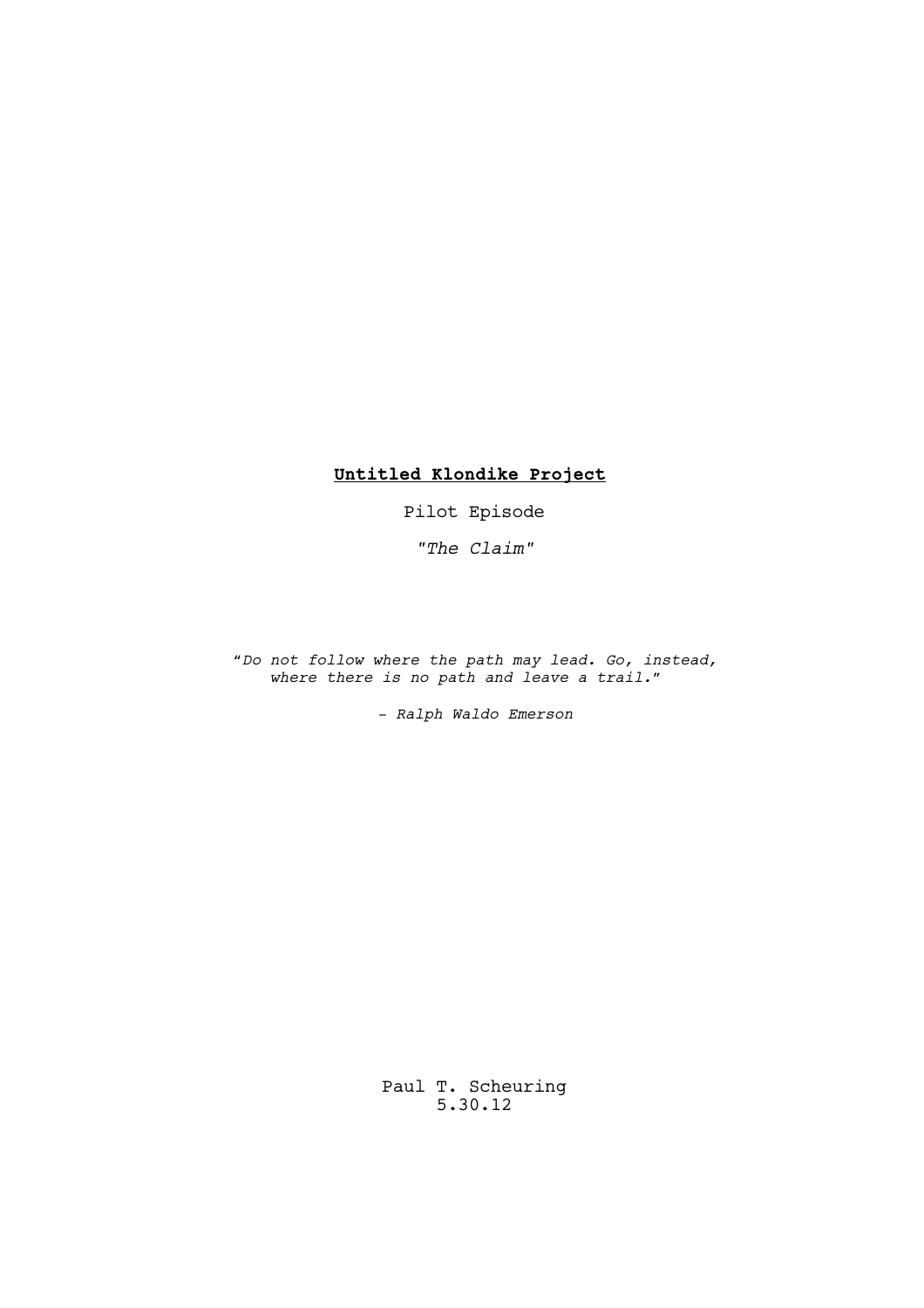# **Untitled Klondike Project**

Pilot Episode

*"The Claim"*

*"Do not follow where the path may lead. Go, instead, where there is no path and leave a trail."*

*- Ralph Waldo Emerson*

Paul T. Scheuring
5.30.12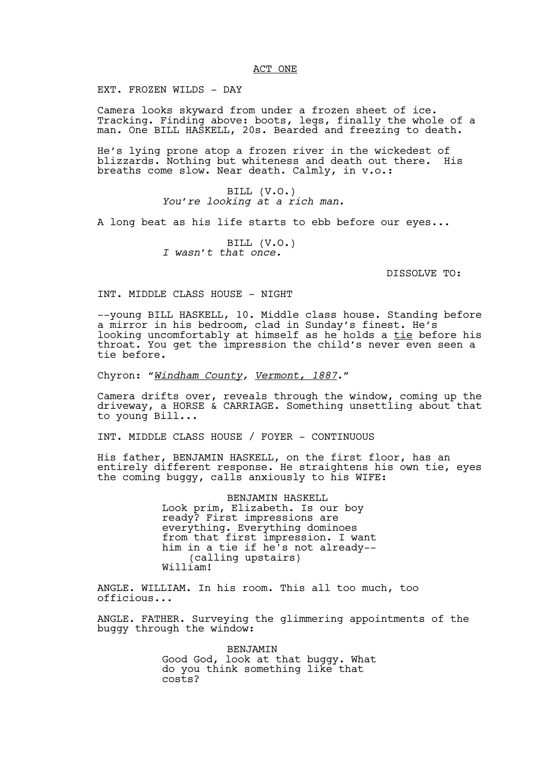ACT ONE

EXT. FROZEN WILDS - DAY

Camera looks skyward from under a frozen sheet of ice. Tracking. Finding above: boots, legs, finally the whole of a man. One BILL HASKELL, 20s. Bearded and freezing to death.

He's lying prone atop a frozen river in the wickedest of blizzards. Nothing but whiteness and death out there. His breaths come slow. Near death. Calmly, in v.o.:

BILL (V.O.)
*You're looking at a rich man.*

A long beat as his life starts to ebb before our eyes...

BILL (V.O.)
*I wasn't that once.*

DISSOLVE TO:

INT. MIDDLE CLASS HOUSE - NIGHT

--young BILL HASKELL, 10. Middle class house. Standing before a mirror in his bedroom, clad in Sunday's finest. He's looking uncomfortably at himself as he holds a tie before his throat. You get the impression the child's never even seen a tie before.

Chyron: "*Windham County, Vermont, 1887*."

Camera drifts over, reveals through the window, coming up the driveway, a HORSE & CARRIAGE. Something unsettling about that to young Bill...

INT. MIDDLE CLASS HOUSE / FOYER - CONTINUOUS

His father, BENJAMIN HASKELL, on the first floor, has an entirely different response. He straightens his own tie, eyes the coming buggy, calls anxiously to his WIFE:

BENJAMIN HASKELL
Look prim, Elizabeth. Is our boy ready? First impressions are everything. Everything dominoes from that first impression. I want him in a tie if he's not already--
(calling upstairs)
William!

ANGLE. WILLIAM. In his room. This all too much, too officious...

ANGLE. FATHER. Surveying the glimmering appointments of the buggy through the window:

BENJAMIN
Good God, look at that buggy. What do you think something like that costs?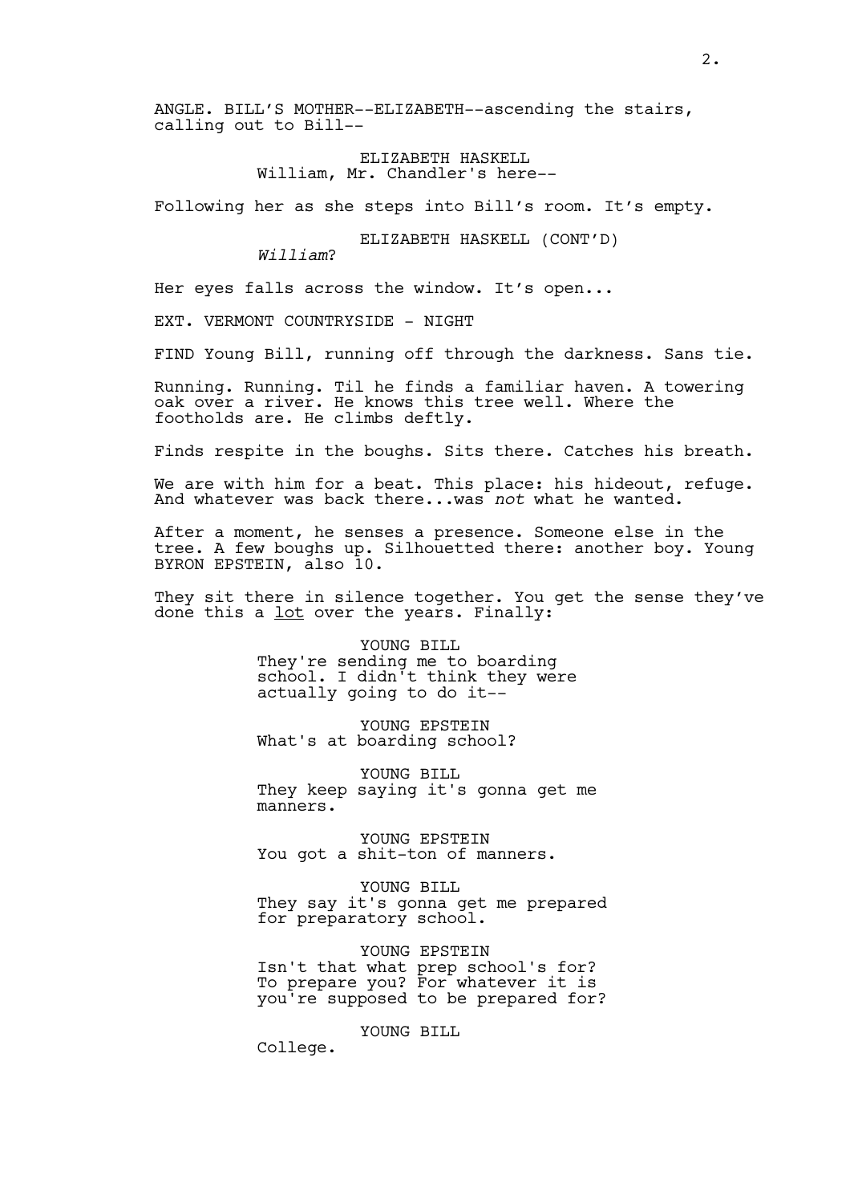ANGLE. BILL'S MOTHER--ELIZABETH--ascending the stairs, calling out to Bill--

ELIZABETH HASKELL
William, Mr. Chandler's here--

Following her as she steps into Bill's room. It's empty.

ELIZABETH HASKELL (CONT'D)
*William*?

Her eyes falls across the window. It's open...

EXT. VERMONT COUNTRYSIDE - NIGHT

FIND Young Bill, running off through the darkness. Sans tie.

Running. Running. Til he finds a familiar haven. A towering oak over a river. He knows this tree well. Where the footholds are. He climbs deftly.

Finds respite in the boughs. Sits there. Catches his breath.

We are with him for a beat. This place: his hideout, refuge. And whatever was back there...was *not* what he wanted.

After a moment, he senses a presence. Someone else in the tree. A few boughs up. Silhouetted there: another boy. Young BYRON EPSTEIN, also 10.

They sit there in silence together. You get the sense they've done this a <u>lot</u> over the years. Finally:

YOUNG BILL
They're sending me to boarding school. I didn't think they were actually going to do it--

YOUNG EPSTEIN
What's at boarding school?

YOUNG BILL
They keep saying it's gonna get me manners.

YOUNG EPSTEIN
You got a shit-ton of manners.

YOUNG BILL
They say it's gonna get me prepared for preparatory school.

YOUNG EPSTEIN
Isn't that what prep school's for? To prepare you? For whatever it is you're supposed to be prepared for?

YOUNG BILL
College.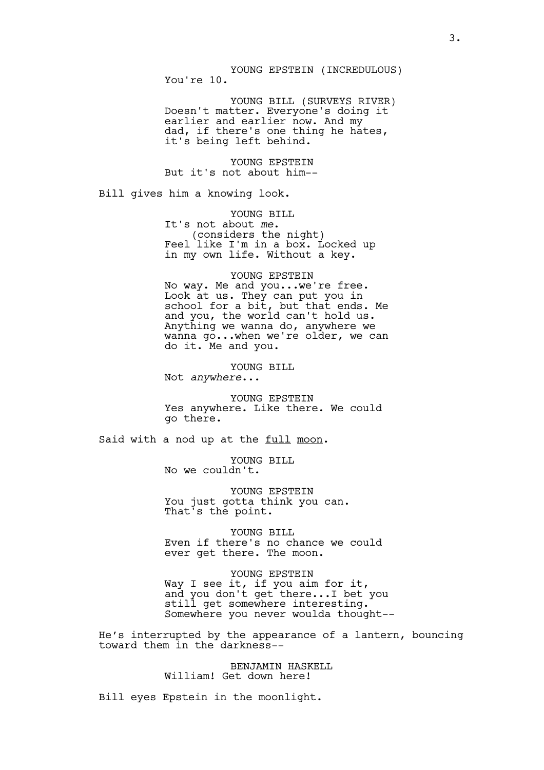YOUNG EPSTEIN (INCREDULOUS)
You're 10.

YOUNG BILL (SURVEYS RIVER)
Doesn't matter. Everyone's doing it earlier and earlier now. And my dad, if there's one thing he hates, it's being left behind.

YOUNG EPSTEIN
But it's not about him--

Bill gives him a knowing look.

YOUNG BILL
It's not about *me*.
(considers the night)
Feel like I'm in a box. Locked up in my own life. Without a key.

YOUNG EPSTEIN
No way. Me and you...we're free. Look at us. They can put you in school for a bit, but that ends. Me and you, the world can't hold us. Anything we wanna do, anywhere we wanna go...when we're older, we can do it. Me and you.

YOUNG BILL
Not *anywhere*...

YOUNG EPSTEIN
Yes anywhere. Like there. We could go there.

Said with a nod up at the <u>full</u> <u>moon</u>.

YOUNG BILL
No we couldn't.

YOUNG EPSTEIN
You just gotta think you can. That's the point.

YOUNG BILL
Even if there's no chance we could ever get there. The moon.

YOUNG EPSTEIN
Way I see it, if you aim for it, and you don't get there...I bet you still get somewhere interesting. Somewhere you never woulda thought--

He's interrupted by the appearance of a lantern, bouncing toward them in the darkness--

BENJAMIN HASKELL
William! Get down here!

Bill eyes Epstein in the moonlight.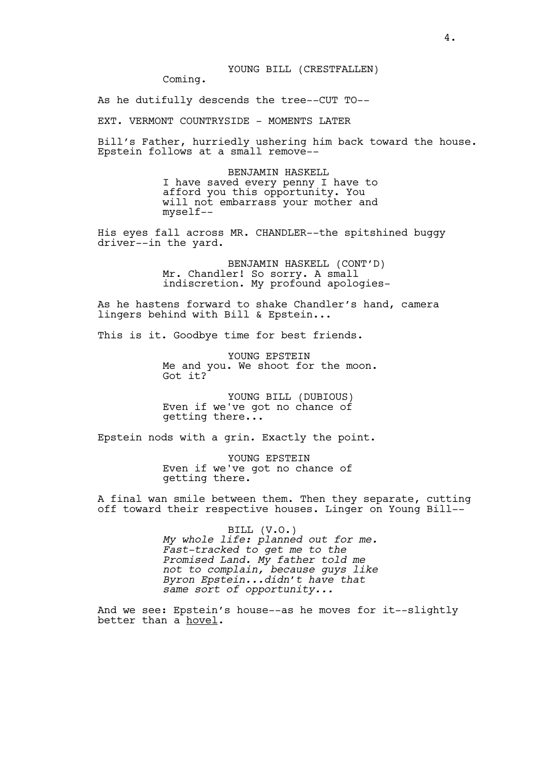YOUNG BILL (CRESTFALLEN)
Coming.

As he dutifully descends the tree--CUT TO--

EXT. VERMONT COUNTRYSIDE - MOMENTS LATER

Bill's Father, hurriedly ushering him back toward the house. Epstein follows at a small remove--

BENJAMIN HASKELL
I have saved every penny I have to afford you this opportunity. You will not embarrass your mother and myself--

His eyes fall across MR. CHANDLER--the spitshined buggy driver--in the yard.

BENJAMIN HASKELL (CONT'D)
Mr. Chandler! So sorry. A small indiscretion. My profound apologies-

As he hastens forward to shake Chandler's hand, camera lingers behind with Bill & Epstein...

This is it. Goodbye time for best friends.

YOUNG EPSTEIN
Me and you. We shoot for the moon. Got it?

YOUNG BILL (DUBIOUS)
Even if we've got no chance of getting there...

Epstein nods with a grin. Exactly the point.

YOUNG EPSTEIN
Even if we've got no chance of getting there.

A final wan smile between them. Then they separate, cutting off toward their respective houses. Linger on Young Bill--

BILL (V.O.)
*My whole life: planned out for me. Fast-tracked to get me to the Promised Land. My father told me not to complain, because guys like Byron Epstein...didn't have that same sort of opportunity...*

And we see: Epstein's house--as he moves for it--slightly better than a hovel.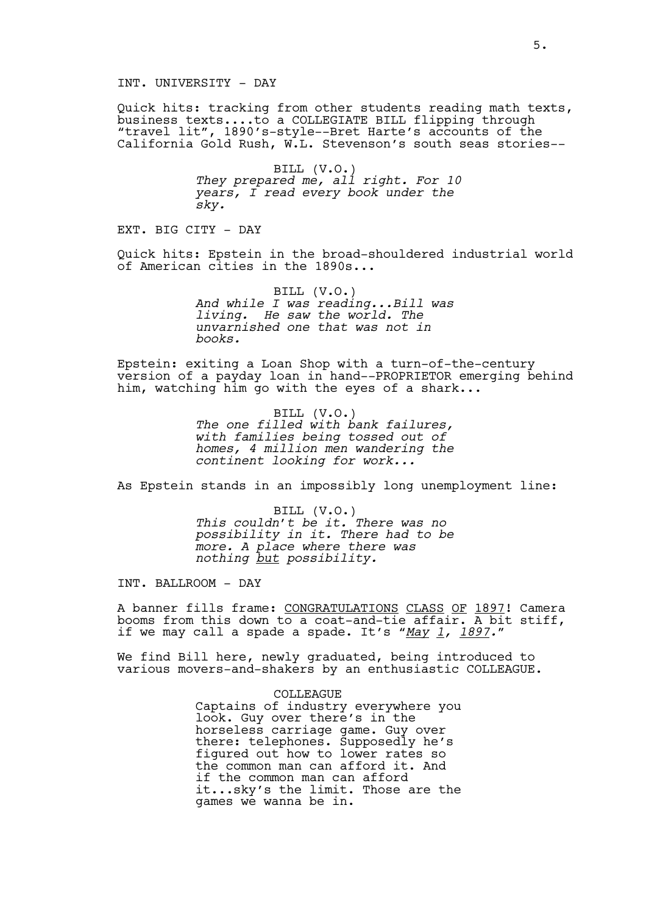INT. UNIVERSITY - DAY

Quick hits: tracking from other students reading math texts, business texts....to a COLLEGIATE BILL flipping through "travel lit", 1890's-style--Bret Harte's accounts of the California Gold Rush, W.L. Stevenson's south seas stories--

BILL (V.O.)
*They prepared me, all right. For 10 years, I read every book under the sky.*

EXT. BIG CITY - DAY

Quick hits: Epstein in the broad-shouldered industrial world of American cities in the 1890s...

BILL (V.O.)
*And while I was reading...Bill was living. He saw the world. The unvarnished one that was not in books.*

Epstein: exiting a Loan Shop with a turn-of-the-century version of a payday loan in hand--PROPRIETOR emerging behind him, watching him go with the eyes of a shark...

BILL (V.O.)
*The one filled with bank failures, with families being tossed out of homes, 4 million men wandering the continent looking for work...*

As Epstein stands in an impossibly long unemployment line:

BILL (V.O.)
*This couldn't be it. There was no possibility in it. There had to be more. A place where there was nothing <u>but</u> possibility.*

INT. BALLROOM - DAY

A banner fills frame: <u>CONGRATULATIONS</u> <u>CLASS</u> <u>OF</u> <u>1897</u>! Camera booms from this down to a coat-and-tie affair. A bit stiff, if we may call a spade a spade. It's "*<u>May</u> <u>1</u>, <u>1897</u>.*"

We find Bill here, newly graduated, being introduced to various movers-and-shakers by an enthusiastic COLLEAGUE.

COLLEAGUE
Captains of industry everywhere you look. Guy over there's in the horseless carriage game. Guy over there: telephones. Supposedly he's figured out how to lower rates so the common man can afford it. And if the common man can afford it...sky's the limit. Those are the games we wanna be in.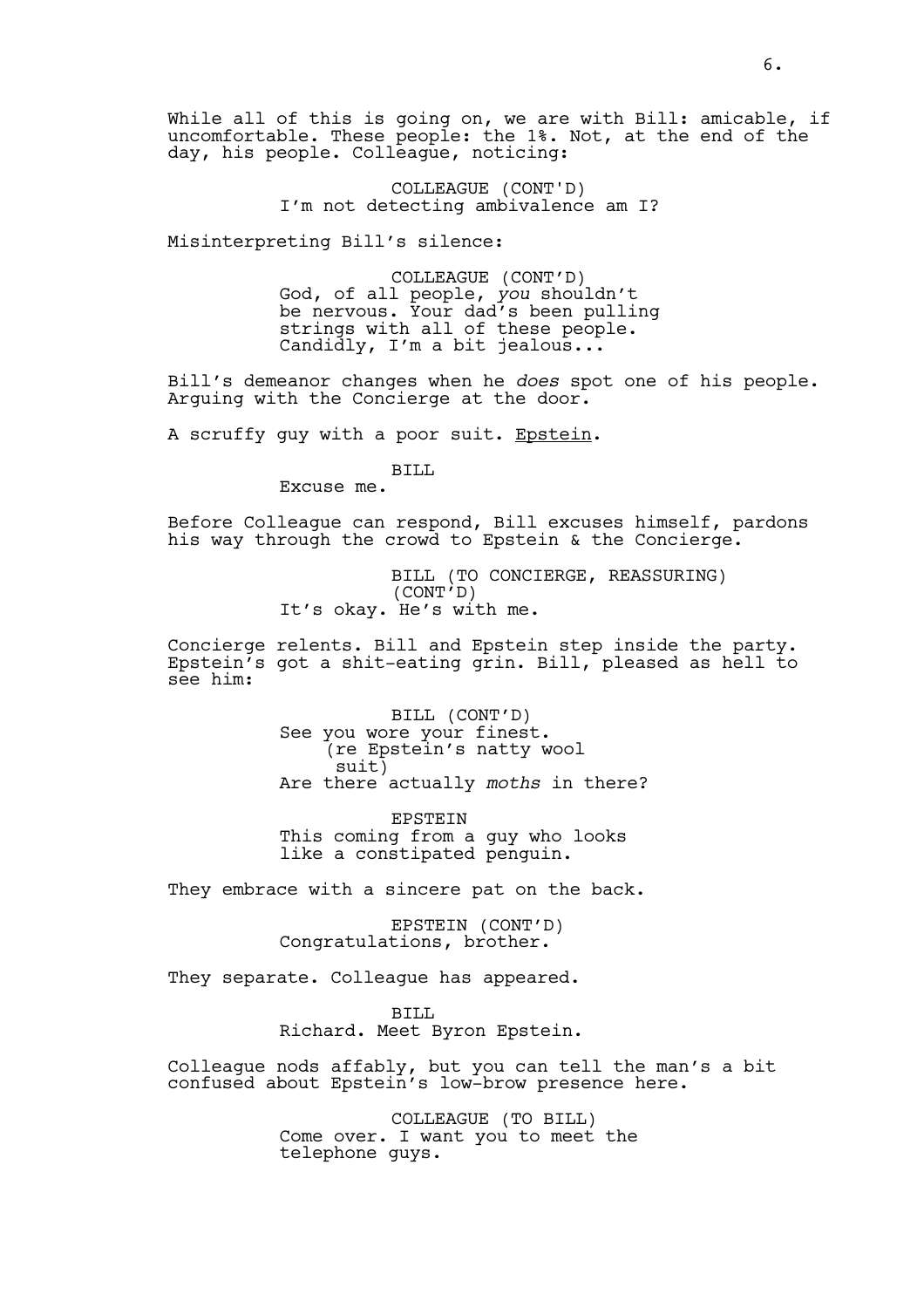While all of this is going on, we are with Bill: amicable, if uncomfortable. These people: the 1%. Not, at the end of the day, his people. Colleague, noticing:

COLLEAGUE (CONT'D)
I'm not detecting ambivalence am I?

Misinterpreting Bill's silence:

COLLEAGUE (CONT'D)
God, of all people, *you* shouldn't be nervous. Your dad's been pulling strings with all of these people. Candidly, I'm a bit jealous...

Bill's demeanor changes when he *does* spot one of his people. Arguing with the Concierge at the door.

A scruffy guy with a poor suit. Epstein.

BILL
Excuse me.

Before Colleague can respond, Bill excuses himself, pardons his way through the crowd to Epstein & the Concierge.

BILL (TO CONCIERGE, REASSURING) (CONT'D)
It's okay. He's with me.

Concierge relents. Bill and Epstein step inside the party. Epstein's got a shit-eating grin. Bill, pleased as hell to see him:

BILL (CONT'D)
See you wore your finest.
(re Epstein's natty wool suit)
Are there actually *moths* in there?

EPSTEIN
This coming from a guy who looks like a constipated penguin.

They embrace with a sincere pat on the back.

EPSTEIN (CONT'D)
Congratulations, brother.

They separate. Colleague has appeared.

BILL
Richard. Meet Byron Epstein.

Colleague nods affably, but you can tell the man's a bit confused about Epstein's low-brow presence here.

COLLEAGUE (TO BILL)
Come over. I want you to meet the telephone guys.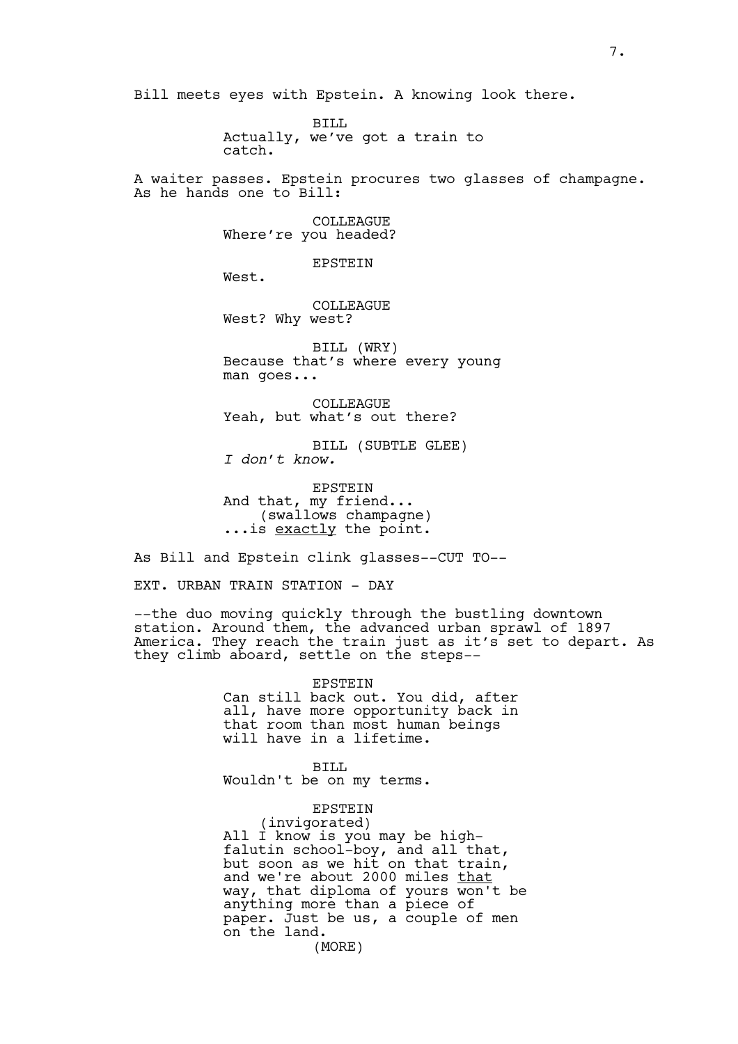Bill meets eyes with Epstein. A knowing look there.

BILL
Actually, we've got a train to catch.

A waiter passes. Epstein procures two glasses of champagne. As he hands one to Bill:

COLLEAGUE
Where're you headed?

EPSTEIN
West.

COLLEAGUE
West? Why west?

BILL (WRY)
Because that's where every young man goes...

COLLEAGUE
Yeah, but what's out there?

BILL (SUBTLE GLEE)
*I don't know.*

EPSTEIN
And that, my friend...
(swallows champagne)
...is exactly the point.

As Bill and Epstein clink glasses--CUT TO--

EXT. URBAN TRAIN STATION - DAY

--the duo moving quickly through the bustling downtown station. Around them, the advanced urban sprawl of 1897 America. They reach the train just as it's set to depart. As they climb aboard, settle on the steps--

EPSTEIN
Can still back out. You did, after all, have more opportunity back in that room than most human beings will have in a lifetime.

BILL
Wouldn't be on my terms.

EPSTEIN
(invigorated)
All I know is you may be high-falutin school-boy, and all that, but soon as we hit on that train, and we're about 2000 miles that way, that diploma of yours won't be anything more than a piece of paper. Just be us, a couple of men on the land.
(MORE)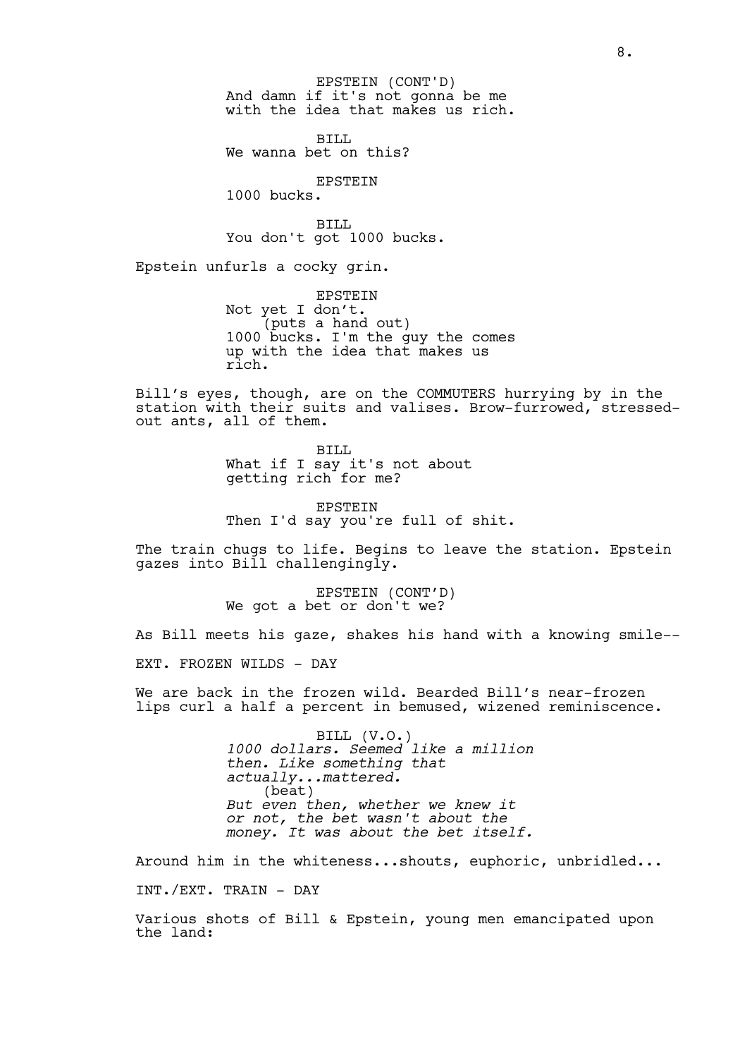EPSTEIN (CONT'D)
And damn if it's not gonna be me with the idea that makes us rich.

BILL
We wanna bet on this?

EPSTEIN
1000 bucks.

BILL
You don't got 1000 bucks.

Epstein unfurls a cocky grin.

EPSTEIN
Not yet I don't.
(puts a hand out)
1000 bucks. I'm the guy the comes up with the idea that makes us rich.

Bill's eyes, though, are on the COMMUTERS hurrying by in the station with their suits and valises. Brow-furrowed, stressed-out ants, all of them.

BILL
What if I say it's not about getting rich for me?

EPSTEIN
Then I'd say you're full of shit.

The train chugs to life. Begins to leave the station. Epstein gazes into Bill challengingly.

EPSTEIN (CONT'D)
We got a bet or don't we?

As Bill meets his gaze, shakes his hand with a knowing smile--

EXT. FROZEN WILDS - DAY

We are back in the frozen wild. Bearded Bill's near-frozen lips curl a half a percent in bemused, wizened reminiscence.

BILL (V.O.)
*1000 dollars. Seemed like a million then. Like something that actually...mattered.*
(beat)
*But even then, whether we knew it or not, the bet wasn't about the money. It was about the bet itself.*

Around him in the whiteness...shouts, euphoric, unbridled...

INT./EXT. TRAIN - DAY

Various shots of Bill & Epstein, young men emancipated upon the land: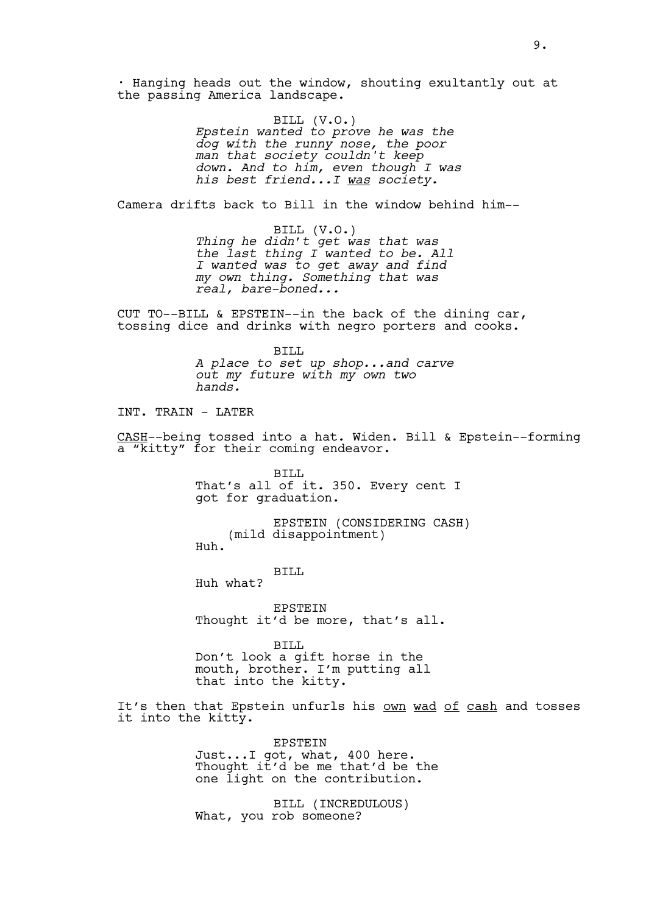· Hanging heads out the window, shouting exultantly out at the passing America landscape.

BILL (V.O.)
*Epstein wanted to prove he was the dog with the runny nose, the poor man that society couldn't keep down. And to him, even though I was his best friend...I <u>was</u> society.*

Camera drifts back to Bill in the window behind him--

BILL (V.O.)
*Thing he didn't get was that was the last thing I wanted to be. All I wanted was to get away and find my own thing. Something that was real, bare-boned...*

CUT TO--BILL & EPSTEIN--in the back of the dining car, tossing dice and drinks with negro porters and cooks.

BILL
*A place to set up shop...and carve out my future with my own two hands.*

INT. TRAIN - LATER

<u>CASH</u>--being tossed into a hat. Widen. Bill & Epstein--forming a "kitty" for their coming endeavor.

BILL
That's all of it. 350. Every cent I got for graduation.

EPSTEIN (CONSIDERING CASH)
(mild disappointment)
Huh.

BILL
Huh what?

EPSTEIN
Thought it'd be more, that's all.

BILL
Don't look a gift horse in the mouth, brother. I'm putting all that into the kitty.

It's then that Epstein unfurls his <u>own wad of cash</u> and tosses it into the kitty.

EPSTEIN
Just...I got, what, 400 here. Thought it'd be me that'd be the one light on the contribution.

BILL (INCREDULOUS)
What, you rob someone?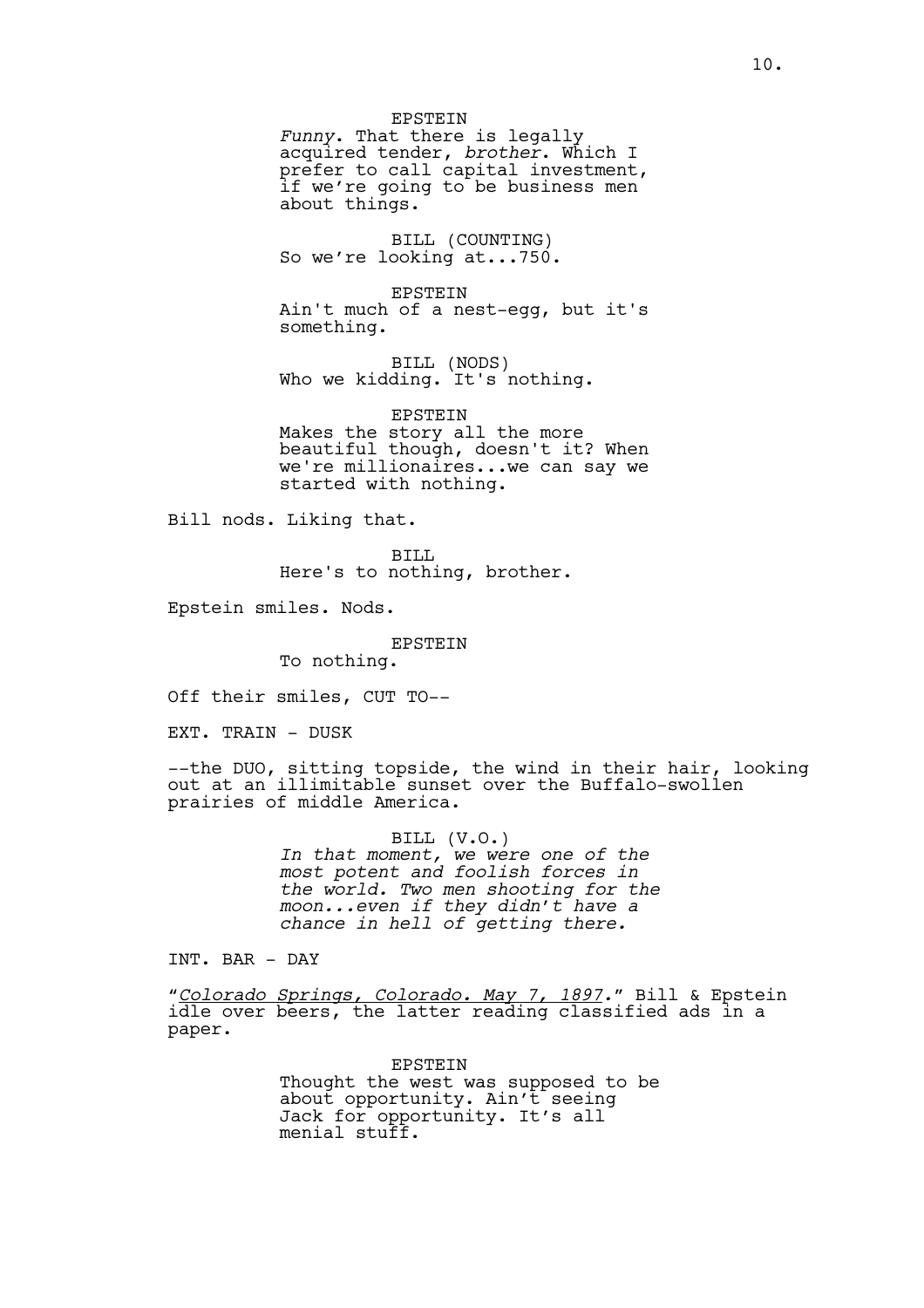EPSTEIN
*Funny*. That there is legally acquired tender, *brother*. Which I prefer to call capital investment, if we're going to be business men about things.

BILL (COUNTING)
So we're looking at...750.

EPSTEIN
Ain't much of a nest-egg, but it's something.

BILL (NODS)
Who we kidding. It's nothing.

EPSTEIN
Makes the story all the more beautiful though, doesn't it? When we're millionaires...we can say we started with nothing.

Bill nods. Liking that.

BILL
Here's to nothing, brother.

Epstein smiles. Nods.

EPSTEIN
To nothing.

Off their smiles, CUT TO--

EXT. TRAIN - DUSK

--the DUO, sitting topside, the wind in their hair, looking out at an illimitable sunset over the Buffalo-swollen prairies of middle America.

BILL (V.O.)
*In that moment, we were one of the most potent and foolish forces in the world. Two men shooting for the moon...even if they didn't have a chance in hell of getting there.*

INT. BAR - DAY

"*Colorado Springs, Colorado. May 7, 1897.*" Bill & Epstein idle over beers, the latter reading classified ads in a paper.

EPSTEIN
Thought the west was supposed to be about opportunity. Ain't seeing Jack for opportunity. It's all menial stuff.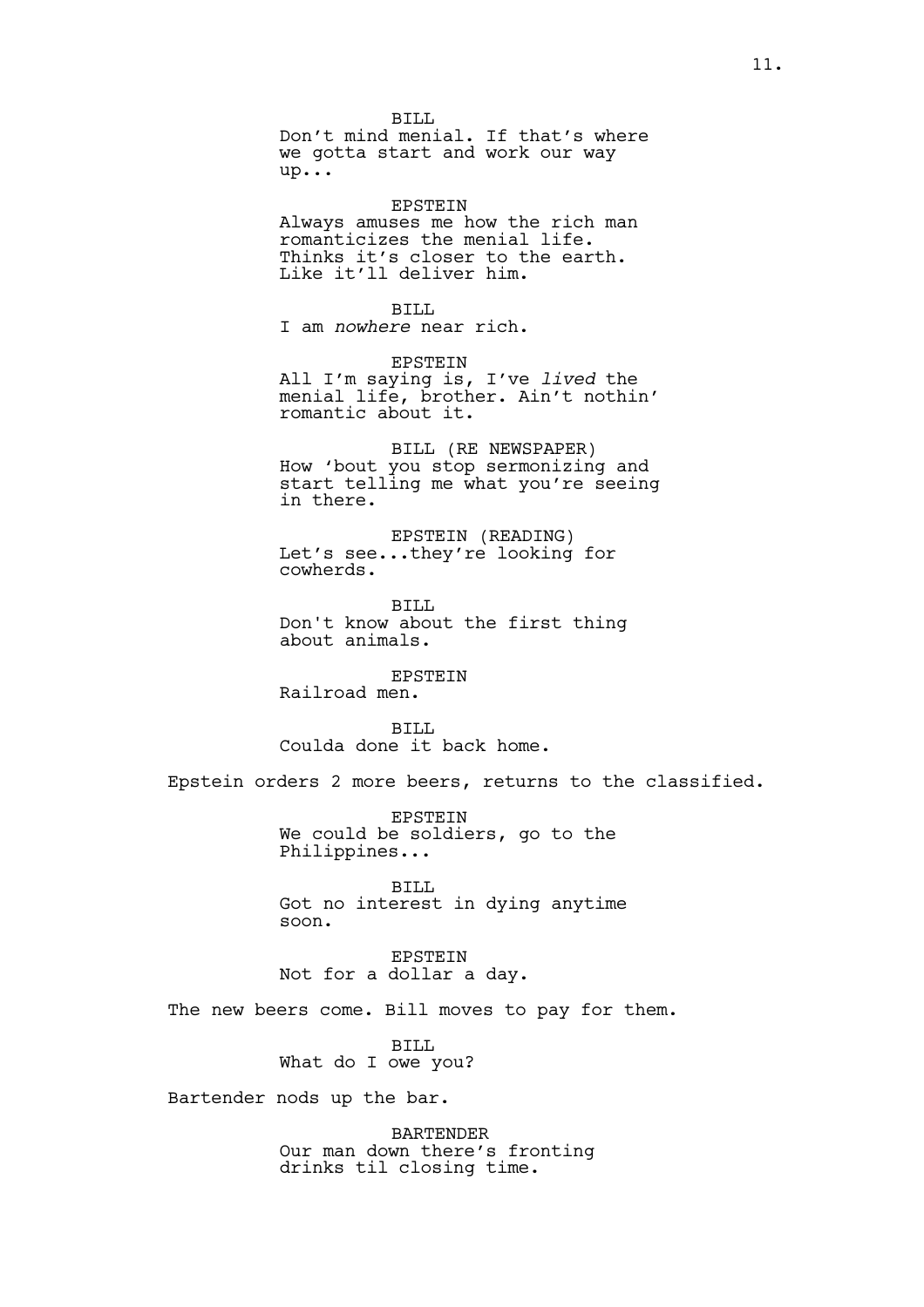BILL
Don't mind menial. If that's where we gotta start and work our way up...

EPSTEIN
Always amuses me how the rich man romanticizes the menial life. Thinks it's closer to the earth. Like it'll deliver him.

BILL
I am *nowhere* near rich.

EPSTEIN
All I'm saying is, I've *lived* the menial life, brother. Ain't nothin' romantic about it.

BILL (RE NEWSPAPER)
How 'bout you stop sermonizing and start telling me what you're seeing in there.

EPSTEIN (READING)
Let's see...they're looking for cowherds.

BILL
Don't know about the first thing about animals.

EPSTEIN
Railroad men.

BILL
Coulda done it back home.

Epstein orders 2 more beers, returns to the classified.

EPSTEIN
We could be soldiers, go to the Philippines...

BILL
Got no interest in dying anytime soon.

EPSTEIN
Not for a dollar a day.

The new beers come. Bill moves to pay for them.

BILL
What do I owe you?

Bartender nods up the bar.

BARTENDER
Our man down there's fronting drinks til closing time.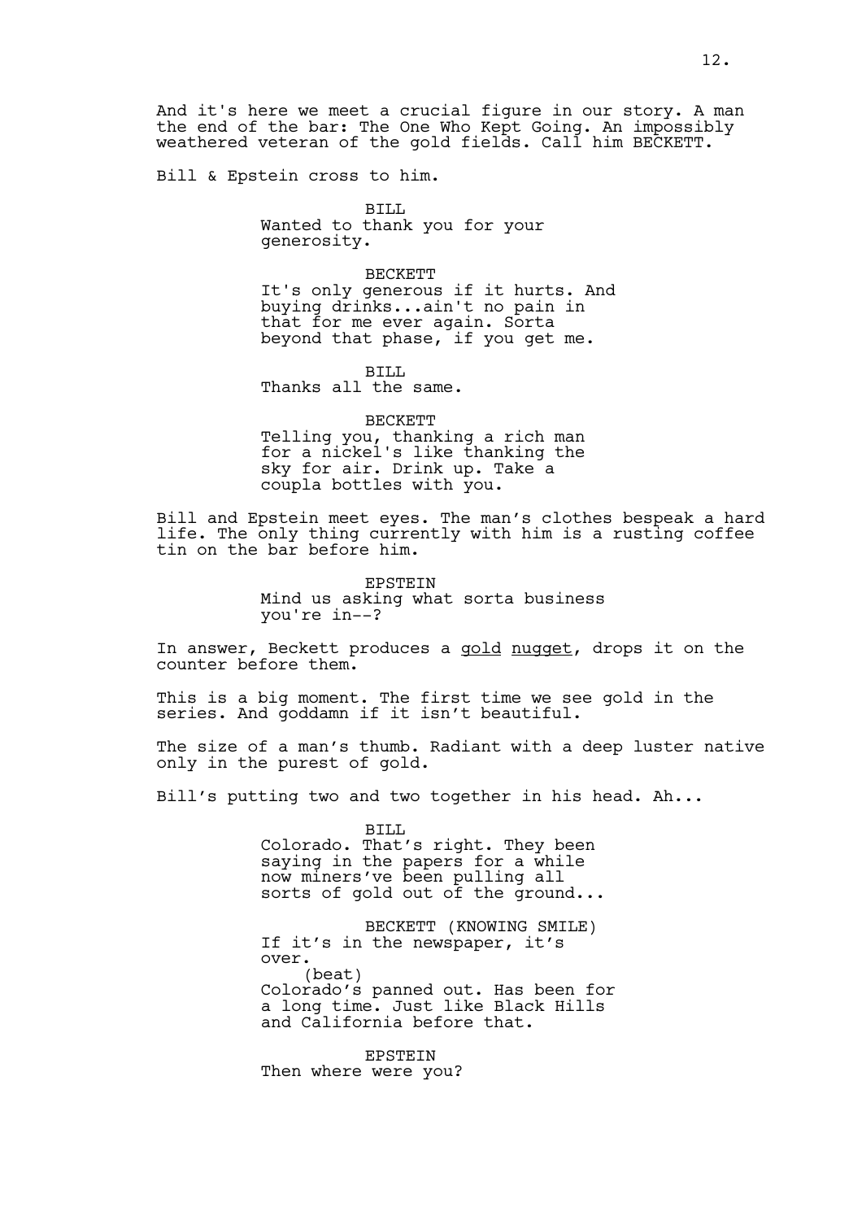And it's here we meet a crucial figure in our story. A man the end of the bar: The One Who Kept Going. An impossibly weathered veteran of the gold fields. Call him BECKETT.

Bill & Epstein cross to him.

BILL
Wanted to thank you for your generosity.

BECKETT
It's only generous if it hurts. And buying drinks...ain't no pain in that for me ever again. Sorta beyond that phase, if you get me.

BILL
Thanks all the same.

BECKETT
Telling you, thanking a rich man for a nickel's like thanking the sky for air. Drink up. Take a coupla bottles with you.

Bill and Epstein meet eyes. The man's clothes bespeak a hard life. The only thing currently with him is a rusting coffee tin on the bar before him.

EPSTEIN
Mind us asking what sorta business you're in--?

In answer, Beckett produces a <u>gold</u> <u>nugget</u>, drops it on the counter before them.

This is a big moment. The first time we see gold in the series. And goddamn if it isn't beautiful.

The size of a man's thumb. Radiant with a deep luster native only in the purest of gold.

Bill's putting two and two together in his head. Ah...

BILL
Colorado. That's right. They been saying in the papers for a while now miners've been pulling all sorts of gold out of the ground...

BECKETT (KNOWING SMILE)
If it's in the newspaper, it's over.
(beat)
Colorado's panned out. Has been for a long time. Just like Black Hills and California before that.

EPSTEIN
Then where were you?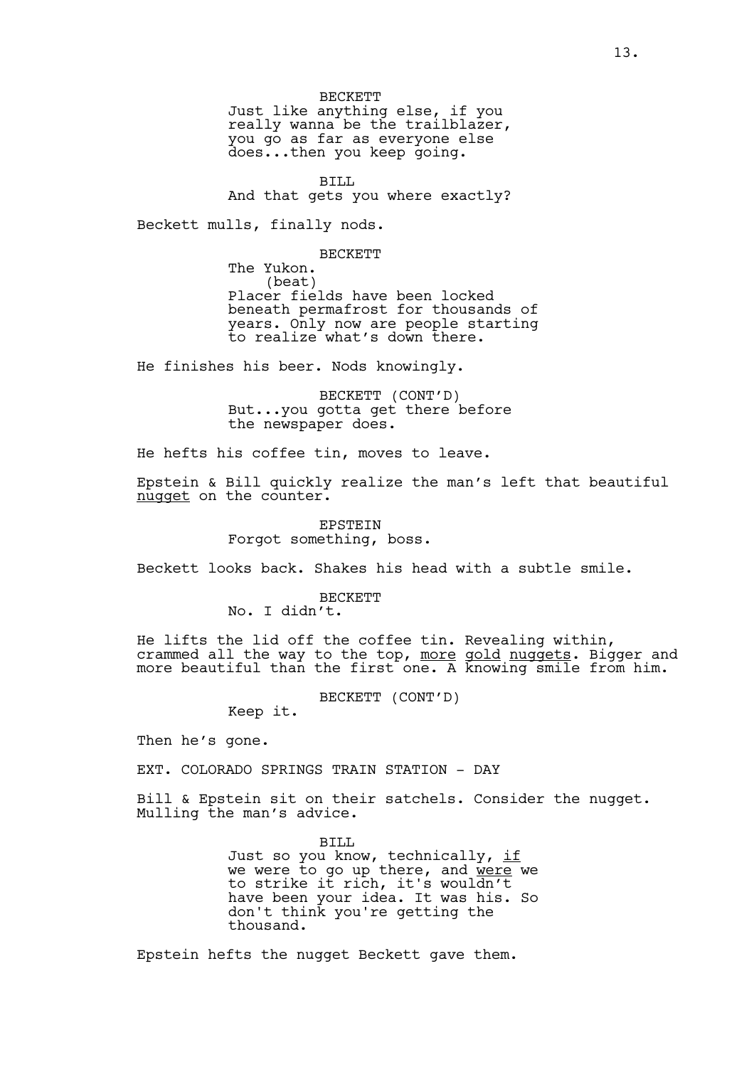BECKETT
Just like anything else, if you really wanna be the trailblazer, you go as far as everyone else does...then you keep going.

BILL
And that gets you where exactly?

Beckett mulls, finally nods.

BECKETT
The Yukon.
(beat)
Placer fields have been locked beneath permafrost for thousands of years. Only now are people starting to realize what's down there.

He finishes his beer. Nods knowingly.

BECKETT (CONT'D)
But...you gotta get there before the newspaper does.

He hefts his coffee tin, moves to leave.

Epstein & Bill quickly realize the man's left that beautiful <u>nugget</u> on the counter.

EPSTEIN
Forgot something, boss.

Beckett looks back. Shakes his head with a subtle smile.

BECKETT
No. I didn't.

He lifts the lid off the coffee tin. Revealing within, crammed all the way to the top, <u>more</u> <u>gold</u> <u>nuggets</u>. Bigger and more beautiful than the first one. A knowing smile from him.

BECKETT (CONT'D)
Keep it.

Then he's gone.

EXT. COLORADO SPRINGS TRAIN STATION - DAY

Bill & Epstein sit on their satchels. Consider the nugget. Mulling the man's advice.

BILL
Just so you know, technically, <u>if</u> we were to go up there, and <u>were</u> we to strike it rich, it's wouldn't have been your idea. It was his. So don't think you're getting the thousand.

Epstein hefts the nugget Beckett gave them.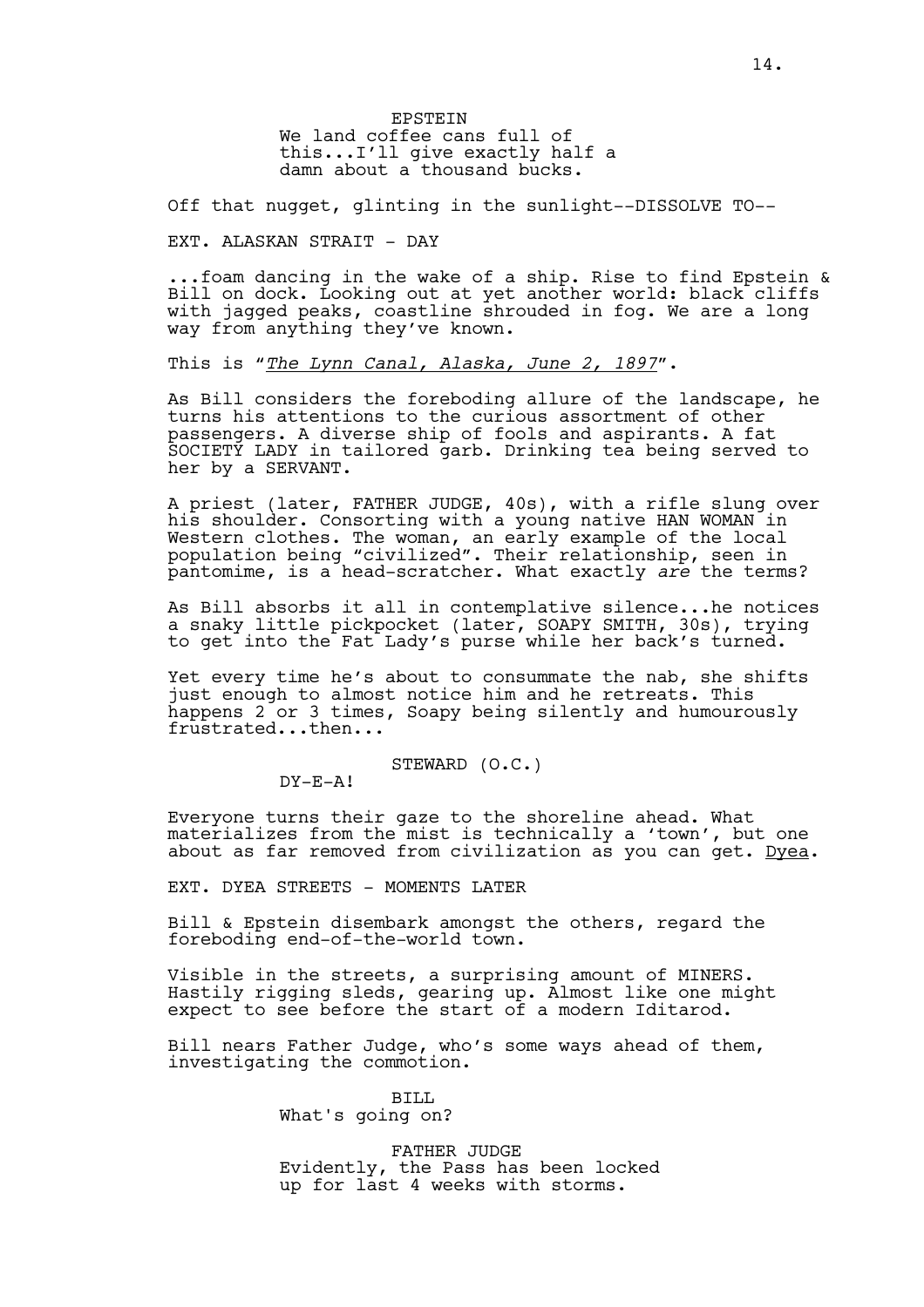EPSTEIN
We land coffee cans full of this...I'll give exactly half a damn about a thousand bucks.

Off that nugget, glinting in the sunlight--DISSOLVE TO--

EXT. ALASKAN STRAIT - DAY

...foam dancing in the wake of a ship. Rise to find Epstein & Bill on dock. Looking out at yet another world: black cliffs with jagged peaks, coastline shrouded in fog. We are a long way from anything they've known.

This is "*The Lynn Canal, Alaska, June 2, 1897*".

As Bill considers the foreboding allure of the landscape, he turns his attentions to the curious assortment of other passengers. A diverse ship of fools and aspirants. A fat SOCIETY LADY in tailored garb. Drinking tea being served to her by a SERVANT.

A priest (later, FATHER JUDGE, 40s), with a rifle slung over his shoulder. Consorting with a young native HAN WOMAN in Western clothes. The woman, an early example of the local population being "civilized". Their relationship, seen in pantomime, is a head-scratcher. What exactly *are* the terms?

As Bill absorbs it all in contemplative silence...he notices a snaky little pickpocket (later, SOAPY SMITH, 30s), trying to get into the Fat Lady's purse while her back's turned.

Yet every time he's about to consummate the nab, she shifts just enough to almost notice him and he retreats. This happens 2 or 3 times, Soapy being silently and humourously frustrated...then...

STEWARD (O.C.)
DY-E-A!

Everyone turns their gaze to the shoreline ahead. What materializes from the mist is technically a 'town', but one about as far removed from civilization as you can get. Dyea.

EXT. DYEA STREETS - MOMENTS LATER

Bill & Epstein disembark amongst the others, regard the foreboding end-of-the-world town.

Visible in the streets, a surprising amount of MINERS. Hastily rigging sleds, gearing up. Almost like one might expect to see before the start of a modern Iditarod.

Bill nears Father Judge, who's some ways ahead of them, investigating the commotion.

BILL
What's going on?

FATHER JUDGE
Evidently, the Pass has been locked up for last 4 weeks with storms.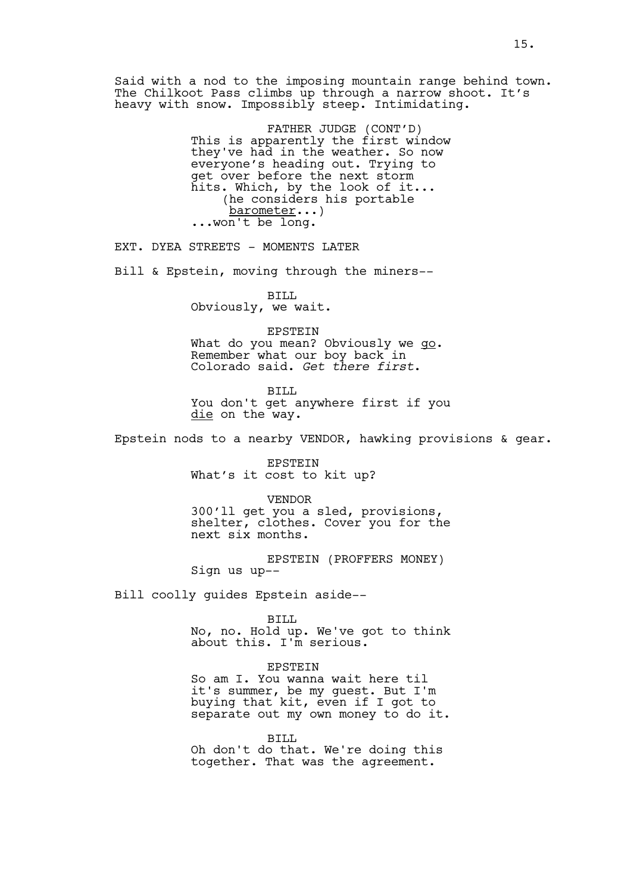Said with a nod to the imposing mountain range behind town. The Chilkoot Pass climbs up through a narrow shoot. It's heavy with snow. Impossibly steep. Intimidating.

FATHER JUDGE (CONT'D)
This is apparently the first window they've had in the weather. So now everyone's heading out. Trying to get over before the next storm hits. Which, by the look of it...
(he considers his portable barometer...)
...won't be long.

EXT. DYEA STREETS - MOMENTS LATER

Bill & Epstein, moving through the miners--

BILL
Obviously, we wait.

EPSTEIN
What do you mean? Obviously we go. Remember what our boy back in Colorado said. *Get there first*.

BILL
You don't get anywhere first if you die on the way.

Epstein nods to a nearby VENDOR, hawking provisions & gear.

EPSTEIN
What's it cost to kit up?

VENDOR
300'll get you a sled, provisions, shelter, clothes. Cover you for the next six months.

EPSTEIN (PROFFERS MONEY)
Sign us up--

Bill coolly guides Epstein aside--

BILL
No, no. Hold up. We've got to think about this. I'm serious.

EPSTEIN
So am I. You wanna wait here til it's summer, be my guest. But I'm buying that kit, even if I got to separate out my own money to do it.

BILL
Oh don't do that. We're doing this together. That was the agreement.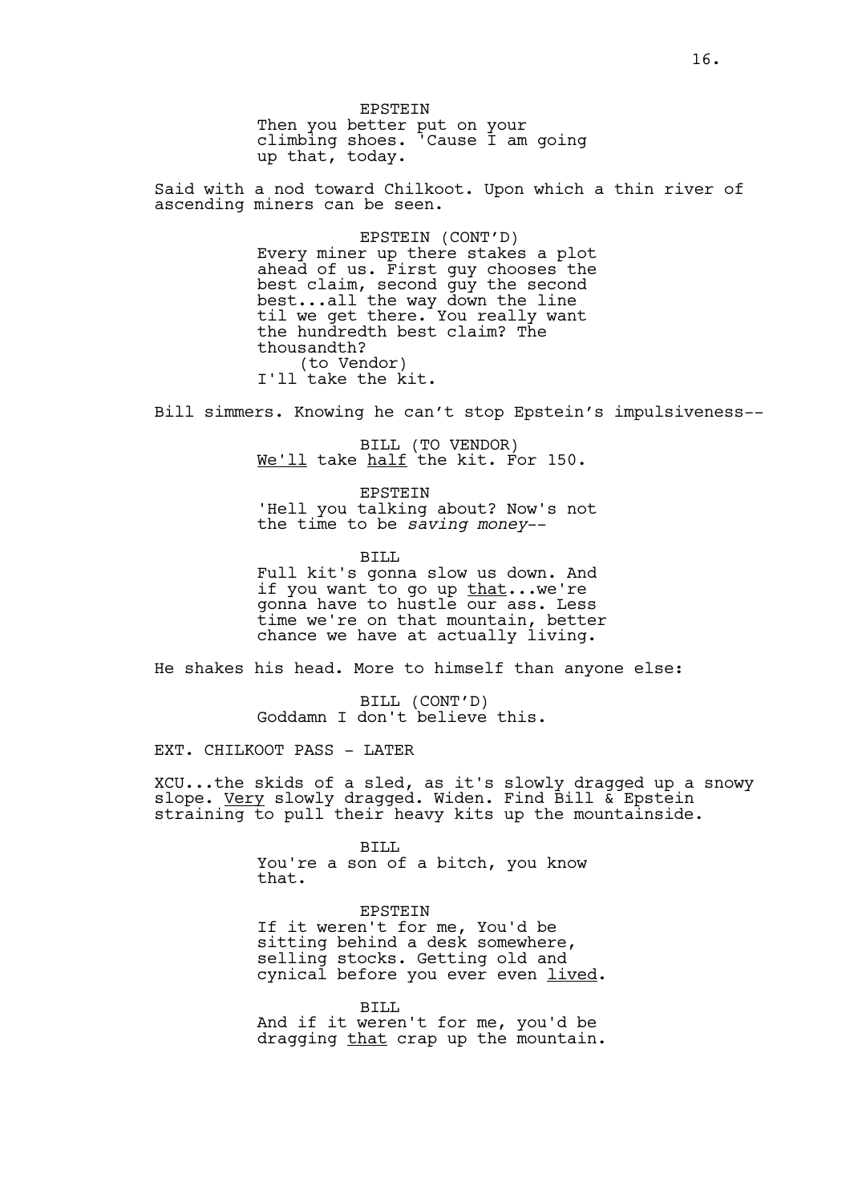EPSTEIN
Then you better put on your climbing shoes. 'Cause I am going up that, today.

Said with a nod toward Chilkoot. Upon which a thin river of ascending miners can be seen.

EPSTEIN (CONT'D)
Every miner up there stakes a plot ahead of us. First guy chooses the best claim, second guy the second best...all the way down the line til we get there. You really want the hundredth best claim? The thousandth?
(to Vendor)
I'll take the kit.

Bill simmers. Knowing he can't stop Epstein's impulsiveness--

BILL (TO VENDOR)
We'll take half the kit. For 150.

EPSTEIN
'Hell you talking about? Now's not the time to be *saving money*--

BILL
Full kit's gonna slow us down. And if you want to go up that...we're gonna have to hustle our ass. Less time we're on that mountain, better chance we have at actually living.

He shakes his head. More to himself than anyone else:

BILL (CONT'D)
Goddamn I don't believe this.

EXT. CHILKOOT PASS - LATER

XCU...the skids of a sled, as it's slowly dragged up a snowy slope. Very slowly dragged. Widen. Find Bill & Epstein straining to pull their heavy kits up the mountainside.

BILL
You're a son of a bitch, you know that.

EPSTEIN
If it weren't for me, You'd be sitting behind a desk somewhere, selling stocks. Getting old and cynical before you ever even lived.

BILL
And if it weren't for me, you'd be dragging that crap up the mountain.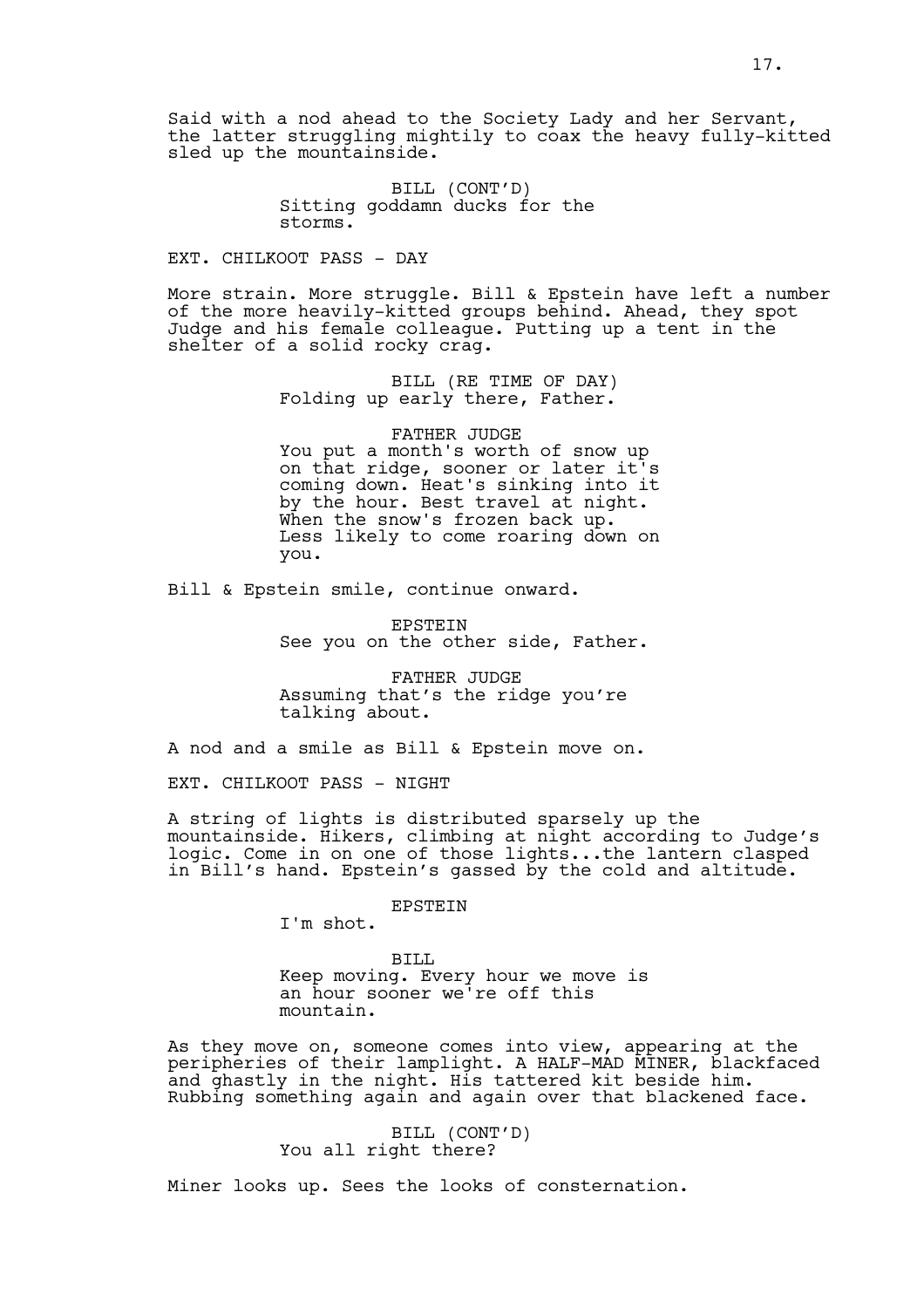Said with a nod ahead to the Society Lady and her Servant, the latter struggling mightily to coax the heavy fully-kitted sled up the mountainside.

BILL (CONT'D)
Sitting goddamn ducks for the storms.

EXT. CHILKOOT PASS - DAY

More strain. More struggle. Bill & Epstein have left a number of the more heavily-kitted groups behind. Ahead, they spot Judge and his female colleague. Putting up a tent in the shelter of a solid rocky crag.

BILL (RE TIME OF DAY)
Folding up early there, Father.

FATHER JUDGE
You put a month's worth of snow up on that ridge, sooner or later it's coming down. Heat's sinking into it by the hour. Best travel at night. When the snow's frozen back up. Less likely to come roaring down on you.

Bill & Epstein smile, continue onward.

EPSTEIN
See you on the other side, Father.

FATHER JUDGE
Assuming that's the ridge you're talking about.

A nod and a smile as Bill & Epstein move on.

EXT. CHILKOOT PASS - NIGHT

A string of lights is distributed sparsely up the mountainside. Hikers, climbing at night according to Judge's logic. Come in on one of those lights...the lantern clasped in Bill's hand. Epstein's gassed by the cold and altitude.

EPSTEIN
I'm shot.

BILL
Keep moving. Every hour we move is an hour sooner we're off this mountain.

As they move on, someone comes into view, appearing at the peripheries of their lamplight. A HALF-MAD MINER, blackfaced and ghastly in the night. His tattered kit beside him. Rubbing something again and again over that blackened face.

BILL (CONT'D)
You all right there?

Miner looks up. Sees the looks of consternation.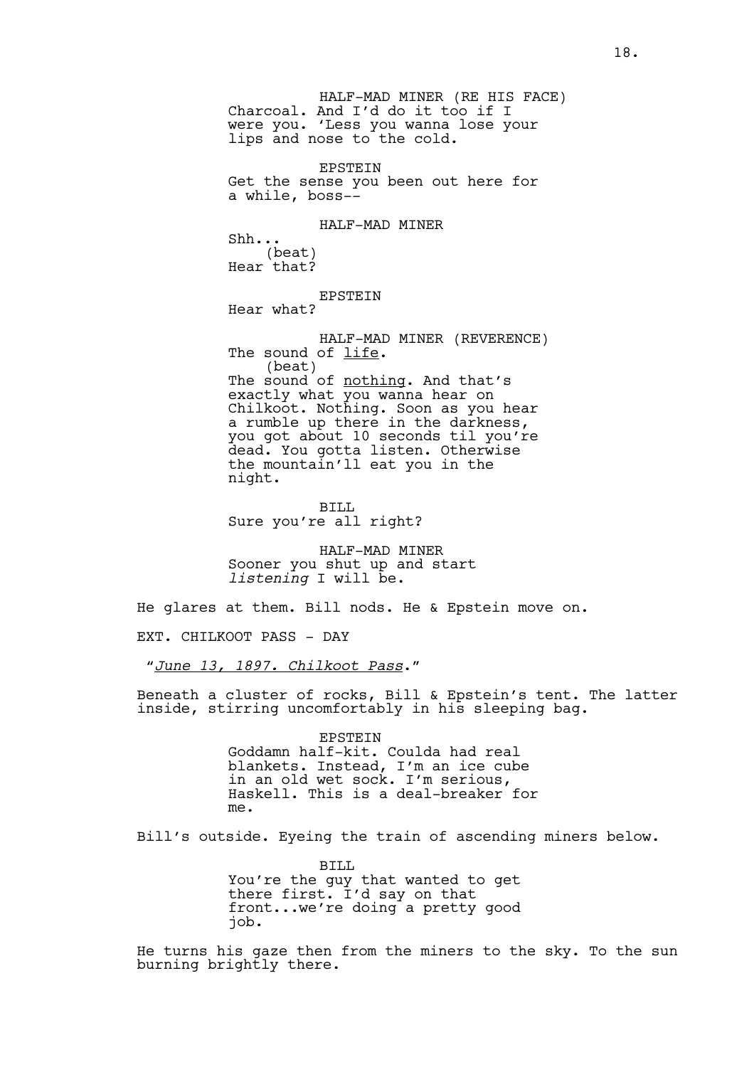HALF-MAD MINER (RE HIS FACE)
Charcoal. And I'd do it too if I were you. 'Less you wanna lose your lips and nose to the cold.

EPSTEIN
Get the sense you been out here for a while, boss--

HALF-MAD MINER
Shh...
(beat)
Hear that?

EPSTEIN
Hear what?

HALF-MAD MINER (REVERENCE)
The sound of <u>life</u>.
(beat)
The sound of <u>nothing</u>. And that's exactly what you wanna hear on Chilkoot. Nothing. Soon as you hear a rumble up there in the darkness, you got about 10 seconds til you're dead. You gotta listen. Otherwise the mountain'll eat you in the night.

BILL
Sure you're all right?

HALF-MAD MINER
Sooner you shut up and start *listening* I will be.

He glares at them. Bill nods. He & Epstein move on.

EXT. CHILKOOT PASS - DAY

"*<u>June 13, 1897. Chilkoot Pass</u>*."

Beneath a cluster of rocks, Bill & Epstein's tent. The latter inside, stirring uncomfortably in his sleeping bag.

EPSTEIN
Goddamn half-kit. Coulda had real blankets. Instead, I'm an ice cube in an old wet sock. I'm serious, Haskell. This is a deal-breaker for me.

Bill's outside. Eyeing the train of ascending miners below.

BILL
You're the guy that wanted to get there first. I'd say on that front...we're doing a pretty good job.

He turns his gaze then from the miners to the sky. To the sun burning brightly there.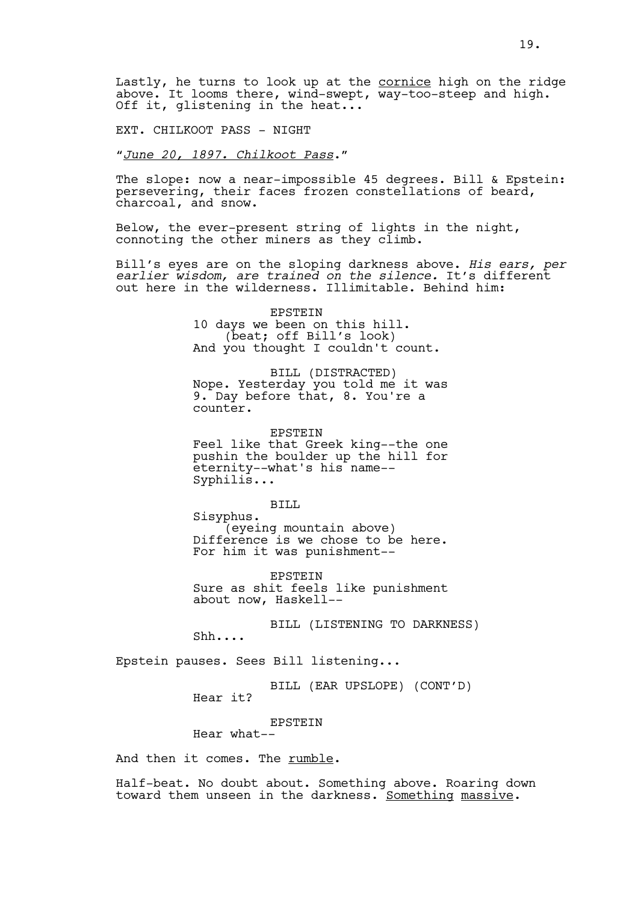Lastly, he turns to look up at the cornice high on the ridge above. It looms there, wind-swept, way-too-steep and high. Off it, glistening in the heat...

EXT. CHILKOOT PASS - NIGHT

"*June 20, 1897. Chilkoot Pass*."

The slope: now a near-impossible 45 degrees. Bill & Epstein: persevering, their faces frozen constellations of beard, charcoal, and snow.

Below, the ever-present string of lights in the night, connoting the other miners as they climb.

Bill's eyes are on the sloping darkness above. *His ears, per earlier wisdom, are trained on the silence.* It's different out here in the wilderness. Illimitable. Behind him:

EPSTEIN
10 days we been on this hill.
(beat; off Bill's look)
And you thought I couldn't count.

BILL (DISTRACTED)
Nope. Yesterday you told me it was 9. Day before that, 8. You're a counter.

EPSTEIN
Feel like that Greek king--the one pushin the boulder up the hill for eternity--what's his name-- Syphilis...

BILL
Sisyphus.
(eyeing mountain above)
Difference is we chose to be here. For him it was punishment--

EPSTEIN
Sure as shit feels like punishment about now, Haskell--

BILL (LISTENING TO DARKNESS)
Shh....

Epstein pauses. Sees Bill listening...

BILL (EAR UPSLOPE) (CONT'D)
Hear it?

EPSTEIN
Hear what--

And then it comes. The rumble.

Half-beat. No doubt about. Something above. Roaring down toward them unseen in the darkness. Something massive.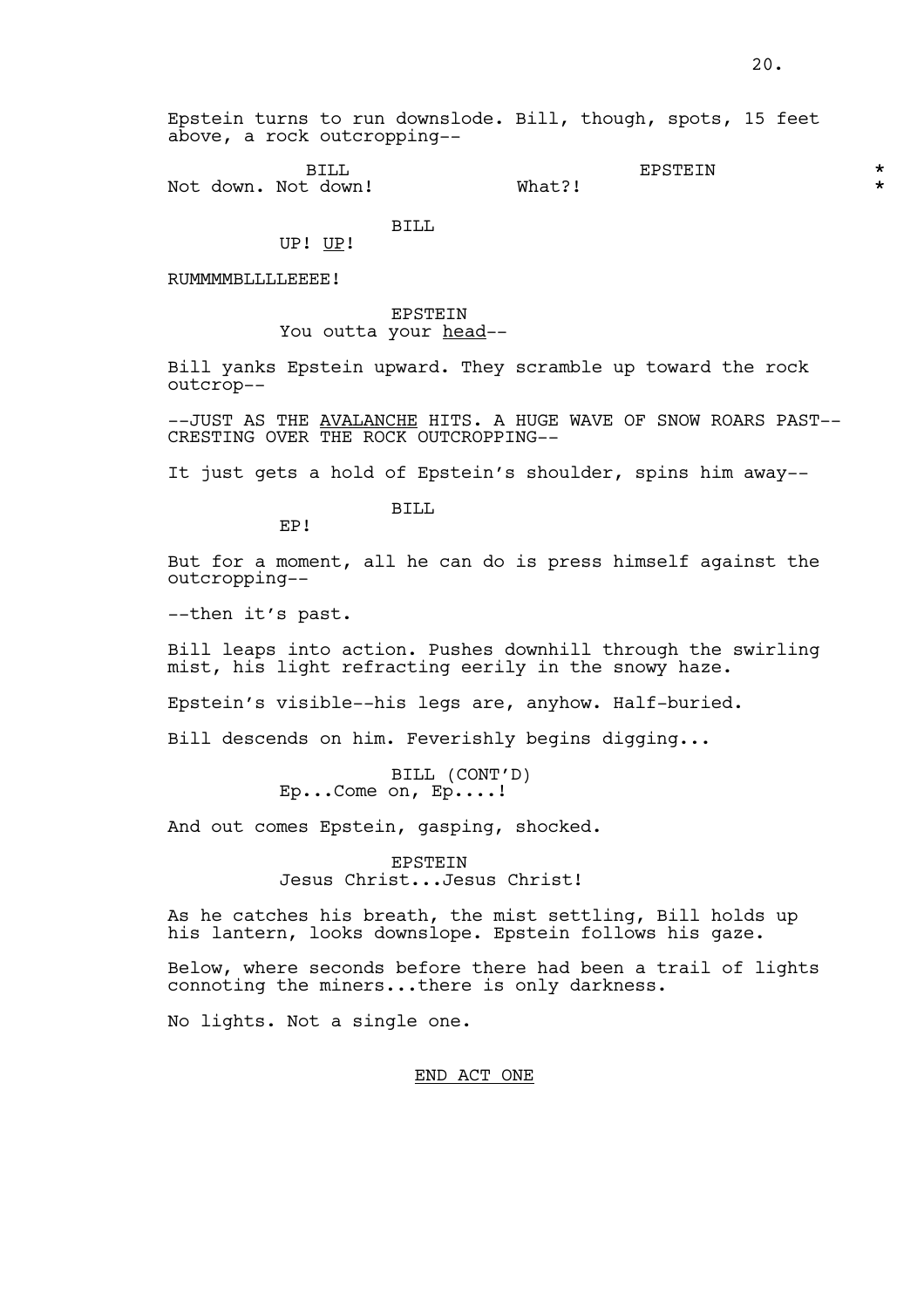Epstein turns to run downslode. Bill, though, spots, 15 feet above, a rock outcropping--

BILL
Not down. Not down!

EPSTEIN
What?!

BILL
UP! <u>UP</u>!

RUMMMMBLLLLEEEE!

EPSTEIN
You outta your <u>head</u>--

Bill yanks Epstein upward. They scramble up toward the rock outcrop--

--JUST AS THE <u>AVALANCHE</u> HITS. A HUGE WAVE OF SNOW ROARS PAST-- CRESTING OVER THE ROCK OUTCROPPING--

It just gets a hold of Epstein's shoulder, spins him away--

BILL
EP!

But for a moment, all he can do is press himself against the outcropping--

--then it's past.

Bill leaps into action. Pushes downhill through the swirling mist, his light refracting eerily in the snowy haze.

Epstein's visible--his legs are, anyhow. Half-buried.

Bill descends on him. Feverishly begins digging...

BILL (CONT'D)
Ep...Come on, Ep....!

And out comes Epstein, gasping, shocked.

EPSTEIN
Jesus Christ...Jesus Christ!

As he catches his breath, the mist settling, Bill holds up his lantern, looks downslope. Epstein follows his gaze.

Below, where seconds before there had been a trail of lights connoting the miners...there is only darkness.

No lights. Not a single one.

<u>END ACT ONE</u>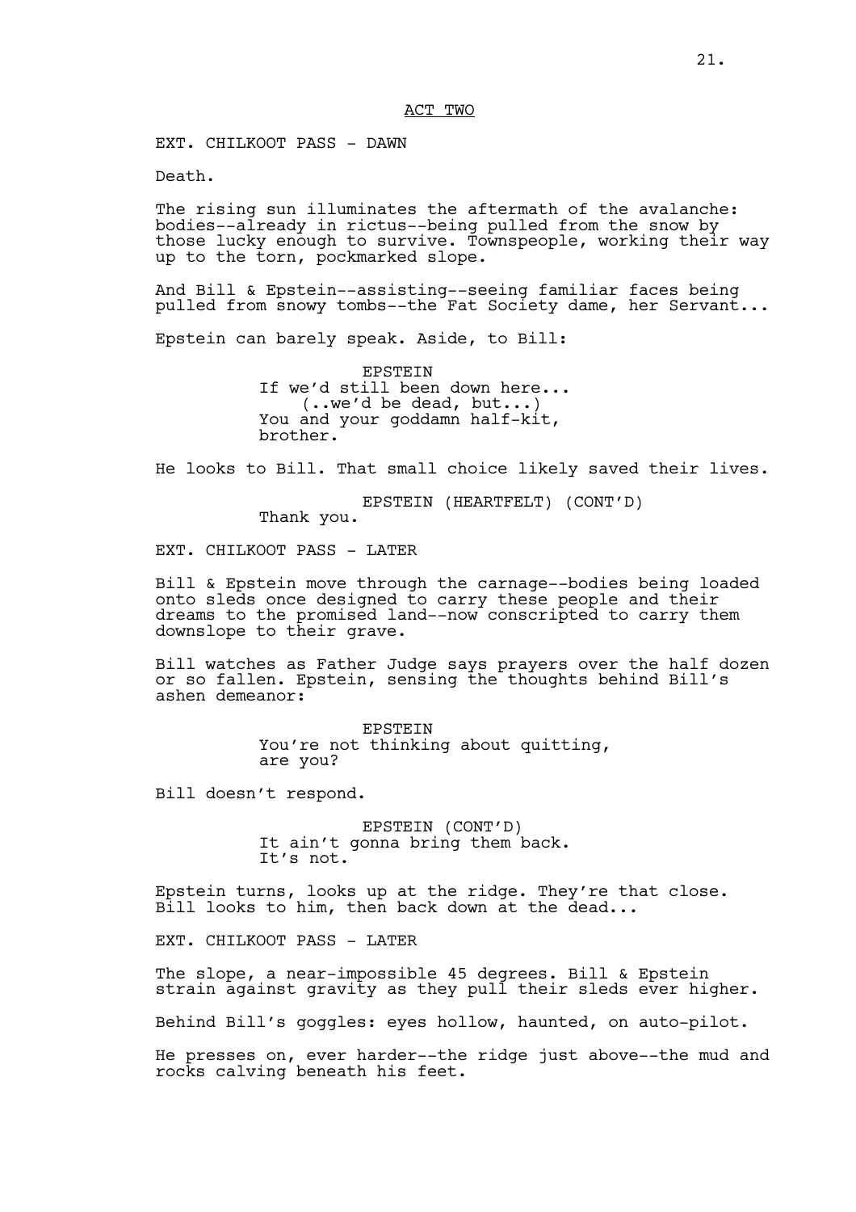ACT TWO

EXT. CHILKOOT PASS - DAWN

Death.

The rising sun illuminates the aftermath of the avalanche: bodies--already in rictus--being pulled from the snow by those lucky enough to survive. Townspeople, working their way up to the torn, pockmarked slope.

And Bill & Epstein--assisting--seeing familiar faces being pulled from snowy tombs--the Fat Society dame, her Servant...

Epstein can barely speak. Aside, to Bill:

EPSTEIN
If we'd still been down here...
(..we'd be dead, but...)
You and your goddamn half-kit, brother.

He looks to Bill. That small choice likely saved their lives.

EPSTEIN (HEARTFELT) (CONT'D)
Thank you.

EXT. CHILKOOT PASS - LATER

Bill & Epstein move through the carnage--bodies being loaded onto sleds once designed to carry these people and their dreams to the promised land--now conscripted to carry them downslope to their grave.

Bill watches as Father Judge says prayers over the half dozen or so fallen. Epstein, sensing the thoughts behind Bill's ashen demeanor:

EPSTEIN
You're not thinking about quitting, are you?

Bill doesn't respond.

EPSTEIN (CONT'D)
It ain't gonna bring them back.
It's not.

Epstein turns, looks up at the ridge. They're that close. Bill looks to him, then back down at the dead...

EXT. CHILKOOT PASS - LATER

The slope, a near-impossible 45 degrees. Bill & Epstein strain against gravity as they pull their sleds ever higher.

Behind Bill's goggles: eyes hollow, haunted, on auto-pilot.

He presses on, ever harder--the ridge just above--the mud and rocks calving beneath his feet.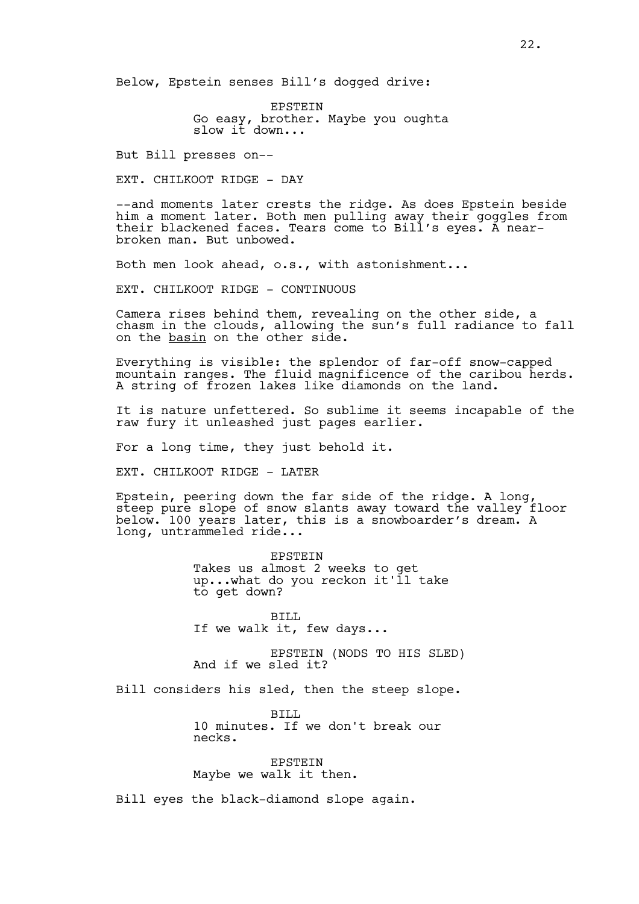Below, Epstein senses Bill's dogged drive:

EPSTEIN
Go easy, brother. Maybe you oughta slow it down...

But Bill presses on--

EXT. CHILKOOT RIDGE - DAY

--and moments later crests the ridge. As does Epstein beside him a moment later. Both men pulling away their goggles from their blackened faces. Tears come to Bill's eyes. A near-broken man. But unbowed.

Both men look ahead, o.s., with astonishment...

EXT. CHILKOOT RIDGE - CONTINUOUS

Camera rises behind them, revealing on the other side, a chasm in the clouds, allowing the sun's full radiance to fall on the <u>basin</u> on the other side.

Everything is visible: the splendor of far-off snow-capped mountain ranges. The fluid magnificence of the caribou herds. A string of frozen lakes like diamonds on the land.

It is nature unfettered. So sublime it seems incapable of the raw fury it unleashed just pages earlier.

For a long time, they just behold it.

EXT. CHILKOOT RIDGE - LATER

Epstein, peering down the far side of the ridge. A long, steep pure slope of snow slants away toward the valley floor below. 100 years later, this is a snowboarder's dream. A long, untrammeled ride...

EPSTEIN
Takes us almost 2 weeks to get up...what do you reckon it'll take to get down?

BILL
If we walk it, few days...

EPSTEIN (NODS TO HIS SLED)
And if we sled it?

Bill considers his sled, then the steep slope.

BILL
10 minutes. If we don't break our necks.

EPSTEIN
Maybe we walk it then.

Bill eyes the black-diamond slope again.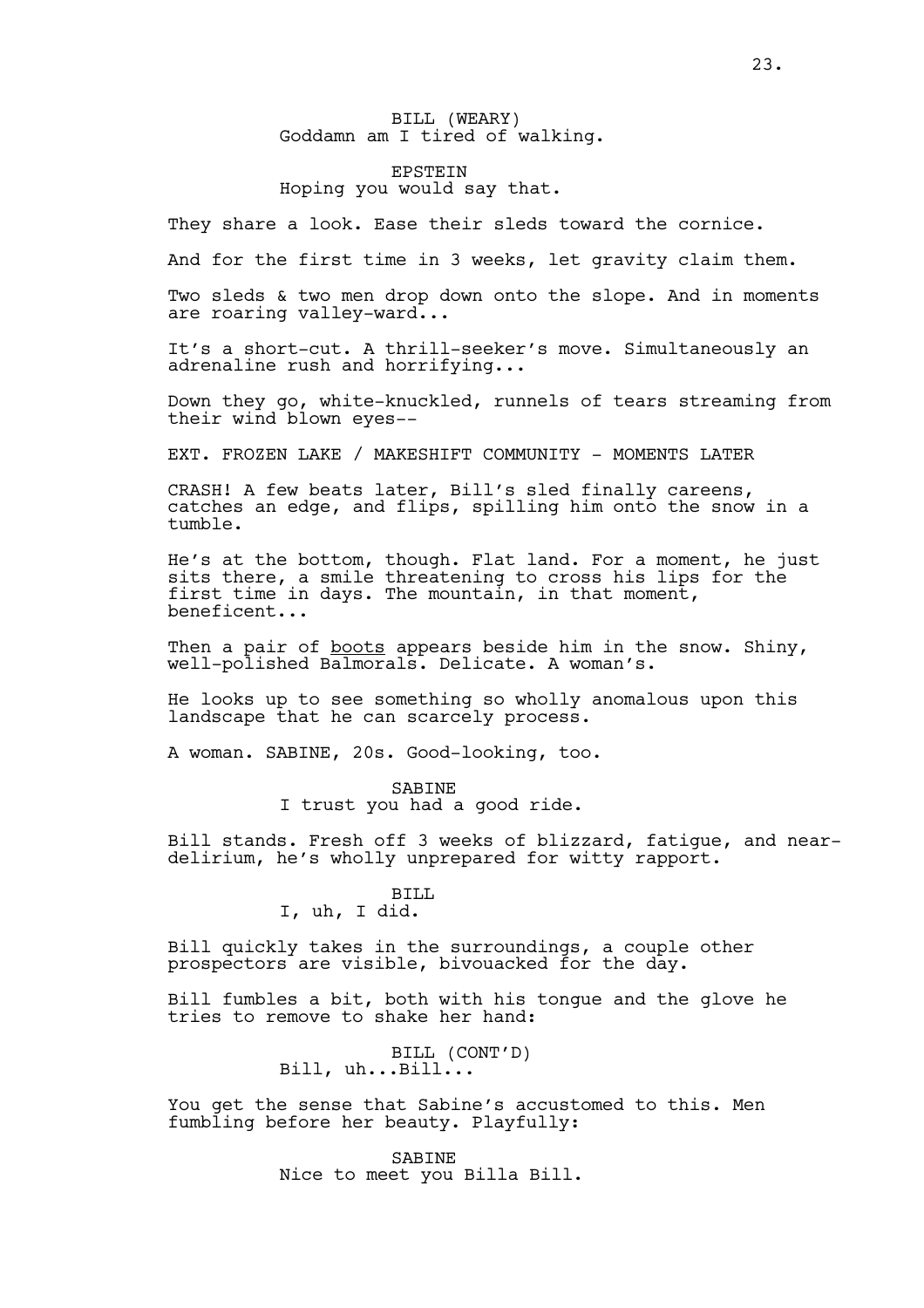BILL (WEARY)
Goddamn am I tired of walking.

EPSTEIN
Hoping you would say that.

They share a look. Ease their sleds toward the cornice.

And for the first time in 3 weeks, let gravity claim them.

Two sleds & two men drop down onto the slope. And in moments are roaring valley-ward...

It's a short-cut. A thrill-seeker's move. Simultaneously an adrenaline rush and horrifying...

Down they go, white-knuckled, runnels of tears streaming from their wind blown eyes--

EXT. FROZEN LAKE / MAKESHIFT COMMUNITY - MOMENTS LATER

CRASH! A few beats later, Bill's sled finally careens, catches an edge, and flips, spilling him onto the snow in a tumble.

He's at the bottom, though. Flat land. For a moment, he just sits there, a smile threatening to cross his lips for the first time in days. The mountain, in that moment, beneficent...

Then a pair of boots appears beside him in the snow. Shiny, well-polished Balmorals. Delicate. A woman's.

He looks up to see something so wholly anomalous upon this landscape that he can scarcely process.

A woman. SABINE, 20s. Good-looking, too.

SABINE
I trust you had a good ride.

Bill stands. Fresh off 3 weeks of blizzard, fatigue, and near-delirium, he's wholly unprepared for witty rapport.

BILL
I, uh, I did.

Bill quickly takes in the surroundings, a couple other prospectors are visible, bivouacked for the day.

Bill fumbles a bit, both with his tongue and the glove he tries to remove to shake her hand:

BILL (CONT'D)
Bill, uh...Bill...

You get the sense that Sabine's accustomed to this. Men fumbling before her beauty. Playfully:

SABINE
Nice to meet you Billa Bill.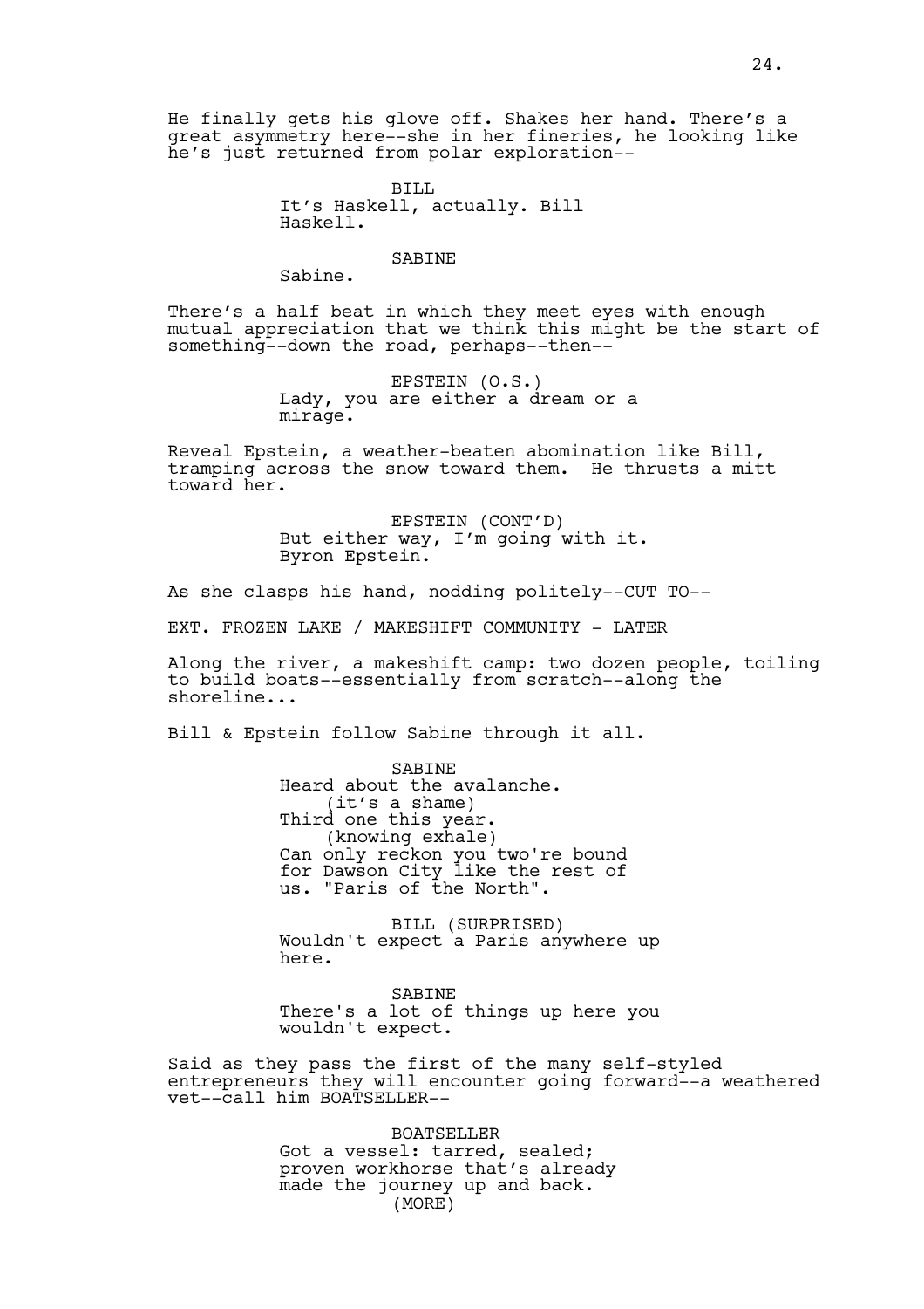He finally gets his glove off. Shakes her hand. There's a great asymmetry here--she in her fineries, he looking like he's just returned from polar exploration--

BILL
It's Haskell, actually. Bill Haskell.

SABINE
Sabine.

There's a half beat in which they meet eyes with enough mutual appreciation that we think this might be the start of something--down the road, perhaps--then--

EPSTEIN (O.S.)
Lady, you are either a dream or a mirage.

Reveal Epstein, a weather-beaten abomination like Bill, tramping across the snow toward them. He thrusts a mitt toward her.

EPSTEIN (CONT'D)
But either way, I'm going with it. Byron Epstein.

As she clasps his hand, nodding politely--CUT TO--

EXT. FROZEN LAKE / MAKESHIFT COMMUNITY - LATER

Along the river, a makeshift camp: two dozen people, toiling to build boats--essentially from scratch--along the shoreline...

Bill & Epstein follow Sabine through it all.

SABINE
Heard about the avalanche.
(it's a shame)
Third one this year.
(knowing exhale)
Can only reckon you two're bound for Dawson City like the rest of us. "Paris of the North".

BILL (SURPRISED)
Wouldn't expect a Paris anywhere up here.

SABINE
There's a lot of things up here you wouldn't expect.

Said as they pass the first of the many self-styled entrepreneurs they will encounter going forward--a weathered vet--call him BOATSELLER--

BOATSELLER
Got a vessel: tarred, sealed; proven workhorse that's already made the journey up and back.
(MORE)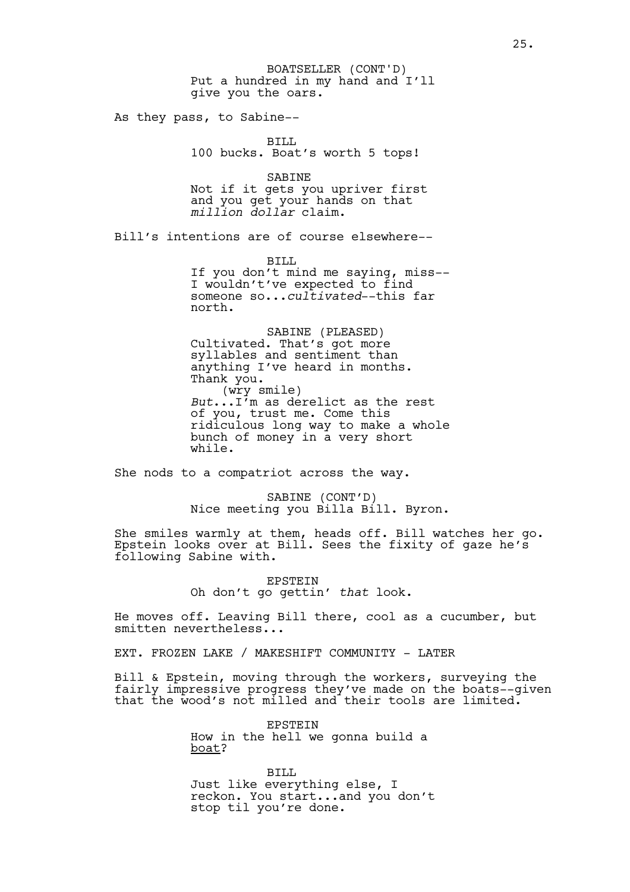BOATSELLER (CONT'D)
Put a hundred in my hand and I'll give you the oars.

As they pass, to Sabine--

BILL
100 bucks. Boat's worth 5 tops!

SABINE
Not if it gets you upriver first and you get your hands on that *million dollar* claim.

Bill's intentions are of course elsewhere--

BILL
If you don't mind me saying, miss--I wouldn't've expected to find someone so...*cultivated*--this far north.

SABINE (PLEASED)
Cultivated. That's got more syllables and sentiment than anything I've heard in months. Thank you.
(wry smile)
*But*...I'm as derelict as the rest of you, trust me. Come this ridiculous long way to make a whole bunch of money in a very short while.

She nods to a compatriot across the way.

SABINE (CONT'D)
Nice meeting you Billa Bill. Byron.

She smiles warmly at them, heads off. Bill watches her go. Epstein looks over at Bill. Sees the fixity of gaze he's following Sabine with.

EPSTEIN
Oh don't go gettin' *that* look.

He moves off. Leaving Bill there, cool as a cucumber, but smitten nevertheless...

EXT. FROZEN LAKE / MAKESHIFT COMMUNITY - LATER

Bill & Epstein, moving through the workers, surveying the fairly impressive progress they've made on the boats--given that the wood's not milled and their tools are limited.

EPSTEIN
How in the hell we gonna build a boat?

BILL
Just like everything else, I reckon. You start...and you don't stop til you're done.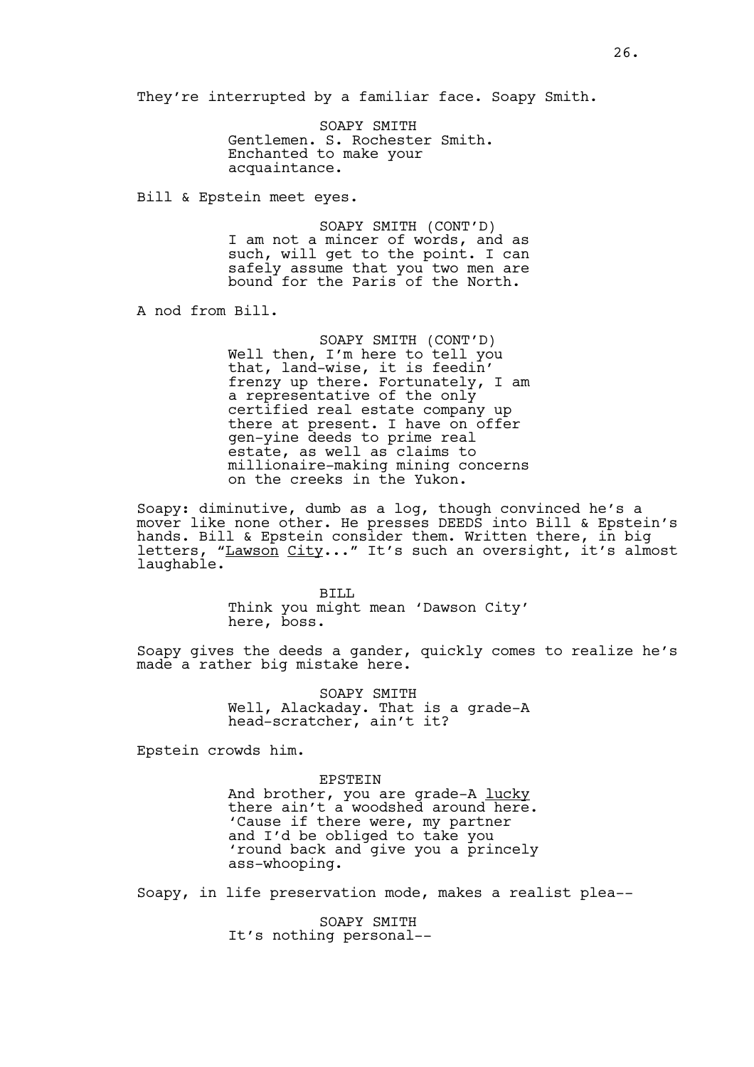They're interrupted by a familiar face. Soapy Smith.

SOAPY SMITH
Gentlemen. S. Rochester Smith. Enchanted to make your acquaintance.

Bill & Epstein meet eyes.

SOAPY SMITH (CONT'D)
I am not a mincer of words, and as such, will get to the point. I can safely assume that you two men are bound for the Paris of the North.

A nod from Bill.

SOAPY SMITH (CONT'D)
Well then, I'm here to tell you that, land-wise, it is feedin' frenzy up there. Fortunately, I am a representative of the only certified real estate company up there at present. I have on offer gen-yine deeds to prime real estate, as well as claims to millionaire-making mining concerns on the creeks in the Yukon.

Soapy: diminutive, dumb as a log, though convinced he's a mover like none other. He presses DEEDS into Bill & Epstein's hands. Bill & Epstein consider them. Written there, in big letters, "<u>Lawson</u> <u>City</u>..." It's such an oversight, it's almost laughable.

BILL
Think you might mean 'Dawson City' here, boss.

Soapy gives the deeds a gander, quickly comes to realize he's made a rather big mistake here.

SOAPY SMITH
Well, Alackaday. That is a grade-A head-scratcher, ain't it?

Epstein crowds him.

EPSTEIN
And brother, you are grade-A <u>lucky</u> there ain't a woodshed around here. 'Cause if there were, my partner and I'd be obliged to take you 'round back and give you a princely ass-whooping.

Soapy, in life preservation mode, makes a realist plea--

SOAPY SMITH
It's nothing personal--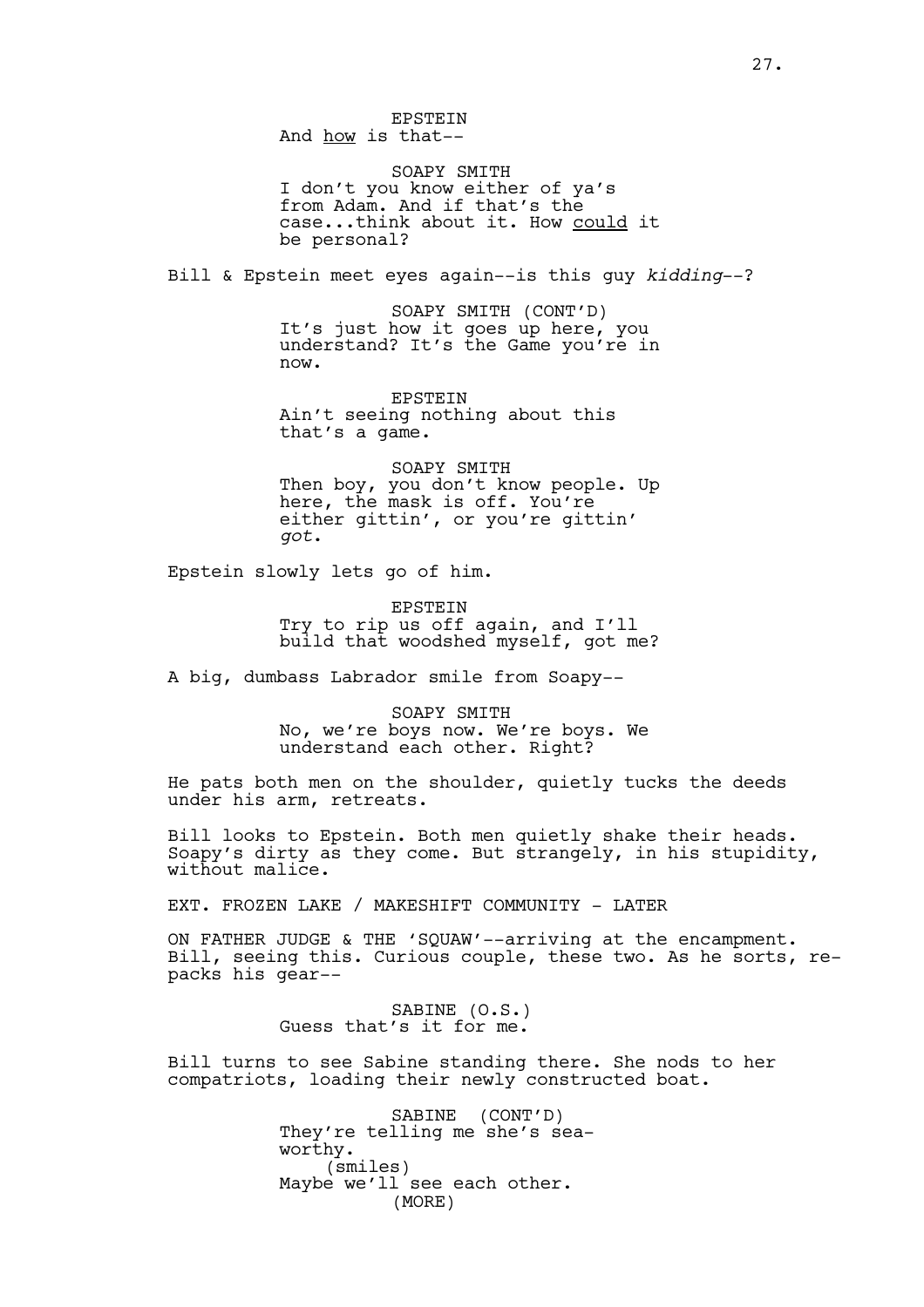EPSTEIN
And <u>how</u> is that--

SOAPY SMITH
I don't you know either of ya's from Adam. And if that's the case...think about it. How <u>could</u> it be personal?

Bill & Epstein meet eyes again--is this guy *kidding*--?

SOAPY SMITH (CONT'D)
It's just how it goes up here, you understand? It's the Game you're in now.

EPSTEIN
Ain't seeing nothing about this that's a game.

SOAPY SMITH
Then boy, you don't know people. Up here, the mask is off. You're either gittin', or you're gittin' *got*.

Epstein slowly lets go of him.

EPSTEIN
Try to rip us off again, and I'll build that woodshed myself, got me?

A big, dumbass Labrador smile from Soapy--

SOAPY SMITH
No, we're boys now. We're boys. We understand each other. Right?

He pats both men on the shoulder, quietly tucks the deeds under his arm, retreats.

Bill looks to Epstein. Both men quietly shake their heads. Soapy's dirty as they come. But strangely, in his stupidity, without malice.

EXT. FROZEN LAKE / MAKESHIFT COMMUNITY - LATER

ON FATHER JUDGE & THE 'SQUAW'--arriving at the encampment. Bill, seeing this. Curious couple, these two. As he sorts, re-packs his gear--

SABINE (O.S.)
Guess that's it for me.

Bill turns to see Sabine standing there. She nods to her compatriots, loading their newly constructed boat.

SABINE (CONT'D)
They're telling me she's sea-worthy.
(smiles)
Maybe we'll see each other.
(MORE)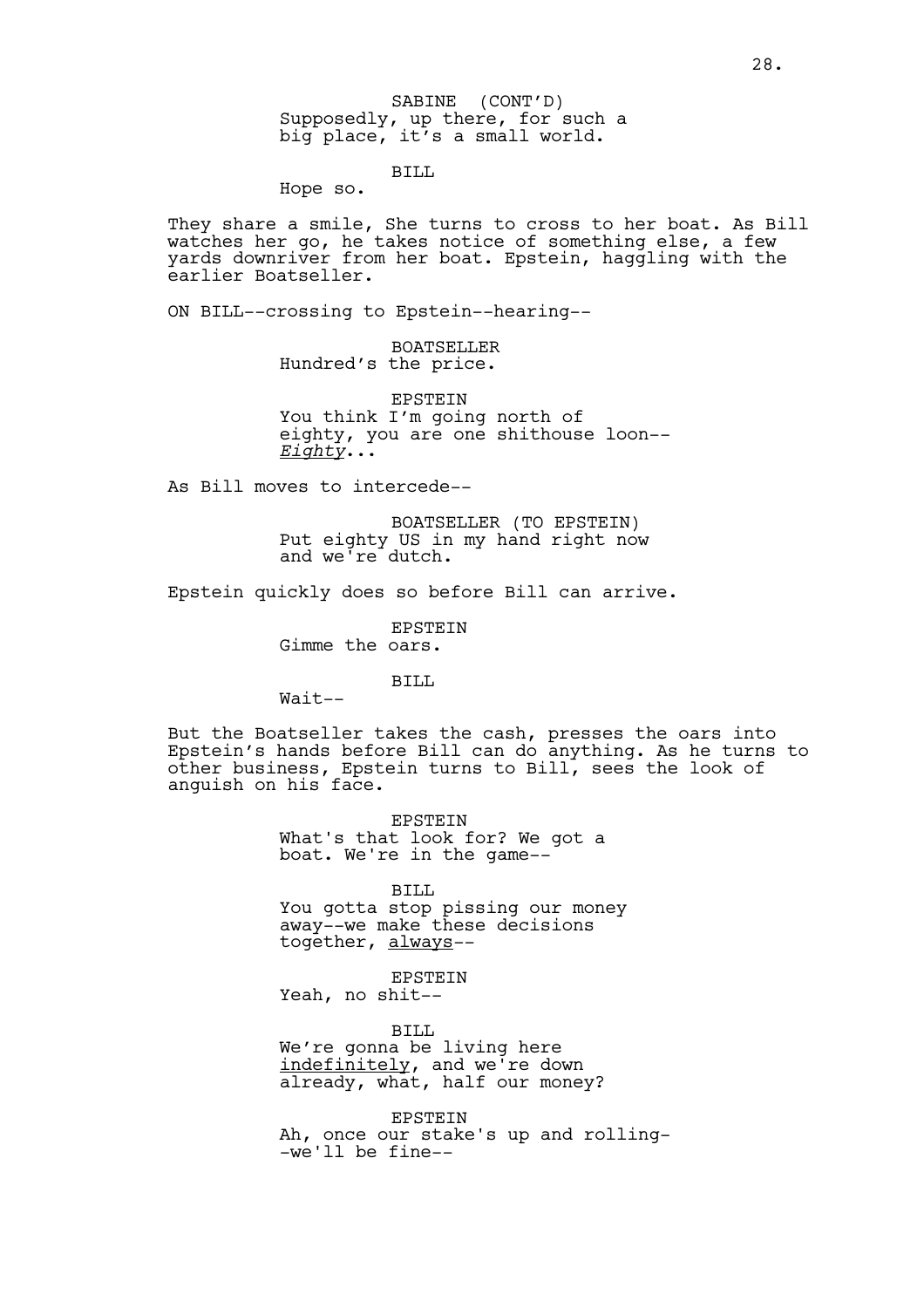SABINE (CONT'D)
Supposedly, up there, for such a big place, it's a small world.

BILL
Hope so.

They share a smile, She turns to cross to her boat. As Bill watches her go, he takes notice of something else, a few yards downriver from her boat. Epstein, haggling with the earlier Boatseller.

ON BILL--crossing to Epstein--hearing--

BOATSELLER
Hundred's the price.

EPSTEIN
You think I'm going north of eighty, you are one shithouse loon-- *Eighty*...

As Bill moves to intercede--

BOATSELLER (TO EPSTEIN)
Put eighty US in my hand right now and we're dutch.

Epstein quickly does so before Bill can arrive.

EPSTEIN
Gimme the oars.

BILL
Wait--

But the Boatseller takes the cash, presses the oars into Epstein's hands before Bill can do anything. As he turns to other business, Epstein turns to Bill, sees the look of anguish on his face.

EPSTEIN
What's that look for? We got a boat. We're in the game--

BILL
You gotta stop pissing our money away--we make these decisions together, always--

EPSTEIN
Yeah, no shit--

BILL
We're gonna be living here indefinitely, and we're down already, what, half our money?

EPSTEIN
Ah, once our stake's up and rolling--we'll be fine--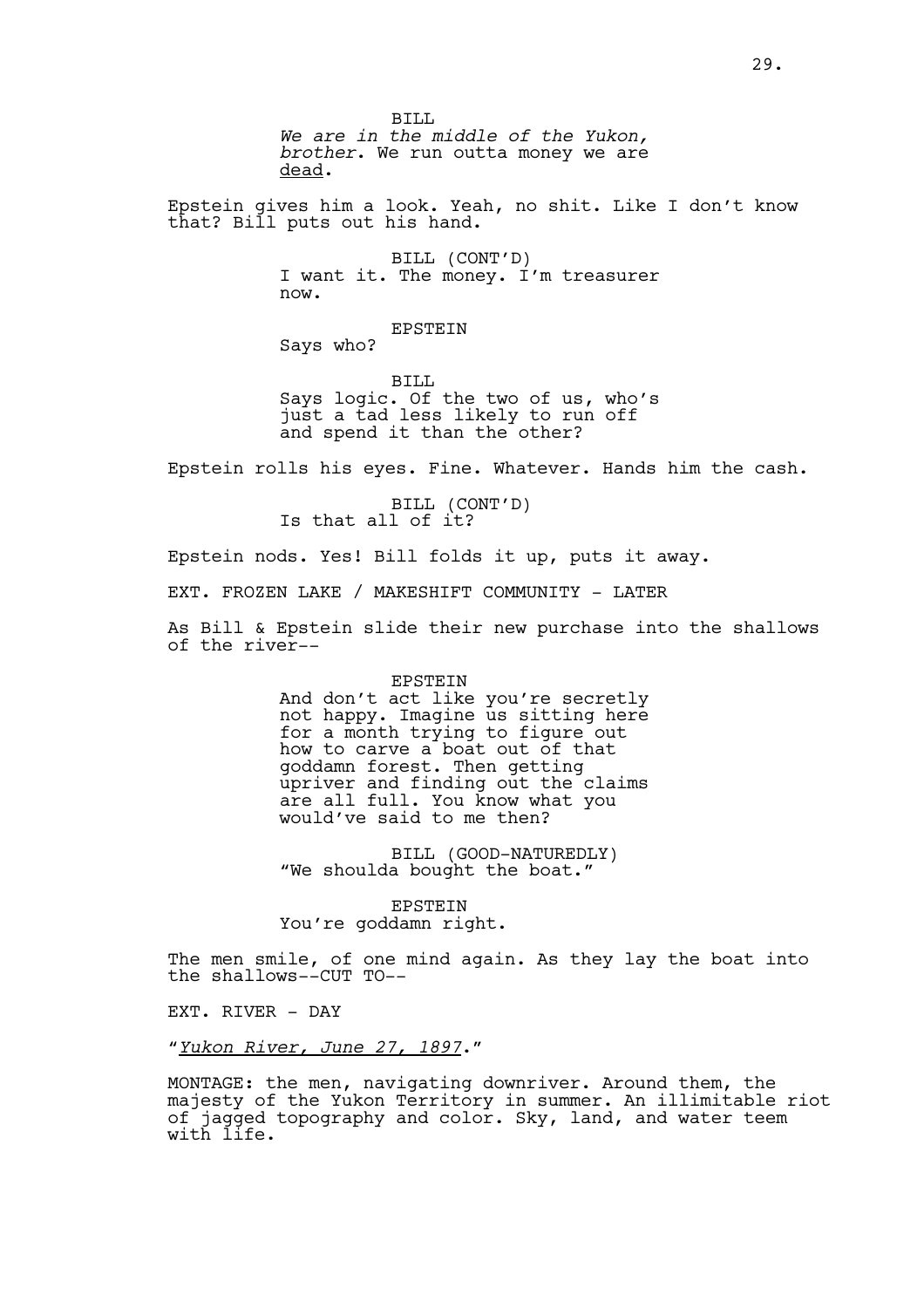BILL
*We are in the middle of the Yukon, brother*. We run outta money we are dead.

Epstein gives him a look. Yeah, no shit. Like I don't know that? Bill puts out his hand.

BILL (CONT'D)
I want it. The money. I'm treasurer now.

EPSTEIN
Says who?

BILL
Says logic. Of the two of us, who's just a tad less likely to run off and spend it than the other?

Epstein rolls his eyes. Fine. Whatever. Hands him the cash.

BILL (CONT'D)
Is that all of it?

Epstein nods. Yes! Bill folds it up, puts it away.

EXT. FROZEN LAKE / MAKESHIFT COMMUNITY - LATER

As Bill & Epstein slide their new purchase into the shallows of the river--

EPSTEIN
And don't act like you're secretly not happy. Imagine us sitting here for a month trying to figure out how to carve a boat out of that goddamn forest. Then getting upriver and finding out the claims are all full. You know what you would've said to me then?

BILL (GOOD-NATUREDLY)
"We shoulda bought the boat."

EPSTEIN
You're goddamn right.

The men smile, of one mind again. As they lay the boat into the shallows--CUT TO--

EXT. RIVER - DAY

"*Yukon River, June 27, 1897*."

MONTAGE: the men, navigating downriver. Around them, the majesty of the Yukon Territory in summer. An illimitable riot of jagged topography and color. Sky, land, and water teem with life.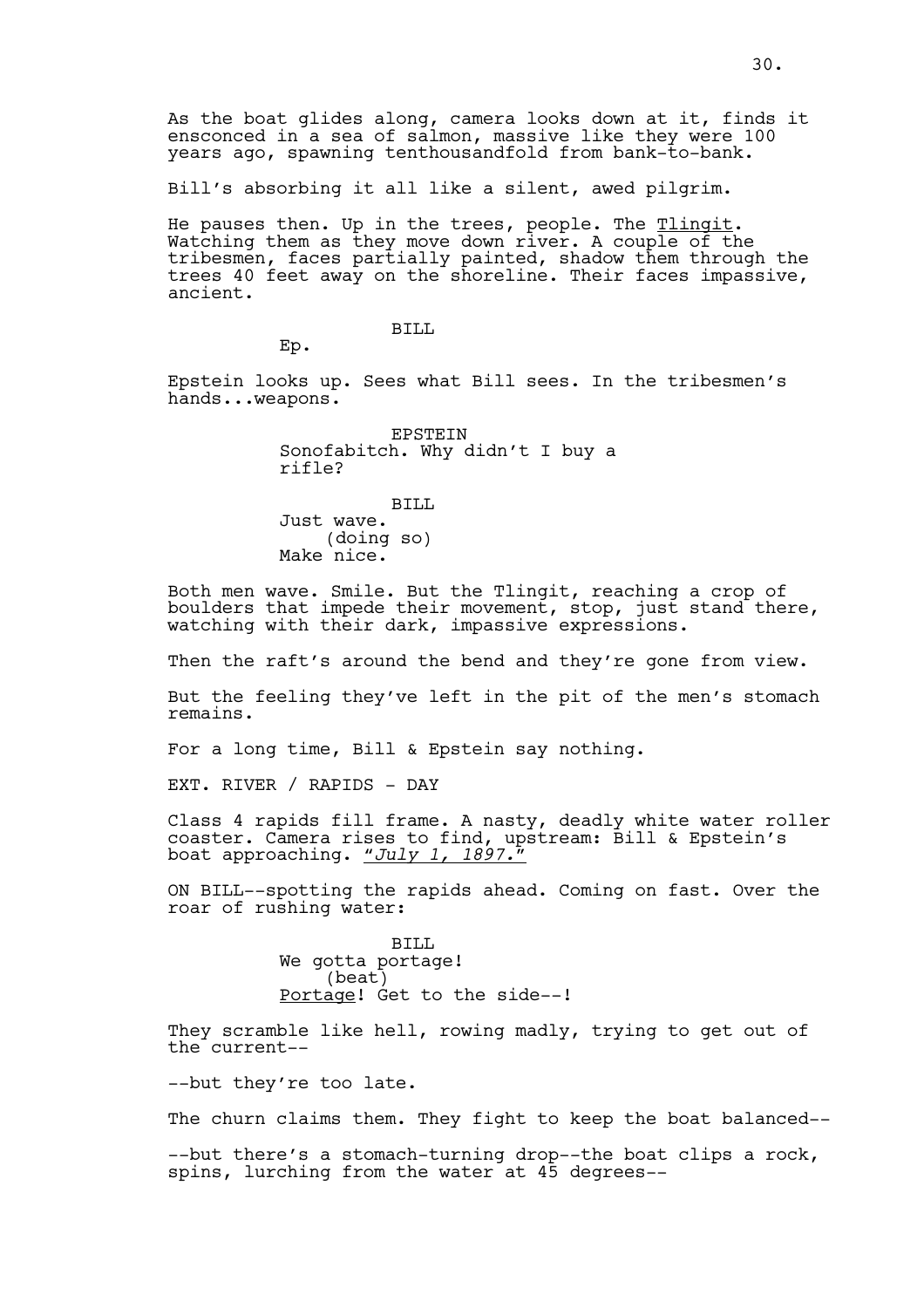As the boat glides along, camera looks down at it, finds it ensconced in a sea of salmon, massive like they were 100 years ago, spawning tenthousandfold from bank-to-bank.

Bill's absorbing it all like a silent, awed pilgrim.

He pauses then. Up in the trees, people. The Tlingit. Watching them as they move down river. A couple of the tribesmen, faces partially painted, shadow them through the trees 40 feet away on the shoreline. Their faces impassive, ancient.

BILL
Ep.

Epstein looks up. Sees what Bill sees. In the tribesmen's hands...weapons.

EPSTEIN
Sonofabitch. Why didn't I buy a rifle?

BILL
Just wave.
(doing so)
Make nice.

Both men wave. Smile. But the Tlingit, reaching a crop of boulders that impede their movement, stop, just stand there, watching with their dark, impassive expressions.

Then the raft's around the bend and they're gone from view.

But the feeling they've left in the pit of the men's stomach remains.

For a long time, Bill & Epstein say nothing.

EXT. RIVER / RAPIDS - DAY

Class 4 rapids fill frame. A nasty, deadly white water roller coaster. Camera rises to find, upstream: Bill & Epstein's boat approaching. *"July 1, 1897."*

ON BILL--spotting the rapids ahead. Coming on fast. Over the roar of rushing water:

BILL
We gotta portage!
(beat)
Portage! Get to the side--!

They scramble like hell, rowing madly, trying to get out of the current--

--but they're too late.

The churn claims them. They fight to keep the boat balanced--

--but there's a stomach-turning drop--the boat clips a rock, spins, lurching from the water at 45 degrees--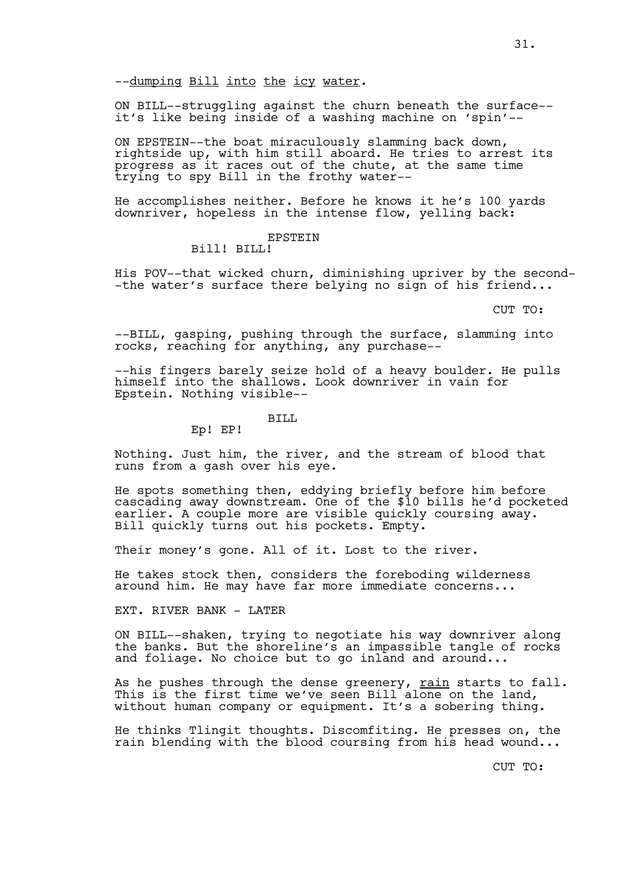--dumping Bill into the icy water.

ON BILL--struggling against the churn beneath the surface--it's like being inside of a washing machine on 'spin'--

ON EPSTEIN--the boat miraculously slamming back down, rightside up, with him still aboard. He tries to arrest its progress as it races out of the chute, at the same time trying to spy Bill in the frothy water--

He accomplishes neither. Before he knows it he's 100 yards downriver, hopeless in the intense flow, yelling back:

EPSTEIN
Bill! BILL!

His POV--that wicked churn, diminishing upriver by the second--the water's surface there belying no sign of his friend...

CUT TO:

--BILL, gasping, pushing through the surface, slamming into rocks, reaching for anything, any purchase--

--his fingers barely seize hold of a heavy boulder. He pulls himself into the shallows. Look downriver in vain for Epstein. Nothing visible--

BILL
Ep! EP!

Nothing. Just him, the river, and the stream of blood that runs from a gash over his eye.

He spots something then, eddying briefly before him before cascading away downstream. One of the $10 bills he'd pocketed earlier. A couple more are visible quickly coursing away. Bill quickly turns out his pockets. Empty.

Their money's gone. All of it. Lost to the river.

He takes stock then, considers the foreboding wilderness around him. He may have far more immediate concerns...

EXT. RIVER BANK - LATER

ON BILL--shaken, trying to negotiate his way downriver along the banks. But the shoreline's an impassible tangle of rocks and foliage. No choice but to go inland and around...

As he pushes through the dense greenery, rain starts to fall. This is the first time we've seen Bill alone on the land, without human company or equipment. It's a sobering thing.

He thinks Tlingit thoughts. Discomfiting. He presses on, the rain blending with the blood coursing from his head wound...

CUT TO: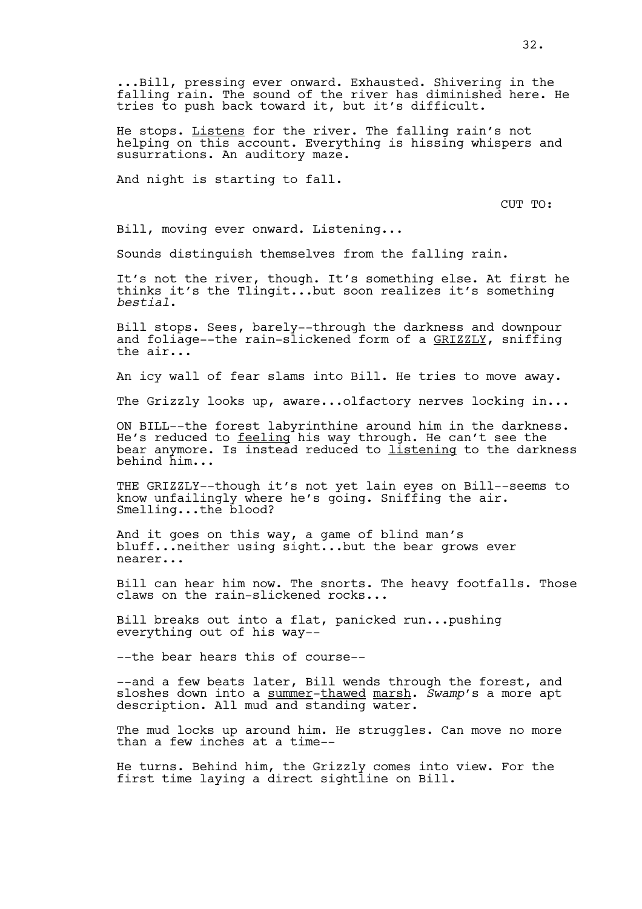...Bill, pressing ever onward. Exhausted. Shivering in the falling rain. The sound of the river has diminished here. He tries to push back toward it, but it's difficult.

He stops. <u>Listens</u> for the river. The falling rain's not helping on this account. Everything is hissing whispers and susurrations. An auditory maze.

And night is starting to fall.

CUT TO:

Bill, moving ever onward. Listening...

Sounds distinguish themselves from the falling rain.

It's not the river, though. It's something else. At first he thinks it's the Tlingit...but soon realizes it's something *bestial*.

Bill stops. Sees, barely--through the darkness and downpour and foliage--the rain-slickened form of a <u>GRIZZLY</u>, sniffing the air...

An icy wall of fear slams into Bill. He tries to move away.

The Grizzly looks up, aware...olfactory nerves locking in...

ON BILL--the forest labyrinthine around him in the darkness. He's reduced to <u>feeling</u> his way through. He can't see the bear anymore. Is instead reduced to <u>listening</u> to the darkness behind him...

THE GRIZZLY--though it's not yet lain eyes on Bill--seems to know unfailingly where he's going. Sniffing the air. Smelling...the blood?

And it goes on this way, a game of blind man's bluff...neither using sight...but the bear grows ever nearer...

Bill can hear him now. The snorts. The heavy footfalls. Those claws on the rain-slickened rocks...

Bill breaks out into a flat, panicked run...pushing everything out of his way--

--the bear hears this of course--

--and a few beats later, Bill wends through the forest, and sloshes down into a <u>summer</u>-<u>thawed</u> <u>marsh</u>. *Swamp*'s a more apt description. All mud and standing water.

The mud locks up around him. He struggles. Can move no more than a few inches at a time--

He turns. Behind him, the Grizzly comes into view. For the first time laying a direct sightline on Bill.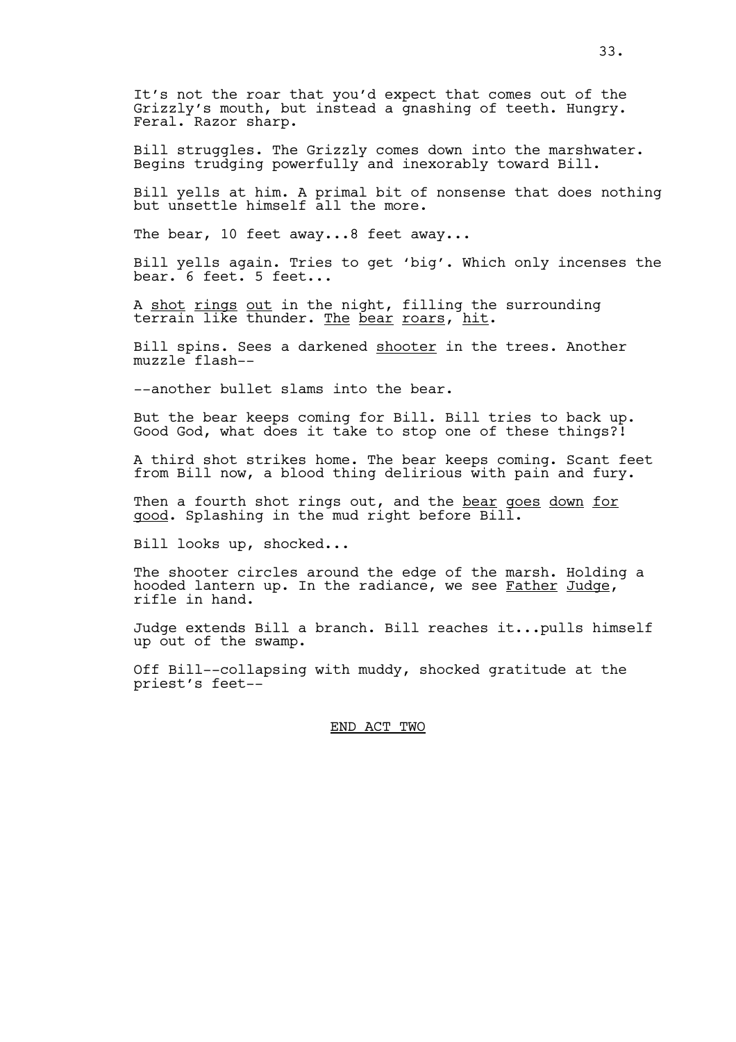It's not the roar that you'd expect that comes out of the Grizzly's mouth, but instead a gnashing of teeth. Hungry. Feral. Razor sharp.

Bill struggles. The Grizzly comes down into the marshwater. Begins trudging powerfully and inexorably toward Bill.

Bill yells at him. A primal bit of nonsense that does nothing but unsettle himself all the more.

The bear, 10 feet away...8 feet away...

Bill yells again. Tries to get 'big'. Which only incenses the bear. 6 feet. 5 feet...

A <u>shot rings out</u> in the night, filling the surrounding terrain like thunder. <u>The bear roars, hit</u>.

Bill spins. Sees a darkened <u>shooter</u> in the trees. Another muzzle flash--

--another bullet slams into the bear.

But the bear keeps coming for Bill. Bill tries to back up. Good God, what does it take to stop one of these things?!

A third shot strikes home. The bear keeps coming. Scant feet from Bill now, a blood thing delirious with pain and fury.

Then a fourth shot rings out, and the <u>bear goes down for good</u>. Splashing in the mud right before Bill.

Bill looks up, shocked...

The shooter circles around the edge of the marsh. Holding a hooded lantern up. In the radiance, we see <u>Father Judge</u>, rifle in hand.

Judge extends Bill a branch. Bill reaches it...pulls himself up out of the swamp.

Off Bill--collapsing with muddy, shocked gratitude at the priest's feet--

<u>END ACT TWO</u>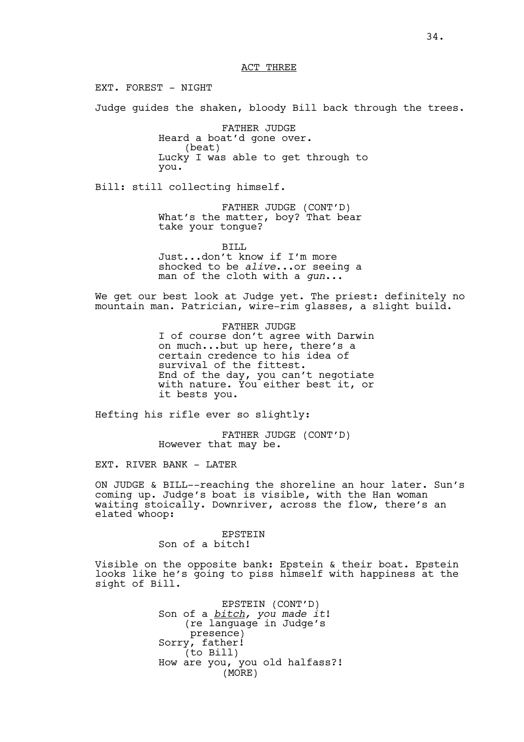ACT THREE

EXT. FOREST - NIGHT

Judge guides the shaken, bloody Bill back through the trees.

FATHER JUDGE
Heard a boat'd gone over.
(beat)
Lucky I was able to get through to you.

Bill: still collecting himself.

FATHER JUDGE (CONT'D)
What's the matter, boy? That bear take your tongue?

BILL
Just...don't know if I'm more shocked to be *alive*...or seeing a man of the cloth with a *gun*...

We get our best look at Judge yet. The priest: definitely no mountain man. Patrician, wire-rim glasses, a slight build.

FATHER JUDGE
I of course don't agree with Darwin on much...but up here, there's a certain credence to his idea of survival of the fittest.
End of the day, you can't negotiate with nature. You either best it, or it bests you.

Hefting his rifle ever so slightly:

FATHER JUDGE (CONT'D)
However that may be.

EXT. RIVER BANK - LATER

ON JUDGE & BILL--reaching the shoreline an hour later. Sun's coming up. Judge's boat is visible, with the Han woman waiting stoically. Downriver, across the flow, there's an elated whoop:

EPSTEIN
Son of a bitch!

Visible on the opposite bank: Epstein & their boat. Epstein looks like he's going to piss himself with happiness at the sight of Bill.

EPSTEIN (CONT'D)
Son of a *bitch, you made it*!
(re language in Judge's presence)
Sorry, father!
(to Bill)
How are you, you old halfass?!
(MORE)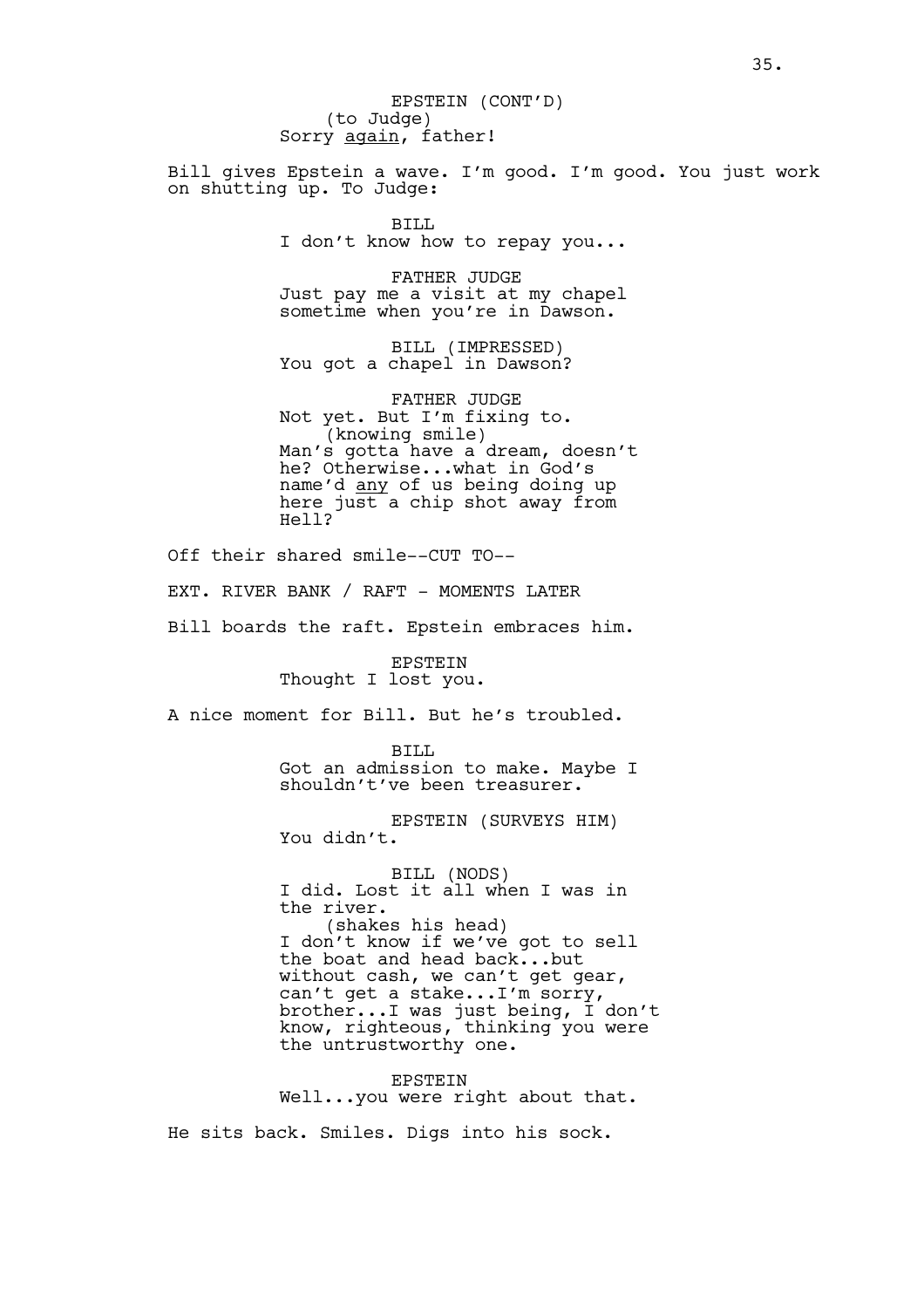EPSTEIN (CONT'D)
(to Judge)
Sorry <u>again</u>, father!

Bill gives Epstein a wave. I'm good. I'm good. You just work on shutting up. To Judge:

BILL
I don't know how to repay you...

FATHER JUDGE
Just pay me a visit at my chapel sometime when you're in Dawson.

BILL (IMPRESSED)
You got a chapel in Dawson?

FATHER JUDGE
Not yet. But I'm fixing to.
(knowing smile)
Man's gotta have a dream, doesn't he? Otherwise...what in God's name'd <u>any</u> of us being doing up here just a chip shot away from Hell?

Off their shared smile--CUT TO--

EXT. RIVER BANK / RAFT - MOMENTS LATER

Bill boards the raft. Epstein embraces him.

EPSTEIN
Thought I lost you.

A nice moment for Bill. But he's troubled.

BILL
Got an admission to make. Maybe I shouldn't've been treasurer.

EPSTEIN (SURVEYS HIM)
You didn't.

BILL (NODS)
I did. Lost it all when I was in the river.
(shakes his head)
I don't know if we've got to sell the boat and head back...but without cash, we can't get gear, can't get a stake...I'm sorry, brother...I was just being, I don't know, righteous, thinking you were the untrustworthy one.

EPSTEIN
Well...you were right about that.

He sits back. Smiles. Digs into his sock.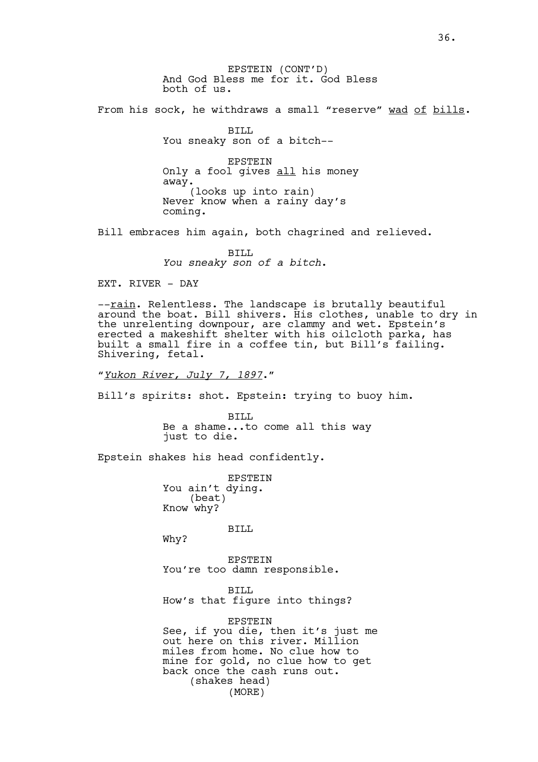EPSTEIN (CONT'D)
And God Bless me for it. God Bless both of us.

From his sock, he withdraws a small "reserve" wad of bills.

BILL
You sneaky son of a bitch--

EPSTEIN
Only a fool gives all his money away.
(looks up into rain)
Never know when a rainy day's coming.

Bill embraces him again, both chagrined and relieved.

BILL
*You sneaky son of a bitch.*

EXT. RIVER - DAY

--rain. Relentless. The landscape is brutally beautiful around the boat. Bill shivers. His clothes, unable to dry in the unrelenting downpour, are clammy and wet. Epstein's erected a makeshift shelter with his oilcloth parka, has built a small fire in a coffee tin, but Bill's failing. Shivering, fetal.

"*Yukon River, July 7, 1897*."

Bill's spirits: shot. Epstein: trying to buoy him.

BILL
Be a shame...to come all this way just to die.

Epstein shakes his head confidently.

EPSTEIN
You ain't dying.
(beat)
Know why?

BILL
Why?

EPSTEIN
You're too damn responsible.

BILL
How's that figure into things?

EPSTEIN
See, if you die, then it's just me out here on this river. Million miles from home. No clue how to mine for gold, no clue how to get back once the cash runs out.
(shakes head)
(MORE)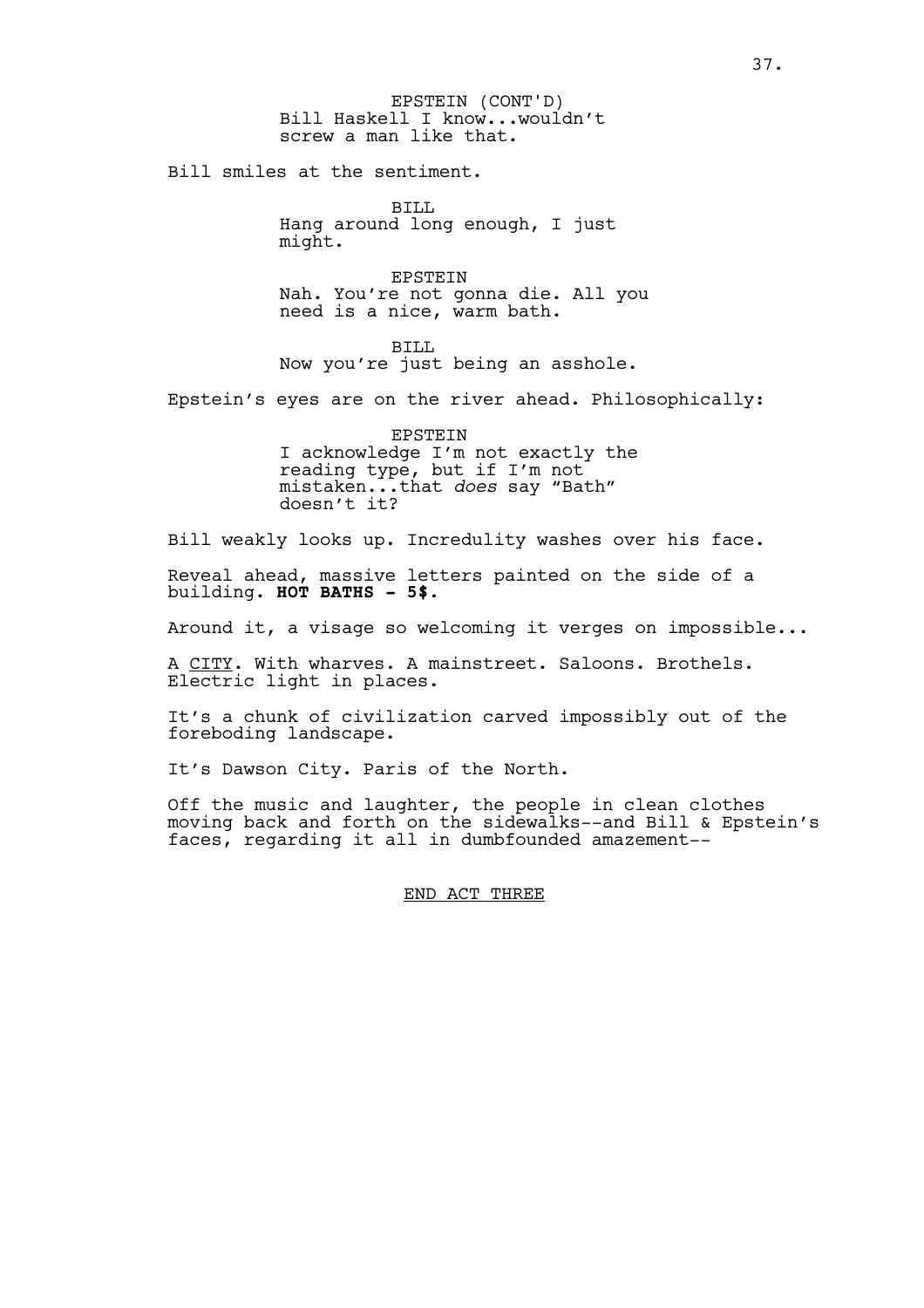EPSTEIN (CONT'D)
Bill Haskell I know...wouldn't screw a man like that.

Bill smiles at the sentiment.

BILL
Hang around long enough, I just might.

EPSTEIN
Nah. You're not gonna die. All you need is a nice, warm bath.

BILL
Now you're just being an asshole.

Epstein's eyes are on the river ahead. Philosophically:

EPSTEIN
I acknowledge I'm not exactly the reading type, but if I'm not mistaken...that *does* say "Bath" doesn't it?

Bill weakly looks up. Incredulity washes over his face.

Reveal ahead, massive letters painted on the side of a building. **HOT BATHS - 5$.**

Around it, a visage so welcoming it verges on impossible...

A <u>CITY</u>. With wharves. A mainstreet. Saloons. Brothels. Electric light in places.

It's a chunk of civilization carved impossibly out of the foreboding landscape.

It's Dawson City. Paris of the North.

Off the music and laughter, the people in clean clothes moving back and forth on the sidewalks--and Bill & Epstein's faces, regarding it all in dumbfounded amazement--

<u>END ACT THREE</u>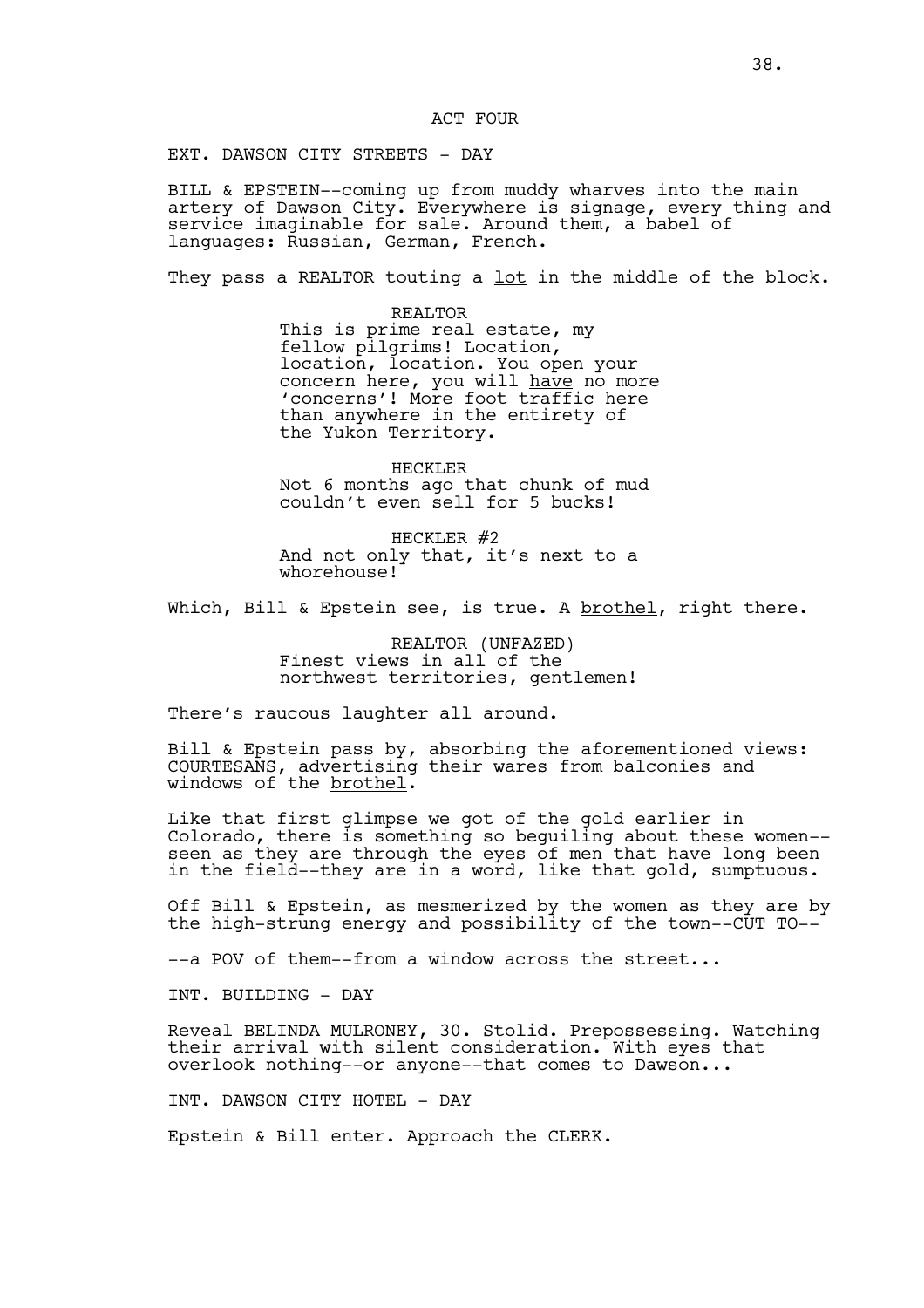ACT FOUR

EXT. DAWSON CITY STREETS - DAY

BILL & EPSTEIN--coming up from muddy wharves into the main artery of Dawson City. Everywhere is signage, every thing and service imaginable for sale. Around them, a babel of languages: Russian, German, French.

They pass a REALTOR touting a lot in the middle of the block.

REALTOR
This is prime real estate, my fellow pilgrims! Location, location, location. You open your concern here, you will have no more 'concerns'! More foot traffic here than anywhere in the entirety of the Yukon Territory.

HECKLER
Not 6 months ago that chunk of mud couldn't even sell for 5 bucks!

HECKLER #2
And not only that, it's next to a whorehouse!

Which, Bill & Epstein see, is true. A brothel, right there.

REALTOR (UNFAZED)
Finest views in all of the northwest territories, gentlemen!

There's raucous laughter all around.

Bill & Epstein pass by, absorbing the aforementioned views: COURTESANS, advertising their wares from balconies and windows of the brothel.

Like that first glimpse we got of the gold earlier in Colorado, there is something so beguiling about these women--seen as they are through the eyes of men that have long been in the field--they are in a word, like that gold, sumptuous.

Off Bill & Epstein, as mesmerized by the women as they are by the high-strung energy and possibility of the town--CUT TO--

--a POV of them--from a window across the street...

INT. BUILDING - DAY

Reveal BELINDA MULRONEY, 30. Stolid. Prepossessing. Watching their arrival with silent consideration. With eyes that overlook nothing--or anyone--that comes to Dawson...

INT. DAWSON CITY HOTEL - DAY

Epstein & Bill enter. Approach the CLERK.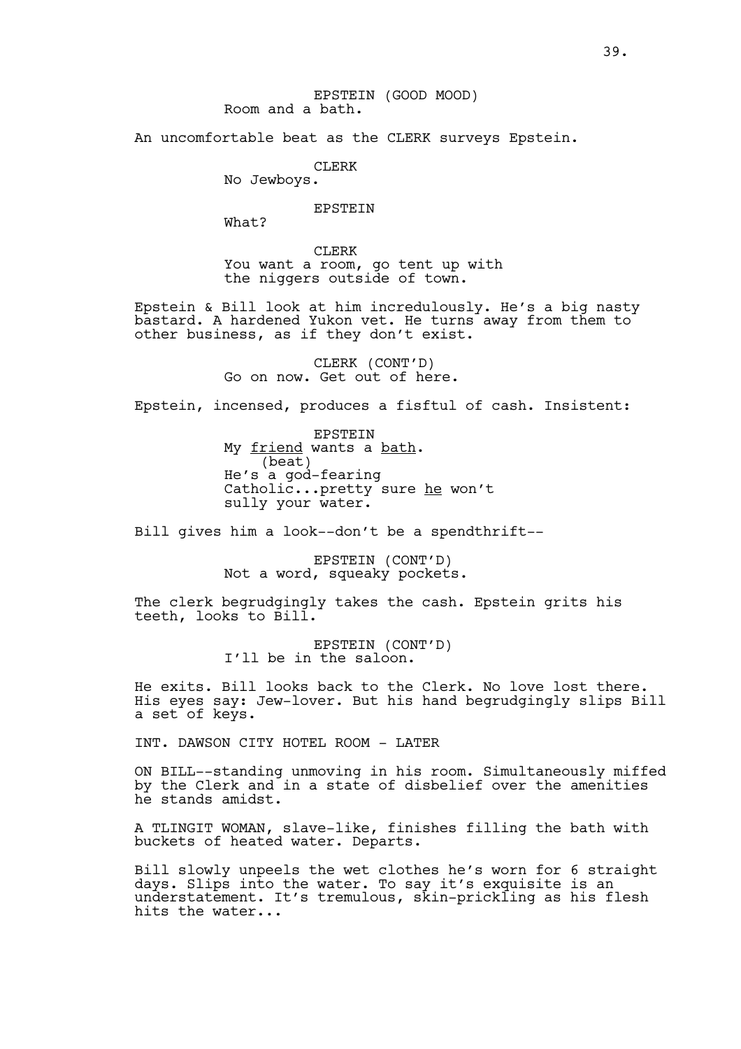EPSTEIN (GOOD MOOD)
Room and a bath.

An uncomfortable beat as the CLERK surveys Epstein.

CLERK
No Jewboys.

EPSTEIN
What?

CLERK
You want a room, go tent up with the niggers outside of town.

Epstein & Bill look at him incredulously. He's a big nasty bastard. A hardened Yukon vet. He turns away from them to other business, as if they don't exist.

CLERK (CONT'D)
Go on now. Get out of here.

Epstein, incensed, produces a fisftul of cash. Insistent:

EPSTEIN
My _friend_ wants a _bath_.
(beat)
He's a god-fearing Catholic...pretty sure _he_ won't sully your water.

Bill gives him a look--don't be a spendthrift--

EPSTEIN (CONT'D)
Not a word, squeaky pockets.

The clerk begrudgingly takes the cash. Epstein grits his teeth, looks to Bill.

EPSTEIN (CONT'D)
I'll be in the saloon.

He exits. Bill looks back to the Clerk. No love lost there. His eyes say: Jew-lover. But his hand begrudgingly slips Bill a set of keys.

INT. DAWSON CITY HOTEL ROOM - LATER

ON BILL--standing unmoving in his room. Simultaneously miffed by the Clerk and in a state of disbelief over the amenities he stands amidst.

A TLINGIT WOMAN, slave-like, finishes filling the bath with buckets of heated water. Departs.

Bill slowly unpeels the wet clothes he's worn for 6 straight days. Slips into the water. To say it's exquisite is an understatement. It's tremulous, skin-prickling as his flesh hits the water...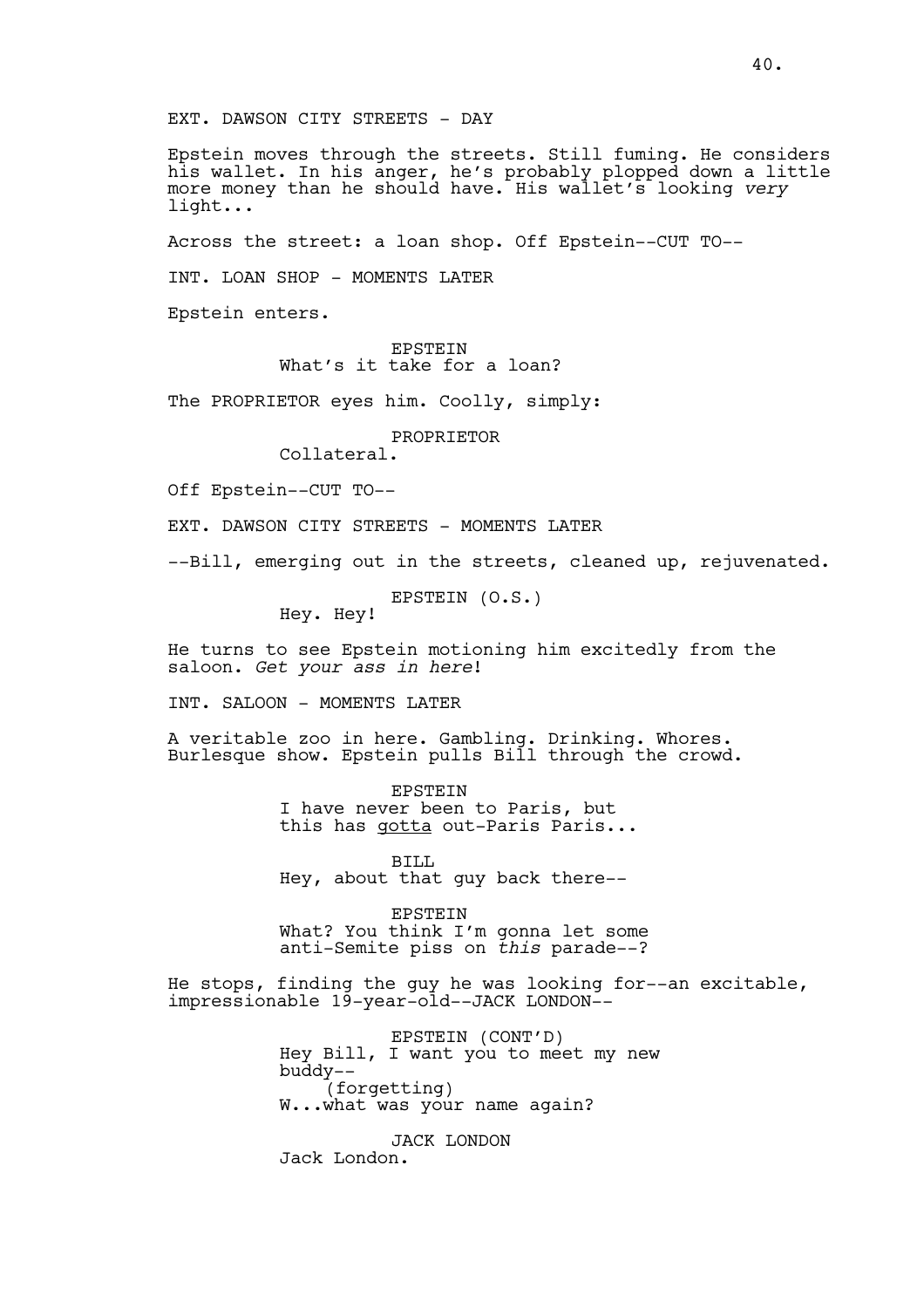EXT. DAWSON CITY STREETS - DAY

Epstein moves through the streets. Still fuming. He considers his wallet. In his anger, he's probably plopped down a little more money than he should have. His wallet's looking *very* light...

Across the street: a loan shop. Off Epstein--CUT TO--

INT. LOAN SHOP - MOMENTS LATER

Epstein enters.

EPSTEIN
What's it take for a loan?

The PROPRIETOR eyes him. Coolly, simply:

PROPRIETOR
Collateral.

Off Epstein--CUT TO--

EXT. DAWSON CITY STREETS - MOMENTS LATER

--Bill, emerging out in the streets, cleaned up, rejuvenated.

EPSTEIN (O.S.)
Hey. Hey!

He turns to see Epstein motioning him excitedly from the saloon. *Get your ass in here*!

INT. SALOON - MOMENTS LATER

A veritable zoo in here. Gambling. Drinking. Whores. Burlesque show. Epstein pulls Bill through the crowd.

EPSTEIN
I have never been to Paris, but this has <u>gotta</u> out-Paris Paris...

BILL
Hey, about that guy back there--

EPSTEIN
What? You think I'm gonna let some anti-Semite piss on *this* parade--?

He stops, finding the guy he was looking for--an excitable, impressionable 19-year-old--JACK LONDON--

EPSTEIN (CONT'D)
Hey Bill, I want you to meet my new buddy--
(forgetting)
W...what was your name again?

JACK LONDON
Jack London.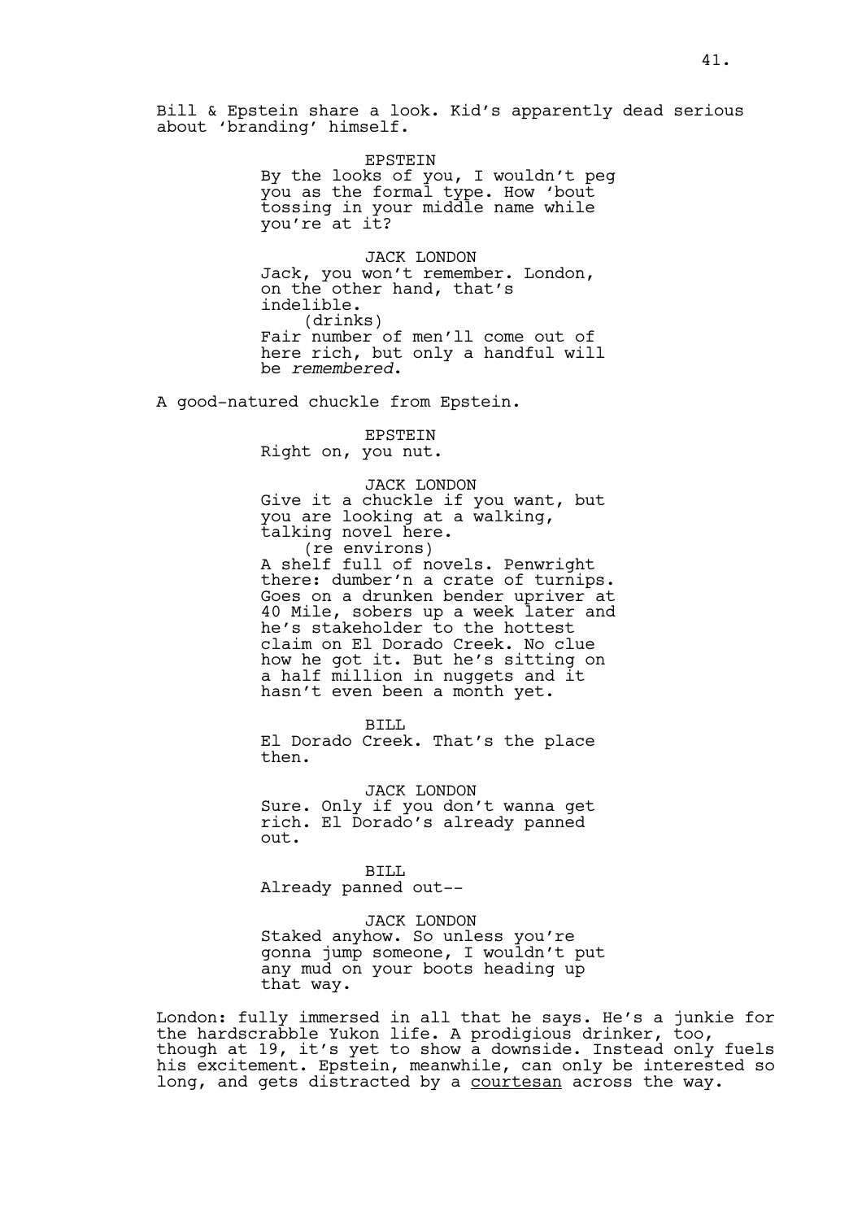Bill & Epstein share a look. Kid's apparently dead serious about 'branding' himself.

EPSTEIN
By the looks of you, I wouldn't peg you as the formal type. How 'bout tossing in your middle name while you're at it?

JACK LONDON
Jack, you won't remember. London, on the other hand, that's indelible.
(drinks)
Fair number of men'll come out of here rich, but only a handful will be *remembered*.

A good-natured chuckle from Epstein.

EPSTEIN
Right on, you nut.

JACK LONDON
Give it a chuckle if you want, but you are looking at a walking, talking novel here.
(re environs)
A shelf full of novels. Penwright there: dumber'n a crate of turnips. Goes on a drunken bender upriver at 40 Mile, sobers up a week later and he's stakeholder to the hottest claim on El Dorado Creek. No clue how he got it. But he's sitting on a half million in nuggets and it hasn't even been a month yet.

BILL
El Dorado Creek. That's the place then.

JACK LONDON
Sure. Only if you don't wanna get rich. El Dorado's already panned out.

BILL
Already panned out--

JACK LONDON
Staked anyhow. So unless you're gonna jump someone, I wouldn't put any mud on your boots heading up that way.

London: fully immersed in all that he says. He's a junkie for the hardscrabble Yukon life. A prodigious drinker, too, though at 19, it's yet to show a downside. Instead only fuels his excitement. Epstein, meanwhile, can only be interested so long, and gets distracted by a courtesan across the way.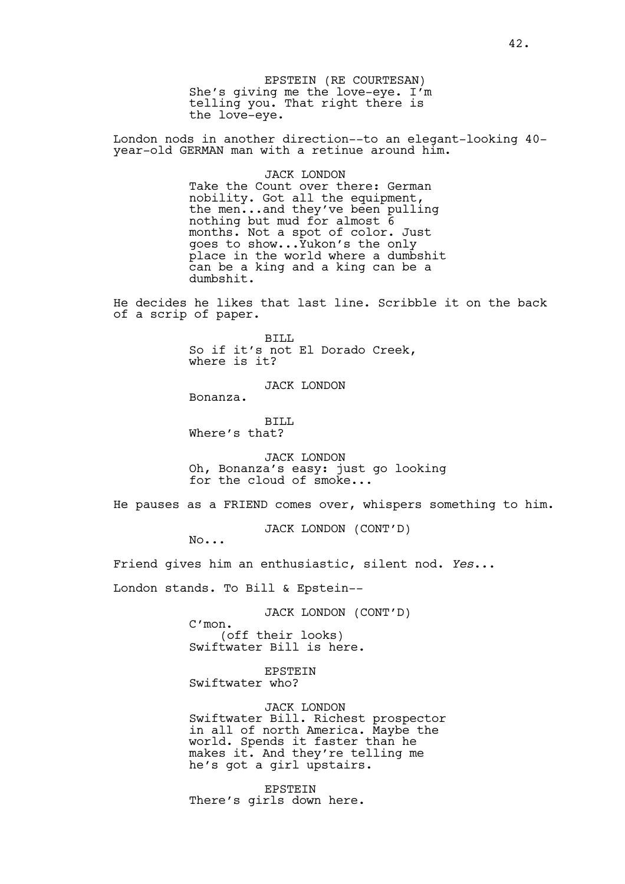EPSTEIN (RE COURTESAN)
She's giving me the love-eye. I'm telling you. That right there is the love-eye.

London nods in another direction--to an elegant-looking 40-year-old GERMAN man with a retinue around him.

JACK LONDON
Take the Count over there: German nobility. Got all the equipment, the men...and they've been pulling nothing but mud for almost 6 months. Not a spot of color. Just goes to show...Yukon's the only place in the world where a dumbshit can be a king and a king can be a dumbshit.

He decides he likes that last line. Scribble it on the back of a scrip of paper.

BILL
So if it's not El Dorado Creek, where is it?

JACK LONDON
Bonanza.

BILL
Where's that?

JACK LONDON
Oh, Bonanza's easy: just go looking for the cloud of smoke...

He pauses as a FRIEND comes over, whispers something to him.

JACK LONDON (CONT'D)
No...

Friend gives him an enthusiastic, silent nod. *Yes*...

London stands. To Bill & Epstein--

JACK LONDON (CONT'D)
C'mon.
(off their looks)
Swiftwater Bill is here.

EPSTEIN
Swiftwater who?

JACK LONDON
Swiftwater Bill. Richest prospector in all of north America. Maybe the world. Spends it faster than he makes it. And they're telling me he's got a girl upstairs.

EPSTEIN
There's girls down here.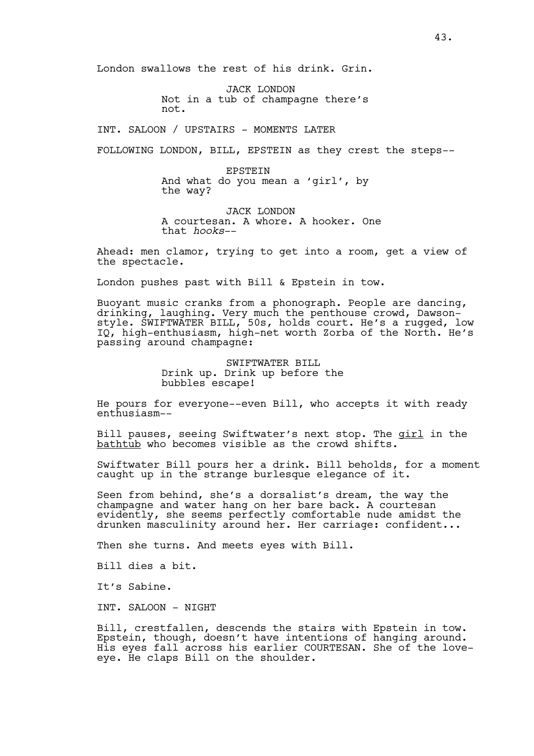London swallows the rest of his drink. Grin.

JACK LONDON
Not in a tub of champagne there's not.

INT. SALOON / UPSTAIRS - MOMENTS LATER

FOLLOWING LONDON, BILL, EPSTEIN as they crest the steps--

EPSTEIN
And what do you mean a 'girl', by the way?

JACK LONDON
A courtesan. A whore. A hooker. One that *hooks*--

Ahead: men clamor, trying to get into a room, get a view of the spectacle.

London pushes past with Bill & Epstein in tow.

Buoyant music cranks from a phonograph. People are dancing, drinking, laughing. Very much the penthouse crowd, Dawson-style. SWIFTWATER BILL, 50s, holds court. He's a rugged, low IQ, high-enthusiasm, high-net worth Zorba of the North. He's passing around champagne:

SWIFTWATER BILL
Drink up. Drink up before the bubbles escape!

He pours for everyone--even Bill, who accepts it with ready enthusiasm--

Bill pauses, seeing Swiftwater's next stop. The <u>girl</u> in the <u>bathtub</u> who becomes visible as the crowd shifts.

Swiftwater Bill pours her a drink. Bill beholds, for a moment caught up in the strange burlesque elegance of it.

Seen from behind, she's a dorsalist's dream, the way the champagne and water hang on her bare back. A courtesan evidently, she seems perfectly comfortable nude amidst the drunken masculinity around her. Her carriage: confident...

Then she turns. And meets eyes with Bill.

Bill dies a bit.

It's Sabine.

INT. SALOON - NIGHT

Bill, crestfallen, descends the stairs with Epstein in tow. Epstein, though, doesn't have intentions of hanging around. His eyes fall across his earlier COURTESAN. She of the love-eye. He claps Bill on the shoulder.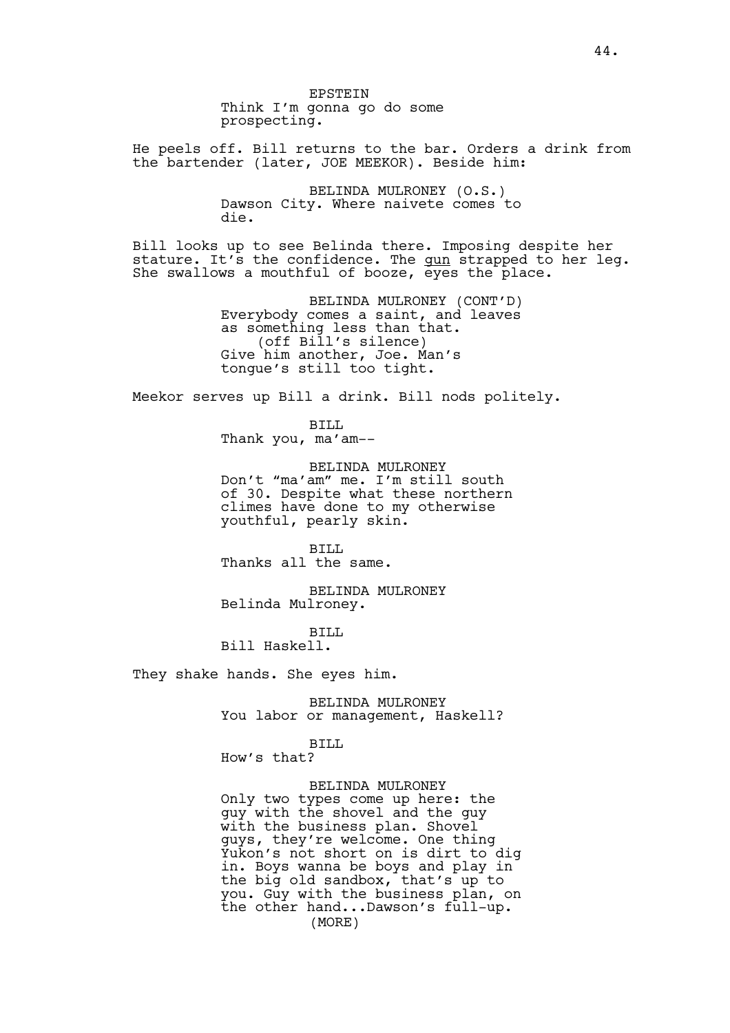EPSTEIN
Think I'm gonna go do some prospecting.

He peels off. Bill returns to the bar. Orders a drink from the bartender (later, JOE MEEKOR). Beside him:

BELINDA MULRONEY (O.S.)
Dawson City. Where naivete comes to die.

Bill looks up to see Belinda there. Imposing despite her stature. It's the confidence. The gun strapped to her leg. She swallows a mouthful of booze, eyes the place.

BELINDA MULRONEY (CONT'D)
Everybody comes a saint, and leaves as something less than that.
(off Bill's silence)
Give him another, Joe. Man's tongue's still too tight.

Meekor serves up Bill a drink. Bill nods politely.

BILL
Thank you, ma'am--

BELINDA MULRONEY
Don't "ma'am" me. I'm still south of 30. Despite what these northern climes have done to my otherwise youthful, pearly skin.

BILL
Thanks all the same.

BELINDA MULRONEY
Belinda Mulroney.

BILL
Bill Haskell.

They shake hands. She eyes him.

BELINDA MULRONEY
You labor or management, Haskell?

BILL
How's that?

BELINDA MULRONEY
Only two types come up here: the guy with the shovel and the guy with the business plan. Shovel guys, they're welcome. One thing Yukon's not short on is dirt to dig in. Boys wanna be boys and play in the big old sandbox, that's up to you. Guy with the business plan, on the other hand...Dawson's full-up.
(MORE)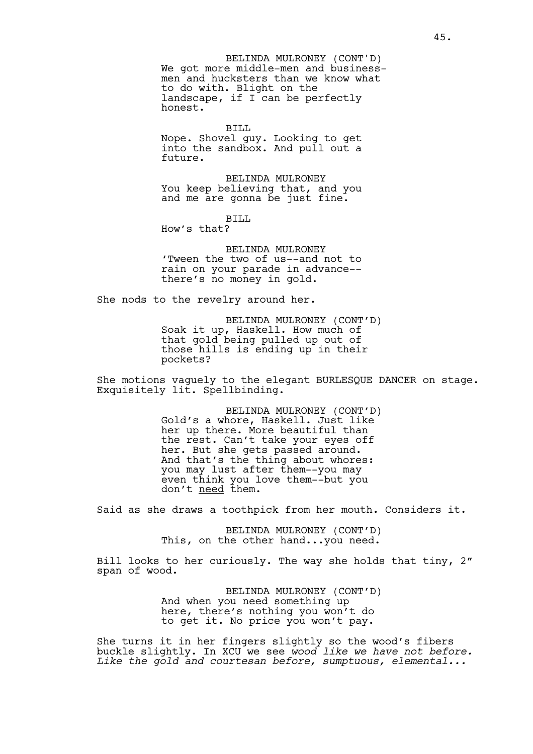BELINDA MULRONEY (CONT'D)
We got more middle-men and business-men and hucksters than we know what to do with. Blight on the landscape, if I can be perfectly honest.

BILL
Nope. Shovel guy. Looking to get into the sandbox. And pull out a future.

BELINDA MULRONEY
You keep believing that, and you and me are gonna be just fine.

BILL
How's that?

BELINDA MULRONEY
'Tween the two of us--and not to rain on your parade in advance--there's no money in gold.

She nods to the revelry around her.

BELINDA MULRONEY (CONT'D)
Soak it up, Haskell. How much of that gold being pulled up out of those hills is ending up in their pockets?

She motions vaguely to the elegant BURLESQUE DANCER on stage. Exquisitely lit. Spellbinding.

BELINDA MULRONEY (CONT'D)
Gold's a whore, Haskell. Just like her up there. More beautiful than the rest. Can't take your eyes off her. But she gets passed around. And that's the thing about whores: you may lust after them--you may even think you love them--but you don't <u>need</u> them.

Said as she draws a toothpick from her mouth. Considers it.

BELINDA MULRONEY (CONT'D)
This, on the other hand...you need.

Bill looks to her curiously. The way she holds that tiny, 2" span of wood.

BELINDA MULRONEY (CONT'D)
And when you need something up here, there's nothing you won't do to get it. No price you won't pay.

She turns it in her fingers slightly so the wood's fibers buckle slightly. In XCU we see *wood like we have not before. Like the gold and courtesan before, sumptuous, elemental...*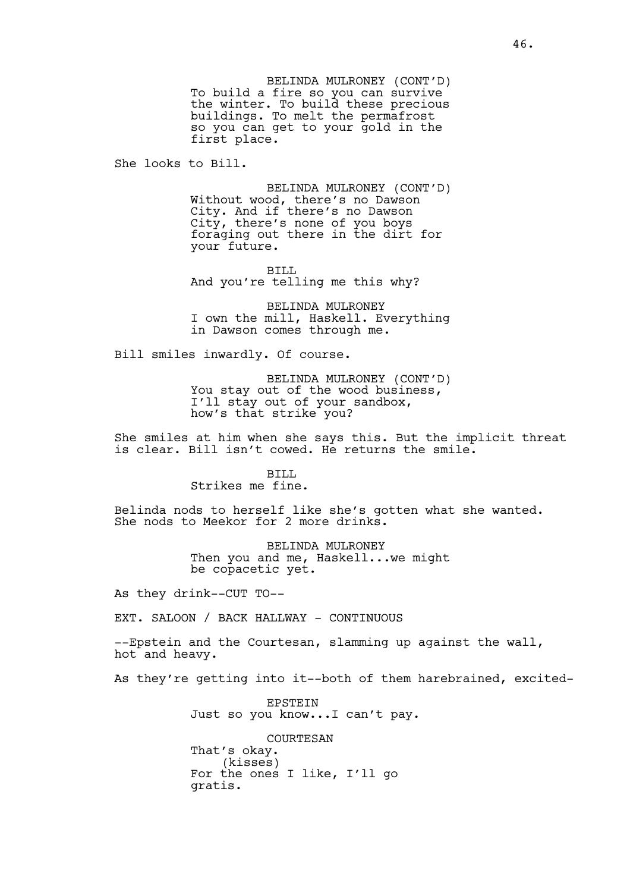BELINDA MULRONEY (CONT'D)
To build a fire so you can survive the winter. To build these precious buildings. To melt the permafrost so you can get to your gold in the first place.

She looks to Bill.

BELINDA MULRONEY (CONT'D)
Without wood, there's no Dawson City. And if there's no Dawson City, there's none of you boys foraging out there in the dirt for your future.

BILL
And you're telling me this why?

BELINDA MULRONEY
I own the mill, Haskell. Everything in Dawson comes through me.

Bill smiles inwardly. Of course.

BELINDA MULRONEY (CONT'D)
You stay out of the wood business, I'll stay out of your sandbox, how's that strike you?

She smiles at him when she says this. But the implicit threat is clear. Bill isn't cowed. He returns the smile.

BILL
Strikes me fine.

Belinda nods to herself like she's gotten what she wanted. She nods to Meekor for 2 more drinks.

BELINDA MULRONEY
Then you and me, Haskell...we might be copacetic yet.

As they drink--CUT TO--

EXT. SALOON / BACK HALLWAY - CONTINUOUS

--Epstein and the Courtesan, slamming up against the wall, hot and heavy.

As they're getting into it--both of them harebrained, excited-

EPSTEIN
Just so you know...I can't pay.

COURTESAN
That's okay.
(kisses)
For the ones I like, I'll go gratis.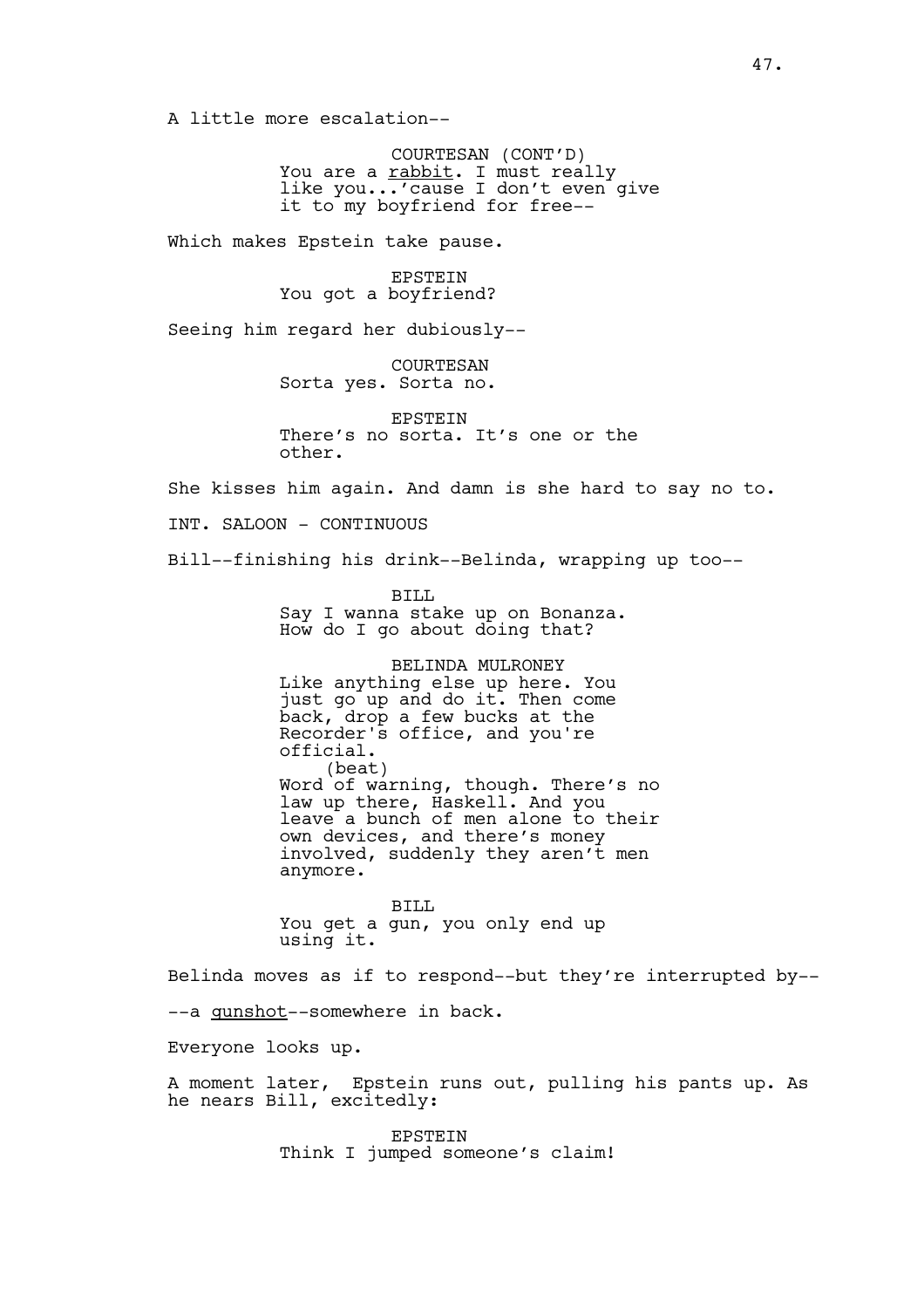A little more escalation--

COURTESAN (CONT'D)
You are a <u>rabbit</u>. I must really like you...'cause I don't even give it to my boyfriend for free--

Which makes Epstein take pause.

EPSTEIN
You got a boyfriend?

Seeing him regard her dubiously--

COURTESAN
Sorta yes. Sorta no.

EPSTEIN
There's no sorta. It's one or the other.

She kisses him again. And damn is she hard to say no to.

INT. SALOON - CONTINUOUS

Bill--finishing his drink--Belinda, wrapping up too--

BILL
Say I wanna stake up on Bonanza. How do I go about doing that?

BELINDA MULRONEY
Like anything else up here. You just go up and do it. Then come back, drop a few bucks at the Recorder's office, and you're official.
(beat)
Word of warning, though. There's no law up there, Haskell. And you leave a bunch of men alone to their own devices, and there's money involved, suddenly they aren't men anymore.

BILL
You get a gun, you only end up using it.

Belinda moves as if to respond--but they're interrupted by--

--a <u>gunshot</u>--somewhere in back.

Everyone looks up.

A moment later, Epstein runs out, pulling his pants up. As he nears Bill, excitedly:

EPSTEIN
Think I jumped someone's claim!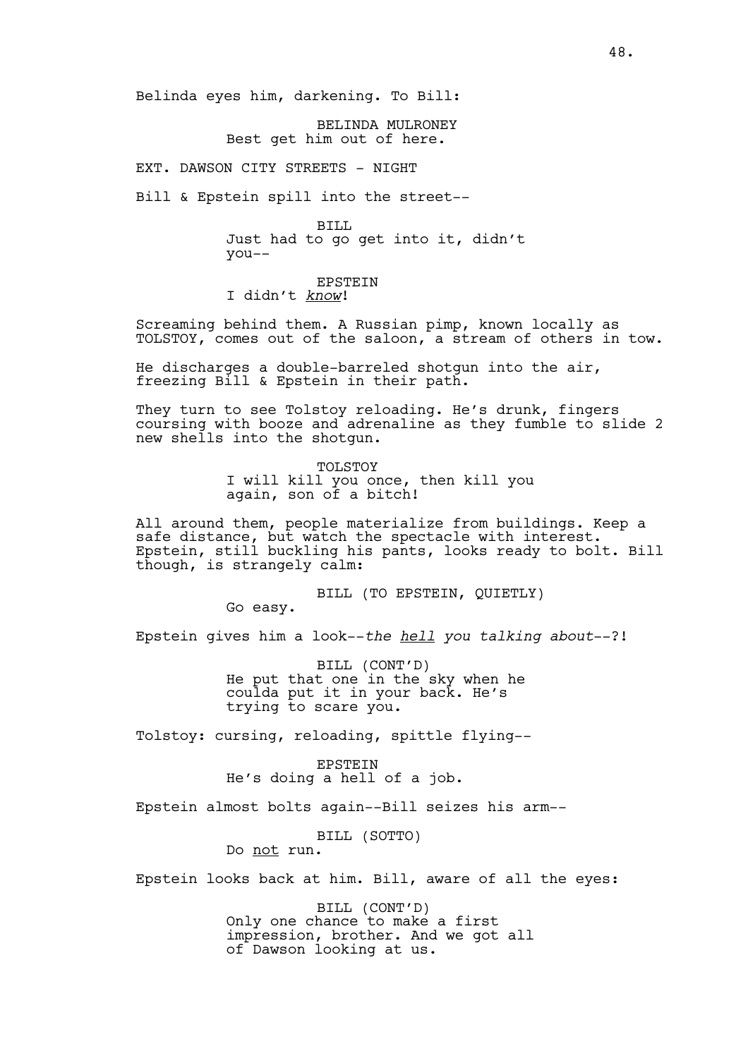Belinda eyes him, darkening. To Bill:

BELINDA MULRONEY
Best get him out of here.

EXT. DAWSON CITY STREETS - NIGHT

Bill & Epstein spill into the street--

BILL
Just had to go get into it, didn't you--

EPSTEIN
I didn't *know*!

Screaming behind them. A Russian pimp, known locally as TOLSTOY, comes out of the saloon, a stream of others in tow.

He discharges a double-bareled shotgun into the air, freezing Bill & Epstein in their path.

They turn to see Tolstoy reloading. He's drunk, fingers coursing with booze and adrenaline as they fumble to slide 2 new shells into the shotgun.

TOLSTOY
I will kill you once, then kill you again, son of a bitch!

All around them, people materialize from buildings. Keep a safe distance, but watch the spectacle with interest. Epstein, still buckling his pants, looks ready to bolt. Bill though, is strangely calm:

BILL (TO EPSTEIN, QUIETLY)
Go easy.

Epstein gives him a look--*the hell you talking about*--?!

BILL (CONT'D)
He put that one in the sky when he coulda put it in your back. He's trying to scare you.

Tolstoy: cursing, reloading, spittle flying--

EPSTEIN
He's doing a hell of a job.

Epstein almost bolts again--Bill seizes his arm--

BILL (SOTTO)
Do not run.

Epstein looks back at him. Bill, aware of all the eyes:

BILL (CONT'D)
Only one chance to make a first impression, brother. And we got all of Dawson looking at us.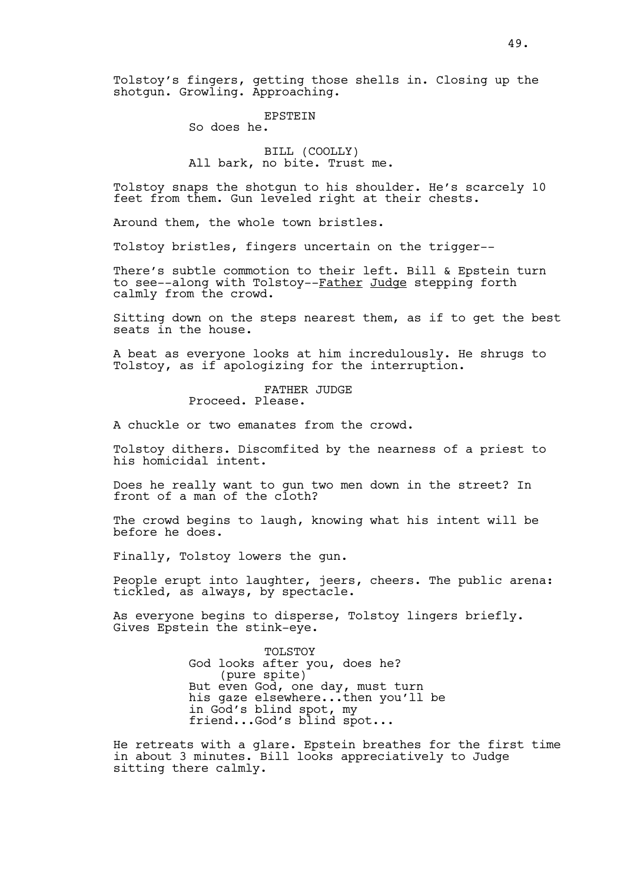Tolstoy's fingers, getting those shells in. Closing up the shotgun. Growling. Approaching.

EPSTEIN
So does he.

BILL (COOLLY)
All bark, no bite. Trust me.

Tolstoy snaps the shotgun to his shoulder. He's scarcely 10 feet from them. Gun leveled right at their chests.

Around them, the whole town bristles.

Tolstoy bristles, fingers uncertain on the trigger--

There's subtle commotion to their left. Bill & Epstein turn to see--along with Tolstoy--Father Judge stepping forth calmly from the crowd.

Sitting down on the steps nearest them, as if to get the best seats in the house.

A beat as everyone looks at him incredulously. He shrugs to Tolstoy, as if apologizing for the interruption.

FATHER JUDGE
Proceed. Please.

A chuckle or two emanates from the crowd.

Tolstoy dithers. Discomfited by the nearness of a priest to his homicidal intent.

Does he really want to gun two men down in the street? In front of a man of the cloth?

The crowd begins to laugh, knowing what his intent will be before he does.

Finally, Tolstoy lowers the gun.

People erupt into laughter, jeers, cheers. The public arena: tickled, as always, by spectacle.

As everyone begins to disperse, Tolstoy lingers briefly. Gives Epstein the stink-eye.

TOLSTOY
God looks after you, does he?
(pure spite)
But even God, one day, must turn his gaze elsewhere...then you'll be in God's blind spot, my friend...God's blind spot...

He retreats with a glare. Epstein breathes for the first time in about 3 minutes. Bill looks appreciatively to Judge sitting there calmly.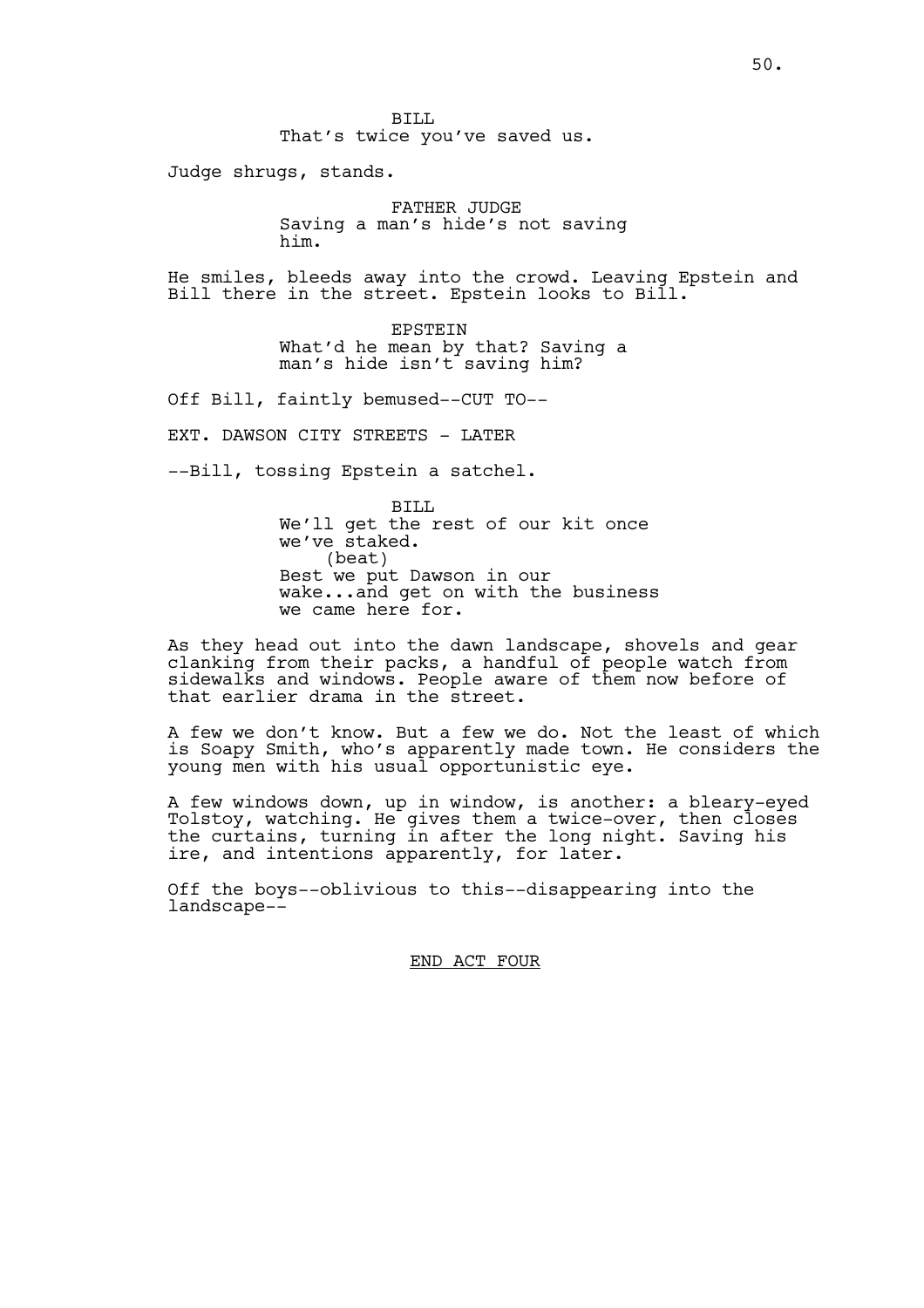BILL
That's twice you've saved us.

Judge shrugs, stands.

FATHER JUDGE
Saving a man's hide's not saving him.

He smiles, bleeds away into the crowd. Leaving Epstein and Bill there in the street. Epstein looks to Bill.

EPSTEIN
What'd he mean by that? Saving a man's hide isn't saving him?

Off Bill, faintly bemused--CUT TO--

EXT. DAWSON CITY STREETS - LATER

--Bill, tossing Epstein a satchel.

BILL
We'll get the rest of our kit once we've staked.
(beat)
Best we put Dawson in our wake...and get on with the business we came here for.

As they head out into the dawn landscape, shovels and gear clanking from their packs, a handful of people watch from sidewalks and windows. People aware of them now before of that earlier drama in the street.

A few we don't know. But a few we do. Not the least of which is Soapy Smith, who's apparently made town. He considers the young men with his usual opportunistic eye.

A few windows down, up in window, is another: a bleary-eyed Tolstoy, watching. He gives them a twice-over, then closes the curtains, turning in after the long night. Saving his ire, and intentions apparently, for later.

Off the boys--oblivious to this--disappearing into the landscape--

END ACT FOUR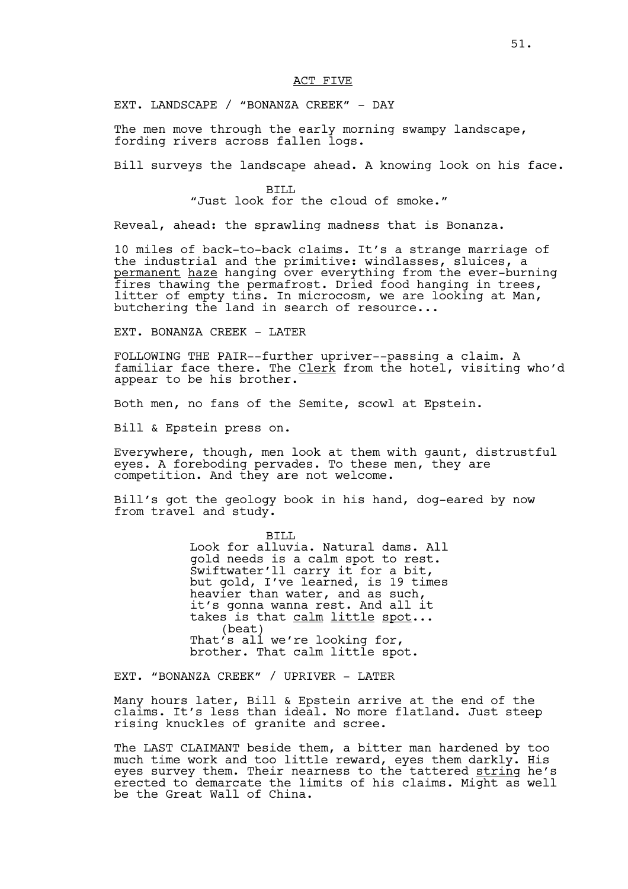ACT FIVE

EXT. LANDSCAPE / "BONANZA CREEK" - DAY

The men move through the early morning swampy landscape, fording rivers across fallen logs.

Bill surveys the landscape ahead. A knowing look on his face.

BILL
"Just look for the cloud of smoke."

Reveal, ahead: the sprawling madness that is Bonanza.

10 miles of back-to-back claims. It's a strange marriage of the industrial and the primitive: windlasses, sluices, a permanent haze hanging over everything from the ever-burning fires thawing the permafrost. Dried food hanging in trees, litter of empty tins. In microcosm, we are looking at Man, butchering the land in search of resource...

EXT. BONANZA CREEK - LATER

FOLLOWING THE PAIR--further upriver--passing a claim. A familiar face there. The Clerk from the hotel, visiting who'd appear to be his brother.

Both men, no fans of the Semite, scowl at Epstein.

Bill & Epstein press on.

Everywhere, though, men look at them with gaunt, distrustful eyes. A foreboding pervades. To these men, they are competition. And they are not welcome.

Bill's got the geology book in his hand, dog-eared by now from travel and study.

BILL
Look for alluvia. Natural dams. All gold needs is a calm spot to rest. Swiftwater'll carry it for a bit, but gold, I've learned, is 19 times heavier than water, and as such, it's gonna wanna rest. And all it takes is that calm little spot...
(beat)
That's all we're looking for, brother. That calm little spot.

EXT. "BONANZA CREEK" / UPRIVER - LATER

Many hours later, Bill & Epstein arrive at the end of the claims. It's less than ideal. No more flatland. Just steep rising knuckles of granite and scree.

The LAST CLAIMANT beside them, a bitter man hardened by too much time work and too little reward, eyes them darkly. His eyes survey them. Their nearness to the tattered string he's erected to demarcate the limits of his claims. Might as well be the Great Wall of China.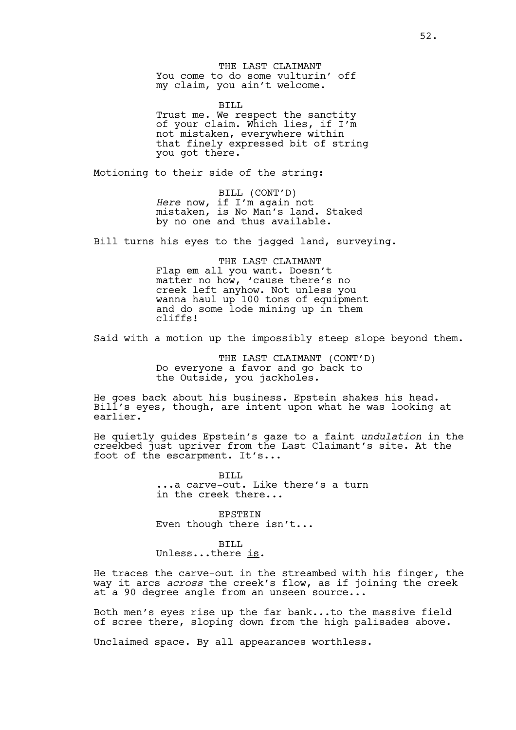THE LAST CLAIMANT
You come to do some vulturin' off my claim, you ain't welcome.

BILL
Trust me. We respect the sanctity of your claim. Which lies, if I'm not mistaken, everywhere within that finely expressed bit of string you got there.

Motioning to their side of the string:

BILL (CONT'D)
*Here* now, if I'm again not mistaken, is No Man's land. Staked by no one and thus available.

Bill turns his eyes to the jagged land, surveying.

THE LAST CLAIMANT
Flap em all you want. Doesn't matter no how, 'cause there's no creek left anyhow. Not unless you wanna haul up 100 tons of equipment and do some lode mining up in them cliffs!

Said with a motion up the impossibly steep slope beyond them.

THE LAST CLAIMANT (CONT'D)
Do everyone a favor and go back to the Outside, you jackholes.

He goes back about his business. Epstein shakes his head. Bill's eyes, though, are intent upon what he was looking at earlier.

He quietly guides Epstein's gaze to a faint *undulation* in the creekbed just upriver from the Last Claimant's site. At the foot of the escarpment. It's...

BILL
...a carve-out. Like there's a turn in the creek there...

EPSTEIN
Even though there isn't...

BILL
Unless...there <u>is</u>.

He traces the carve-out in the streambed with his finger, the way it arcs *across* the creek's flow, as if joining the creek at a 90 degree angle from an unseen source...

Both men's eyes rise up the far bank...to the massive field of scree there, sloping down from the high palisades above.

Unclaimed space. By all appearances worthless.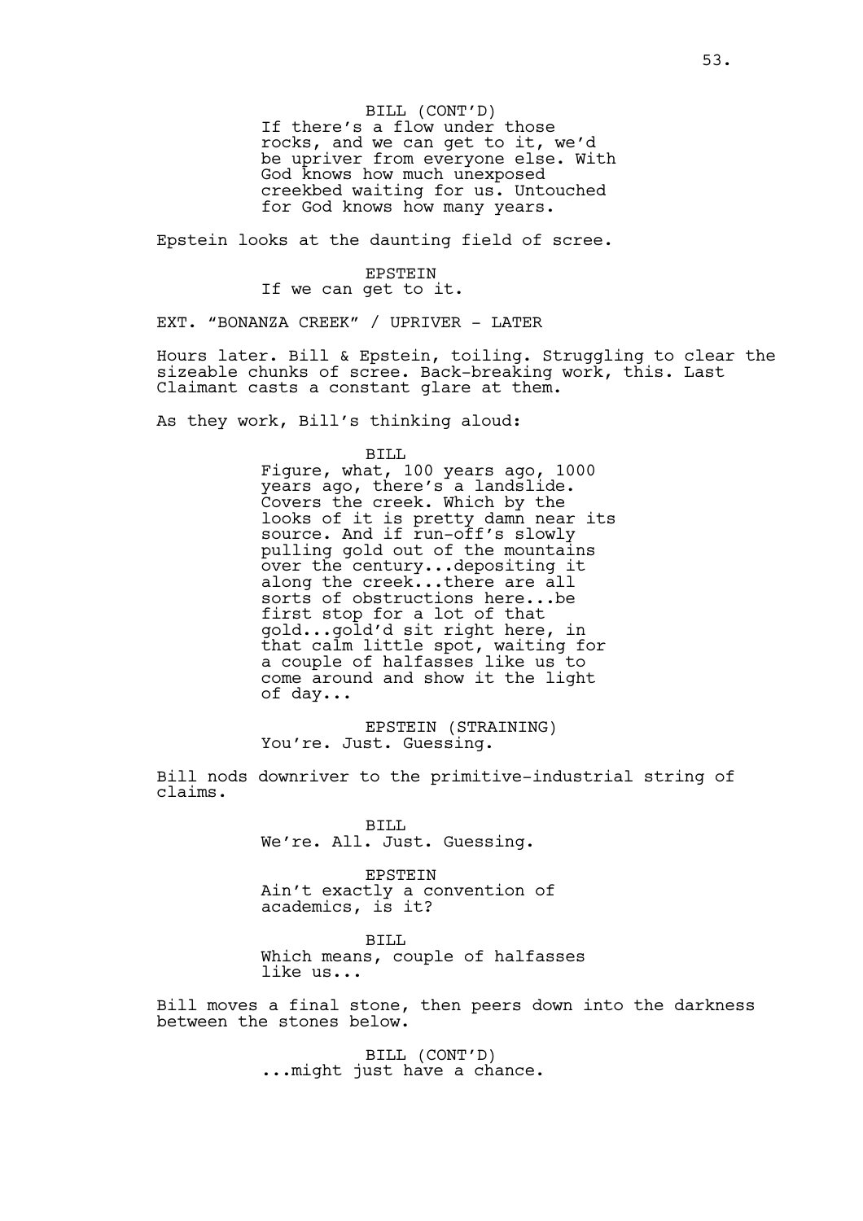BILL (CONT'D)
If there's a flow under those rocks, and we can get to it, we'd be upriver from everyone else. With God knows how much unexposed creekbed waiting for us. Untouched for God knows how many years.

Epstein looks at the daunting field of scree.

EPSTEIN
If we can get to it.

EXT. "BONANZA CREEK" / UPRIVER - LATER

Hours later. Bill & Epstein, toiling. Struggling to clear the sizeable chunks of scree. Back-breaking work, this. Last Claimant casts a constant glare at them.

As they work, Bill's thinking aloud:

BILL
Figure, what, 100 years ago, 1000 years ago, there's a landslide. Covers the creek. Which by the looks of it is pretty damn near its source. And if run-off's slowly pulling gold out of the mountains over the century...depositing it along the creek...there are all sorts of obstructions here...be first stop for a lot of that gold...gold'd sit right here, in that calm little spot, waiting for a couple of halfasses like us to come around and show it the light of day...

EPSTEIN (STRAINING)
You're. Just. Guessing.

Bill nods downriver to the primitive-industrial string of claims.

BILL
We're. All. Just. Guessing.

EPSTEIN
Ain't exactly a convention of academics, is it?

BILL
Which means, couple of halfasses like us...

Bill moves a final stone, then peers down into the darkness between the stones below.

BILL (CONT'D)
...might just have a chance.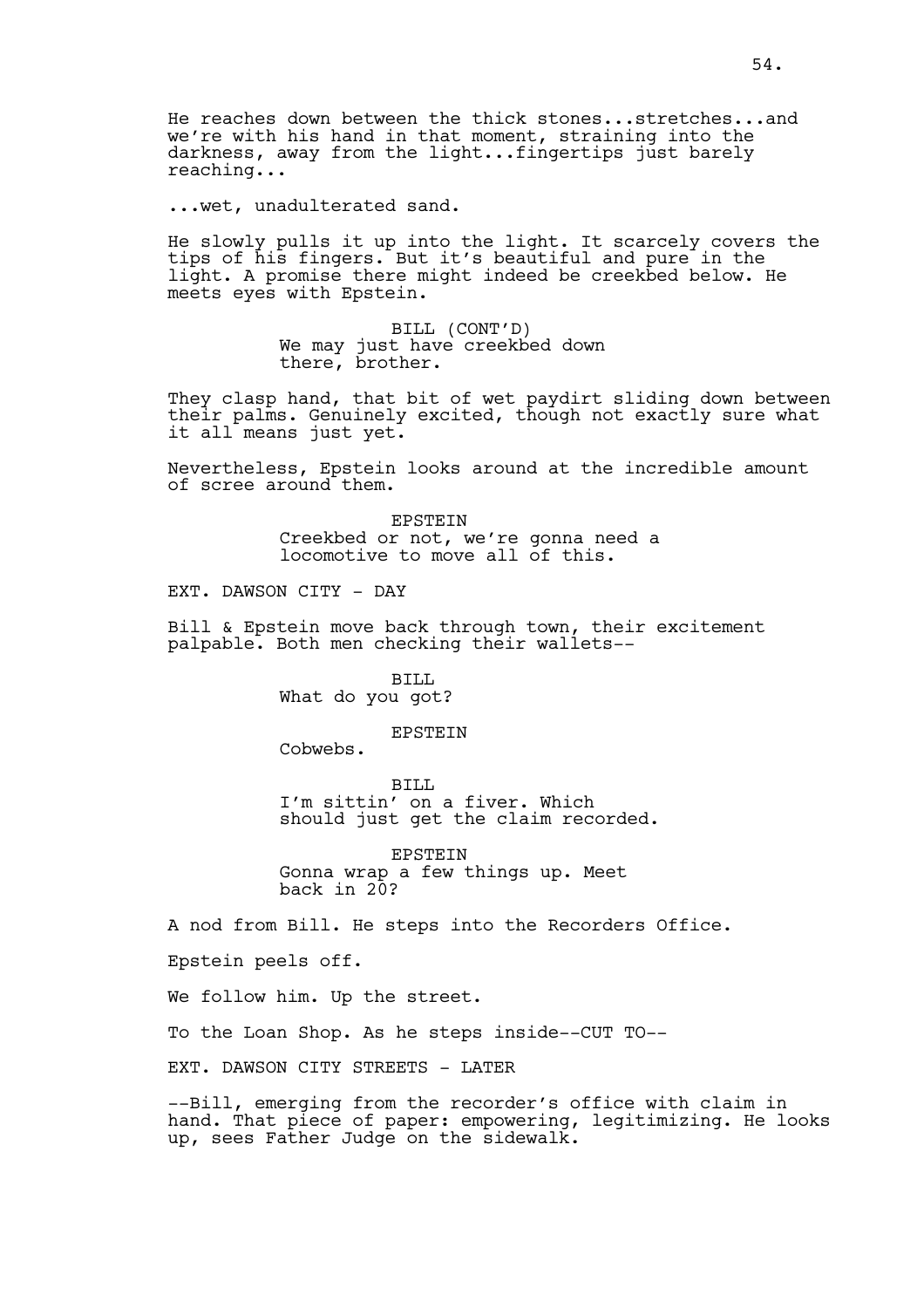He reaches down between the thick stones...stretches...and we're with his hand in that moment, straining into the darkness, away from the light...fingertips just barely reaching...

...wet, unadulterated sand.

He slowly pulls it up into the light. It scarcely covers the tips of his fingers. But it's beautiful and pure in the light. A promise there might indeed be creekbed below. He meets eyes with Epstein.

BILL (CONT'D)
We may just have creekbed down there, brother.

They clasp hand, that bit of wet paydirt sliding down between their palms. Genuinely excited, though not exactly sure what it all means just yet.

Nevertheless, Epstein looks around at the incredible amount of scree around them.

EPSTEIN
Creekbed or not, we're gonna need a locomotive to move all of this.

EXT. DAWSON CITY - DAY

Bill & Epstein move back through town, their excitement palpable. Both men checking their wallets--

BILL
What do you got?

EPSTEIN
Cobwebs.

BILL
I'm sittin' on a fiver. Which should just get the claim recorded.

EPSTEIN
Gonna wrap a few things up. Meet back in 20?

A nod from Bill. He steps into the Recorders Office.

Epstein peels off.

We follow him. Up the street.

To the Loan Shop. As he steps inside--CUT TO--

EXT. DAWSON CITY STREETS - LATER

--Bill, emerging from the recorder's office with claim in hand. That piece of paper: empowering, legitimizing. He looks up, sees Father Judge on the sidewalk.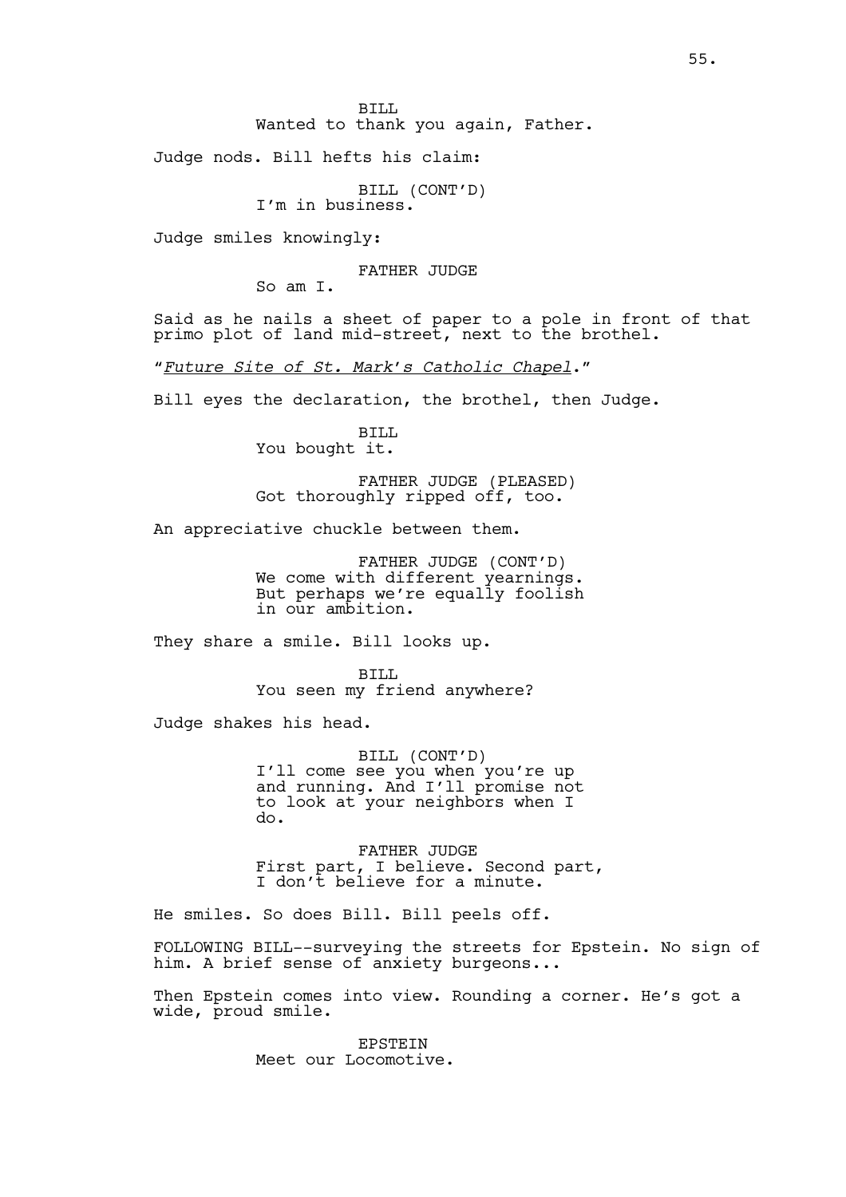BILL
Wanted to thank you again, Father.

Judge nods. Bill hefts his claim:

BILL (CONT'D)
I'm in business.

Judge smiles knowingly:

FATHER JUDGE
So am I.

Said as he nails a sheet of paper to a pole in front of that primo plot of land mid-street, next to the brothel.

"*Future Site of St. Mark's Catholic Chapel*."

Bill eyes the declaration, the brothel, then Judge.

BILL
You bought it.

FATHER JUDGE (PLEASED)
Got thoroughly ripped off, too.

An appreciative chuckle between them.

FATHER JUDGE (CONT'D)
We come with different yearnings. But perhaps we're equally foolish in our ambition.

They share a smile. Bill looks up.

BILL
You seen my friend anywhere?

Judge shakes his head.

BILL (CONT'D)
I'll come see you when you're up and running. And I'll promise not to look at your neighbors when I do.

FATHER JUDGE
First part, I believe. Second part, I don't believe for a minute.

He smiles. So does Bill. Bill peels off.

FOLLOWING BILL--surveying the streets for Epstein. No sign of him. A brief sense of anxiety burgeons...

Then Epstein comes into view. Rounding a corner. He's got a wide, proud smile.

EPSTEIN
Meet our Locomotive.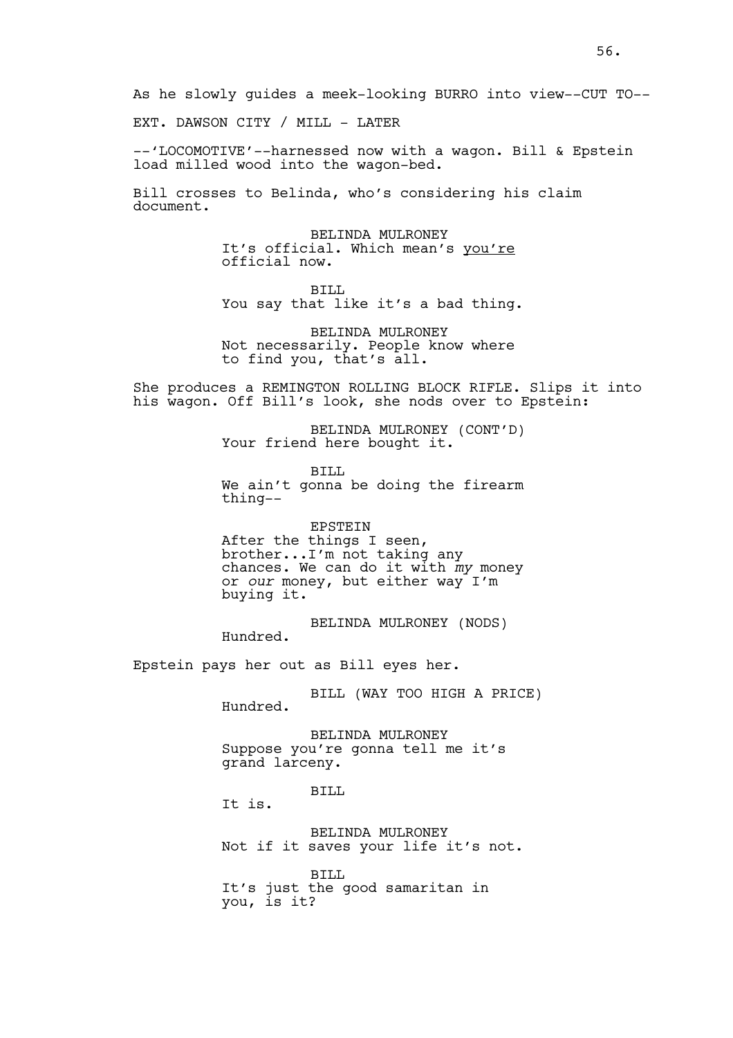As he slowly guides a meek-looking BURRO into view--CUT TO--

EXT. DAWSON CITY / MILL - LATER

--'LOCOMOTIVE'--harnessed now with a wagon. Bill & Epstein load milled wood into the wagon-bed.

Bill crosses to Belinda, who's considering his claim document.

BELINDA MULRONEY
It's official. Which mean's _you're_ official now.

BILL
You say that like it's a bad thing.

BELINDA MULRONEY
Not necessarily. People know where to find you, that's all.

She produces a REMINGTON ROLLING BLOCK RIFLE. Slips it into his wagon. Off Bill's look, she nods over to Epstein:

BELINDA MULRONEY (CONT'D)
Your friend here bought it.

BILL
We ain't gonna be doing the firearm thing--

EPSTEIN
After the things I seen, brother...I'm not taking any chances. We can do it with *my* money or *our* money, but either way I'm buying it.

BELINDA MULRONEY (NODS)
Hundred.

Epstein pays her out as Bill eyes her.

BILL (WAY TOO HIGH A PRICE)
Hundred.

BELINDA MULRONEY
Suppose you're gonna tell me it's grand larceny.

BILL
It is.

BELINDA MULRONEY
Not if it saves your life it's not.

BILL
It's just the good samaritan in you, is it?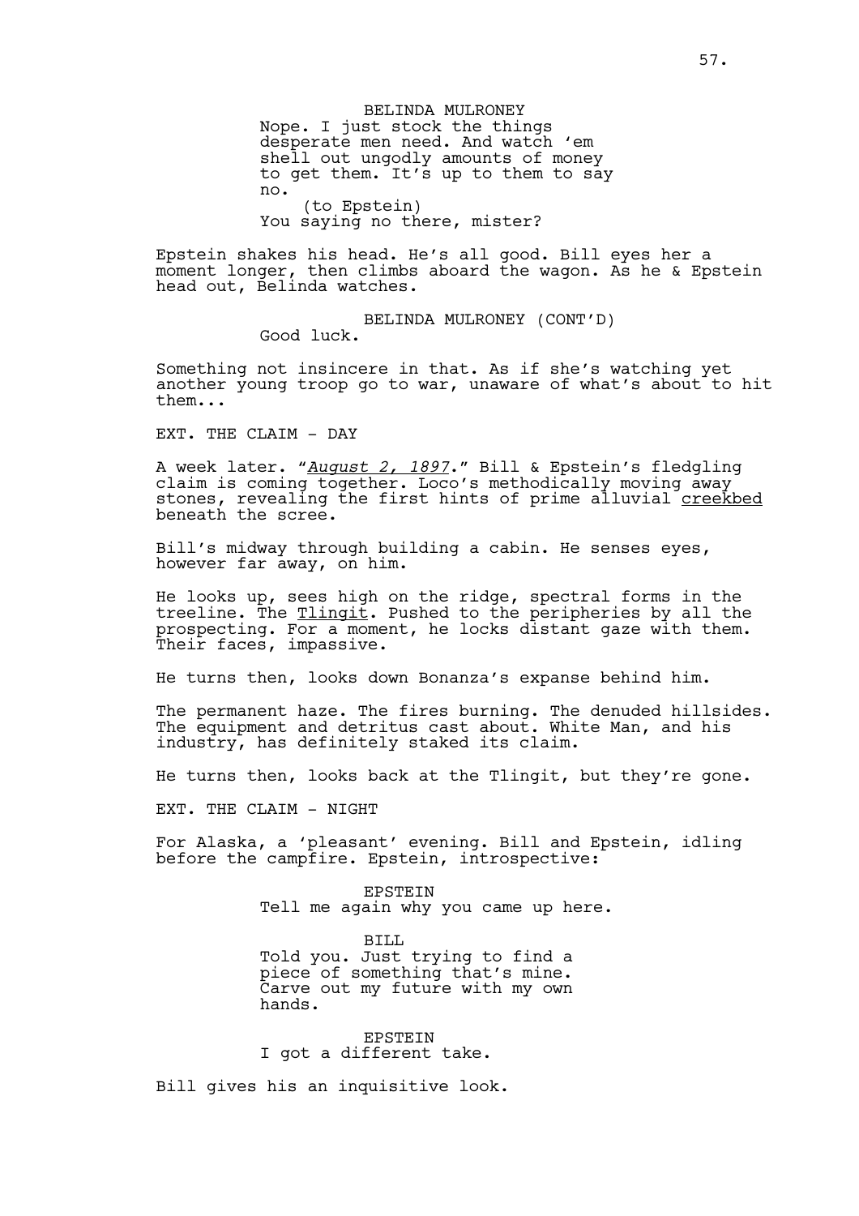BELINDA MULRONEY
Nope. I just stock the things desperate men need. And watch 'em shell out ungodly amounts of money to get them. It's up to them to say no.
(to Epstein)
You saying no there, mister?

Epstein shakes his head. He's all good. Bill eyes her a moment longer, then climbs aboard the wagon. As he & Epstein head out, Belinda watches.

BELINDA MULRONEY (CONT'D)
Good luck.

Something not insincere in that. As if she's watching yet another young troop go to war, unaware of what's about to hit them...

EXT. THE CLAIM - DAY

A week later. "*August 2, 1897*." Bill & Epstein's fledgling claim is coming together. Loco's methodically moving away stones, revealing the first hints of prime alluvial creekbed beneath the scree.

Bill's midway through building a cabin. He senses eyes, however far away, on him.

He looks up, sees high on the ridge, spectral forms in the treeline. The Tlingit. Pushed to the peripheries by all the prospecting. For a moment, he locks distant gaze with them. Their faces, impassive.

He turns then, looks down Bonanza's expanse behind him.

The permanent haze. The fires burning. The denuded hillsides. The equipment and detritus cast about. White Man, and his industry, has definitely staked its claim.

He turns then, looks back at the Tlingit, but they're gone.

EXT. THE CLAIM - NIGHT

For Alaska, a 'pleasant' evening. Bill and Epstein, idling before the campfire. Epstein, introspective:

EPSTEIN
Tell me again why you came up here.

BILL
Told you. Just trying to find a piece of something that's mine. Carve out my future with my own hands.

EPSTEIN
I got a different take.

Bill gives his an inquisitive look.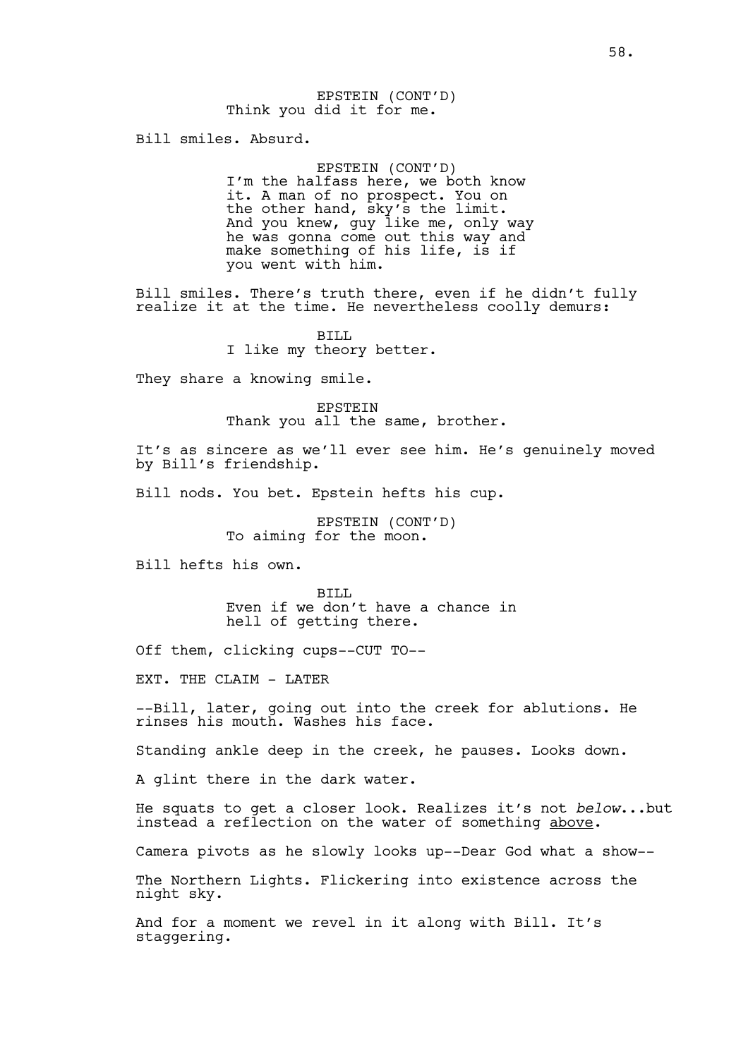EPSTEIN (CONT'D)
Think you did it for me.

Bill smiles. Absurd.

EPSTEIN (CONT'D)
I'm the halfass here, we both know it. A man of no prospect. You on the other hand, sky's the limit. And you knew, guy like me, only way he was gonna come out this way and make something of his life, is if you went with him.

Bill smiles. There's truth there, even if he didn't fully realize it at the time. He nevertheless coolly demurs:

BILL
I like my theory better.

They share a knowing smile.

EPSTEIN
Thank you all the same, brother.

It's as sincere as we'll ever see him. He's genuinely moved by Bill's friendship.

Bill nods. You bet. Epstein hefts his cup.

EPSTEIN (CONT'D)
To aiming for the moon.

Bill hefts his own.

BILL
Even if we don't have a chance in hell of getting there.

Off them, clicking cups--CUT TO--

EXT. THE CLAIM - LATER

--Bill, later, going out into the creek for ablutions. He rinses his mouth. Washes his face.

Standing ankle deep in the creek, he pauses. Looks down.

A glint there in the dark water.

He squats to get a closer look. Realizes it's not *below*...but instead a reflection on the water of something <u>above</u>.

Camera pivots as he slowly looks up--Dear God what a show--

The Northern Lights. Flickering into existence across the night sky.

And for a moment we revel in it along with Bill. It's staggering.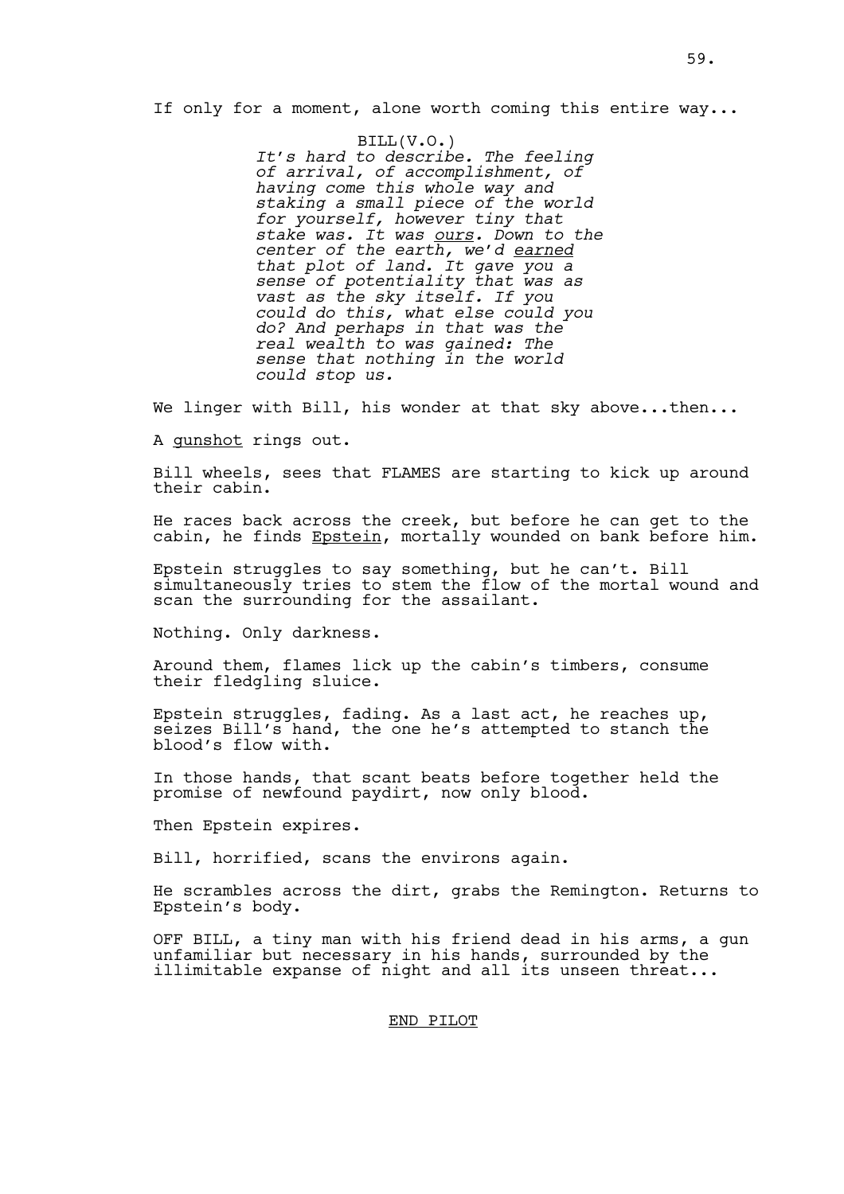If only for a moment, alone worth coming this entire way...

BILL(V.O.)
*It's hard to describe. The feeling of arrival, of accomplishment, of having come this whole way and staking a small piece of the world for yourself, however tiny that stake was. It was <u>ours</u>. Down to the center of the earth, we'd <u>earned</u> that plot of land. It gave you a sense of potentiality that was as vast as the sky itself. If you could do this, what else could you do? And perhaps in that was the real wealth to was gained: The sense that nothing in the world could stop us.*

We linger with Bill, his wonder at that sky above...then...

A <u>gunshot</u> rings out.

Bill wheels, sees that FLAMES are starting to kick up around their cabin.

He races back across the creek, but before he can get to the cabin, he finds <u>Epstein</u>, mortally wounded on bank before him.

Epstein struggles to say something, but he can't. Bill simultaneously tries to stem the flow of the mortal wound and scan the surrounding for the assailant.

Nothing. Only darkness.

Around them, flames lick up the cabin's timbers, consume their fledgling sluice.

Epstein struggles, fading. As a last act, he reaches up, seizes Bill's hand, the one he's attempted to stanch the blood's flow with.

In those hands, that scant beats before together held the promise of newfound paydirt, now only blood.

Then Epstein expires.

Bill, horrified, scans the environs again.

He scrambles across the dirt, grabs the Remington. Returns to Epstein's body.

OFF BILL, a tiny man with his friend dead in his arms, a gun unfamiliar but necessary in his hands, surrounded by the illimitable expanse of night and all its unseen threat...

<u>END PILOT</u>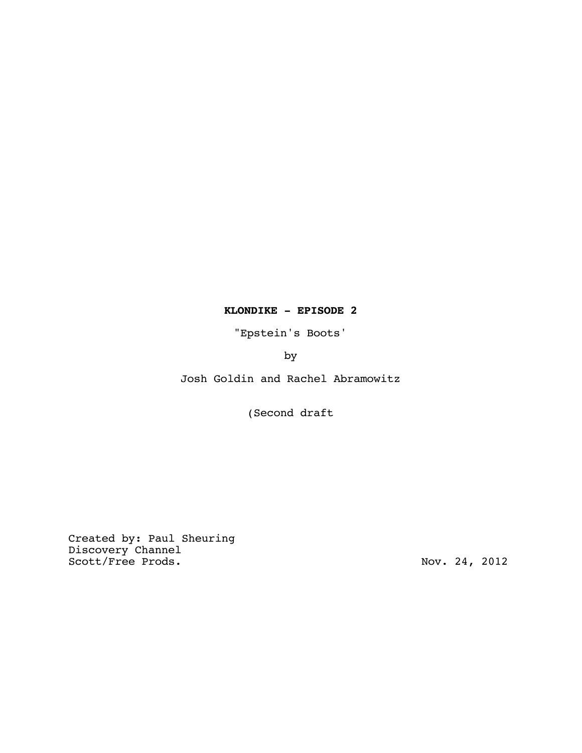**KLONDIKE - EPISODE 2**

"Epstein's Boots'

by

Josh Goldin and Rachel Abramowitz

(Second draft

Created by: Paul Sheuring
Discovery Channel
Scott/Free Prods.

Nov. 24, 2012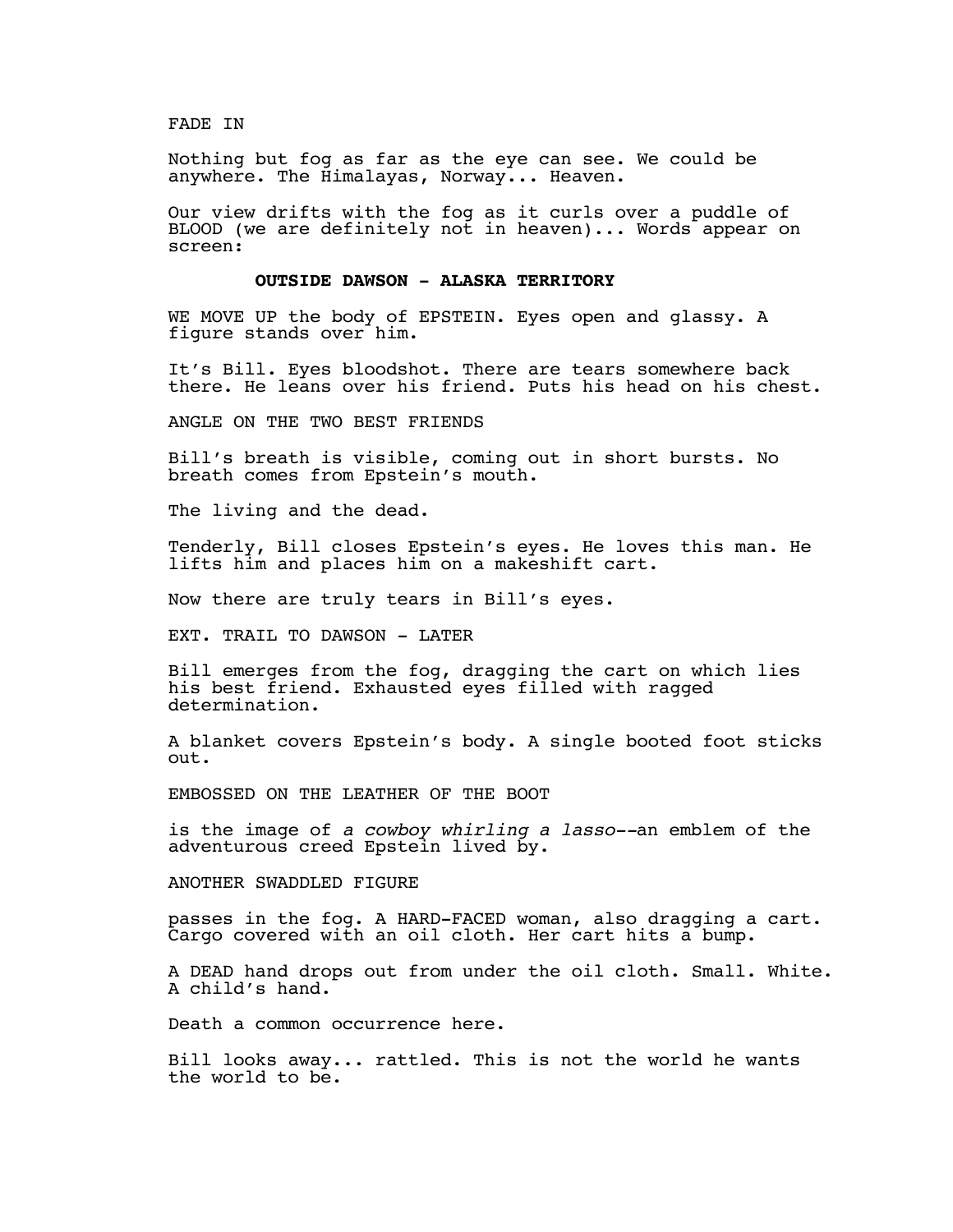FADE IN

Nothing but fog as far as the eye can see. We could be anywhere. The Himalayas, Norway... Heaven.

Our view drifts with the fog as it curls over a puddle of BLOOD (we are definitely not in heaven)... Words appear on screen:

**OUTSIDE DAWSON - ALASKA TERRITORY**

WE MOVE UP the body of EPSTEIN. Eyes open and glassy. A figure stands over him.

It's Bill. Eyes bloodshot. There are tears somewhere back there. He leans over his friend. Puts his head on his chest.

ANGLE ON THE TWO BEST FRIENDS

Bill's breath is visible, coming out in short bursts. No breath comes from Epstein's mouth.

The living and the dead.

Tenderly, Bill closes Epstein's eyes. He loves this man. He lifts him and places him on a makeshift cart.

Now there are truly tears in Bill's eyes.

EXT. TRAIL TO DAWSON - LATER

Bill emerges from the fog, dragging the cart on which lies his best friend. Exhausted eyes filled with ragged determination.

A blanket covers Epstein's body. A single booted foot sticks out.

EMBOSSED ON THE LEATHER OF THE BOOT

is the image of *a cowboy whirling a lasso*--an emblem of the adventurous creed Epstein lived by.

ANOTHER SWADDLED FIGURE

passes in the fog. A HARD-FACED woman, also dragging a cart. Cargo covered with an oil cloth. Her cart hits a bump.

A DEAD hand drops out from under the oil cloth. Small. White. A child's hand.

Death a common occurrence here.

Bill looks away... rattled. This is not the world he wants the world to be.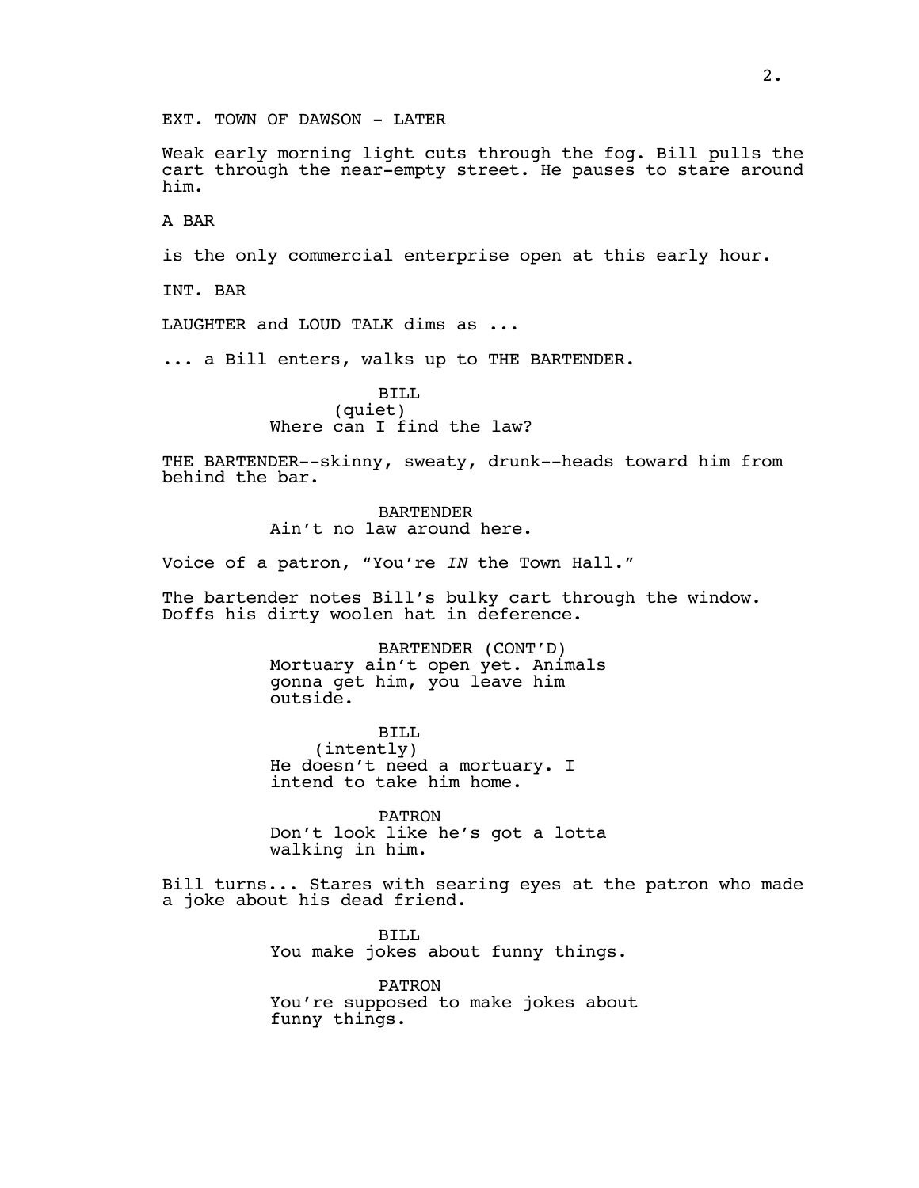EXT. TOWN OF DAWSON - LATER

Weak early morning light cuts through the fog. Bill pulls the cart through the near-empty street. He pauses to stare around him.

A BAR

is the only commercial enterprise open at this early hour.

INT. BAR

LAUGHTER and LOUD TALK dims as ...

... a Bill enters, walks up to THE BARTENDER.

BILL
(quiet)
Where can I find the law?

THE BARTENDER--skinny, sweaty, drunk--heads toward him from behind the bar.

BARTENDER
Ain't no law around here.

Voice of a patron, "You're *IN* the Town Hall."

The bartender notes Bill's bulky cart through the window. Doffs his dirty woolen hat in deference.

BARTENDER (CONT'D)
Mortuary ain't open yet. Animals gonna get him, you leave him outside.

BILL
(intently)
He doesn't need a mortuary. I intend to take him home.

PATRON
Don't look like he's got a lotta walking in him.

Bill turns... Stares with searing eyes at the patron who made a joke about his dead friend.

BILL
You make jokes about funny things.

PATRON
You're supposed to make jokes about funny things.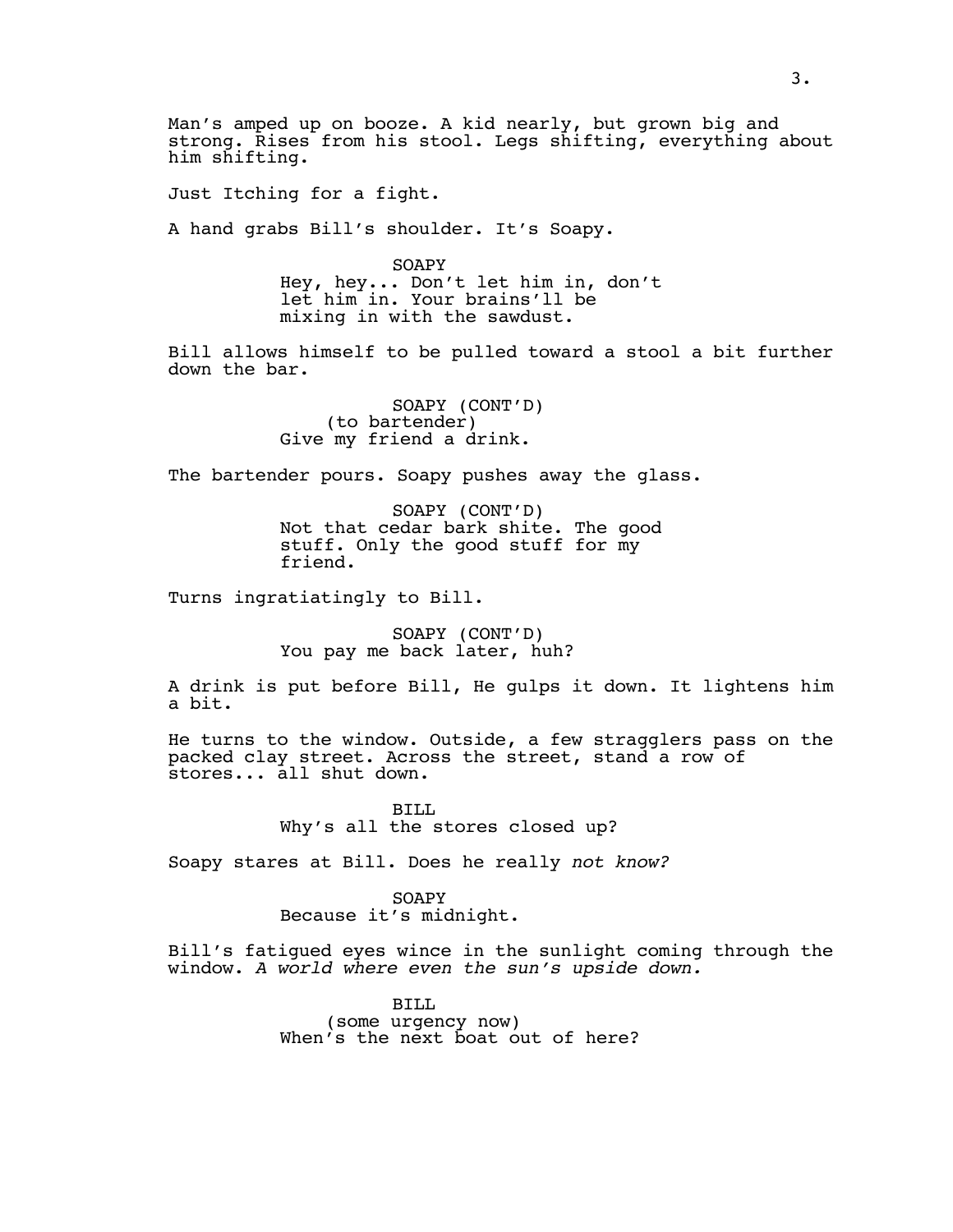Man's amped up on booze. A kid nearly, but grown big and strong. Rises from his stool. Legs shifting, everything about him shifting.

Just Itching for a fight.

A hand grabs Bill's shoulder. It's Soapy.

SOAPY
Hey, hey... Don't let him in, don't let him in. Your brains'll be mixing in with the sawdust.

Bill allows himself to be pulled toward a stool a bit further down the bar.

SOAPY (CONT'D)
(to bartender)
Give my friend a drink.

The bartender pours. Soapy pushes away the glass.

SOAPY (CONT'D)
Not that cedar bark shite. The good stuff. Only the good stuff for my friend.

Turns ingratiatingly to Bill.

SOAPY (CONT'D)
You pay me back later, huh?

A drink is put before Bill, He gulps it down. It lightens him a bit.

He turns to the window. Outside, a few stragglers pass on the packed clay street. Across the street, stand a row of stores... all shut down.

BILL
Why's all the stores closed up?

Soapy stares at Bill. Does he really *not know?*

SOAPY
Because it's midnight.

Bill's fatigued eyes wince in the sunlight coming through the window. *A world where even the sun's upside down.*

BILL
(some urgency now)
When's the next boat out of here?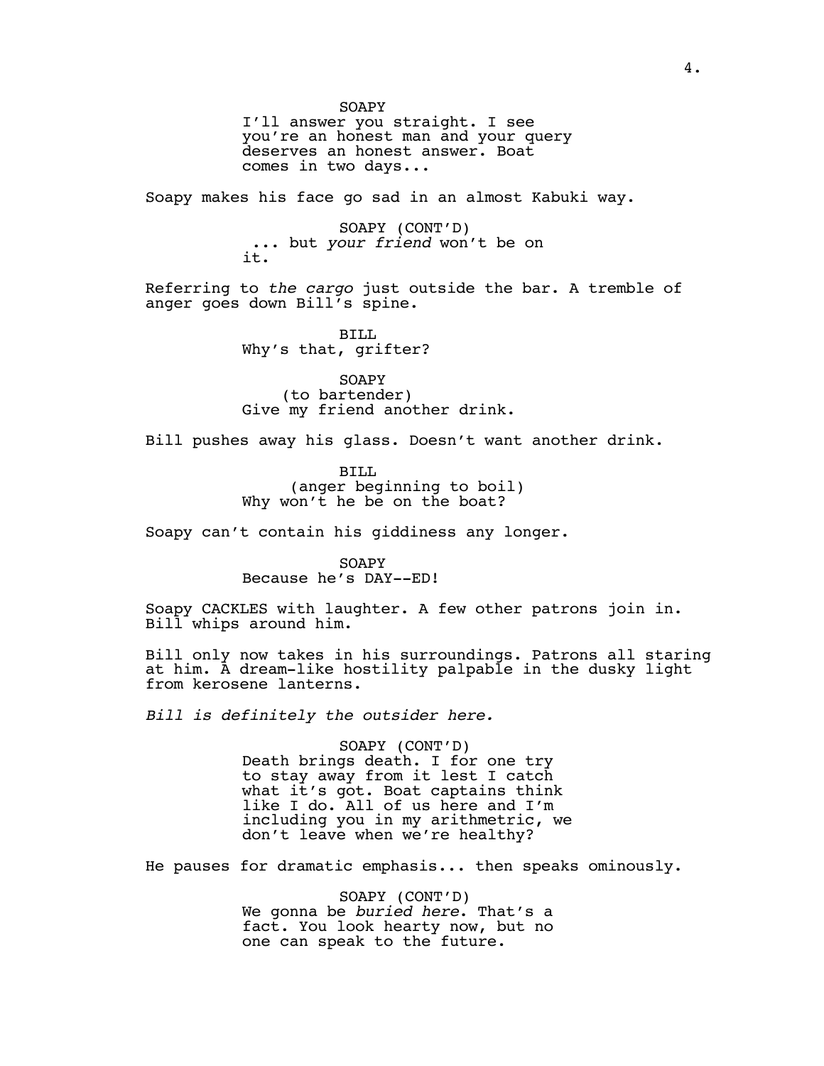SOAPY

I'll answer you straight. I see you're an honest man and your query deserves an honest answer. Boat comes in two days...

Soapy makes his face go sad in an almost Kabuki way.

SOAPY (CONT'D)

... but *your friend* won't be on it.

Referring to *the cargo* just outside the bar. A tremble of anger goes down Bill's spine.

BILL

Why's that, grifter?

SOAPY

(to bartender)

Give my friend another drink.

Bill pushes away his glass. Doesn't want another drink.

BILL

(anger beginning to boil)

Why won't he be on the boat?

Soapy can't contain his giddiness any longer.

SOAPY

Because he's DAY--ED!

Soapy CACKLES with laughter. A few other patrons join in. Bill whips around him.

Bill only now takes in his surroundings. Patrons all staring at him. A dream-like hostility palpable in the dusky light from kerosene lanterns.

*Bill is definitely the outsider here.*

SOAPY (CONT'D)

Death brings death. I for one try to stay away from it lest I catch what it's got. Boat captains think like I do. All of us here and I'm including you in my arithmetic, we don't leave when we're healthy?

He pauses for dramatic emphasis... then speaks ominously.

SOAPY (CONT'D)

We gonna be *buried here*. That's a fact. You look hearty now, but no one can speak to the future.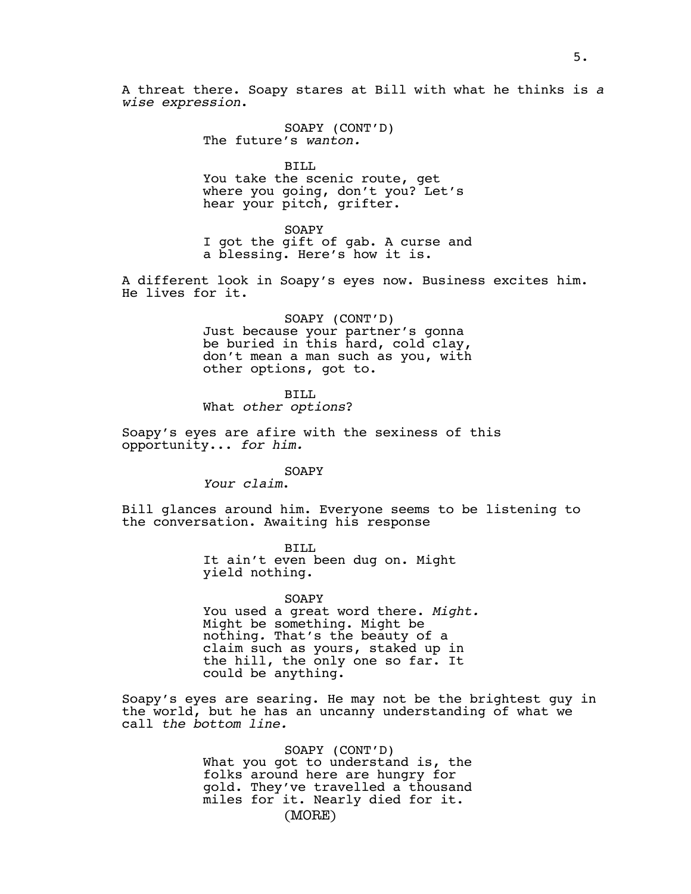A threat there. Soapy stares at Bill with what he thinks is *a wise expression*.

SOAPY (CONT'D)
The future's *wanton.*

BILL
You take the scenic route, get where you going, don't you? Let's hear your pitch, grifter.

SOAPY
I got the gift of gab. A curse and a blessing. Here's how it is.

A different look in Soapy's eyes now. Business excites him. He lives for it.

SOAPY (CONT'D)
Just because your partner's gonna be buried in this hard, cold clay, don't mean a man such as you, with other options, got to.

BILL
What *other options*?

Soapy's eyes are afire with the sexiness of this opportunity... *for him.*

SOAPY
*Your claim*.

Bill glances around him. Everyone seems to be listening to the conversation. Awaiting his response

BILL
It ain't even been dug on. Might yield nothing.

SOAPY
You used a great word there. *Might.* Might be something. Might be nothing. That's the beauty of a claim such as yours, staked up in the hill, the only one so far. It could be anything.

Soapy's eyes are searing. He may not be the brightest guy in the world, but he has an uncanny understanding of what we call *the bottom line.*

SOAPY (CONT'D)
What you got to understand is, the folks around here are hungry for gold. They've travelled a thousand miles for it. Nearly died for it.
(MORE)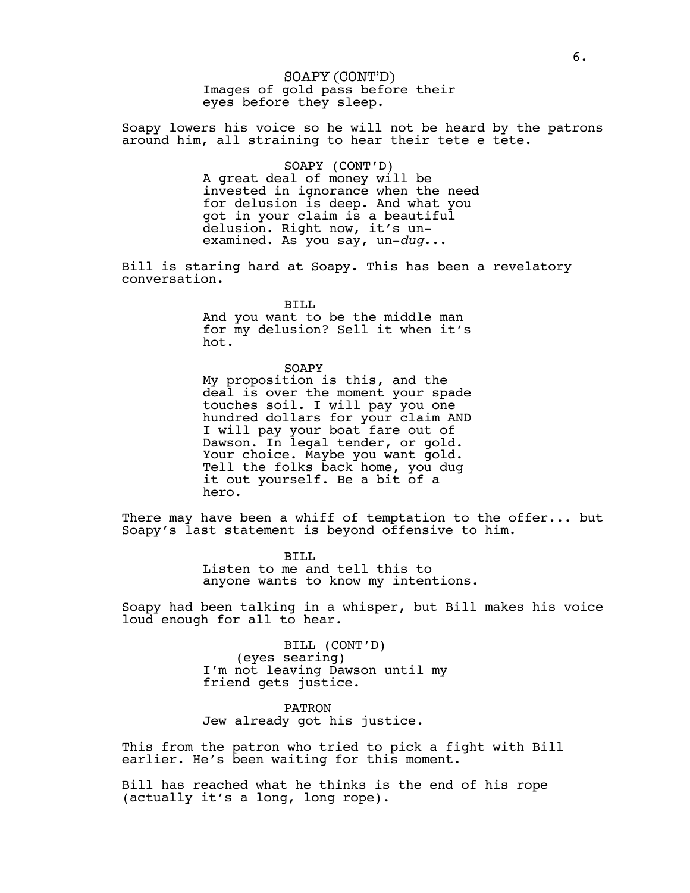SOAPY (CONT'D)
Images of gold pass before their eyes before they sleep.

Soapy lowers his voice so he will not be heard by the patrons around him, all straining to hear their tete e tete.

SOAPY (CONT'D)
A great deal of money will be invested in ignorance when the need for delusion is deep. And what you got in your claim is a beautiful delusion. Right now, it's un-examined. As you say, un-*dug*...

Bill is staring hard at Soapy. This has been a revelatory conversation.

BILL
And you want to be the middle man for my delusion? Sell it when it's hot.

SOAPY
My proposition is this, and the deal is over the moment your spade touches soil. I will pay you one hundred dollars for your claim AND I will pay your boat fare out of Dawson. In legal tender, or gold. Your choice. Maybe you want gold. Tell the folks back home, you dug it out yourself. Be a bit of a hero.

There may have been a whiff of temptation to the offer... but Soapy's last statement is beyond offensive to him.

BILL
Listen to me and tell this to anyone wants to know my intentions.

Soapy had been talking in a whisper, but Bill makes his voice loud enough for all to hear.

BILL (CONT'D)
(eyes searing)
I'm not leaving Dawson until my friend gets justice.

PATRON
Jew already got his justice.

This from the patron who tried to pick a fight with Bill earlier. He's been waiting for this moment.

Bill has reached what he thinks is the end of his rope (actually it's a long, long rope).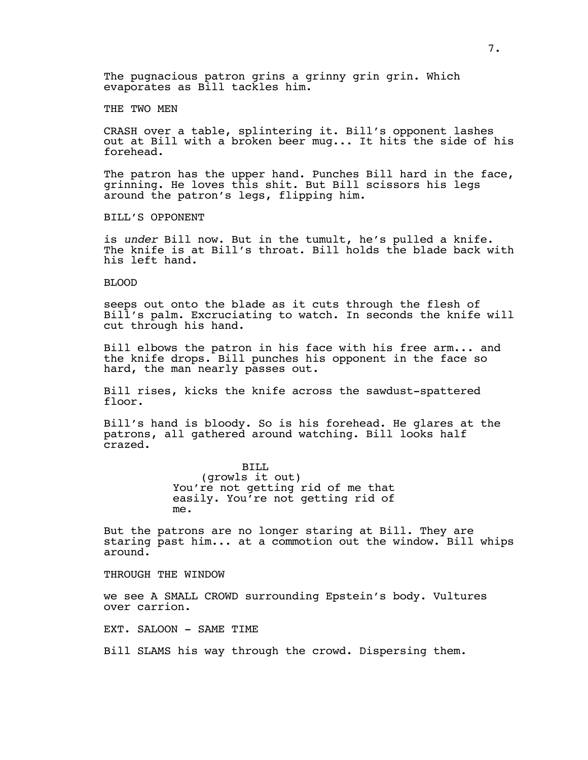The pugnacious patron grins a grinny grin grin. Which evaporates as Bill tackles him.

THE TWO MEN

CRASH over a table, splintering it. Bill's opponent lashes out at Bill with a broken beer mug... It hits the side of his forehead.

The patron has the upper hand. Punches Bill hard in the face, grinning. He loves this shit. But Bill scissors his legs around the patron's legs, flipping him.

BILL'S OPPONENT

is *under* Bill now. But in the tumult, he's pulled a knife. The knife is at Bill's throat. Bill holds the blade back with his left hand.

BLOOD

seeps out onto the blade as it cuts through the flesh of Bill's palm. Excruciating to watch. In seconds the knife will cut through his hand.

Bill elbows the patron in his face with his free arm... and the knife drops. Bill punches his opponent in the face so hard, the man nearly passes out.

Bill rises, kicks the knife across the sawdust-spattered floor.

Bill's hand is bloody. So is his forehead. He glares at the patrons, all gathered around watching. Bill looks half crazed.

BILL
(growls it out)
You're not getting rid of me that easily. You're not getting rid of me.

But the patrons are no longer staring at Bill. They are staring past him... at a commotion out the window. Bill whips around.

THROUGH THE WINDOW

we see A SMALL CROWD surrounding Epstein's body. Vultures over carrion.

EXT. SALOON - SAME TIME

Bill SLAMS his way through the crowd. Dispersing them.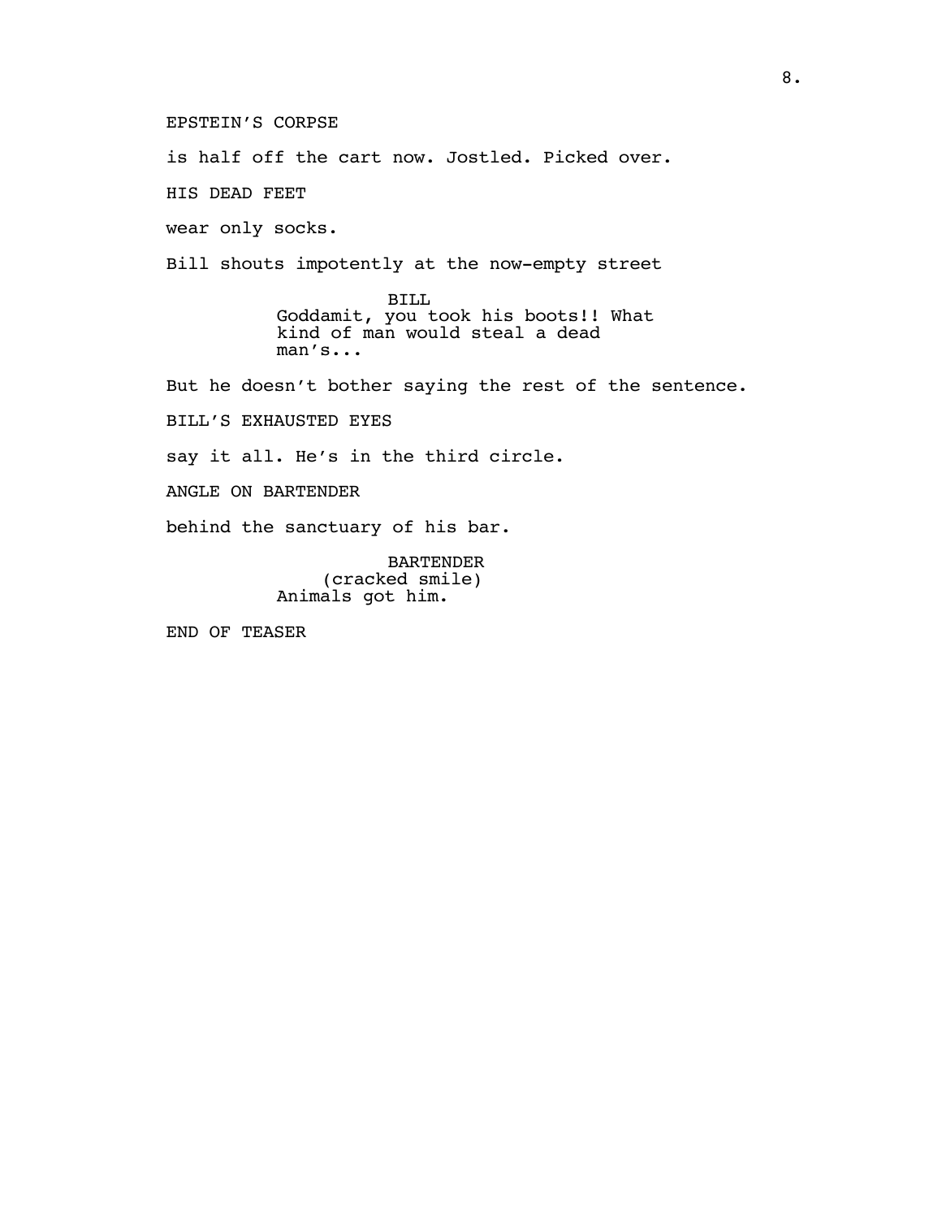EPSTEIN'S CORPSE

is half off the cart now. Jostled. Picked over.

HIS DEAD FEET

wear only socks.

Bill shouts impotently at the now-empty street

BILL
Goddamit, you took his boots!! What kind of man would steal a dead man's...

But he doesn't bother saying the rest of the sentence.

BILL'S EXHAUSTED EYES

say it all. He's in the third circle.

ANGLE ON BARTENDER

behind the sanctuary of his bar.

BARTENDER
(cracked smile)
Animals got him.

END OF TEASER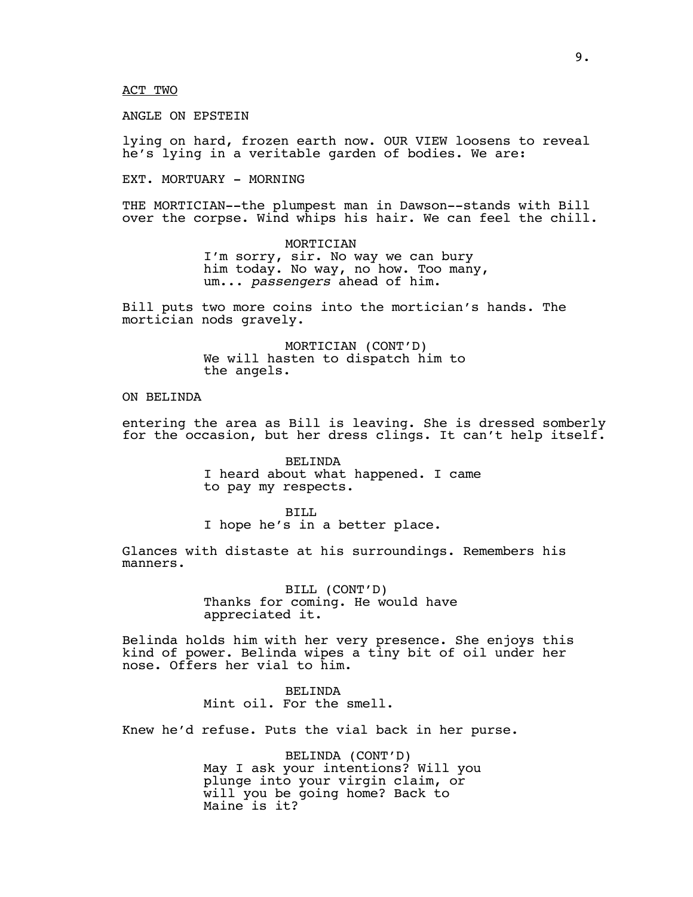ACT TWO

ANGLE ON EPSTEIN

lying on hard, frozen earth now. OUR VIEW loosens to reveal he's lying in a veritable garden of bodies. We are:

EXT. MORTUARY - MORNING

THE MORTICIAN--the plumpest man in Dawson--stands with Bill over the corpse. Wind whips his hair. We can feel the chill.

MORTICIAN
I'm sorry, sir. No way we can bury him today. No way, no how. Too many, um... *passengers* ahead of him.

Bill puts two more coins into the mortician's hands. The mortician nods gravely.

MORTICIAN (CONT'D)
We will hasten to dispatch him to the angels.

ON BELINDA

entering the area as Bill is leaving. She is dressed somberly for the occasion, but her dress clings. It can't help itself.

BELINDA
I heard about what happened. I came to pay my respects.

BILL
I hope he's in a better place.

Glances with distaste at his surroundings. Remembers his manners.

BILL (CONT'D)
Thanks for coming. He would have appreciated it.

Belinda holds him with her very presence. She enjoys this kind of power. Belinda wipes a tiny bit of oil under her nose. Offers her vial to him.

BELINDA
Mint oil. For the smell.

Knew he'd refuse. Puts the vial back in her purse.

BELINDA (CONT'D)
May I ask your intentions? Will you plunge into your virgin claim, or will you be going home? Back to Maine is it?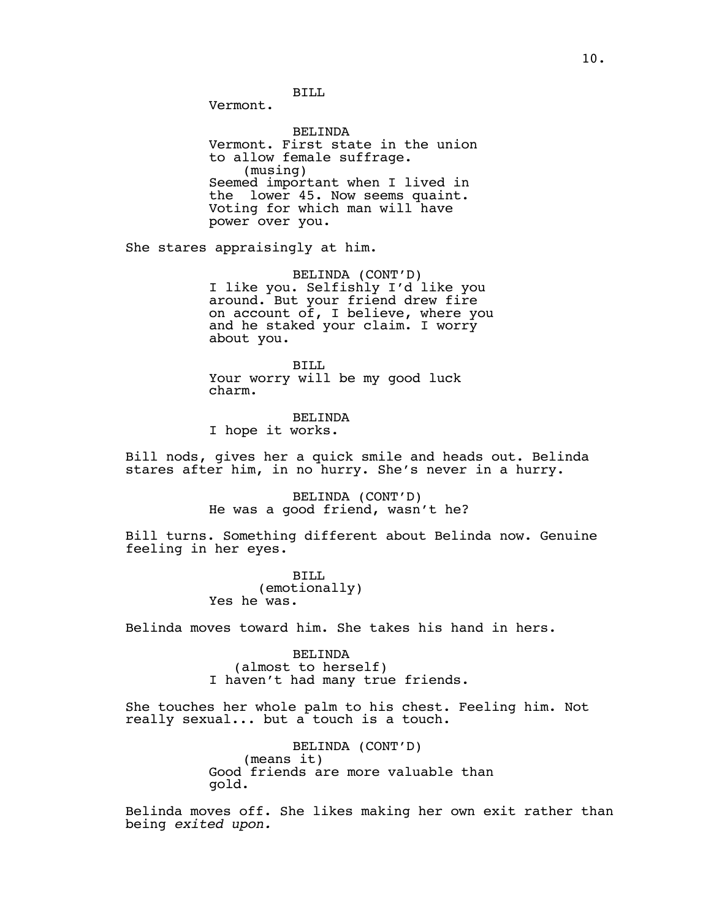BILL
Vermont.

BELINDA
Vermont. First state in the union to allow female suffrage.
(musing)
Seemed important when I lived in the  lower 45. Now seems quaint. Voting for which man will have power over you.

She stares appraisingly at him.

BELINDA (CONT'D)
I like you. Selfishly I'd like you around. But your friend drew fire on account of, I believe, where you and he staked your claim. I worry about you.

BILL
Your worry will be my good luck charm.

BELINDA
I hope it works.

Bill nods, gives her a quick smile and heads out. Belinda stares after him, in no hurry. She's never in a hurry.

BELINDA (CONT'D)
He was a good friend, wasn't he?

Bill turns. Something different about Belinda now. Genuine feeling in her eyes.

BILL
(emotionally)
Yes he was.

Belinda moves toward him. She takes his hand in hers.

BELINDA
(almost to herself)
I haven't had many true friends.

She touches her whole palm to his chest. Feeling him. Not really sexual... but a touch is a touch.

BELINDA (CONT'D)
(means it)
Good friends are more valuable than gold.

Belinda moves off. She likes making her own exit rather than being *exited upon.*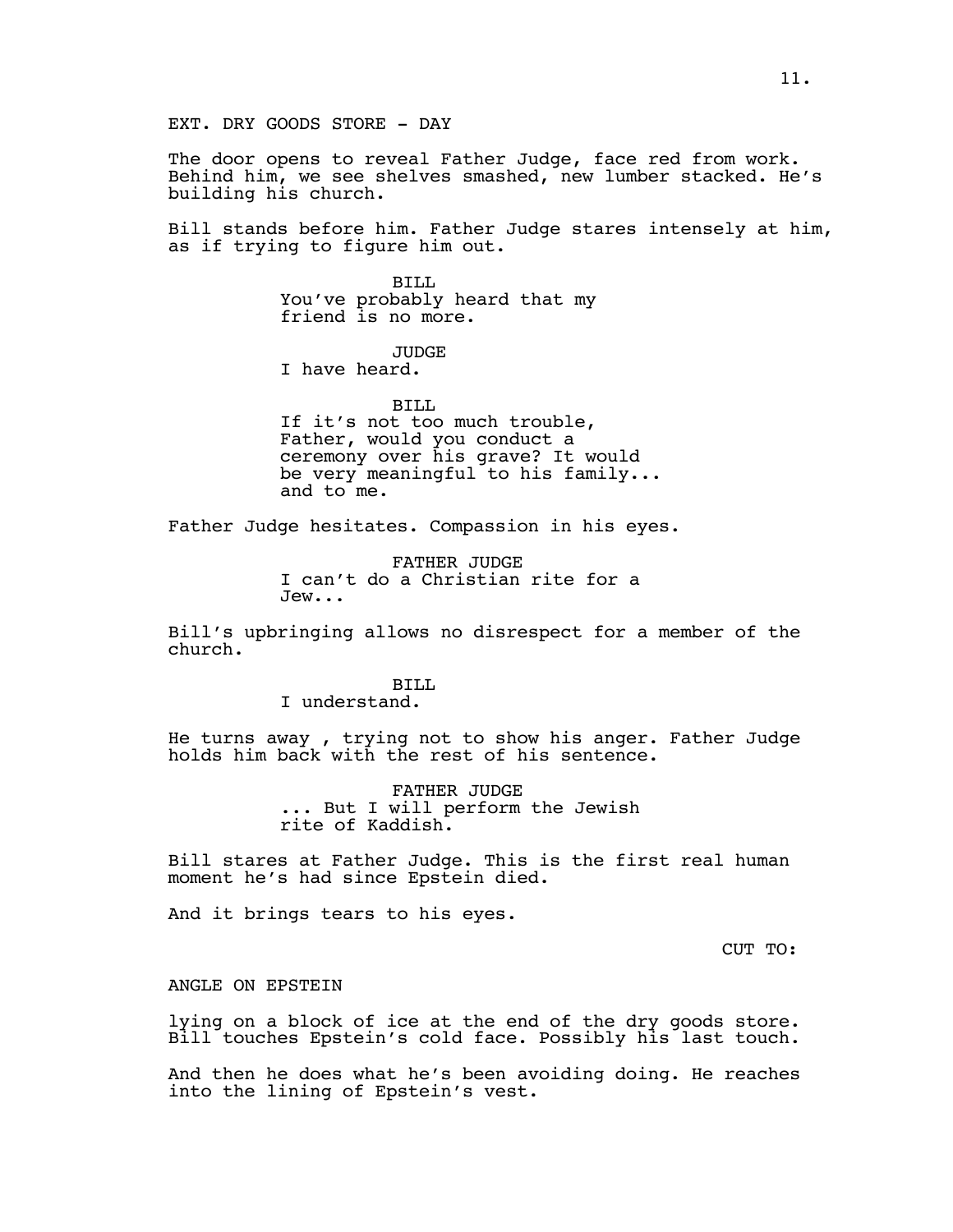EXT. DRY GOODS STORE - DAY

The door opens to reveal Father Judge, face red from work. Behind him, we see shelves smashed, new lumber stacked. He's building his church.

Bill stands before him. Father Judge stares intensely at him, as if trying to figure him out.

BILL
You've probably heard that my friend is no more.

JUDGE
I have heard.

BILL
If it's not too much trouble, Father, would you conduct a ceremony over his grave? It would be very meaningful to his family... and to me.

Father Judge hesitates. Compassion in his eyes.

FATHER JUDGE
I can't do a Christian rite for a Jew...

Bill's upbringing allows no disrespect for a member of the church.

BILL
I understand.

He turns away , trying not to show his anger. Father Judge holds him back with the rest of his sentence.

FATHER JUDGE
... But I will perform the Jewish rite of Kaddish.

Bill stares at Father Judge. This is the first real human moment he's had since Epstein died.

And it brings tears to his eyes.

CUT TO:

ANGLE ON EPSTEIN

lying on a block of ice at the end of the dry goods store. Bill touches Epstein's cold face. Possibly his last touch.

And then he does what he's been avoiding doing. He reaches into the lining of Epstein's vest.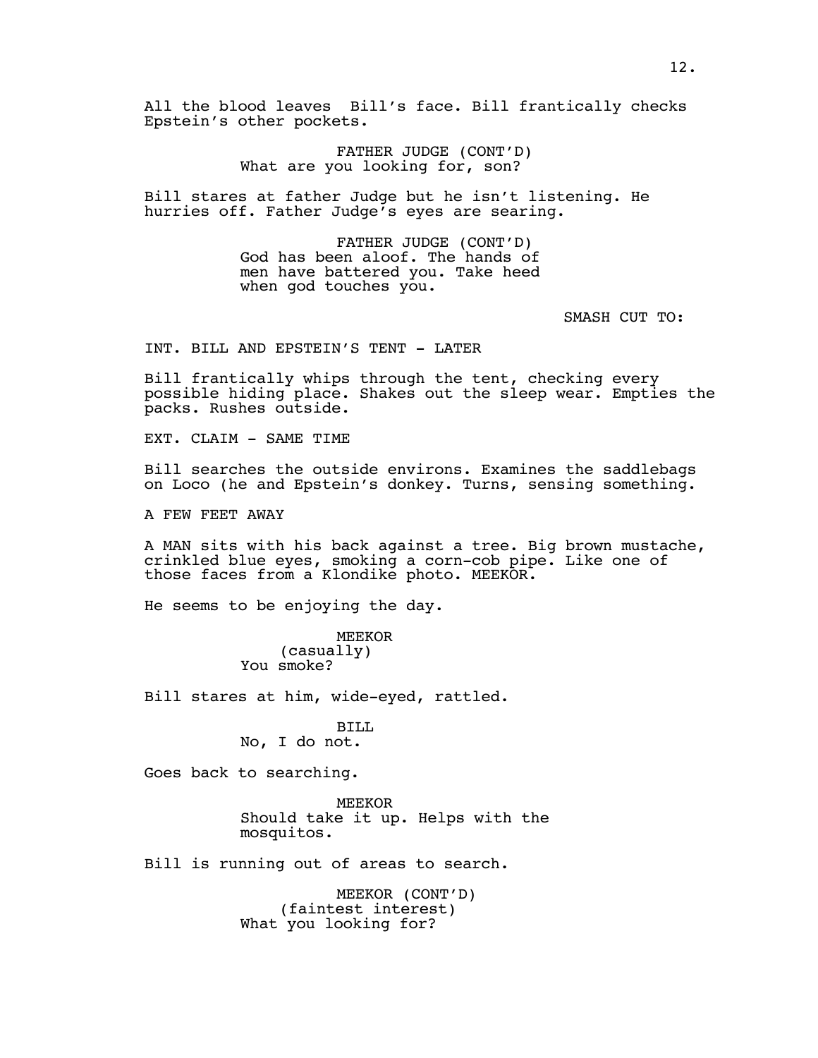All the blood leaves  Bill's face. Bill frantically checks Epstein's other pockets.

FATHER JUDGE (CONT'D)
What are you looking for, son?

Bill stares at father Judge but he isn't listening. He hurries off. Father Judge's eyes are searing.

FATHER JUDGE (CONT'D)
God has been aloof. The hands of men have battered you. Take heed when god touches you.

SMASH CUT TO:

INT. BILL AND EPSTEIN'S TENT - LATER

Bill frantically whips through the tent, checking every possible hiding place. Shakes out the sleep wear. Empties the packs. Rushes outside.

EXT. CLAIM - SAME TIME

Bill searches the outside environs. Examines the saddlebags on Loco (he and Epstein's donkey. Turns, sensing something.

A FEW FEET AWAY

A MAN sits with his back against a tree. Big brown mustache, crinkled blue eyes, smoking a corn-cob pipe. Like one of those faces from a Klondike photo. MEEKOR.

He seems to be enjoying the day.

MEEKOR
(casually)
You smoke?

Bill stares at him, wide-eyed, rattled.

BILL
No, I do not.

Goes back to searching.

MEEKOR
Should take it up. Helps with the mosquitos.

Bill is running out of areas to search.

MEEKOR (CONT'D)
(faintest interest)
What you looking for?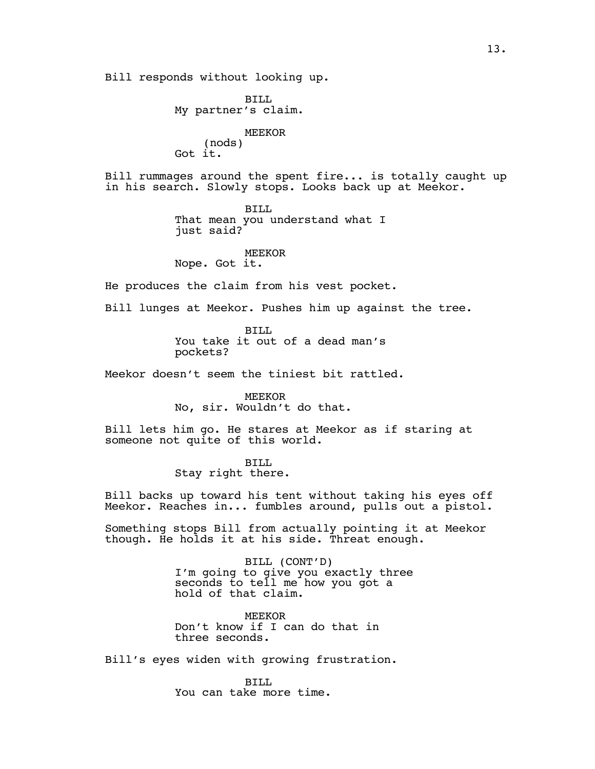Bill responds without looking up.

BILL
My partner's claim.

MEEKOR
(nods)
Got it.

Bill rummages around the spent fire... is totally caught up in his search. Slowly stops. Looks back up at Meekor.

BILL
That mean you understand what I just said?

MEEKOR
Nope. Got it.

He produces the claim from his vest pocket.

Bill lunges at Meekor. Pushes him up against the tree.

BILL
You take it out of a dead man's pockets?

Meekor doesn't seem the tiniest bit rattled.

MEEKOR
No, sir. Wouldn't do that.

Bill lets him go. He stares at Meekor as if staring at someone not quite of this world.

BILL
Stay right there.

Bill backs up toward his tent without taking his eyes off Meekor. Reaches in... fumbles around, pulls out a pistol.

Something stops Bill from actually pointing it at Meekor though. He holds it at his side. Threat enough.

BILL (CONT'D)
I'm going to give you exactly three seconds to tell me how you got a hold of that claim.

MEEKOR
Don't know if I can do that in three seconds.

Bill's eyes widen with growing frustration.

BILL
You can take more time.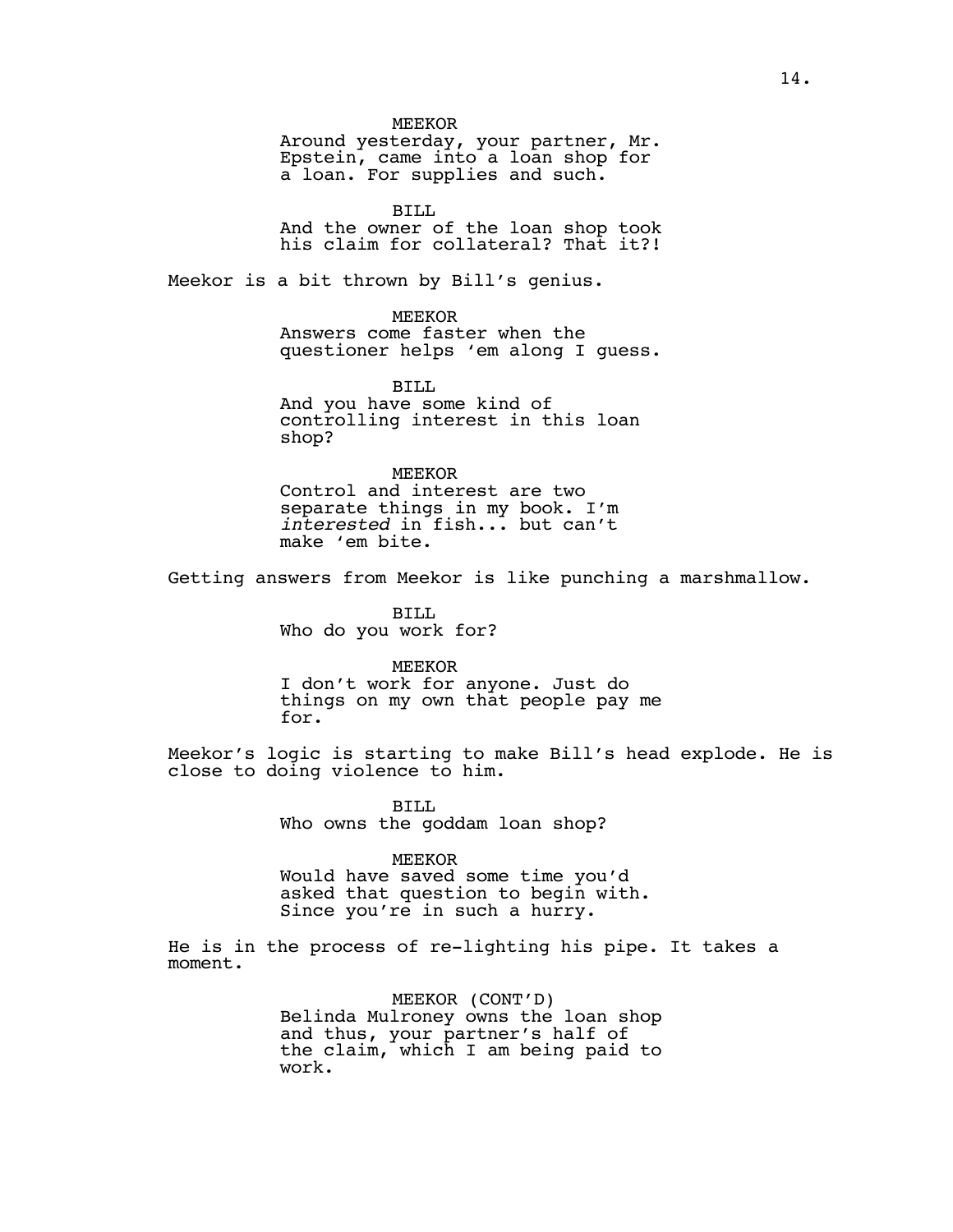MEEKOR
Around yesterday, your partner, Mr. Epstein, came into a loan shop for a loan. For supplies and such.

BILL
And the owner of the loan shop took his claim for collateral? That it?!

Meekor is a bit thrown by Bill's genius.

MEEKOR
Answers come faster when the questioner helps 'em along I guess.

BILL
And you have some kind of controlling interest in this loan shop?

MEEKOR
Control and interest are two separate things in my book. I'm *interested* in fish... but can't make 'em bite.

Getting answers from Meekor is like punching a marshmallow.

BILL
Who do you work for?

MEEKOR
I don't work for anyone. Just do things on my own that people pay me for.

Meekor's logic is starting to make Bill's head explode. He is close to doing violence to him.

BILL
Who owns the goddam loan shop?

MEEKOR
Would have saved some time you'd asked that question to begin with. Since you're in such a hurry.

He is in the process of re-lighting his pipe. It takes a moment.

MEEKOR (CONT'D)
Belinda Mulroney owns the loan shop and thus, your partner's half of the claim, which I am being paid to work.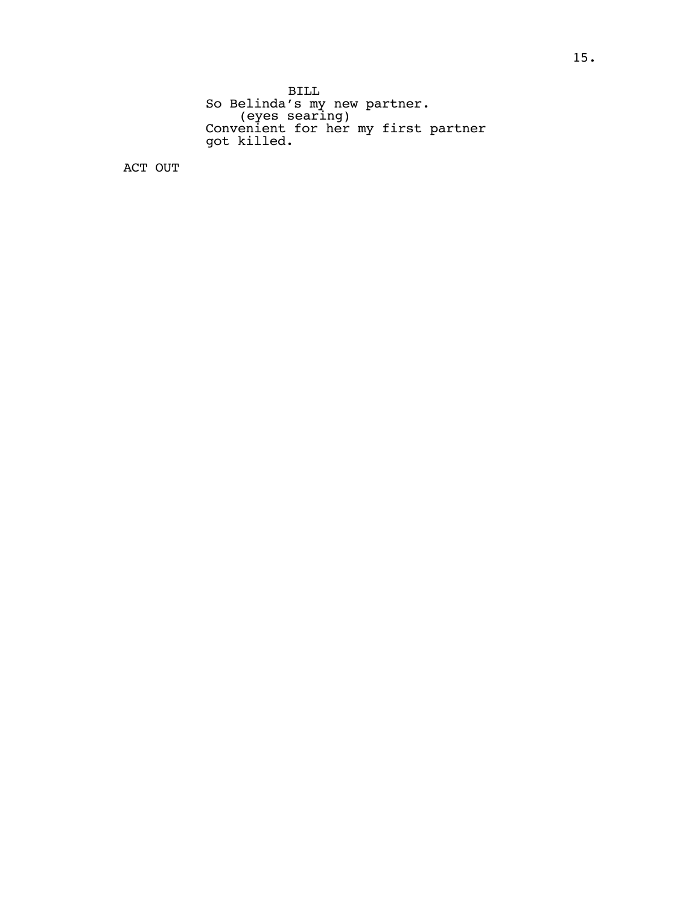BILL

So Belinda's my new partner.

(eyes searing)

Convenient for her my first partner got killed.

ACT OUT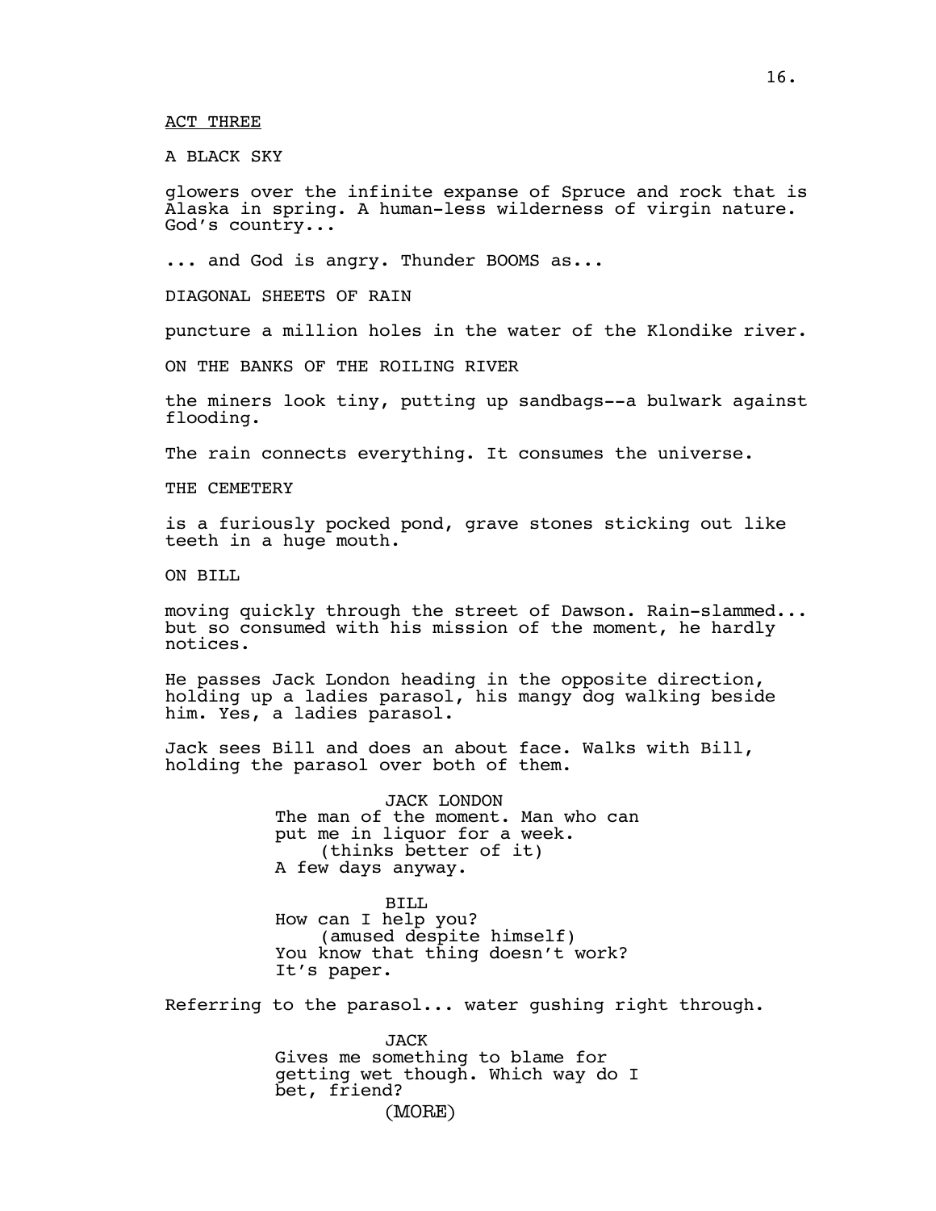ACT THREE

A BLACK SKY

glowers over the infinite expanse of Spruce and rock that is Alaska in spring. A human-less wilderness of virgin nature. God's country...

... and God is angry. Thunder BOOMS as...

DIAGONAL SHEETS OF RAIN

puncture a million holes in the water of the Klondike river.

ON THE BANKS OF THE ROILING RIVER

the miners look tiny, putting up sandbags--a bulwark against flooding.

The rain connects everything. It consumes the universe.

THE CEMETERY

is a furiously pocked pond, grave stones sticking out like teeth in a huge mouth.

ON BILL

moving quickly through the street of Dawson. Rain-slammed... but so consumed with his mission of the moment, he hardly notices.

He passes Jack London heading in the opposite direction, holding up a ladies parasol, his mangy dog walking beside him. Yes, a ladies parasol.

Jack sees Bill and does an about face. Walks with Bill, holding the parasol over both of them.

JACK LONDON
The man of the moment. Man who can put me in liquor for a week.
(thinks better of it)
A few days anyway.

BILL
How can I help you?
(amused despite himself)
You know that thing doesn't work? It's paper.

Referring to the parasol... water gushing right through.

JACK
Gives me something to blame for getting wet though. Which way do I bet, friend?
(MORE)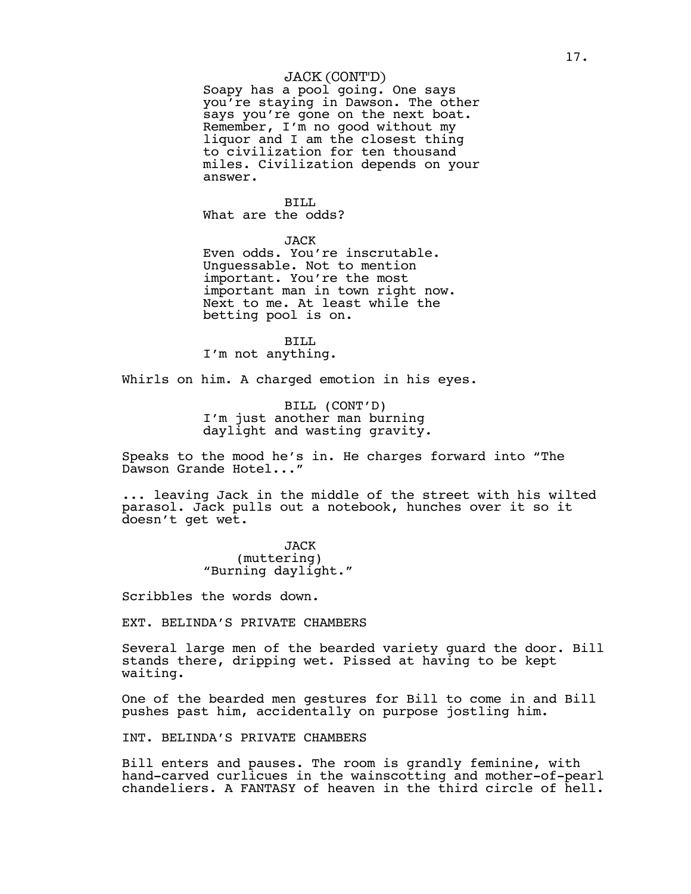JACK (CONT'D)
Soapy has a pool going. One says you're staying in Dawson. The other says you're gone on the next boat. Remember, I'm no good without my liquor and I am the closest thing to civilization for ten thousand miles. Civilization depends on your answer.

BILL
What are the odds?

JACK
Even odds. You're inscrutable. Unguessable. Not to mention important. You're the most important man in town right now. Next to me. At least while the betting pool is on.

BILL
I'm not anything.

Whirls on him. A charged emotion in his eyes.

BILL (CONT'D)
I'm just another man burning daylight and wasting gravity.

Speaks to the mood he's in. He charges forward into "The Dawson Grande Hotel..."

... leaving Jack in the middle of the street with his wilted parasol. Jack pulls out a notebook, hunches over it so it doesn't get wet.

JACK
(muttering)
"Burning daylight."

Scribbles the words down.

EXT. BELINDA'S PRIVATE CHAMBERS

Several large men of the bearded variety guard the door. Bill stands there, dripping wet. Pissed at having to be kept waiting.

One of the bearded men gestures for Bill to come in and Bill pushes past him, accidentally on purpose jostling him.

INT. BELINDA'S PRIVATE CHAMBERS

Bill enters and pauses. The room is grandly feminine, with hand-carved curlicues in the wainscotting and mother-of-pearl chandeliers. A FANTASY of heaven in the third circle of hell.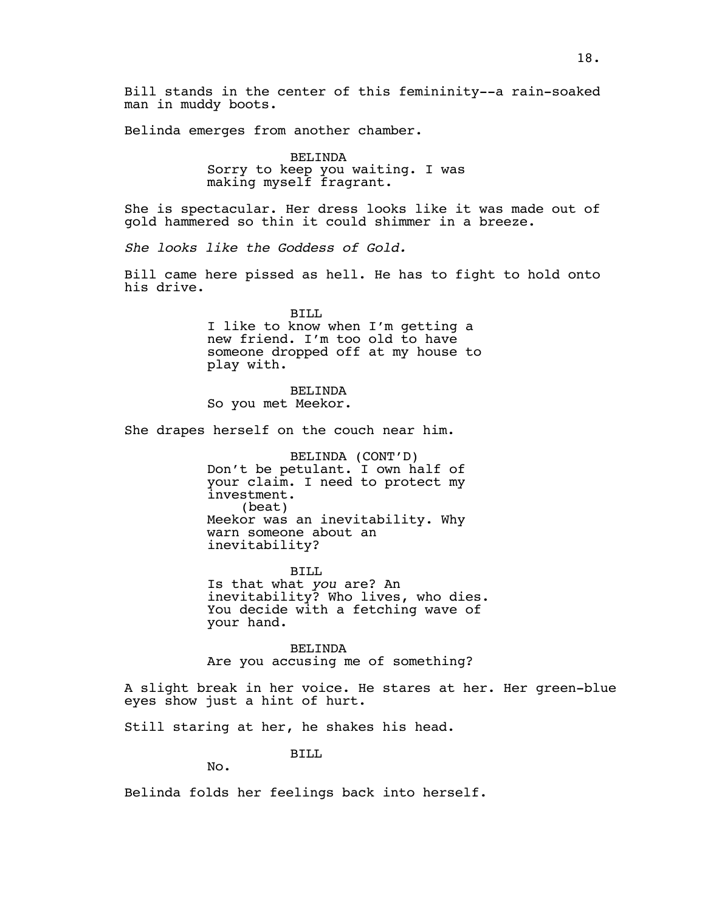Bill stands in the center of this femininity--a rain-soaked man in muddy boots.

Belinda emerges from another chamber.

BELINDA
Sorry to keep you waiting. I was making myself fragrant.

She is spectacular. Her dress looks like it was made out of gold hammered so thin it could shimmer in a breeze.

*She looks like the Goddess of Gold.*

Bill came here pissed as hell. He has to fight to hold onto his drive.

BILL
I like to know when I'm getting a new friend. I'm too old to have someone dropped off at my house to play with.

BELINDA
So you met Meekor.

She drapes herself on the couch near him.

BELINDA (CONT'D)
Don't be petulant. I own half of your claim. I need to protect my investment.
(beat)
Meekor was an inevitability. Why warn someone about an inevitability?

BILL
Is that what *you* are? An inevitability? Who lives, who dies. You decide with a fetching wave of your hand.

BELINDA
Are you accusing me of something?

A slight break in her voice. He stares at her. Her green-blue eyes show just a hint of hurt.

Still staring at her, he shakes his head.

BILL
No.

Belinda folds her feelings back into herself.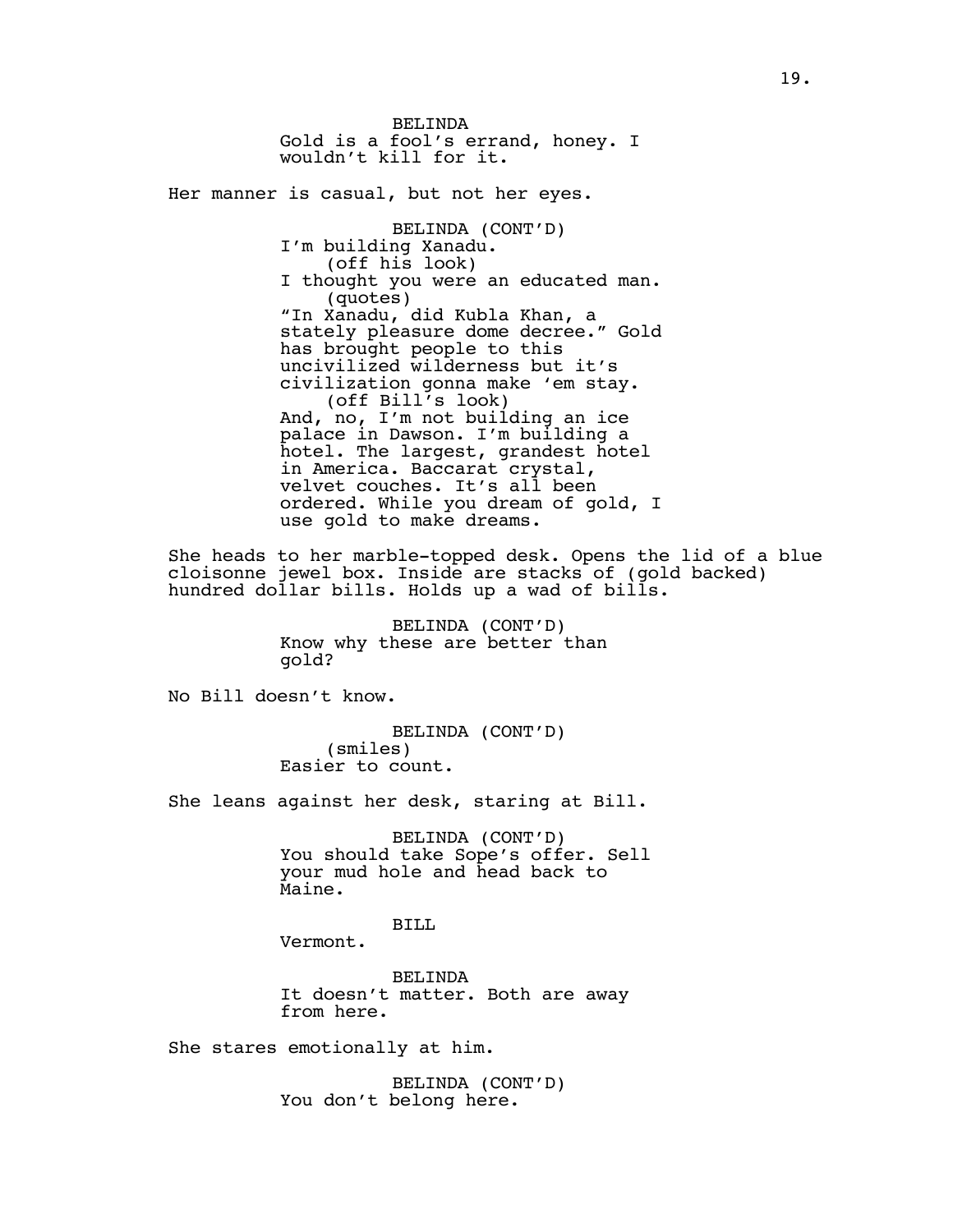BELINDA
Gold is a fool's errand, honey. I wouldn't kill for it.

Her manner is casual, but not her eyes.

BELINDA (CONT'D)
I'm building Xanadu.
(off his look)
I thought you were an educated man.
(quotes)
"In Xanadu, did Kubla Khan, a stately pleasure dome decree." Gold has brought people to this uncivilized wilderness but it's civilization gonna make 'em stay.
(off Bill's look)
And, no, I'm not building an ice palace in Dawson. I'm building a hotel. The largest, grandest hotel in America. Baccarat crystal, velvet couches. It's all been ordered. While you dream of gold, I use gold to make dreams.

She heads to her marble-topped desk. Opens the lid of a blue cloisonne jewel box. Inside are stacks of (gold backed) hundred dollar bills. Holds up a wad of bills.

BELINDA (CONT'D)
Know why these are better than gold?

No Bill doesn't know.

BELINDA (CONT'D)
(smiles)
Easier to count.

She leans against her desk, staring at Bill.

BELINDA (CONT'D)
You should take Sope's offer. Sell your mud hole and head back to Maine.

BILL
Vermont.

BELINDA
It doesn't matter. Both are away from here.

She stares emotionally at him.

BELINDA (CONT'D)
You don't belong here.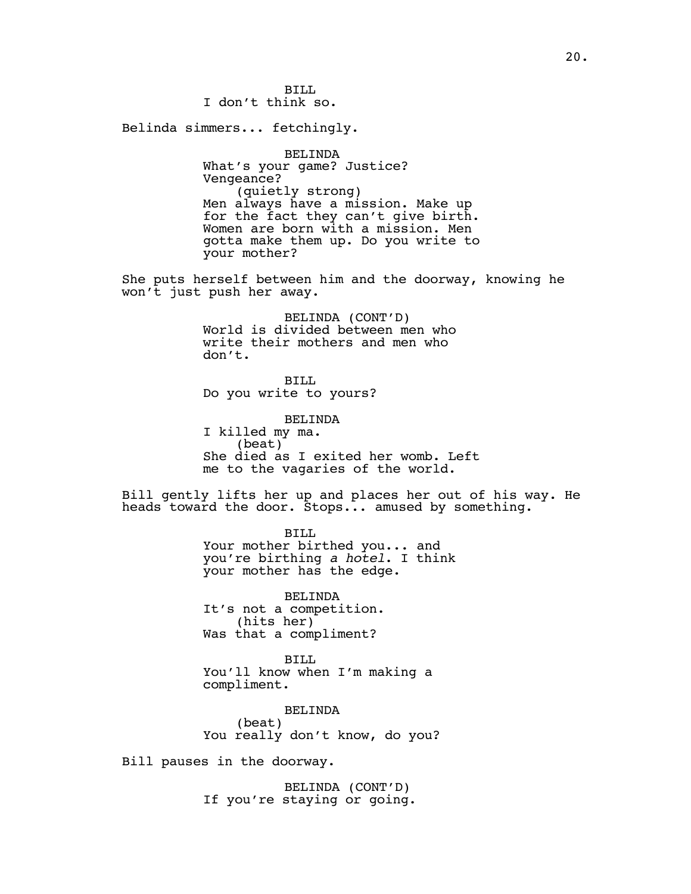BILL
I don't think so.

Belinda simmers... fetchingly.

BELINDA
What's your game? Justice? Vengeance?
(quietly strong)
Men always have a mission. Make up for the fact they can't give birth. Women are born with a mission. Men gotta make them up. Do you write to your mother?

She puts herself between him and the doorway, knowing he won't just push her away.

BELINDA (CONT'D)
World is divided between men who write their mothers and men who don't.

BILL
Do you write to yours?

BELINDA
I killed my ma.
(beat)
She died as I exited her womb. Left me to the vagaries of the world.

Bill gently lifts her up and places her out of his way. He heads toward the door. Stops... amused by something.

BILL
Your mother birthed you... and you're birthing *a hotel*. I think your mother has the edge.

BELINDA
It's not a competition.
(hits her)
Was that a compliment?

BILL
You'll know when I'm making a compliment.

BELINDA
(beat)
You really don't know, do you?

Bill pauses in the doorway.

BELINDA (CONT'D)
If you're staying or going.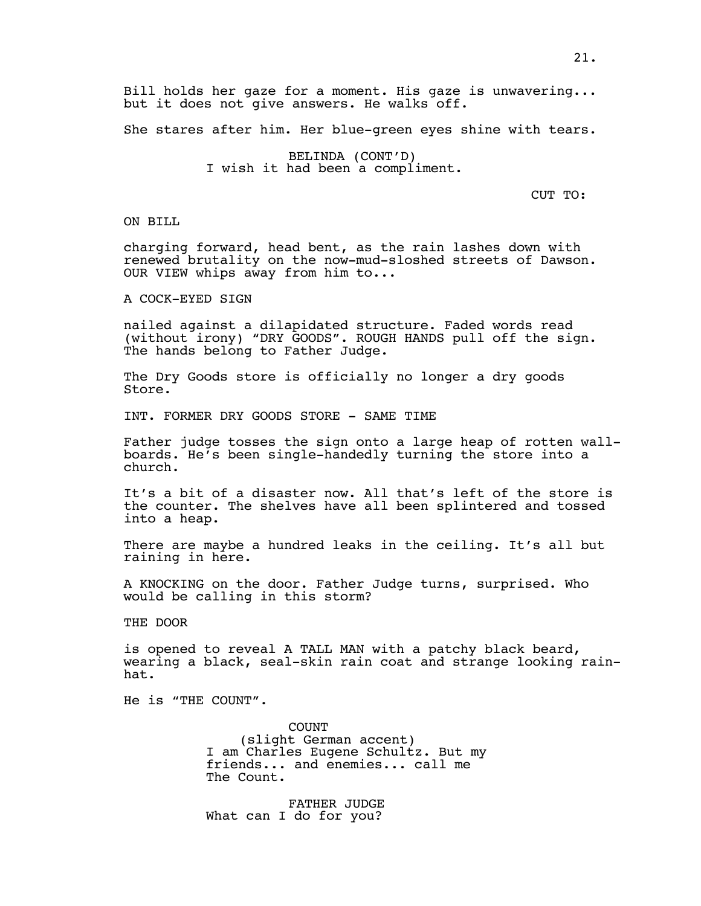Bill holds her gaze for a moment. His gaze is unwavering... but it does not give answers. He walks off.

She stares after him. Her blue-green eyes shine with tears.

BELINDA (CONT'D)
I wish it had been a compliment.

CUT TO:

ON BILL

charging forward, head bent, as the rain lashes down with renewed brutality on the now-mud-sloshed streets of Dawson. OUR VIEW whips away from him to...

A COCK-EYED SIGN

nailed against a dilapidated structure. Faded words read (without irony) "DRY GOODS". ROUGH HANDS pull off the sign. The hands belong to Father Judge.

The Dry Goods store is officially no longer a dry goods Store.

INT. FORMER DRY GOODS STORE - SAME TIME

Father judge tosses the sign onto a large heap of rotten wall-boards. He's been single-handedly turning the store into a church.

It's a bit of a disaster now. All that's left of the store is the counter. The shelves have all been splintered and tossed into a heap.

There are maybe a hundred leaks in the ceiling. It's all but raining in here.

A KNOCKING on the door. Father Judge turns, surprised. Who would be calling in this storm?

THE DOOR

is opened to reveal A TALL MAN with a patchy black beard, wearing a black, seal-skin rain coat and strange looking rain-hat.

He is "THE COUNT".

COUNT
(slight German accent)
I am Charles Eugene Schultz. But my friends... and enemies... call me The Count.

FATHER JUDGE
What can I do for you?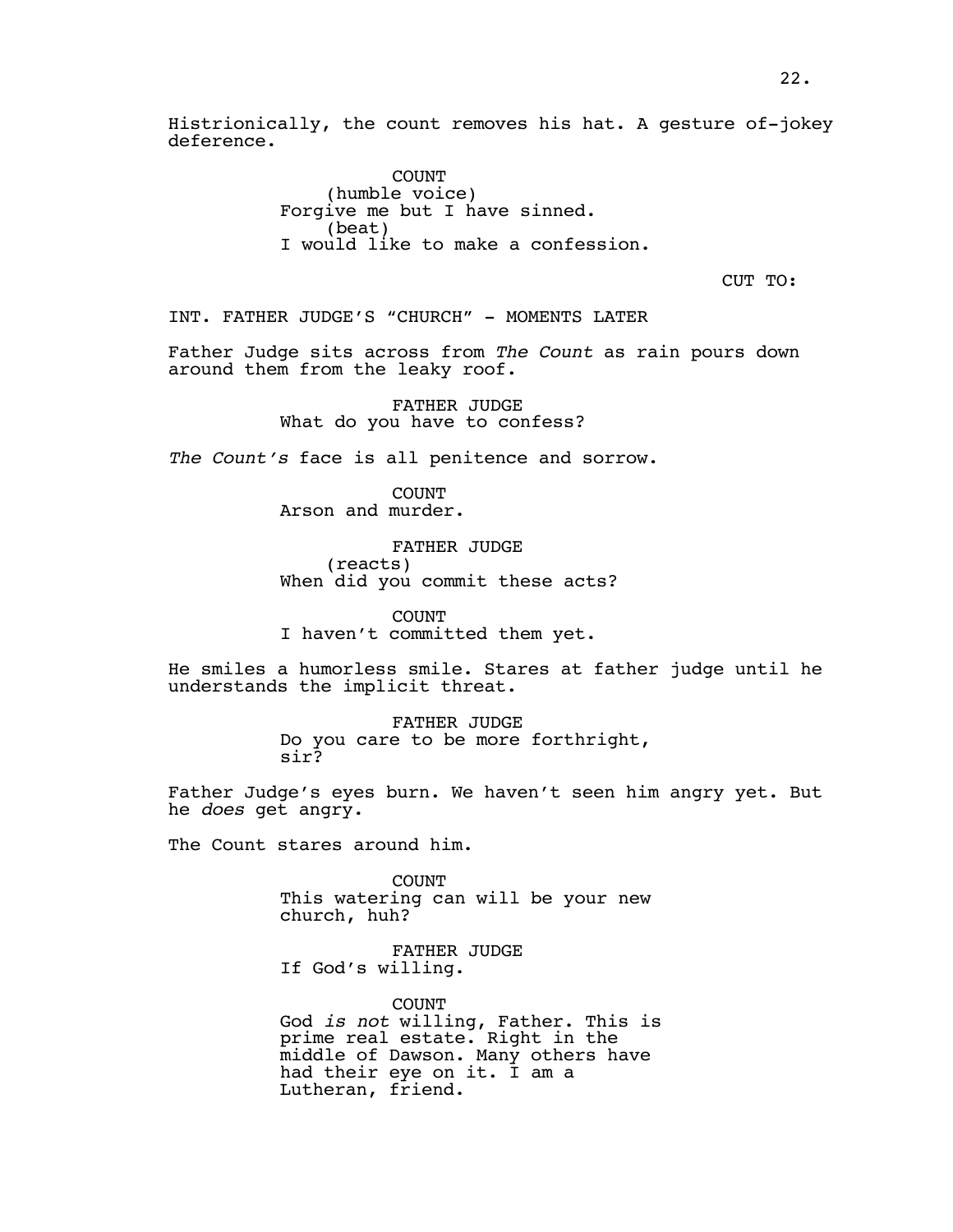Histrionically, the count removes his hat. A gesture of-jokey deference.

COUNT
(humble voice)
Forgive me but I have sinned.
(beat)
I would like to make a confession.

CUT TO:

INT. FATHER JUDGE'S "CHURCH" - MOMENTS LATER

Father Judge sits across from *The Count* as rain pours down around them from the leaky roof.

FATHER JUDGE
What do you have to confess?

*The Count's* face is all penitence and sorrow.

COUNT
Arson and murder.

FATHER JUDGE
(reacts)
When did you commit these acts?

COUNT
I haven't committed them yet.

He smiles a humorless smile. Stares at father judge until he understands the implicit threat.

FATHER JUDGE
Do you care to be more forthright, sir?

Father Judge's eyes burn. We haven't seen him angry yet. But he *does* get angry.

The Count stares around him.

COUNT
This watering can will be your new church, huh?

FATHER JUDGE
If God's willing.

COUNT
God *is not* willing, Father. This is prime real estate. Right in the middle of Dawson. Many others have had their eye on it. I am a Lutheran, friend.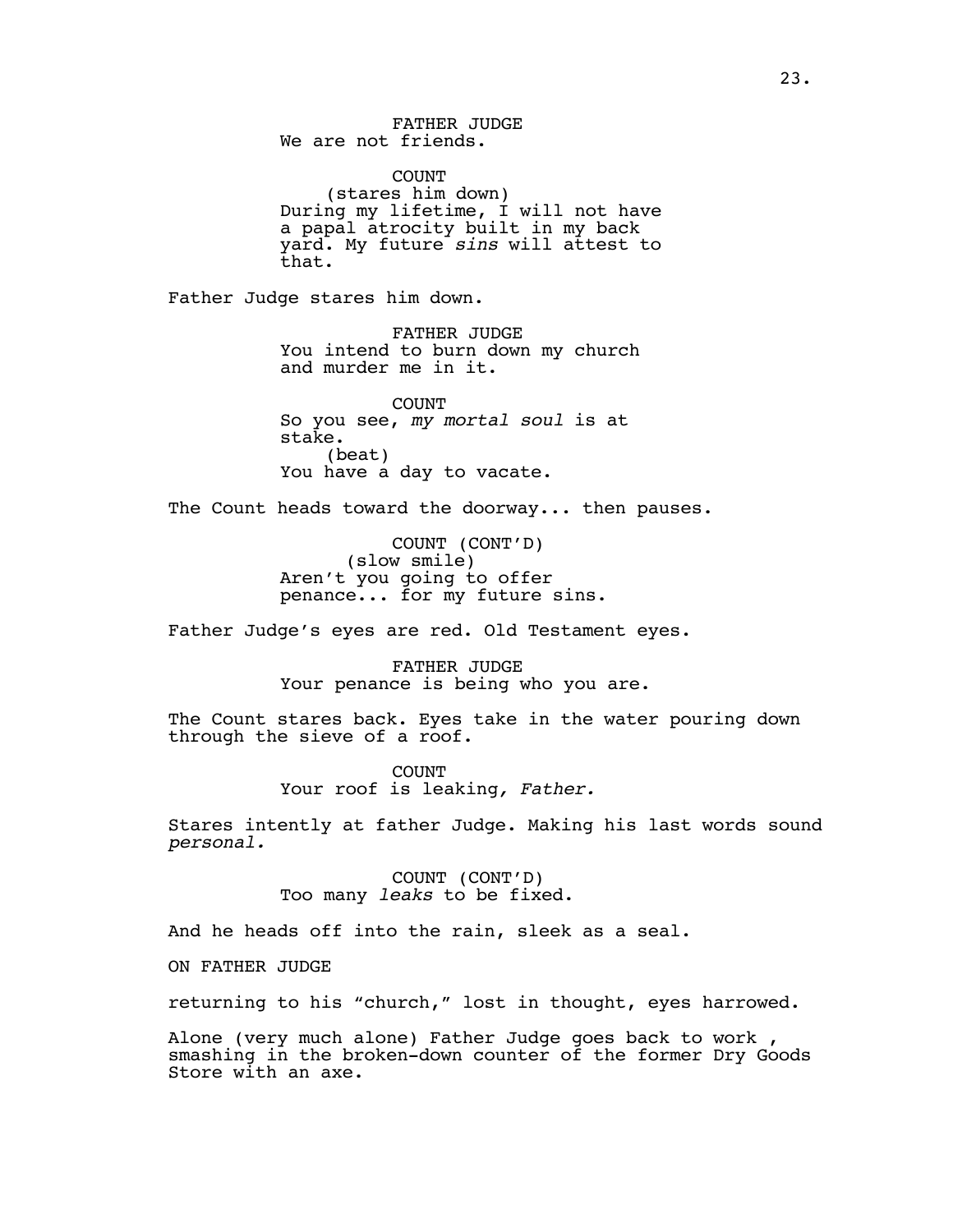FATHER JUDGE
We are not friends.

COUNT
(stares him down)
During my lifetime, I will not have a papal atrocity built in my back yard. My future *sins* will attest to that.

Father Judge stares him down.

FATHER JUDGE
You intend to burn down my church and murder me in it.

COUNT
So you see, *my mortal soul* is at stake.
(beat)
You have a day to vacate.

The Count heads toward the doorway... then pauses.

COUNT (CONT'D)
(slow smile)
Aren't you going to offer penance... for my future sins.

Father Judge's eyes are red. Old Testament eyes.

FATHER JUDGE
Your penance is being who you are.

The Count stares back. Eyes take in the water pouring down through the sieve of a roof.

COUNT
Your roof is leaking*, Father.*

Stares intently at father Judge. Making his last words sound *personal.*

COUNT (CONT'D)
Too many *leaks* to be fixed.

And he heads off into the rain, sleek as a seal.

ON FATHER JUDGE

returning to his "church," lost in thought, eyes harrowed.

Alone (very much alone) Father Judge goes back to work , smashing in the broken-down counter of the former Dry Goods Store with an axe.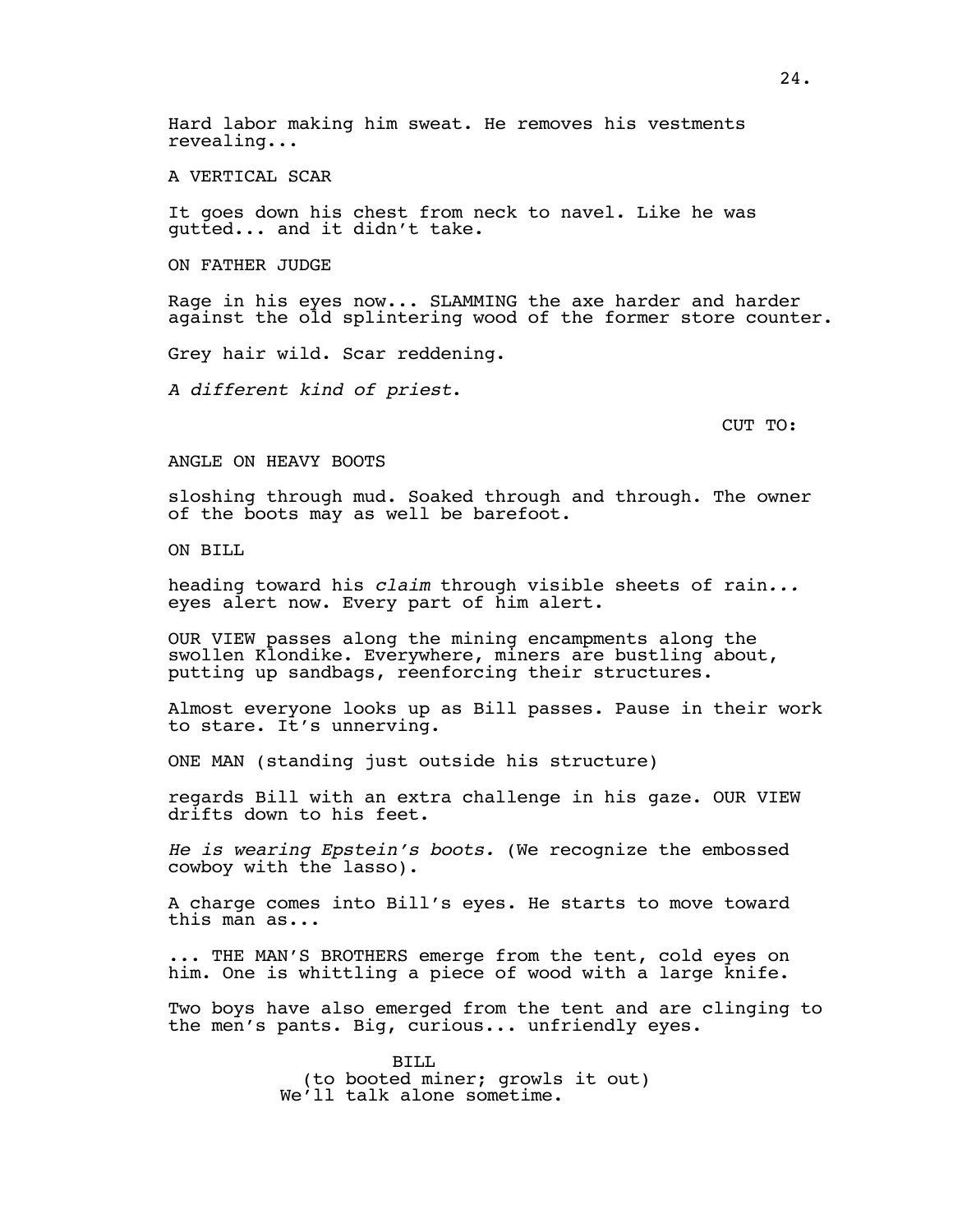Hard labor making him sweat. He removes his vestments revealing...

A VERTICAL SCAR

It goes down his chest from neck to navel. Like he was gutted... and it didn't take.

ON FATHER JUDGE

Rage in his eyes now... SLAMMING the axe harder and harder against the old splintering wood of the former store counter.

Grey hair wild. Scar reddening.

*A different kind of priest.*

CUT TO:

ANGLE ON HEAVY BOOTS

sloshing through mud. Soaked through and through. The owner of the boots may as well be barefoot.

ON BILL

heading toward his *claim* through visible sheets of rain... eyes alert now. Every part of him alert.

OUR VIEW passes along the mining encampments along the swollen Klondike. Everywhere, miners are bustling about, putting up sandbags, reenforcing their structures.

Almost everyone looks up as Bill passes. Pause in their work to stare. It's unnerving.

ONE MAN (standing just outside his structure)

regards Bill with an extra challenge in his gaze. OUR VIEW drifts down to his feet.

*He is wearing Epstein's boots.* (We recognize the embossed cowboy with the lasso).

A charge comes into Bill's eyes. He starts to move toward this man as...

... THE MAN'S BROTHERS emerge from the tent, cold eyes on him. One is whittling a piece of wood with a large knife.

Two boys have also emerged from the tent and are clinging to the men's pants. Big, curious... unfriendly eyes.

BILL
(to booted miner; growls it out)
We'll talk alone sometime.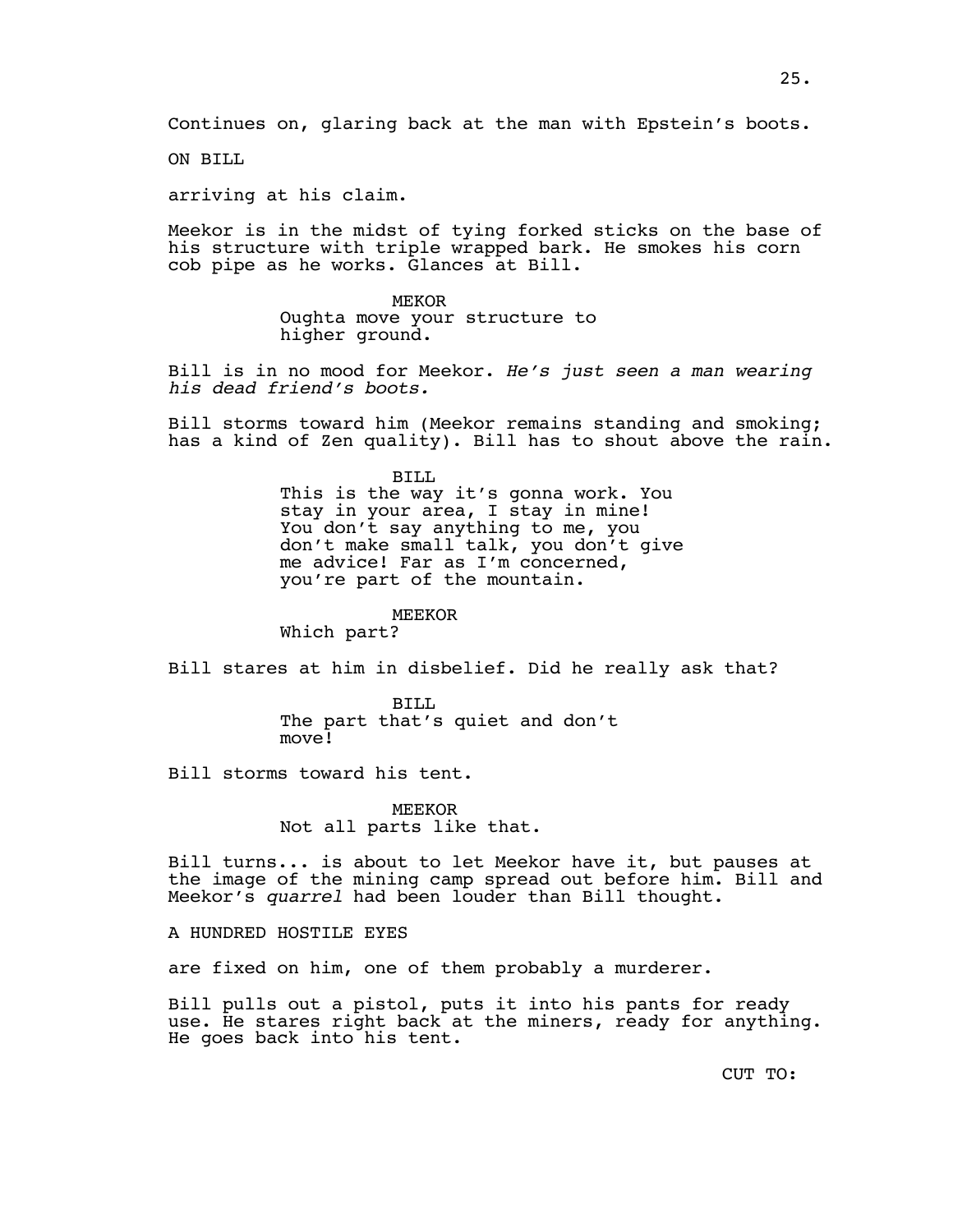Continues on, glaring back at the man with Epstein's boots.

ON BILL

arriving at his claim.

Meekor is in the midst of tying forked sticks on the base of his structure with triple wrapped bark. He smokes his corn cob pipe as he works. Glances at Bill.

MEKOR
Oughta move your structure to higher ground.

Bill is in no mood for Meekor. *He's just seen a man wearing his dead friend's boots.*

Bill storms toward him (Meekor remains standing and smoking; has a kind of Zen quality). Bill has to shout above the rain.

BILL
This is the way it's gonna work. You stay in your area, I stay in mine! You don't say anything to me, you don't make small talk, you don't give me advice! Far as I'm concerned, you're part of the mountain.

MEEKOR
Which part?

Bill stares at him in disbelief. Did he really ask that?

BILL
The part that's quiet and don't move!

Bill storms toward his tent.

MEEKOR
Not all parts like that.

Bill turns... is about to let Meekor have it, but pauses at the image of the mining camp spread out before him. Bill and Meekor's *quarrel* had been louder than Bill thought.

A HUNDRED HOSTILE EYES

are fixed on him, one of them probably a murderer.

Bill pulls out a pistol, puts it into his pants for ready use. He stares right back at the miners, ready for anything. He goes back into his tent.

CUT TO: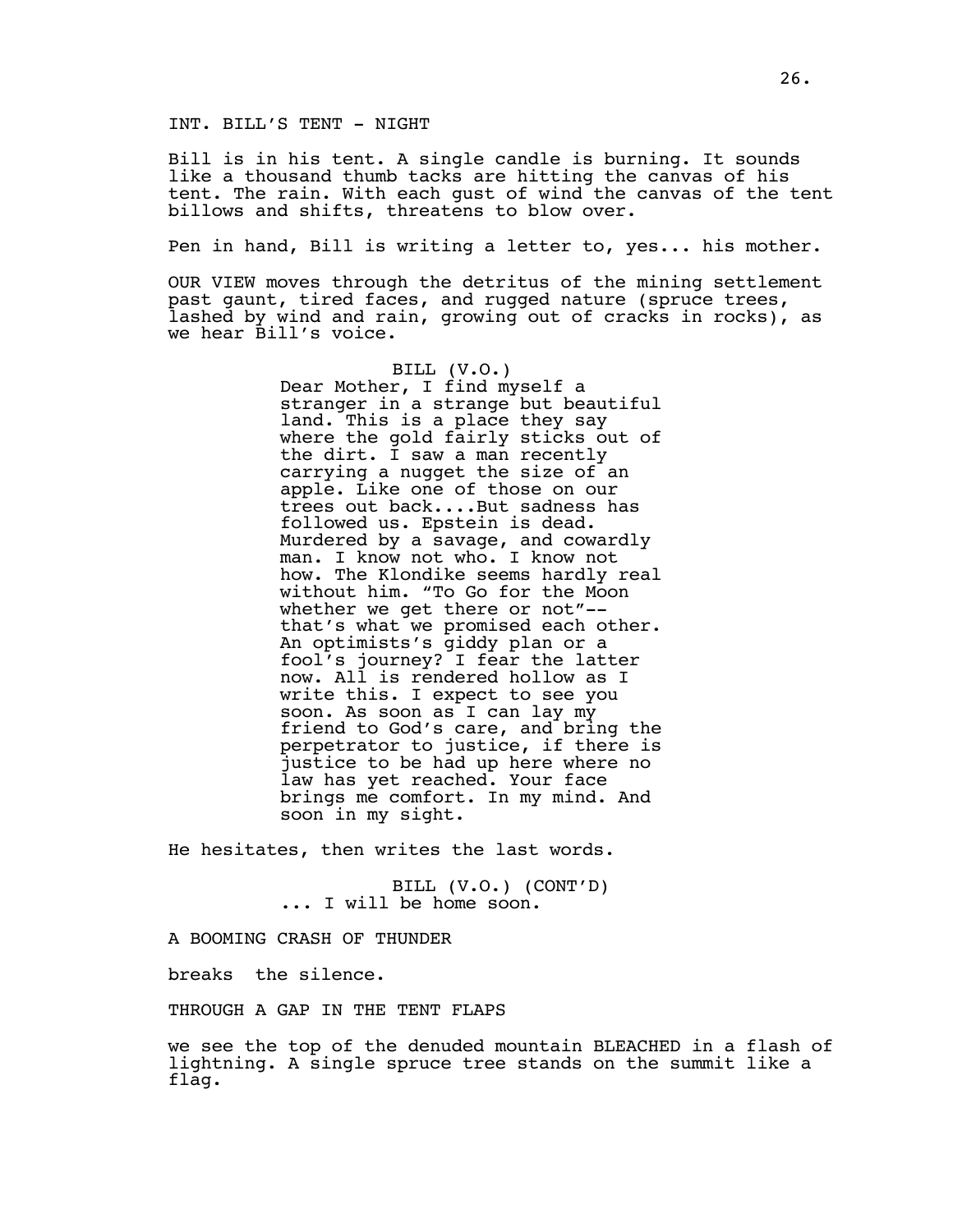INT. BILL'S TENT - NIGHT

Bill is in his tent. A single candle is burning. It sounds like a thousand thumb tacks are hitting the canvas of his tent. The rain. With each gust of wind the canvas of the tent billows and shifts, threatens to blow over.

Pen in hand, Bill is writing a letter to, yes... his mother.

OUR VIEW moves through the detritus of the mining settlement past gaunt, tired faces, and rugged nature (spruce trees, lashed by wind and rain, growing out of cracks in rocks), as we hear Bill's voice.

BILL (V.O.)
Dear Mother, I find myself a stranger in a strange but beautiful land. This is a place they say where the gold fairly sticks out of the dirt. I saw a man recently carrying a nugget the size of an apple. Like one of those on our trees out back....But sadness has followed us. Epstein is dead. Murdered by a savage, and cowardly man. I know not who. I know not how. The Klondike seems hardly real without him. "To Go for the Moon whether we get there or not"-- that's what we promised each other. An optimists's giddy plan or a fool's journey? I fear the latter now. All is rendered hollow as I write this. I expect to see you soon. As soon as I can lay my friend to God's care, and bring the perpetrator to justice, if there is justice to be had up here where no law has yet reached. Your face brings me comfort. In my mind. And soon in my sight.

He hesitates, then writes the last words.

BILL (V.O.) (CONT'D)
... I will be home soon.

A BOOMING CRASH OF THUNDER

breaks the silence.

THROUGH A GAP IN THE TENT FLAPS

we see the top of the denuded mountain BLEACHED in a flash of lightning. A single spruce tree stands on the summit like a flag.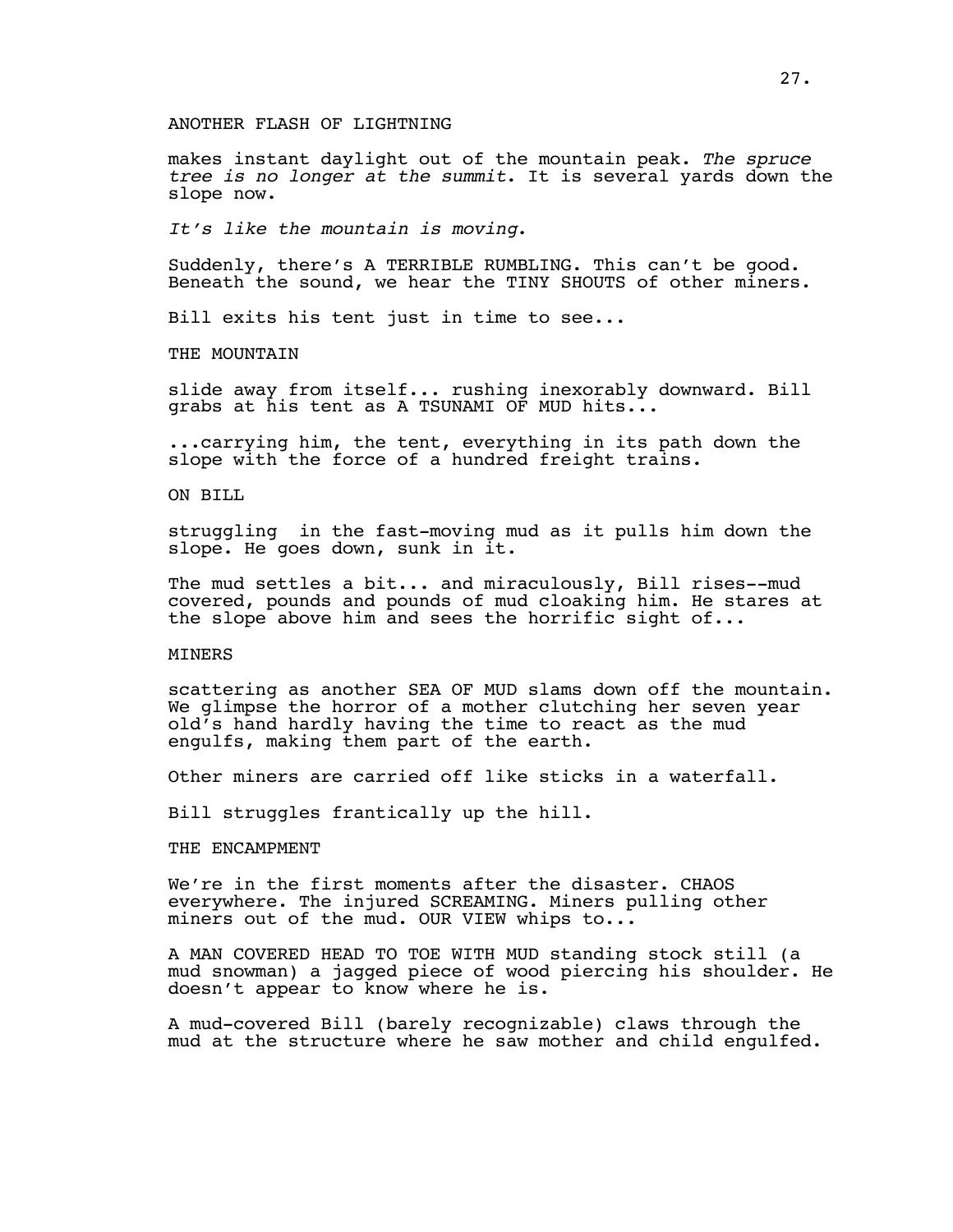ANOTHER FLASH OF LIGHTNING

makes instant daylight out of the mountain peak. *The spruce tree is no longer at the summit*. It is several yards down the slope now.

*It's like the mountain is moving*.

Suddenly, there's A TERRIBLE RUMBLING. This can't be good. Beneath the sound, we hear the TINY SHOUTS of other miners.

Bill exits his tent just in time to see...

THE MOUNTAIN

slide away from itself... rushing inexorably downward. Bill grabs at his tent as A TSUNAMI OF MUD hits...

...carrying him, the tent, everything in its path down the slope with the force of a hundred freight trains.

ON BILL

struggling  in the fast-moving mud as it pulls him down the slope. He goes down, sunk in it.

The mud settles a bit... and miraculously, Bill rises--mud covered, pounds and pounds of mud cloaking him. He stares at the slope above him and sees the horrific sight of...

MINERS

scattering as another SEA OF MUD slams down off the mountain. We glimpse the horror of a mother clutching her seven year old's hand hardly having the time to react as the mud engulfs, making them part of the earth.

Other miners are carried off like sticks in a waterfall.

Bill struggles frantically up the hill.

THE ENCAMPMENT

We're in the first moments after the disaster. CHAOS everywhere. The injured SCREAMING. Miners pulling other miners out of the mud. OUR VIEW whips to...

A MAN COVERED HEAD TO TOE WITH MUD standing stock still (a mud snowman) a jagged piece of wood piercing his shoulder. He doesn't appear to know where he is.

A mud-covered Bill (barely recognizable) claws through the mud at the structure where he saw mother and child engulfed.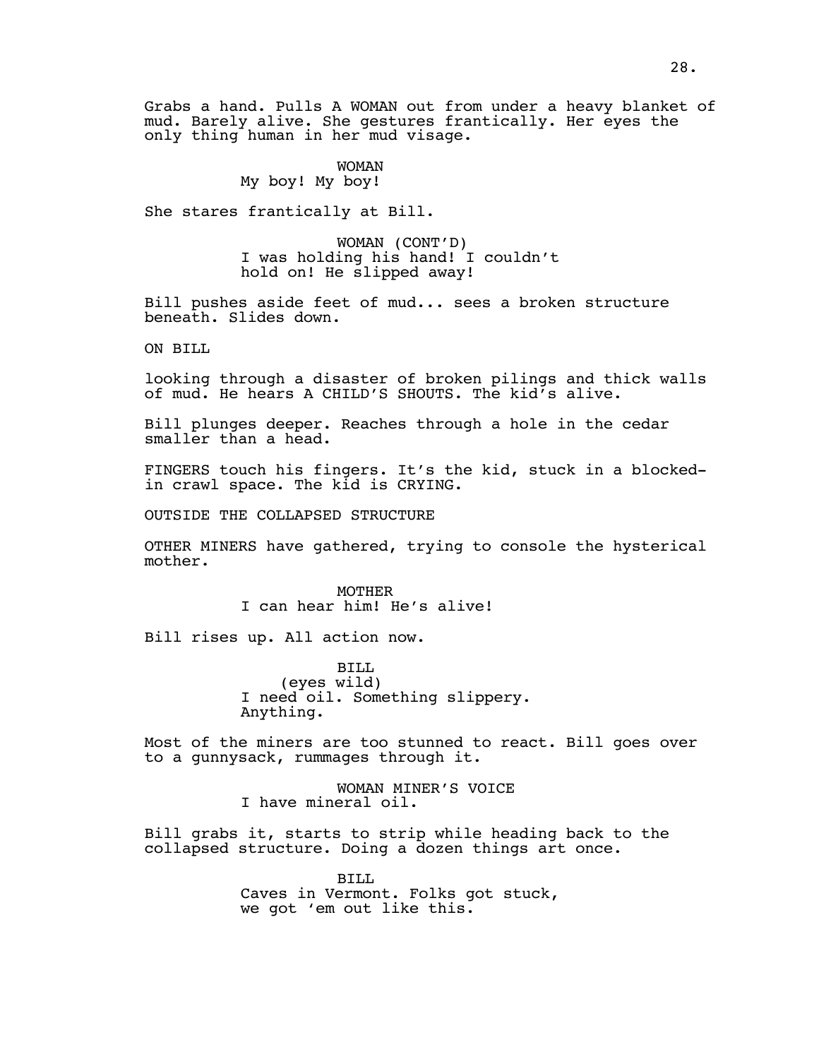Grabs a hand. Pulls A WOMAN out from under a heavy blanket of mud. Barely alive. She gestures frantically. Her eyes the only thing human in her mud visage.

WOMAN
My boy! My boy!

She stares frantically at Bill.

WOMAN (CONT'D)
I was holding his hand! I couldn't hold on! He slipped away!

Bill pushes aside feet of mud... sees a broken structure beneath. Slides down.

ON BILL

looking through a disaster of broken pilings and thick walls of mud. He hears A CHILD'S SHOUTS. The kid's alive.

Bill plunges deeper. Reaches through a hole in the cedar smaller than a head.

FINGERS touch his fingers. It's the kid, stuck in a blocked-in crawl space. The kid is CRYING.

OUTSIDE THE COLLAPSED STRUCTURE

OTHER MINERS have gathered, trying to console the hysterical mother.

MOTHER
I can hear him! He's alive!

Bill rises up. All action now.

BILL
(eyes wild)
I need oil. Something slippery. Anything.

Most of the miners are too stunned to react. Bill goes over to a gunnysack, rummages through it.

WOMAN MINER'S VOICE
I have mineral oil.

Bill grabs it, starts to strip while heading back to the collapsed structure. Doing a dozen things art once.

BILL
Caves in Vermont. Folks got stuck, we got 'em out like this.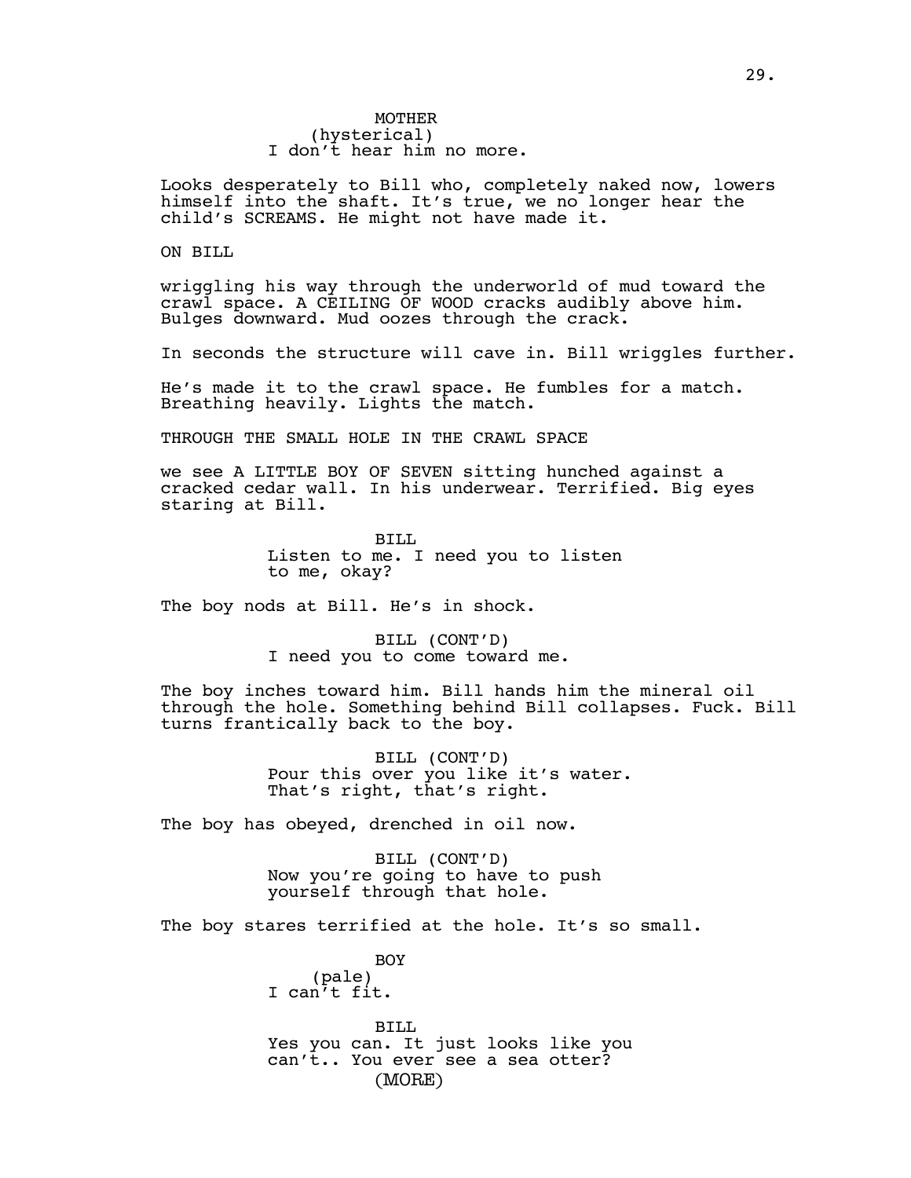MOTHER
(hysterical)
I don't hear him no more.

Looks desperately to Bill who, completely naked now, lowers himself into the shaft. It's true, we no longer hear the child's SCREAMS. He might not have made it.

ON BILL

wriggling his way through the underworld of mud toward the crawl space. A CEILING OF WOOD cracks audibly above him. Bulges downward. Mud oozes through the crack.

In seconds the structure will cave in. Bill wriggles further.

He's made it to the crawl space. He fumbles for a match. Breathing heavily. Lights the match.

THROUGH THE SMALL HOLE IN THE CRAWL SPACE

we see A LITTLE BOY OF SEVEN sitting hunched against a cracked cedar wall. In his underwear. Terrified. Big eyes staring at Bill.

BILL
Listen to me. I need you to listen to me, okay?

The boy nods at Bill. He's in shock.

BILL (CONT'D)
I need you to come toward me.

The boy inches toward him. Bill hands him the mineral oil through the hole. Something behind Bill collapses. Fuck. Bill turns frantically back to the boy.

BILL (CONT'D)
Pour this over you like it's water. That's right, that's right.

The boy has obeyed, drenched in oil now.

BILL (CONT'D)
Now you're going to have to push yourself through that hole.

The boy stares terrified at the hole. It's so small.

BOY
(pale)
I can't fit.

BILL
Yes you can. It just looks like you can't.. You ever see a sea otter?
(MORE)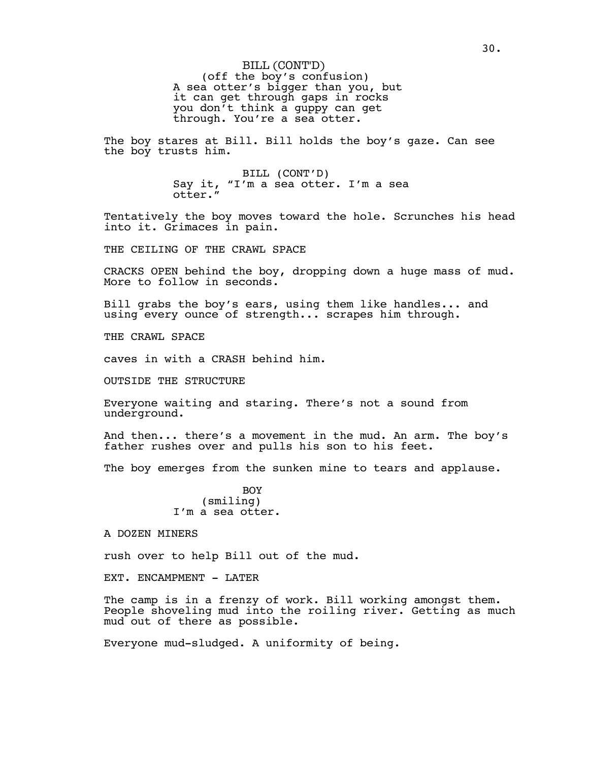BILL (CONT'D)
(off the boy's confusion)
A sea otter's bigger than you, but it can get through gaps in rocks you don't think a guppy can get through. You're a sea otter.

The boy stares at Bill. Bill holds the boy's gaze. Can see the boy trusts him.

BILL (CONT'D)
Say it, "I'm a sea otter. I'm a sea otter."

Tentatively the boy moves toward the hole. Scrunches his head into it. Grimaces in pain.

THE CEILING OF THE CRAWL SPACE

CRACKS OPEN behind the boy, dropping down a huge mass of mud. More to follow in seconds.

Bill grabs the boy's ears, using them like handles... and using every ounce of strength... scrapes him through.

THE CRAWL SPACE

caves in with a CRASH behind him.

OUTSIDE THE STRUCTURE

Everyone waiting and staring. There's not a sound from underground.

And then... there's a movement in the mud. An arm. The boy's father rushes over and pulls his son to his feet.

The boy emerges from the sunken mine to tears and applause.

BOY
(smiling)
I'm a sea otter.

A DOZEN MINERS

rush over to help Bill out of the mud.

EXT. ENCAMPMENT - LATER

The camp is in a frenzy of work. Bill working amongst them. People shoveling mud into the roiling river. Getting as much mud out of there as possible.

Everyone mud-sludged. A uniformity of being.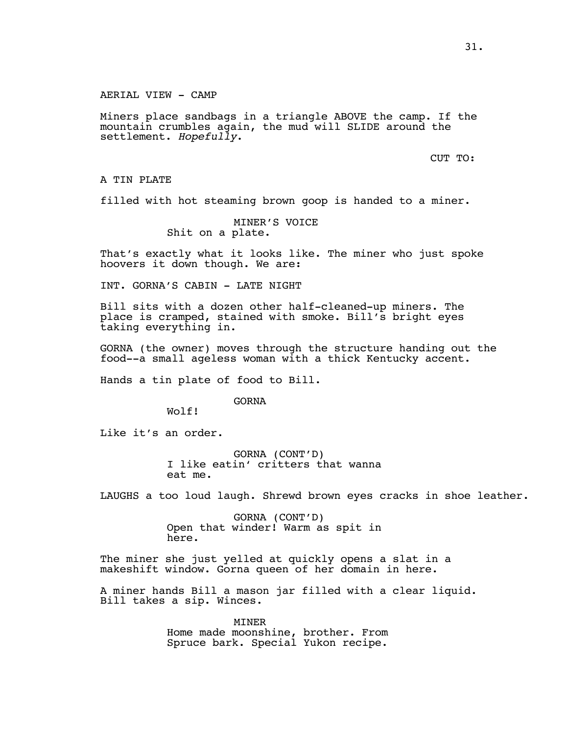AERIAL VIEW - CAMP

Miners place sandbags in a triangle ABOVE the camp. If the mountain crumbles again, the mud will SLIDE around the settlement. *Hopefully*.

CUT TO:

A TIN PLATE

filled with hot steaming brown goop is handed to a miner.

MINER'S VOICE
Shit on a plate.

That's exactly what it looks like. The miner who just spoke hoovers it down though. We are:

INT. GORNA'S CABIN - LATE NIGHT

Bill sits with a dozen other half-cleaned-up miners. The place is cramped, stained with smoke. Bill's bright eyes taking everything in.

GORNA (the owner) moves through the structure handing out the food--a small ageless woman with a thick Kentucky accent.

Hands a tin plate of food to Bill.

GORNA
Wolf!

Like it's an order.

GORNA (CONT'D)
I like eatin' critters that wanna eat me.

LAUGHS a too loud laugh. Shrewd brown eyes cracks in shoe leather.

GORNA (CONT'D)
Open that winder! Warm as spit in here.

The miner she just yelled at quickly opens a slat in a makeshift window. Gorna queen of her domain in here.

A miner hands Bill a mason jar filled with a clear liquid. Bill takes a sip. Winces.

MINER
Home made moonshine, brother. From Spruce bark. Special Yukon recipe.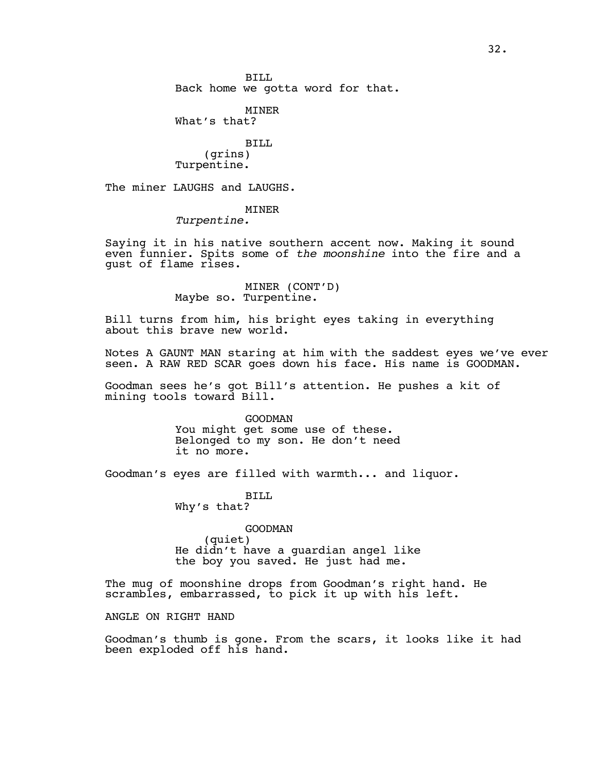BILL
Back home we gotta word for that.

MINER
What's that?

BILL
(grins)
Turpentine.

The miner LAUGHS and LAUGHS.

MINER
*Turpentine.*

Saying it in his native southern accent now. Making it sound even funnier. Spits some of *the moonshine* into the fire and a gust of flame rises.

MINER (CONT'D)
Maybe so. Turpentine.

Bill turns from him, his bright eyes taking in everything about this brave new world.

Notes A GAUNT MAN staring at him with the saddest eyes we've ever seen. A RAW RED SCAR goes down his face. His name is GOODMAN.

Goodman sees he's got Bill's attention. He pushes a kit of mining tools toward Bill.

GOODMAN
You might get some use of these. Belonged to my son. He don't need it no more.

Goodman's eyes are filled with warmth... and liquor.

BILL
Why's that?

GOODMAN
(quiet)
He didn't have a guardian angel like the boy you saved. He just had me.

The mug of moonshine drops from Goodman's right hand. He scrambles, embarrassed, to pick it up with his left.

ANGLE ON RIGHT HAND

Goodman's thumb is gone. From the scars, it looks like it had been exploded off his hand.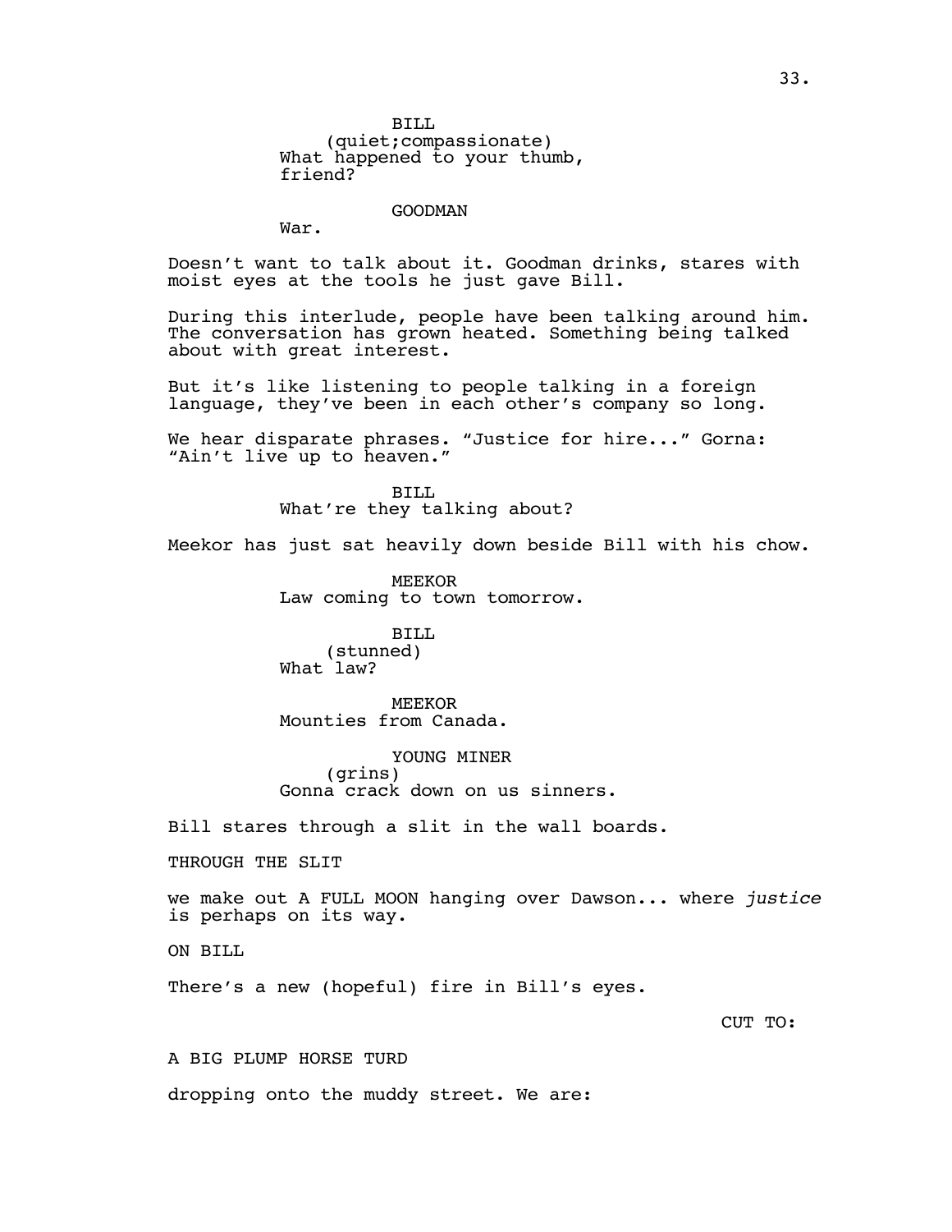BILL
(quiet;compassionate)
What happened to your thumb, friend?

GOODMAN
War.

Doesn't want to talk about it. Goodman drinks, stares with moist eyes at the tools he just gave Bill.

During this interlude, people have been talking around him. The conversation has grown heated. Something being talked about with great interest.

But it's like listening to people talking in a foreign language, they've been in each other's company so long.

We hear disparate phrases. "Justice for hire..." Gorna: "Ain't live up to heaven."

BILL
What're they talking about?

Meekor has just sat heavily down beside Bill with his chow.

MEEKOR
Law coming to town tomorrow.

BILL
(stunned)
What law?

MEEKOR
Mounties from Canada.

YOUNG MINER
(grins)
Gonna crack down on us sinners.

Bill stares through a slit in the wall boards.

THROUGH THE SLIT

we make out A FULL MOON hanging over Dawson... where *justice* is perhaps on its way.

ON BILL

There's a new (hopeful) fire in Bill's eyes.

CUT TO:

A BIG PLUMP HORSE TURD

dropping onto the muddy street. We are: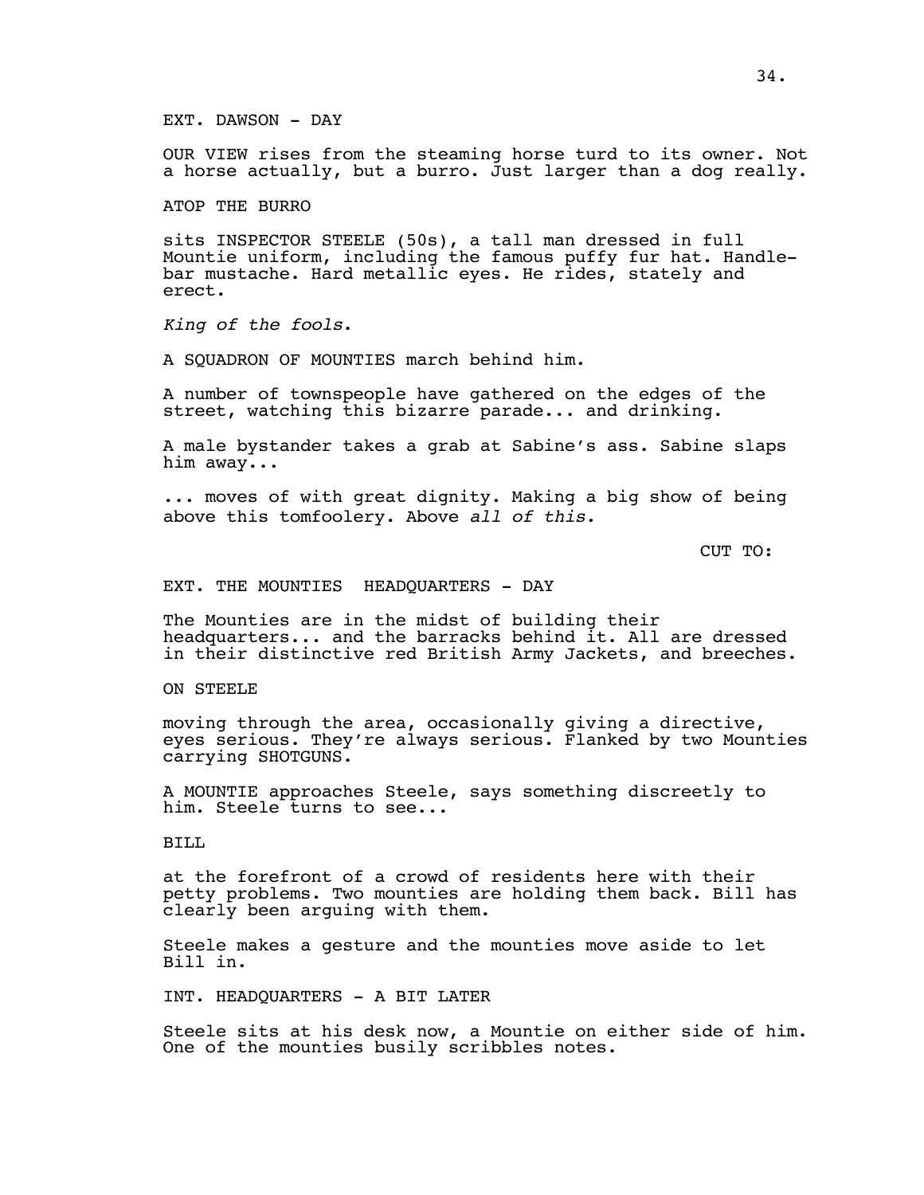EXT. DAWSON - DAY

OUR VIEW rises from the steaming horse turd to its owner. Not a horse actually, but a burro. Just larger than a dog really.

ATOP THE BURRO

sits INSPECTOR STEELE (50s), a tall man dressed in full Mountie uniform, including the famous puffy fur hat. Handle-bar mustache. Hard metallic eyes. He rides, stately and erect.

*King of the fools*.

A SQUADRON OF MOUNTIES march behind him.

A number of townspeople have gathered on the edges of the street, watching this bizarre parade... and drinking.

A male bystander takes a grab at Sabine's ass. Sabine slaps him away...

... moves of with great dignity. Making a big show of being above this tomfoolery. Above *all of this.*

CUT TO:

EXT. THE MOUNTIES HEADQUARTERS - DAY

The Mounties are in the midst of building their headquarters... and the barracks behind it. All are dressed in their distinctive red British Army Jackets, and breeches.

ON STEELE

moving through the area, occasionally giving a directive, eyes serious. They're always serious. Flanked by two Mounties carrying SHOTGUNS.

A MOUNTIE approaches Steele, says something discreetly to him. Steele turns to see...

BILL

at the forefront of a crowd of residents here with their petty problems. Two mounties are holding them back. Bill has clearly been arguing with them.

Steele makes a gesture and the mounties move aside to let Bill in.

INT. HEADQUARTERS - A BIT LATER

Steele sits at his desk now, a Mountie on either side of him. One of the mounties busily scribbles notes.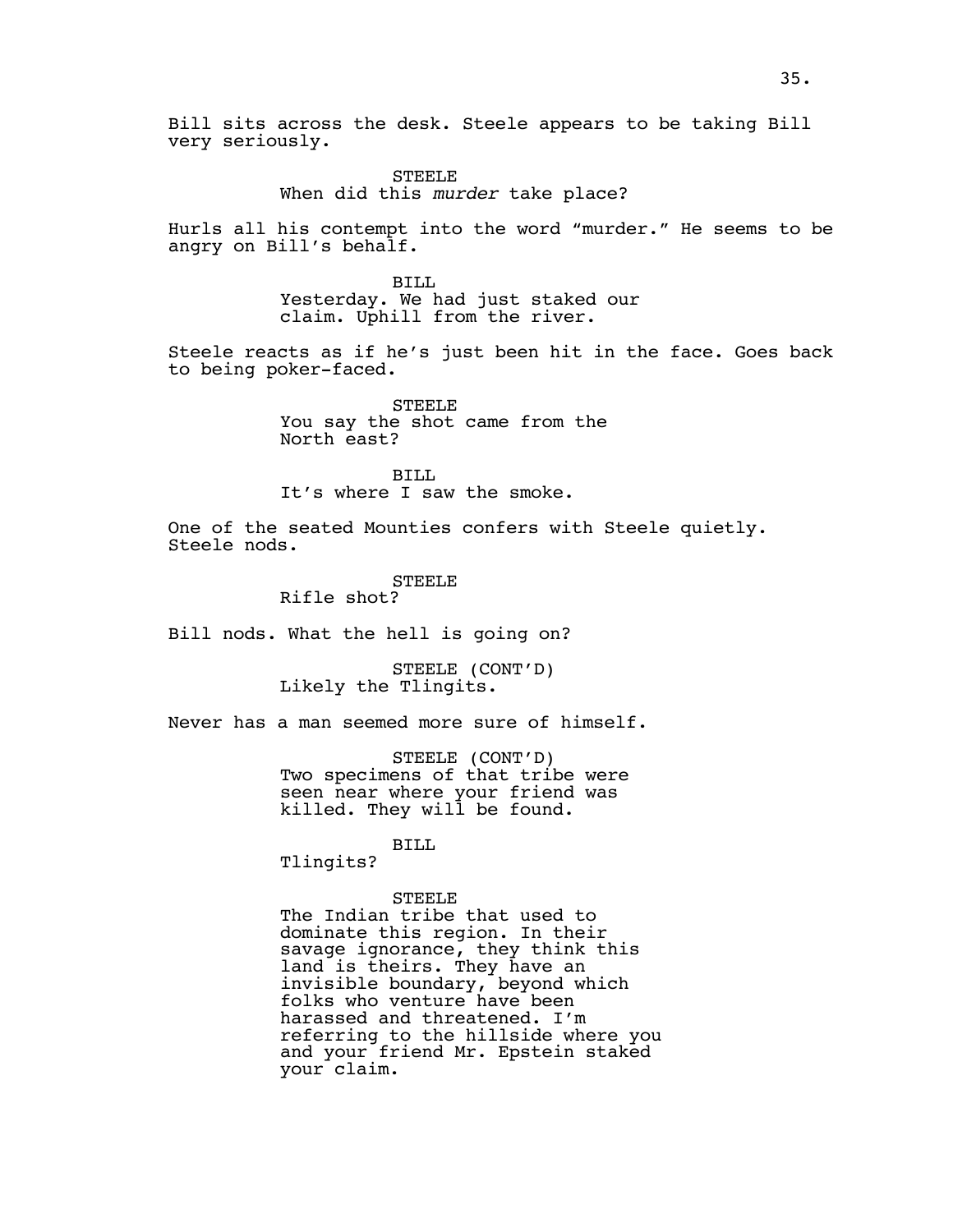Bill sits across the desk. Steele appears to be taking Bill very seriously.

STEELE
When did this *murder* take place?

Hurls all his contempt into the word "murder." He seems to be angry on Bill's behalf.

BILL
Yesterday. We had just staked our claim. Uphill from the river.

Steele reacts as if he's just been hit in the face. Goes back to being poker-faced.

STEELE
You say the shot came from the North east?

BILL
It's where I saw the smoke.

One of the seated Mounties confers with Steele quietly. Steele nods.

STEELE
Rifle shot?

Bill nods. What the hell is going on?

STEELE (CONT'D)
Likely the Tlingits.

Never has a man seemed more sure of himself.

STEELE (CONT'D)
Two specimens of that tribe were seen near where your friend was killed. They will be found.

BILL
Tlingits?

STEELE
The Indian tribe that used to dominate this region. In their savage ignorance, they think this land is theirs. They have an invisible boundary, beyond which folks who venture have been harassed and threatened. I'm referring to the hillside where you and your friend Mr. Epstein staked your claim.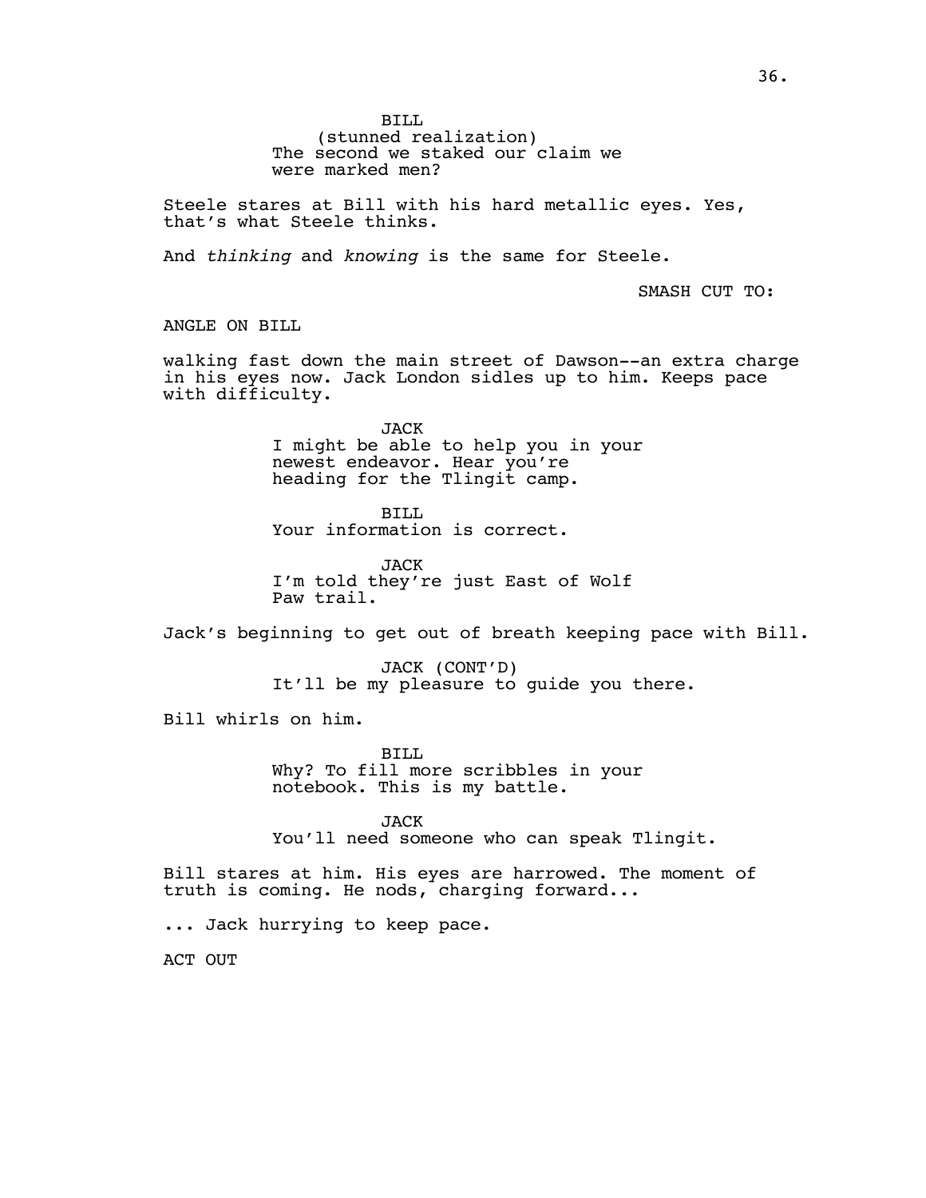BILL
(stunned realization)
The second we staked our claim we were marked men?

Steele stares at Bill with his hard metallic eyes. Yes, that's what Steele thinks.

And *thinking* and *knowing* is the same for Steele.

SMASH CUT TO:

ANGLE ON BILL

walking fast down the main street of Dawson--an extra charge in his eyes now. Jack London sidles up to him. Keeps pace with difficulty.

JACK
I might be able to help you in your newest endeavor. Hear you're heading for the Tlingit camp.

BILL
Your information is correct.

JACK
I'm told they're just East of Wolf Paw trail.

Jack's beginning to get out of breath keeping pace with Bill.

JACK (CONT'D)
It'll be my pleasure to guide you there.

Bill whirls on him.

BILL
Why? To fill more scribbles in your notebook. This is my battle.

JACK
You'll need someone who can speak Tlingit.

Bill stares at him. His eyes are harrowed. The moment of truth is coming. He nods, charging forward...

... Jack hurrying to keep pace.

ACT OUT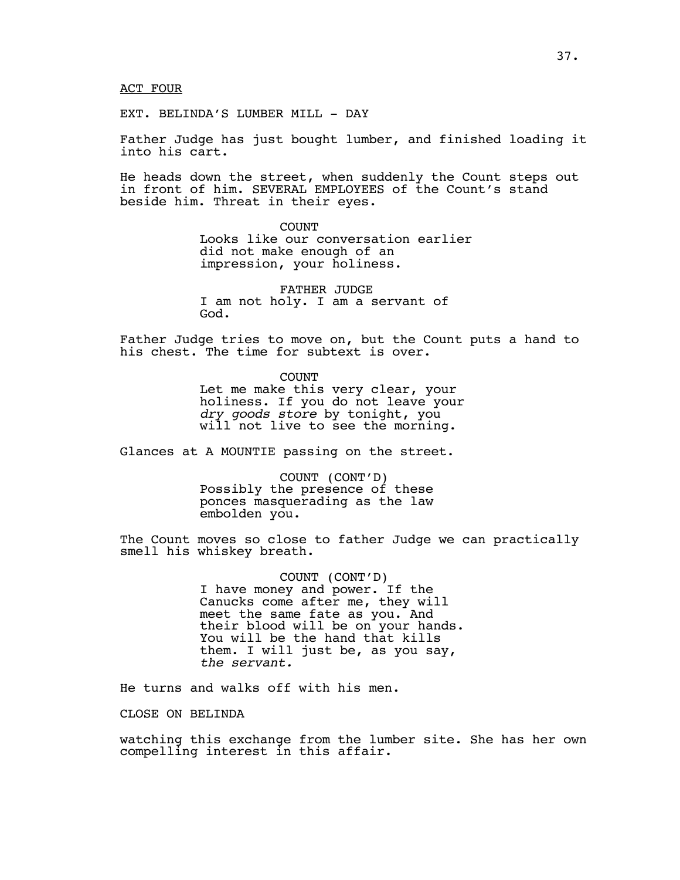ACT FOUR

EXT. BELINDA'S LUMBER MILL - DAY

Father Judge has just bought lumber, and finished loading it into his cart.

He heads down the street, when suddenly the Count steps out in front of him. SEVERAL EMPLOYEES of the Count's stand beside him. Threat in their eyes.

COUNT
Looks like our conversation earlier did not make enough of an impression, your holiness.

FATHER JUDGE
I am not holy. I am a servant of God.

Father Judge tries to move on, but the Count puts a hand to his chest. The time for subtext is over.

COUNT
Let me make this very clear, your holiness. If you do not leave your *dry goods store* by tonight, you will not live to see the morning.

Glances at A MOUNTIE passing on the street.

COUNT (CONT'D)
Possibly the presence of these ponces masquerading as the law embolden you.

The Count moves so close to father Judge we can practically smell his whiskey breath.

COUNT (CONT'D)
I have money and power. If the Canucks come after me, they will meet the same fate as you. And their blood will be on your hands. You will be the hand that kills them. I will just be, as you say, *the servant.*

He turns and walks off with his men.

CLOSE ON BELINDA

watching this exchange from the lumber site. She has her own compelling interest in this affair.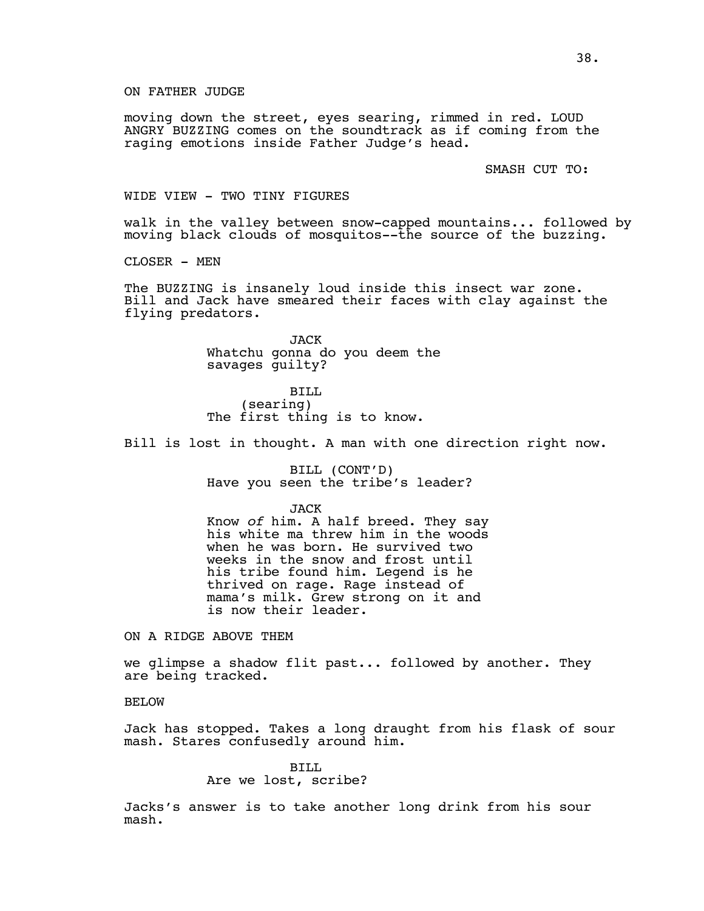ON FATHER JUDGE

moving down the street, eyes searing, rimmed in red. LOUD ANGRY BUZZING comes on the soundtrack as if coming from the raging emotions inside Father Judge's head.

SMASH CUT TO:

WIDE VIEW - TWO TINY FIGURES

walk in the valley between snow-capped mountains... followed by moving black clouds of mosquitos--the source of the buzzing.

CLOSER - MEN

The BUZZING is insanely loud inside this insect war zone. Bill and Jack have smeared their faces with clay against the flying predators.

JACK
Whatchu gonna do you deem the savages guilty?

BILL
(searing)
The first thing is to know.

Bill is lost in thought. A man with one direction right now.

BILL (CONT'D)
Have you seen the tribe's leader?

JACK
Know *of* him. A half breed. They say his white ma threw him in the woods when he was born. He survived two weeks in the snow and frost until his tribe found him. Legend is he thrived on rage. Rage instead of mama's milk. Grew strong on it and is now their leader.

ON A RIDGE ABOVE THEM

we glimpse a shadow flit past... followed by another. They are being tracked.

BELOW

Jack has stopped. Takes a long draught from his flask of sour mash. Stares confusedly around him.

BILL
Are we lost, scribe?

Jacks's answer is to take another long drink from his sour mash.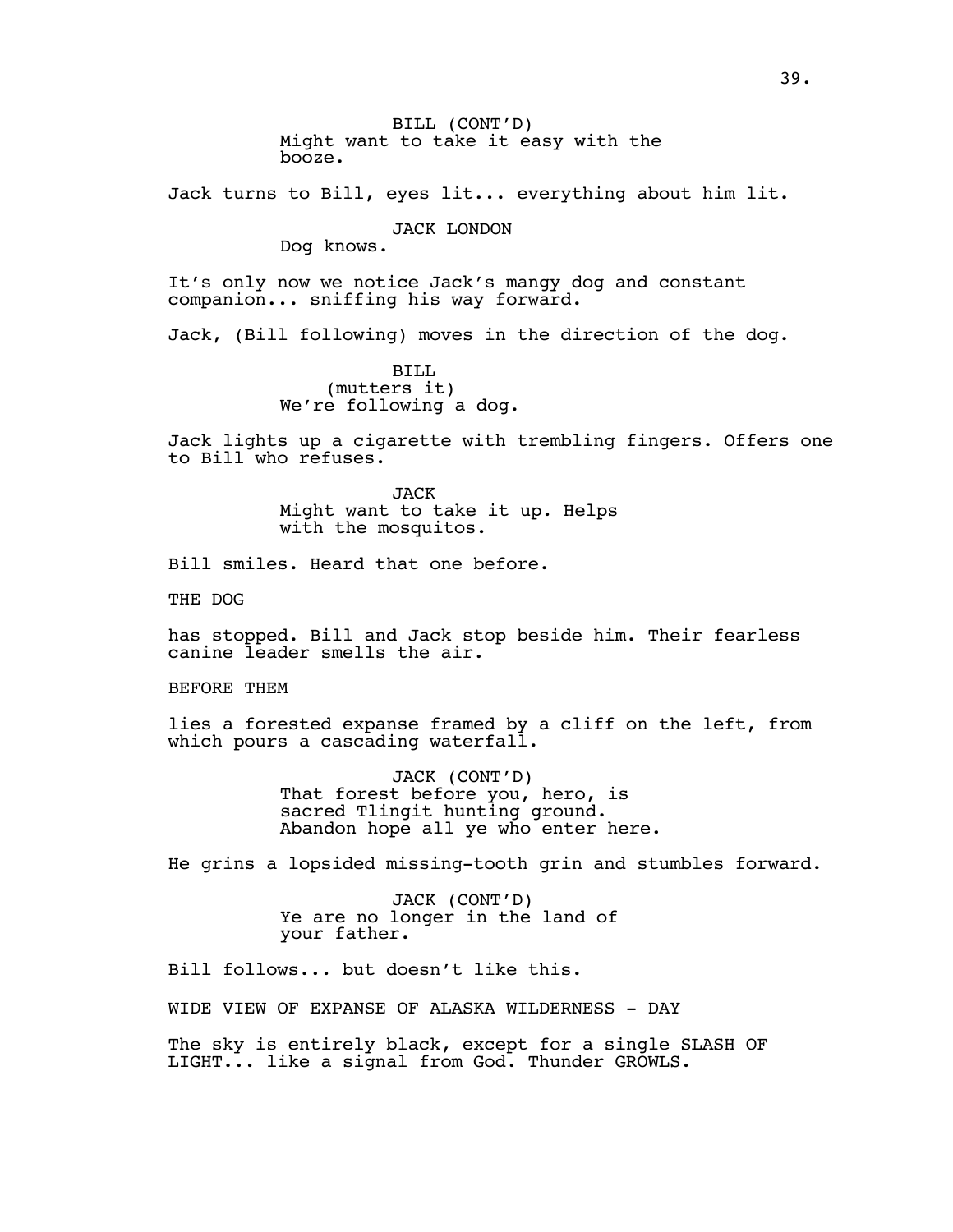BILL (CONT'D)
Might want to take it easy with the booze.

Jack turns to Bill, eyes lit... everything about him lit.

JACK LONDON
Dog knows.

It's only now we notice Jack's mangy dog and constant companion... sniffing his way forward.

Jack, (Bill following) moves in the direction of the dog.

BILL
(mutters it)
We're following a dog.

Jack lights up a cigarette with trembling fingers. Offers one to Bill who refuses.

JACK
Might want to take it up. Helps with the mosquitos.

Bill smiles. Heard that one before.

THE DOG

has stopped. Bill and Jack stop beside him. Their fearless canine leader smells the air.

BEFORE THEM

lies a forested expanse framed by a cliff on the left, from which pours a cascading waterfall.

JACK (CONT'D)
That forest before you, hero, is sacred Tlingit hunting ground. Abandon hope all ye who enter here.

He grins a lopsided missing-tooth grin and stumbles forward.

JACK (CONT'D)
Ye are no longer in the land of your father.

Bill follows... but doesn't like this.

WIDE VIEW OF EXPANSE OF ALASKA WILDERNESS - DAY

The sky is entirely black, except for a single SLASH OF LIGHT... like a signal from God. Thunder GROWLS.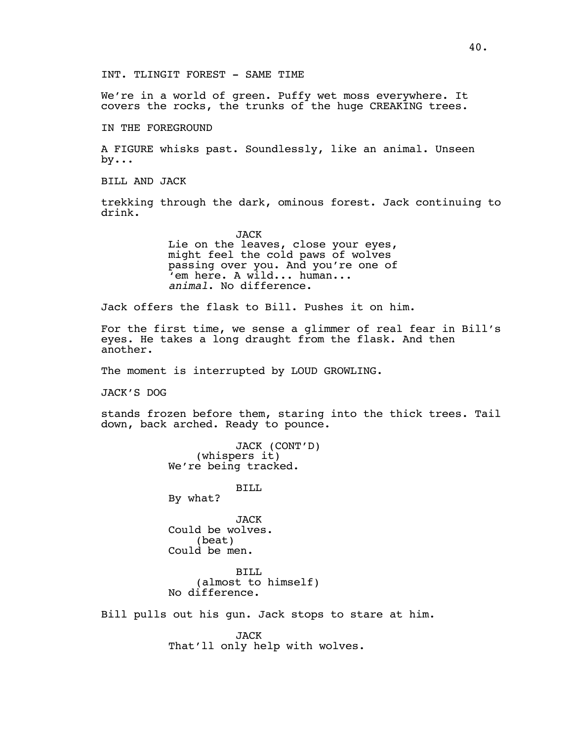INT. TLINGIT FOREST - SAME TIME

We're in a world of green. Puffy wet moss everywhere. It covers the rocks, the trunks of the huge CREAKING trees.

IN THE FOREGROUND

A FIGURE whisks past. Soundlessly, like an animal. Unseen by...

BILL AND JACK

trekking through the dark, ominous forest. Jack continuing to drink.

JACK
Lie on the leaves, close your eyes, might feel the cold paws of wolves passing over you. And you're one of 'em here. A wild... human... *animal*. No difference.

Jack offers the flask to Bill. Pushes it on him.

For the first time, we sense a glimmer of real fear in Bill's eyes. He takes a long draught from the flask. And then another.

The moment is interrupted by LOUD GROWLING.

JACK'S DOG

stands frozen before them, staring into the thick trees. Tail down, back arched. Ready to pounce.

JACK (CONT'D)
(whispers it)
We're being tracked.

BILL
By what?

JACK
Could be wolves.
(beat)
Could be men.

BILL
(almost to himself)
No difference.

Bill pulls out his gun. Jack stops to stare at him.

JACK
That'll only help with wolves.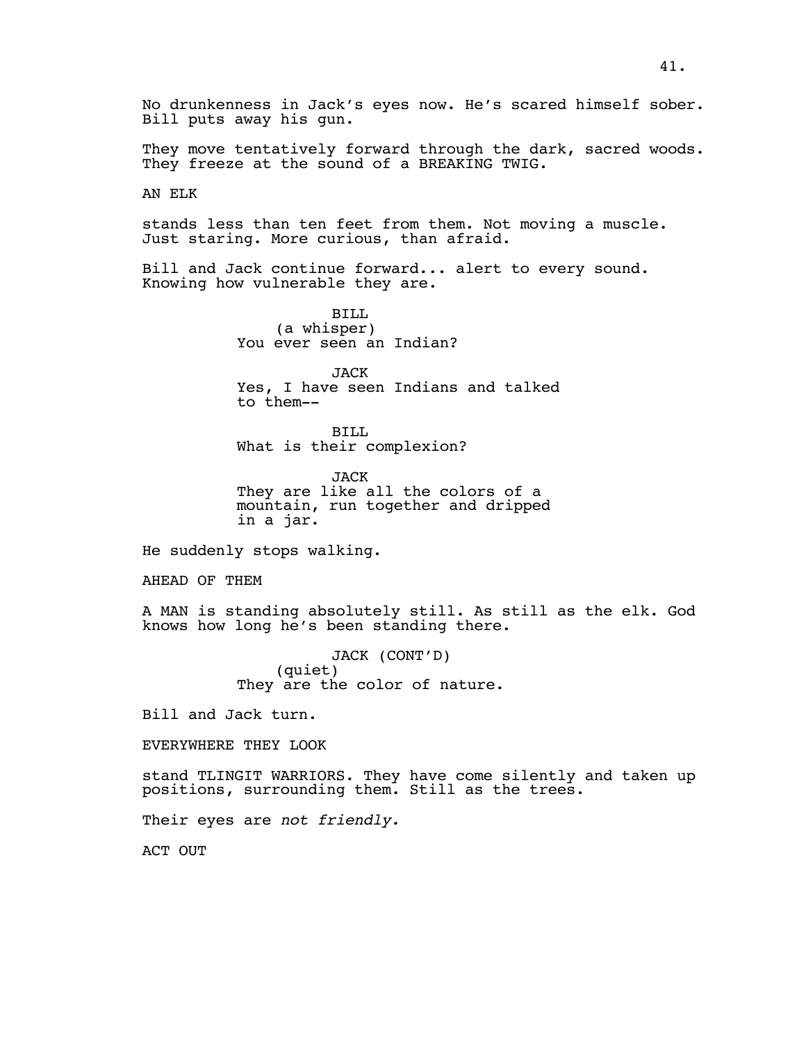No drunkenness in Jack's eyes now. He's scared himself sober. Bill puts away his gun.

They move tentatively forward through the dark, sacred woods. They freeze at the sound of a BREAKING TWIG.

AN ELK

stands less than ten feet from them. Not moving a muscle. Just staring. More curious, than afraid.

Bill and Jack continue forward... alert to every sound. Knowing how vulnerable they are.

BILL
(a whisper)
You ever seen an Indian?

JACK
Yes, I have seen Indians and talked to them--

BILL
What is their complexion?

JACK
They are like all the colors of a mountain, run together and dripped in a jar.

He suddenly stops walking.

AHEAD OF THEM

A MAN is standing absolutely still. As still as the elk. God knows how long he's been standing there.

JACK (CONT'D)
(quiet)
They are the color of nature.

Bill and Jack turn.

EVERYWHERE THEY LOOK

stand TLINGIT WARRIORS. They have come silently and taken up positions, surrounding them. Still as the trees.

Their eyes are *not friendly.*

ACT OUT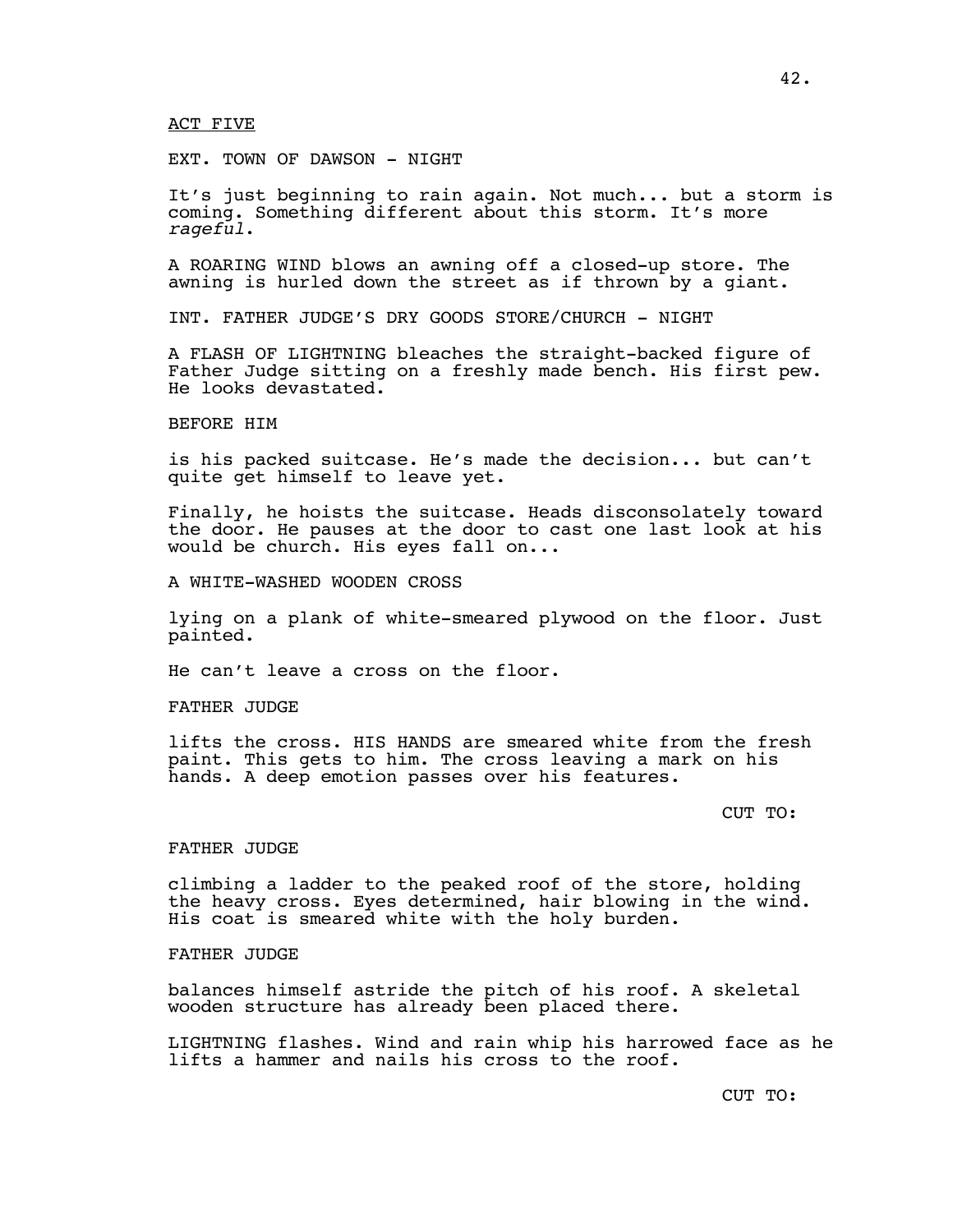ACT FIVE

EXT. TOWN OF DAWSON - NIGHT

It's just beginning to rain again. Not much... but a storm is coming. Something different about this storm. It's more *rageful*.

A ROARING WIND blows an awning off a closed-up store. The awning is hurled down the street as if thrown by a giant.

INT. FATHER JUDGE'S DRY GOODS STORE/CHURCH - NIGHT

A FLASH OF LIGHTNING bleaches the straight-backed figure of Father Judge sitting on a freshly made bench. His first pew. He looks devastated.

BEFORE HIM

is his packed suitcase. He's made the decision... but can't quite get himself to leave yet.

Finally, he hoists the suitcase. Heads disconsolately toward the door. He pauses at the door to cast one last look at his would be church. His eyes fall on...

A WHITE-WASHED WOODEN CROSS

lying on a plank of white-smeared plywood on the floor. Just painted.

He can't leave a cross on the floor.

FATHER JUDGE

lifts the cross. HIS HANDS are smeared white from the fresh paint. This gets to him. The cross leaving a mark on his hands. A deep emotion passes over his features.

CUT TO:

FATHER JUDGE

climbing a ladder to the peaked roof of the store, holding the heavy cross. Eyes determined, hair blowing in the wind. His coat is smeared white with the holy burden.

FATHER JUDGE

balances himself astride the pitch of his roof. A skeletal wooden structure has already been placed there.

LIGHTNING flashes. Wind and rain whip his harrowed face as he lifts a hammer and nails his cross to the roof.

CUT TO: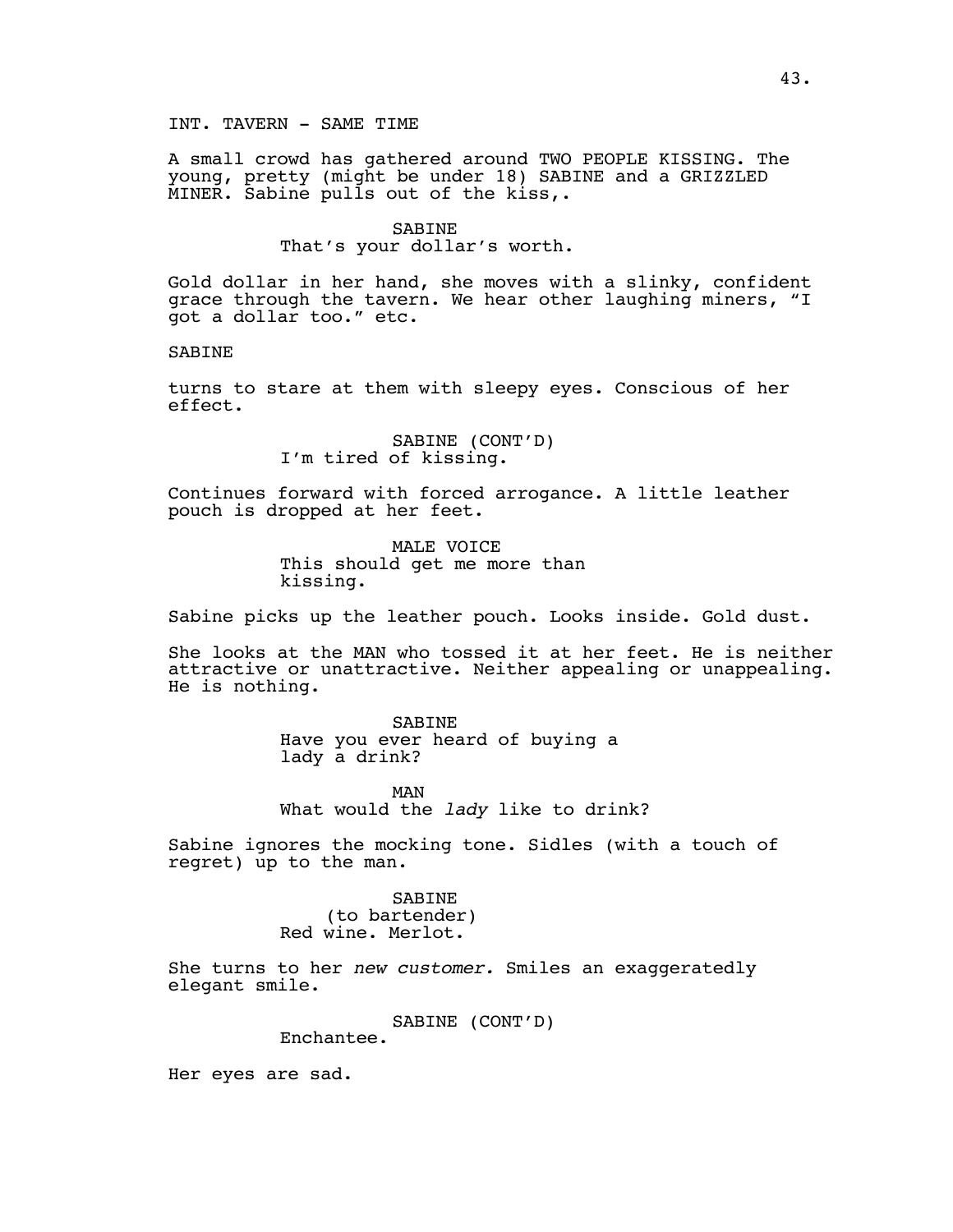INT. TAVERN - SAME TIME

A small crowd has gathered around TWO PEOPLE KISSING. The young, pretty (might be under 18) SABINE and a GRIZZLED MINER. Sabine pulls out of the kiss,.

SABINE
That's your dollar's worth.

Gold dollar in her hand, she moves with a slinky, confident grace through the tavern. We hear other laughing miners, "I got a dollar too." etc.

SABINE

turns to stare at them with sleepy eyes. Conscious of her effect.

SABINE (CONT'D)
I'm tired of kissing.

Continues forward with forced arrogance. A little leather pouch is dropped at her feet.

MALE VOICE
This should get me more than kissing.

Sabine picks up the leather pouch. Looks inside. Gold dust.

She looks at the MAN who tossed it at her feet. He is neither attractive or unattractive. Neither appealing or unappealing. He is nothing.

SABINE
Have you ever heard of buying a lady a drink?

MAN
What would the *lady* like to drink?

Sabine ignores the mocking tone. Sidles (with a touch of regret) up to the man.

SABINE
(to bartender)
Red wine. Merlot.

She turns to her *new customer.* Smiles an exaggeratedly elegant smile.

SABINE (CONT'D)
Enchantee.

Her eyes are sad.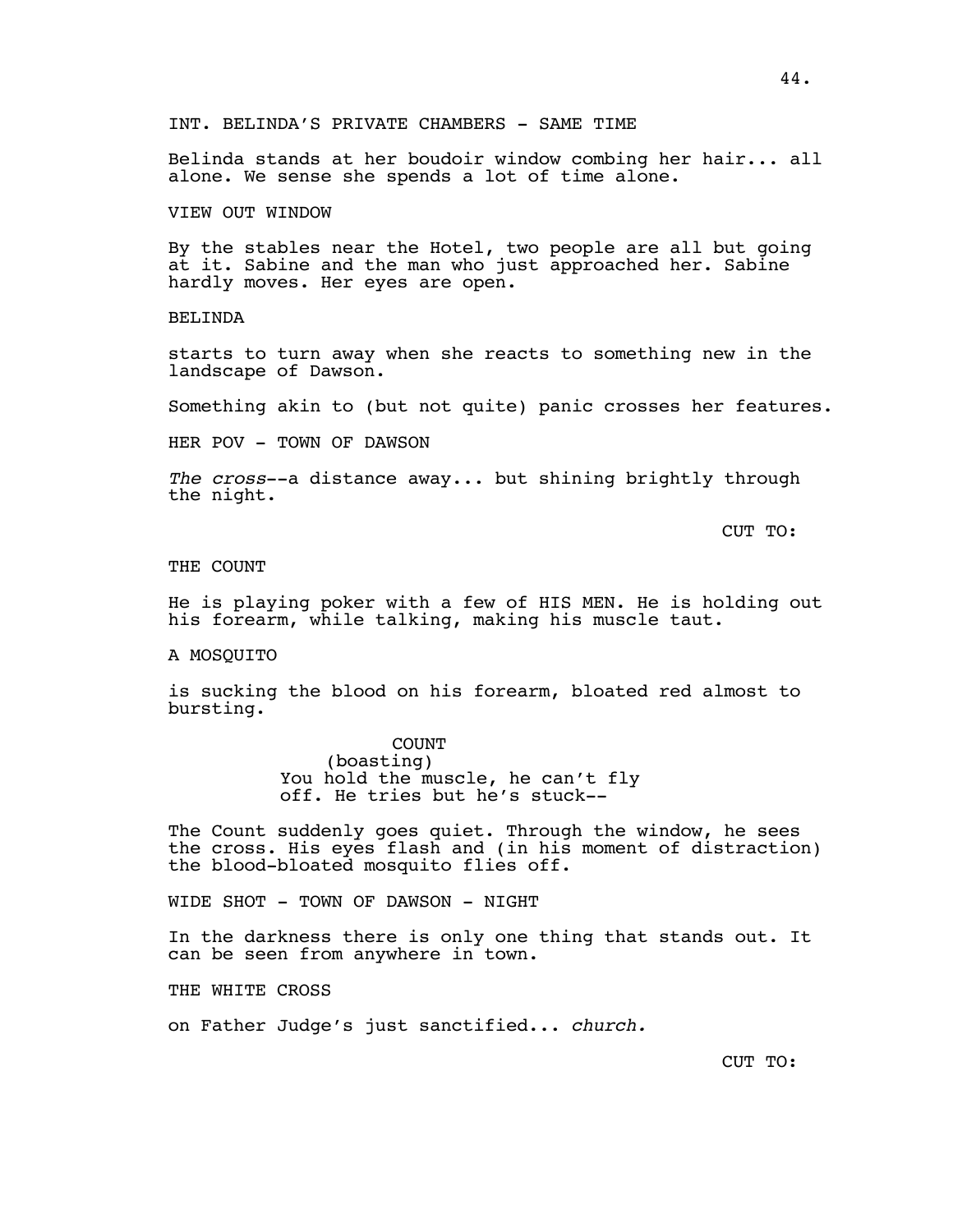INT. BELINDA'S PRIVATE CHAMBERS - SAME TIME

Belinda stands at her boudoir window combing her hair... all alone. We sense she spends a lot of time alone.

VIEW OUT WINDOW

By the stables near the Hotel, two people are all but going at it. Sabine and the man who just approached her. Sabine hardly moves. Her eyes are open.

BELINDA

starts to turn away when she reacts to something new in the landscape of Dawson.

Something akin to (but not quite) panic crosses her features.

HER POV - TOWN OF DAWSON

*The cross*--a distance away... but shining brightly through the night.

CUT TO:

THE COUNT

He is playing poker with a few of HIS MEN. He is holding out his forearm, while talking, making his muscle taut.

A MOSQUITO

is sucking the blood on his forearm, bloated red almost to bursting.

COUNT
(boasting)
You hold the muscle, he can't fly off. He tries but he's stuck--

The Count suddenly goes quiet. Through the window, he sees the cross. His eyes flash and (in his moment of distraction) the blood-bloated mosquito flies off.

WIDE SHOT - TOWN OF DAWSON - NIGHT

In the darkness there is only one thing that stands out. It can be seen from anywhere in town.

THE WHITE CROSS

on Father Judge's just sanctified... *church.*

CUT TO: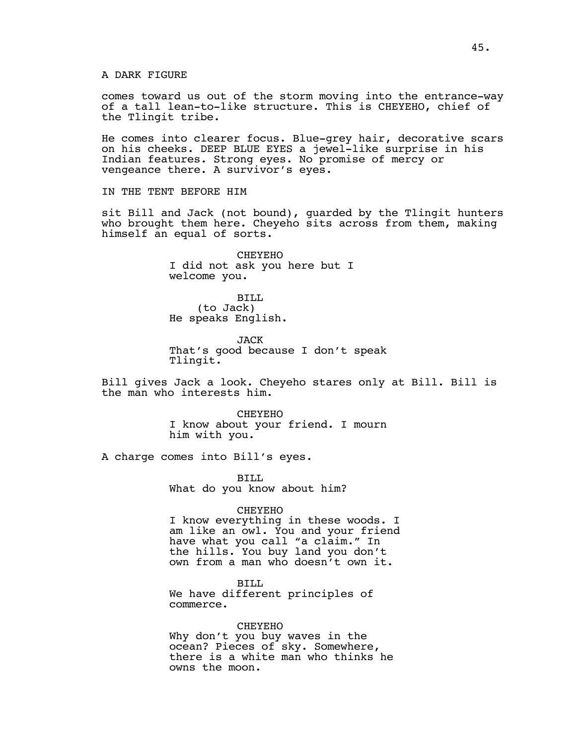A DARK FIGURE

comes toward us out of the storm moving into the entrance-way of a tall lean-to-like structure. This is CHEYEHO, chief of the Tlingit tribe.

He comes into clearer focus. Blue-grey hair, decorative scars on his cheeks. DEEP BLUE EYES a jewel-like surprise in his Indian features. Strong eyes. No promise of mercy or vengeance there. A survivor's eyes.

IN THE TENT BEFORE HIM

sit Bill and Jack (not bound), guarded by the Tlingit hunters who brought them here. Cheyeho sits across from them, making himself an equal of sorts.

CHEYEHO
I did not ask you here but I welcome you.

BILL
(to Jack)
He speaks English.

JACK
That's good because I don't speak Tlingit.

Bill gives Jack a look. Cheyeho stares only at Bill. Bill is the man who interests him.

CHEYEHO
I know about your friend. I mourn him with you.

A charge comes into Bill's eyes.

BILL
What do you know about him?

CHEYEHO
I know everything in these woods. I am like an owl. You and your friend have what you call "a claim." In the hills. You buy land you don't own from a man who doesn't own it.

BILL
We have different principles of commerce.

CHEYEHO
Why don't you buy waves in the ocean? Pieces of sky. Somewhere, there is a white man who thinks he owns the moon.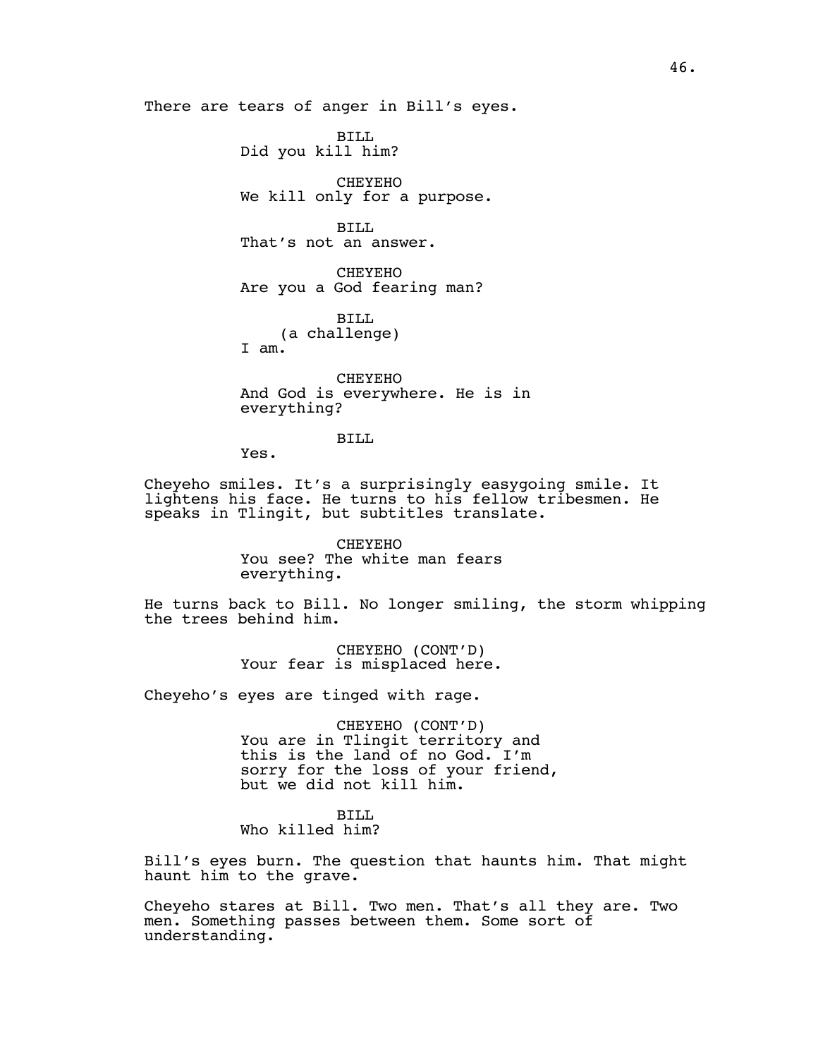There are tears of anger in Bill's eyes.

BILL
Did you kill him?

CHEYEHO
We kill only for a purpose.

BILL
That's not an answer.

CHEYEHO
Are you a God fearing man?

BILL
(a challenge)
I am.

CHEYEHO
And God is everywhere. He is in everything?

BILL
Yes.

Cheyeho smiles. It's a surprisingly easygoing smile. It lightens his face. He turns to his fellow tribesmen. He speaks in Tlingit, but subtitles translate.

CHEYEHO
You see? The white man fears everything.

He turns back to Bill. No longer smiling, the storm whipping the trees behind him.

CHEYEHO (CONT'D)
Your fear is misplaced here.

Cheyeho's eyes are tinged with rage.

CHEYEHO (CONT'D)
You are in Tlingit territory and this is the land of no God. I'm sorry for the loss of your friend, but we did not kill him.

BILL
Who killed him?

Bill's eyes burn. The question that haunts him. That might haunt him to the grave.

Cheyeho stares at Bill. Two men. That's all they are. Two men. Something passes between them. Some sort of understanding.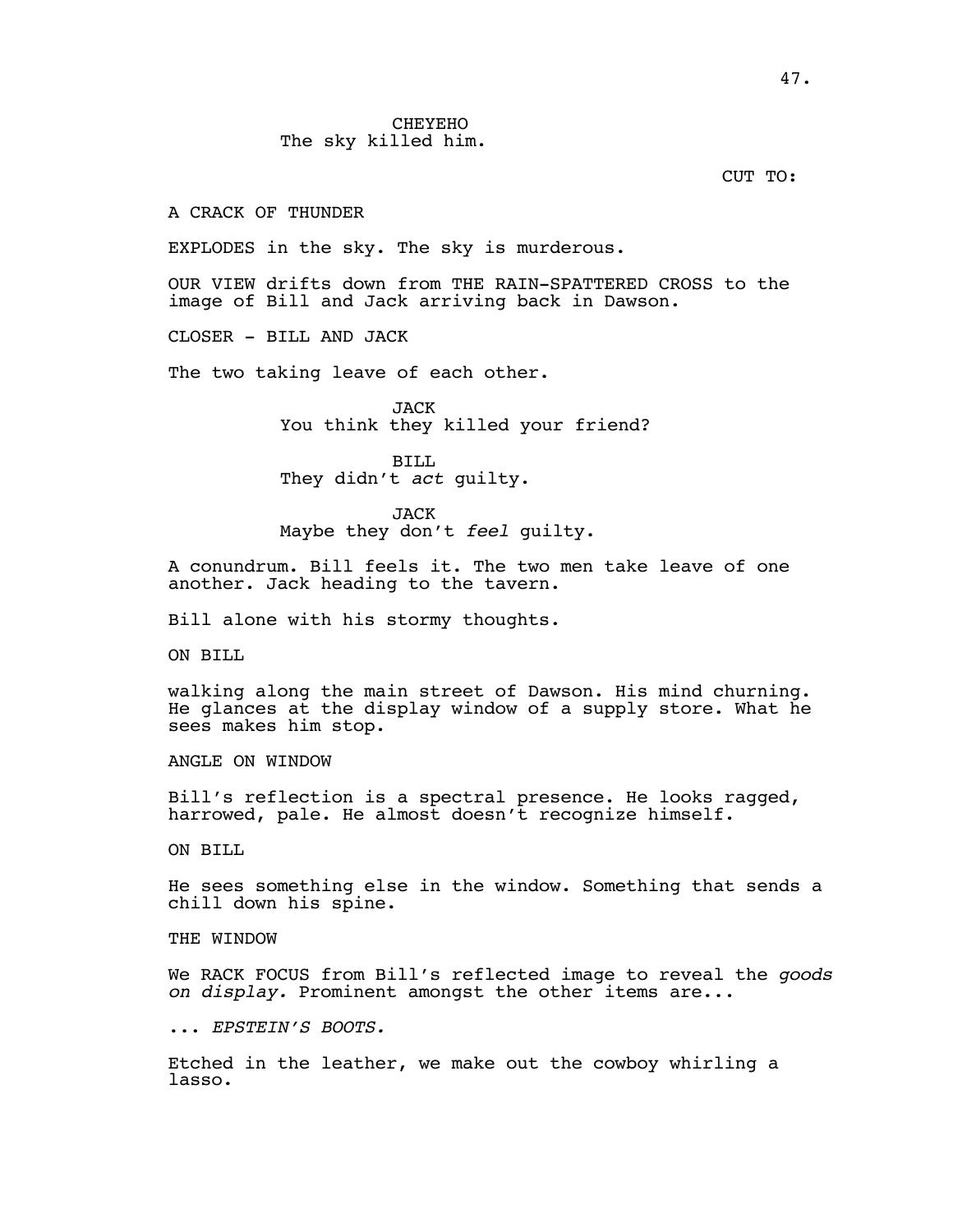CHEYEHO
The sky killed him.

CUT TO:

A CRACK OF THUNDER

EXPLODES in the sky. The sky is murderous.

OUR VIEW drifts down from THE RAIN-SPATTERED CROSS to the image of Bill and Jack arriving back in Dawson.

CLOSER - BILL AND JACK

The two taking leave of each other.

JACK
You think they killed your friend?

BILL
They didn't *act* guilty.

JACK
Maybe they don't *feel* guilty.

A conundrum. Bill feels it. The two men take leave of one another. Jack heading to the tavern.

Bill alone with his stormy thoughts.

ON BILL

walking along the main street of Dawson. His mind churning. He glances at the display window of a supply store. What he sees makes him stop.

ANGLE ON WINDOW

Bill's reflection is a spectral presence. He looks ragged, harrowed, pale. He almost doesn't recognize himself.

ON BILL

He sees something else in the window. Something that sends a chill down his spine.

THE WINDOW

We RACK FOCUS from Bill's reflected image to reveal the *goods on display.* Prominent amongst the other items are...

... *EPSTEIN'S BOOTS.*

Etched in the leather, we make out the cowboy whirling a lasso.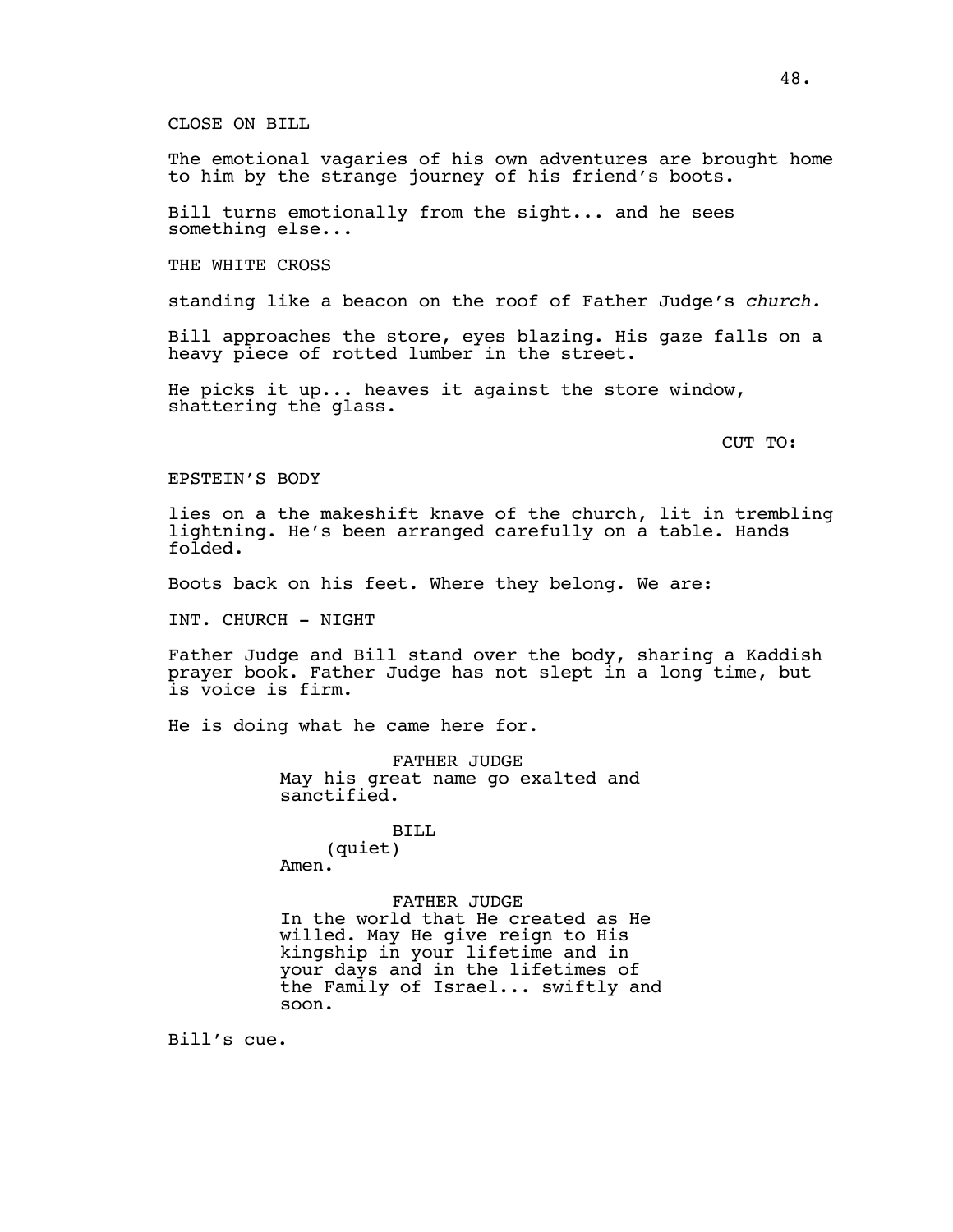CLOSE ON BILL

The emotional vagaries of his own adventures are brought home to him by the strange journey of his friend's boots.

Bill turns emotionally from the sight... and he sees something else...

THE WHITE CROSS

standing like a beacon on the roof of Father Judge's *church.*

Bill approaches the store, eyes blazing. His gaze falls on a heavy piece of rotted lumber in the street.

He picks it up... heaves it against the store window, shattering the glass.

CUT TO:

EPSTEIN'S BODY

lies on a the makeshift knave of the church, lit in trembling lightning. He's been arranged carefully on a table. Hands folded.

Boots back on his feet. Where they belong. We are:

INT. CHURCH - NIGHT

Father Judge and Bill stand over the body, sharing a Kaddish prayer book. Father Judge has not slept in a long time, but is voice is firm.

He is doing what he came here for.

FATHER JUDGE
May his great name go exalted and sanctified.

BILL
(quiet)
Amen.

FATHER JUDGE
In the world that He created as He willed. May He give reign to His kingship in your lifetime and in your days and in the lifetimes of the Family of Israel... swiftly and soon.

Bill's cue.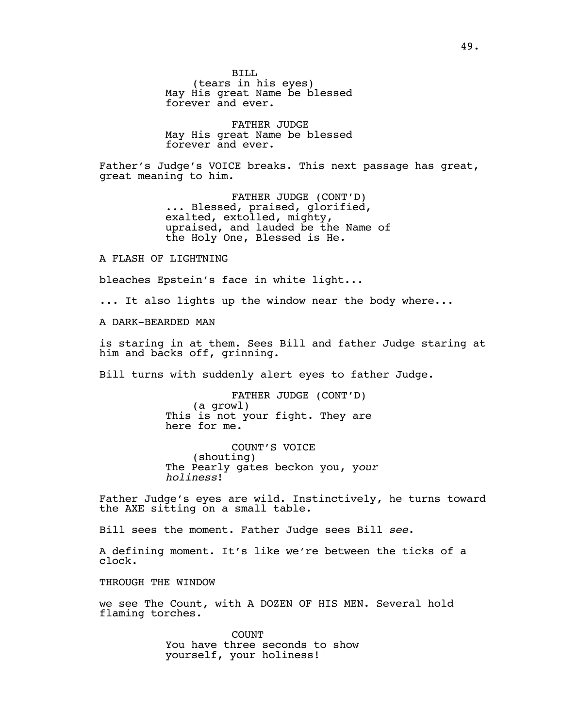BILL
(tears in his eyes)
May His great Name be blessed
forever and ever.

FATHER JUDGE
May His great Name be blessed
forever and ever.

Father's Judge's VOICE breaks. This next passage has great, great meaning to him.

FATHER JUDGE (CONT'D)
... Blessed, praised, glorified,
exalted, extolled, mighty,
upraised, and lauded be the Name of
the Holy One, Blessed is He.

A FLASH OF LIGHTNING

bleaches Epstein's face in white light...

... It also lights up the window near the body where...

A DARK-BEARDED MAN

is staring in at them. Sees Bill and father Judge staring at him and backs off, grinning.

Bill turns with suddenly alert eyes to father Judge.

FATHER JUDGE (CONT'D)
(a growl)
This is not your fight. They are
here for me.

COUNT'S VOICE
(shouting)
The Pearly gates beckon you, *your holiness*!

Father Judge's eyes are wild. Instinctively, he turns toward the AXE sitting on a small table.

Bill sees the moment. Father Judge sees Bill *see*.

A defining moment. It's like we're between the ticks of a clock.

THROUGH THE WINDOW

we see The Count, with A DOZEN OF HIS MEN. Several hold flaming torches.

COUNT
You have three seconds to show
yourself, your holiness!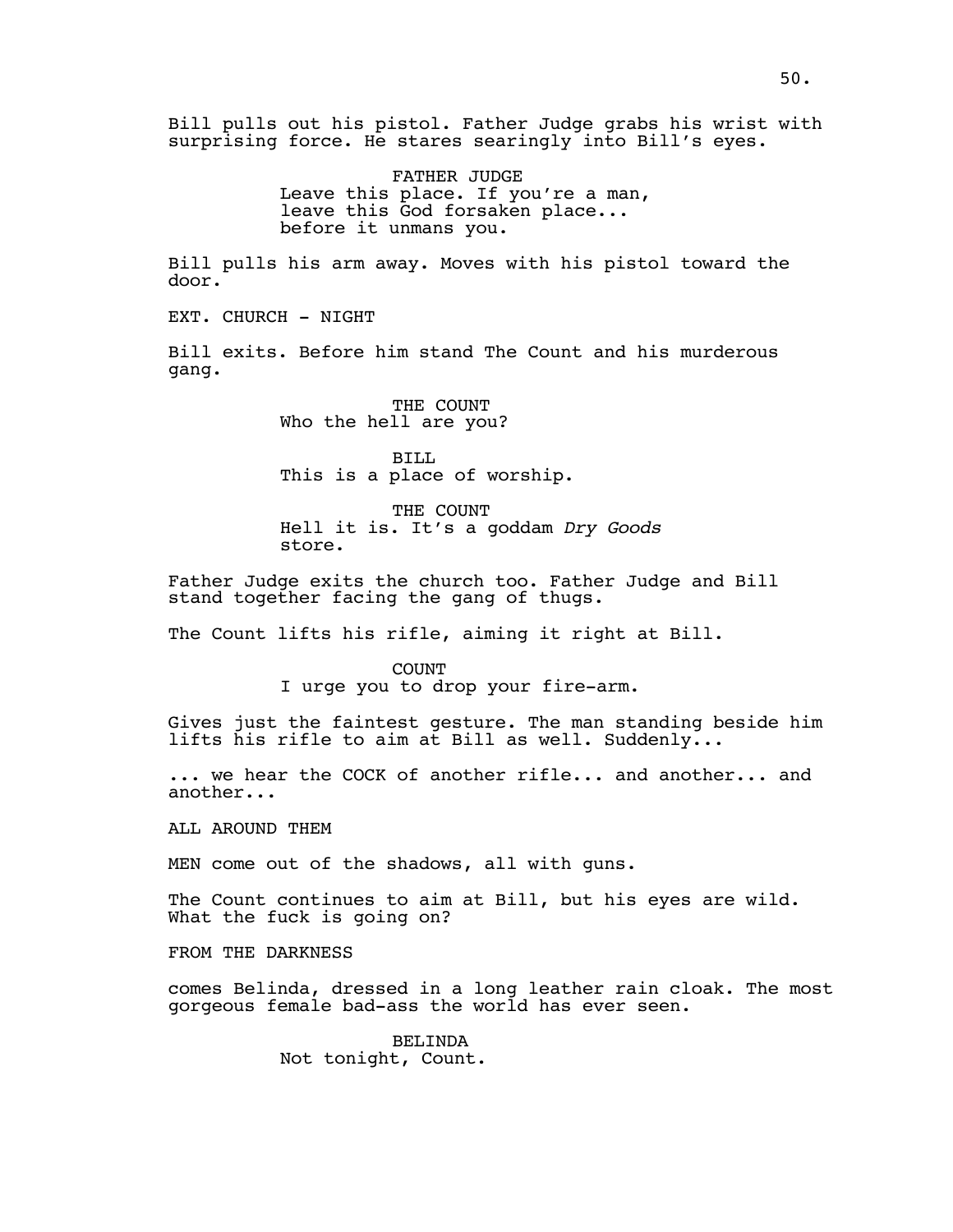Bill pulls out his pistol. Father Judge grabs his wrist with surprising force. He stares searingly into Bill's eyes.

FATHER JUDGE
Leave this place. If you're a man, leave this God forsaken place... before it unmans you.

Bill pulls his arm away. Moves with his pistol toward the door.

EXT. CHURCH - NIGHT

Bill exits. Before him stand The Count and his murderous gang.

THE COUNT
Who the hell are you?

BILL
This is a place of worship.

THE COUNT
Hell it is. It's a goddam *Dry Goods* store.

Father Judge exits the church too. Father Judge and Bill stand together facing the gang of thugs.

The Count lifts his rifle, aiming it right at Bill.

COUNT
I urge you to drop your fire-arm.

Gives just the faintest gesture. The man standing beside him lifts his rifle to aim at Bill as well. Suddenly...

... we hear the COCK of another rifle... and another... and another...

ALL AROUND THEM

MEN come out of the shadows, all with guns.

The Count continues to aim at Bill, but his eyes are wild. What the fuck is going on?

FROM THE DARKNESS

comes Belinda, dressed in a long leather rain cloak. The most gorgeous female bad-ass the world has ever seen.

BELINDA
Not tonight, Count.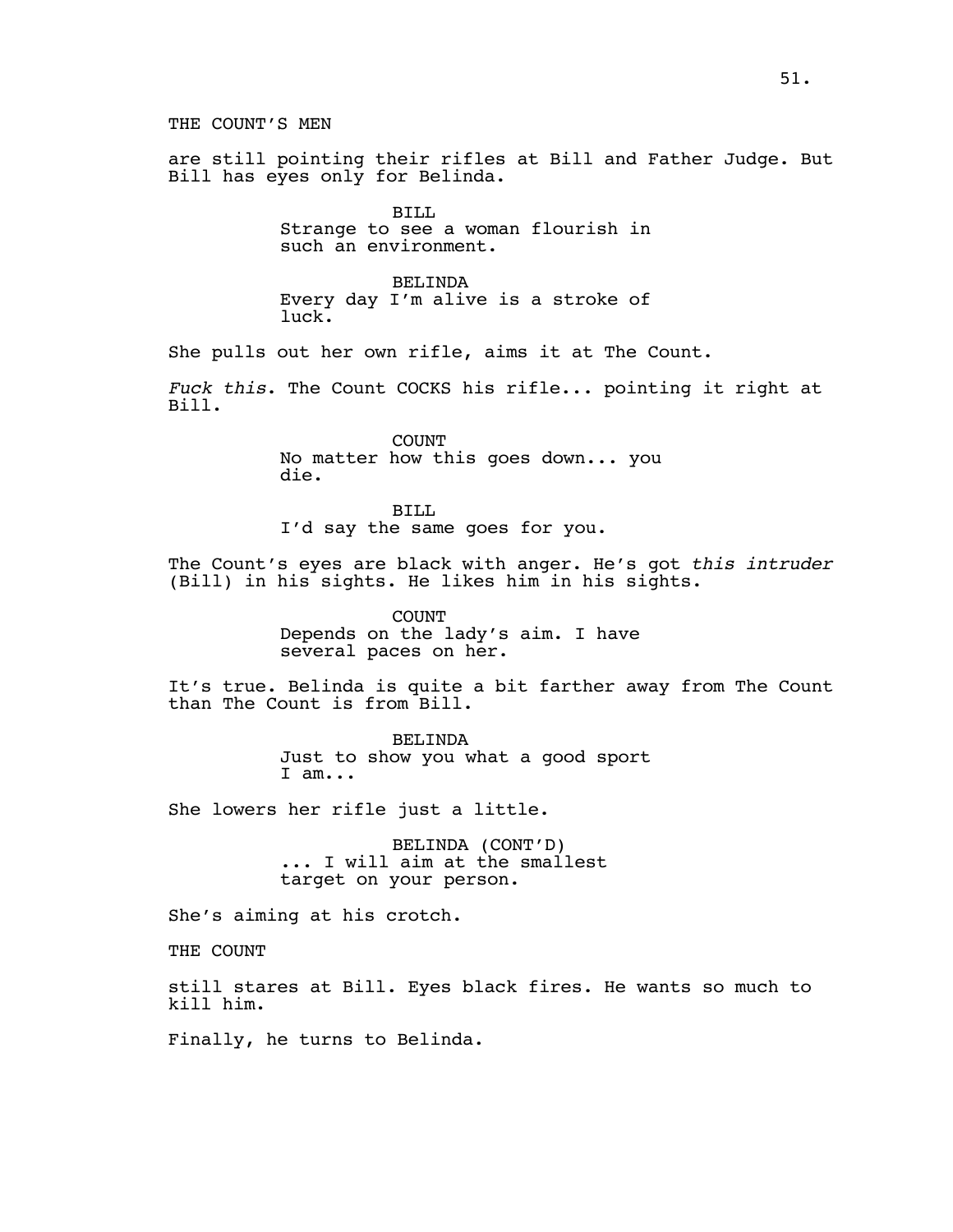THE COUNT'S MEN

are still pointing their rifles at Bill and Father Judge. But Bill has eyes only for Belinda.

BILL
Strange to see a woman flourish in such an environment.

BELINDA
Every day I'm alive is a stroke of luck.

She pulls out her own rifle, aims it at The Count.

*Fuck this*. The Count COCKS his rifle... pointing it right at Bill.

COUNT
No matter how this goes down... you die.

BILL
I'd say the same goes for you.

The Count's eyes are black with anger. He's got *this intruder* (Bill) in his sights. He likes him in his sights.

COUNT
Depends on the lady's aim. I have several paces on her.

It's true. Belinda is quite a bit farther away from The Count than The Count is from Bill.

BELINDA
Just to show you what a good sport I am...

She lowers her rifle just a little.

BELINDA (CONT'D)
... I will aim at the smallest target on your person.

She's aiming at his crotch.

THE COUNT

still stares at Bill. Eyes black fires. He wants so much to kill him.

Finally, he turns to Belinda.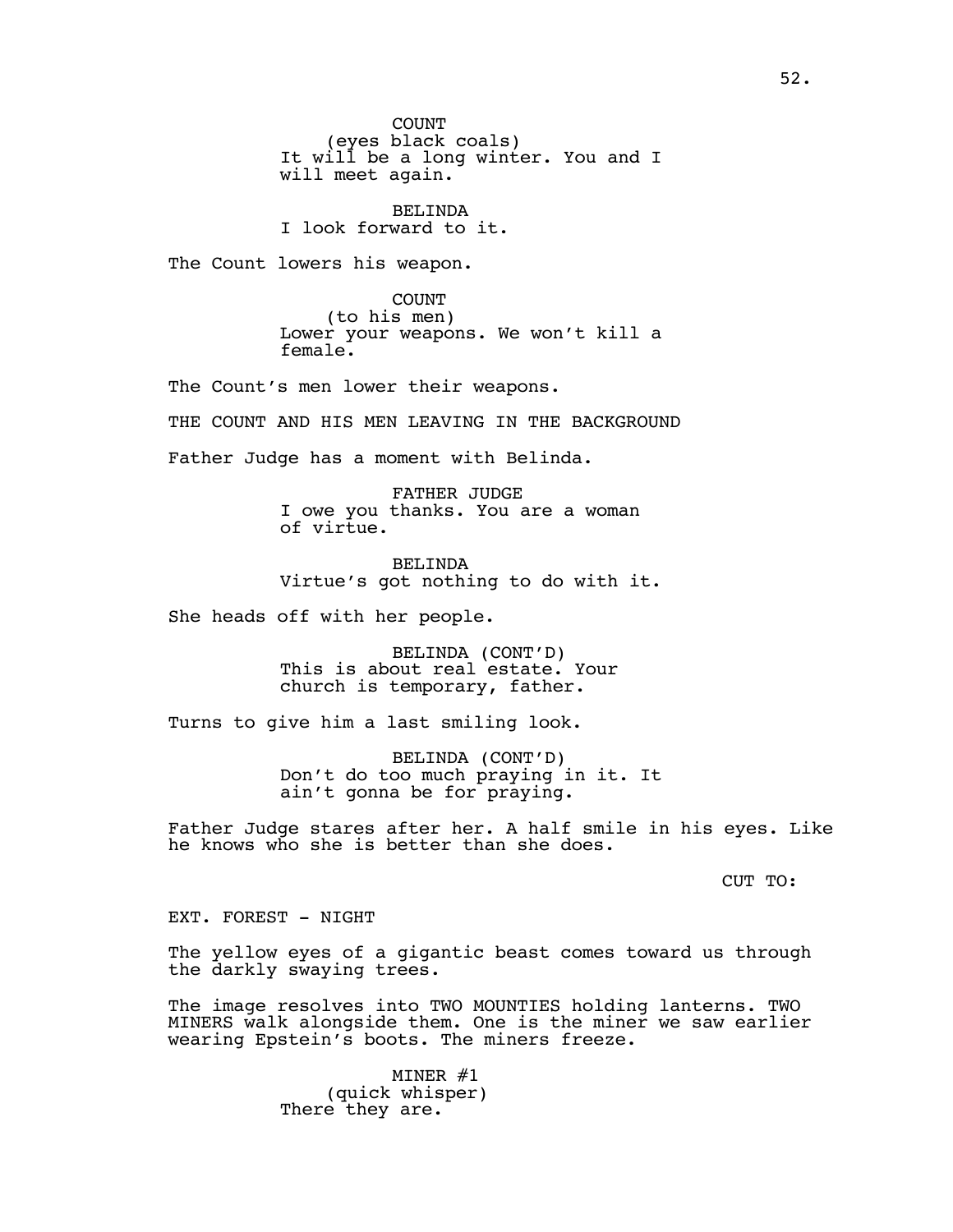COUNT
(eyes black coals)
It will be a long winter. You and I will meet again.

BELINDA
I look forward to it.

The Count lowers his weapon.

COUNT
(to his men)
Lower your weapons. We won't kill a female.

The Count's men lower their weapons.

THE COUNT AND HIS MEN LEAVING IN THE BACKGROUND

Father Judge has a moment with Belinda.

FATHER JUDGE
I owe you thanks. You are a woman of virtue.

BELINDA
Virtue's got nothing to do with it.

She heads off with her people.

BELINDA (CONT'D)
This is about real estate. Your church is temporary, father.

Turns to give him a last smiling look.

BELINDA (CONT'D)
Don't do too much praying in it. It ain't gonna be for praying.

Father Judge stares after her. A half smile in his eyes. Like he knows who she is better than she does.

CUT TO:

EXT. FOREST - NIGHT

The yellow eyes of a gigantic beast comes toward us through the darkly swaying trees.

The image resolves into TWO MOUNTIES holding lanterns. TWO MINERS walk alongside them. One is the miner we saw earlier wearing Epstein's boots. The miners freeze.

MINER #1
(quick whisper)
There they are.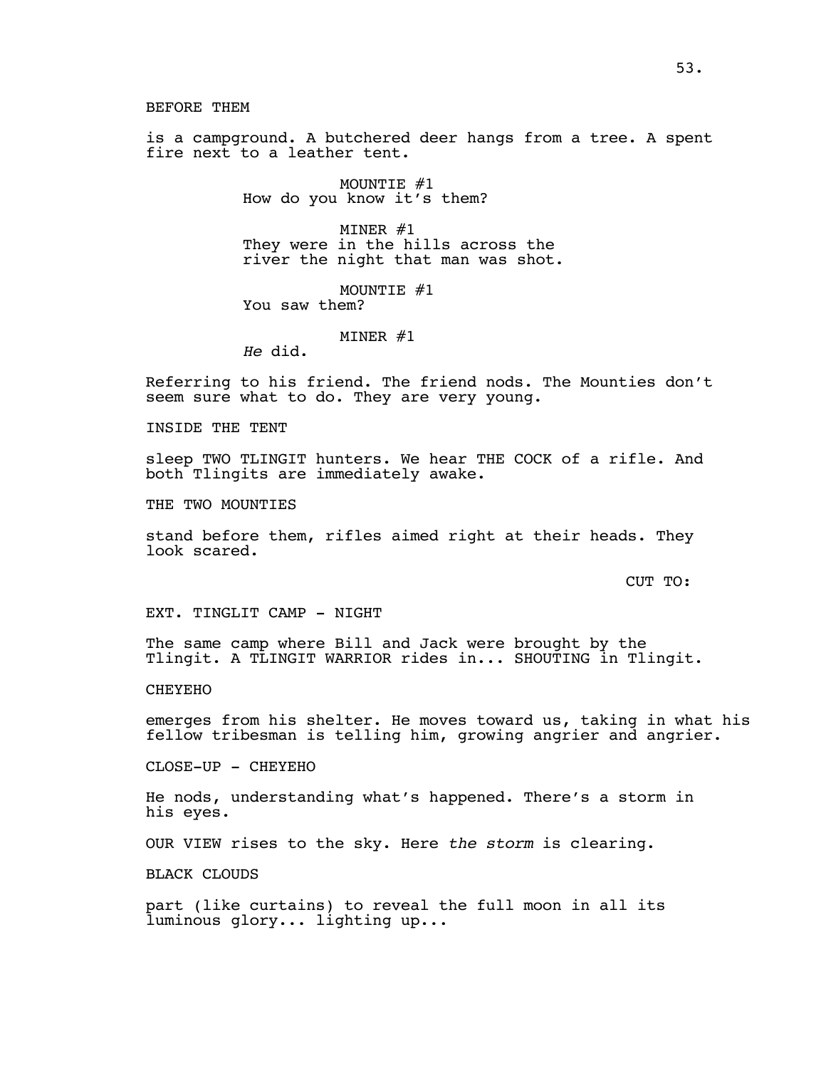BEFORE THEM

is a campground. A butchered deer hangs from a tree. A spent fire next to a leather tent.

MOUNTIE #1
How do you know it's them?

MINER #1
They were in the hills across the river the night that man was shot.

MOUNTIE #1
You saw them?

MINER #1
*He* did.

Referring to his friend. The friend nods. The Mounties don't seem sure what to do. They are very young.

INSIDE THE TENT

sleep TWO TLINGIT hunters. We hear THE COCK of a rifle. And both Tlingits are immediately awake.

THE TWO MOUNTIES

stand before them, rifles aimed right at their heads. They look scared.

CUT TO:

EXT. TINGLIT CAMP - NIGHT

The same camp where Bill and Jack were brought by the Tlingit. A TLINGIT WARRIOR rides in... SHOUTING in Tlingit.

CHEYEHO

emerges from his shelter. He moves toward us, taking in what his fellow tribesman is telling him, growing angrier and angrier.

CLOSE-UP - CHEYEHO

He nods, understanding what's happened. There's a storm in his eyes.

OUR VIEW rises to the sky. Here *the storm* is clearing.

BLACK CLOUDS

part (like curtains) to reveal the full moon in all its luminous glory... lighting up...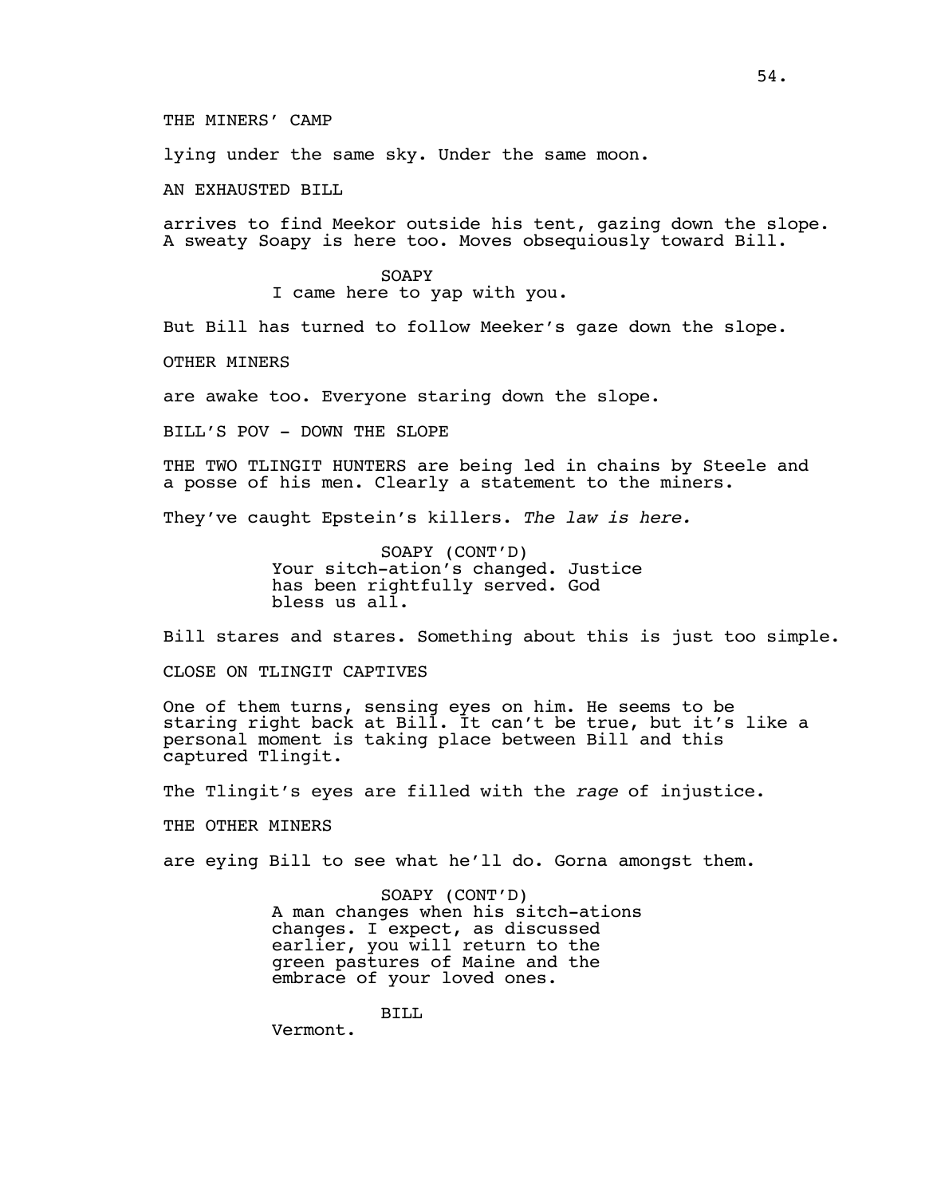THE MINERS' CAMP

lying under the same sky. Under the same moon.

AN EXHAUSTED BILL

arrives to find Meekor outside his tent, gazing down the slope. A sweaty Soapy is here too. Moves obsequiously toward Bill.

SOAPY
I came here to yap with you.

But Bill has turned to follow Meeker's gaze down the slope.

OTHER MINERS

are awake too. Everyone staring down the slope.

BILL'S POV - DOWN THE SLOPE

THE TWO TLINGIT HUNTERS are being led in chains by Steele and a posse of his men. Clearly a statement to the miners.

They've caught Epstein's killers. *The law is here.*

SOAPY (CONT'D)
Your sitch-ation's changed. Justice has been rightfully served. God bless us all.

Bill stares and stares. Something about this is just too simple.

CLOSE ON TLINGIT CAPTIVES

One of them turns, sensing eyes on him. He seems to be staring right back at Bill. It can't be true, but it's like a personal moment is taking place between Bill and this captured Tlingit.

The Tlingit's eyes are filled with the *rage* of injustice.

THE OTHER MINERS

are eying Bill to see what he'll do. Gorna amongst them.

SOAPY (CONT'D)
A man changes when his sitch-ations changes. I expect, as discussed earlier, you will return to the green pastures of Maine and the embrace of your loved ones.

BILL
Vermont.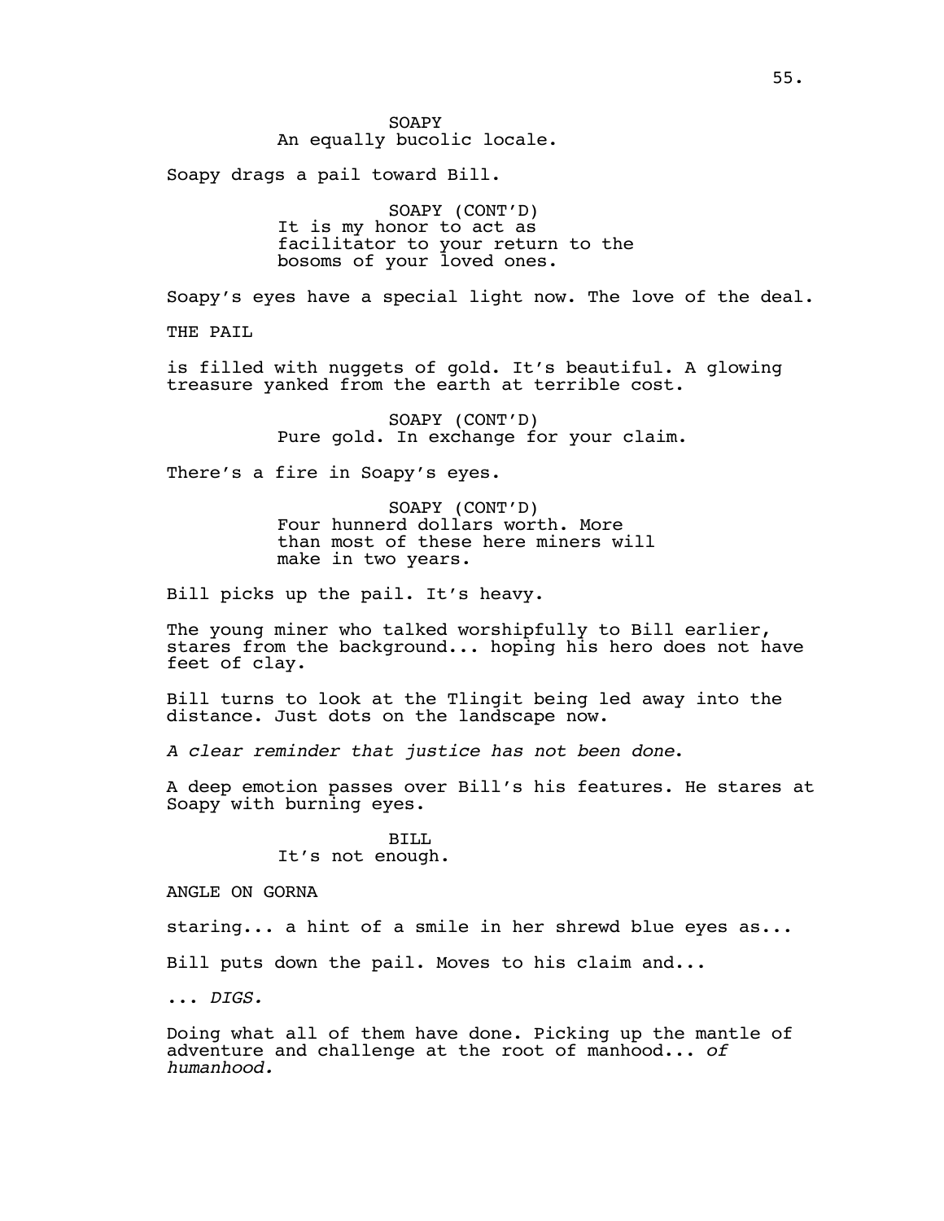SOAPY
An equally bucolic locale.

Soapy drags a pail toward Bill.

SOAPY (CONT'D)
It is my honor to act as facilitator to your return to the bosoms of your loved ones.

Soapy's eyes have a special light now. The love of the deal.

THE PAIL

is filled with nuggets of gold. It's beautiful. A glowing treasure yanked from the earth at terrible cost.

SOAPY (CONT'D)
Pure gold. In exchange for your claim.

There's a fire in Soapy's eyes.

SOAPY (CONT'D)
Four hunnerd dollars worth. More than most of these here miners will make in two years.

Bill picks up the pail. It's heavy.

The young miner who talked worshipfully to Bill earlier, stares from the background... hoping his hero does not have feet of clay.

Bill turns to look at the Tlingit being led away into the distance. Just dots on the landscape now.

*A clear reminder that justice has not been done.*

A deep emotion passes over Bill's his features. He stares at Soapy with burning eyes.

BILL
It's not enough.

ANGLE ON GORNA

staring... a hint of a smile in her shrewd blue eyes as...

Bill puts down the pail. Moves to his claim and...

... *DIGS.*

Doing what all of them have done. Picking up the mantle of adventure and challenge at the root of manhood... *of humanhood.*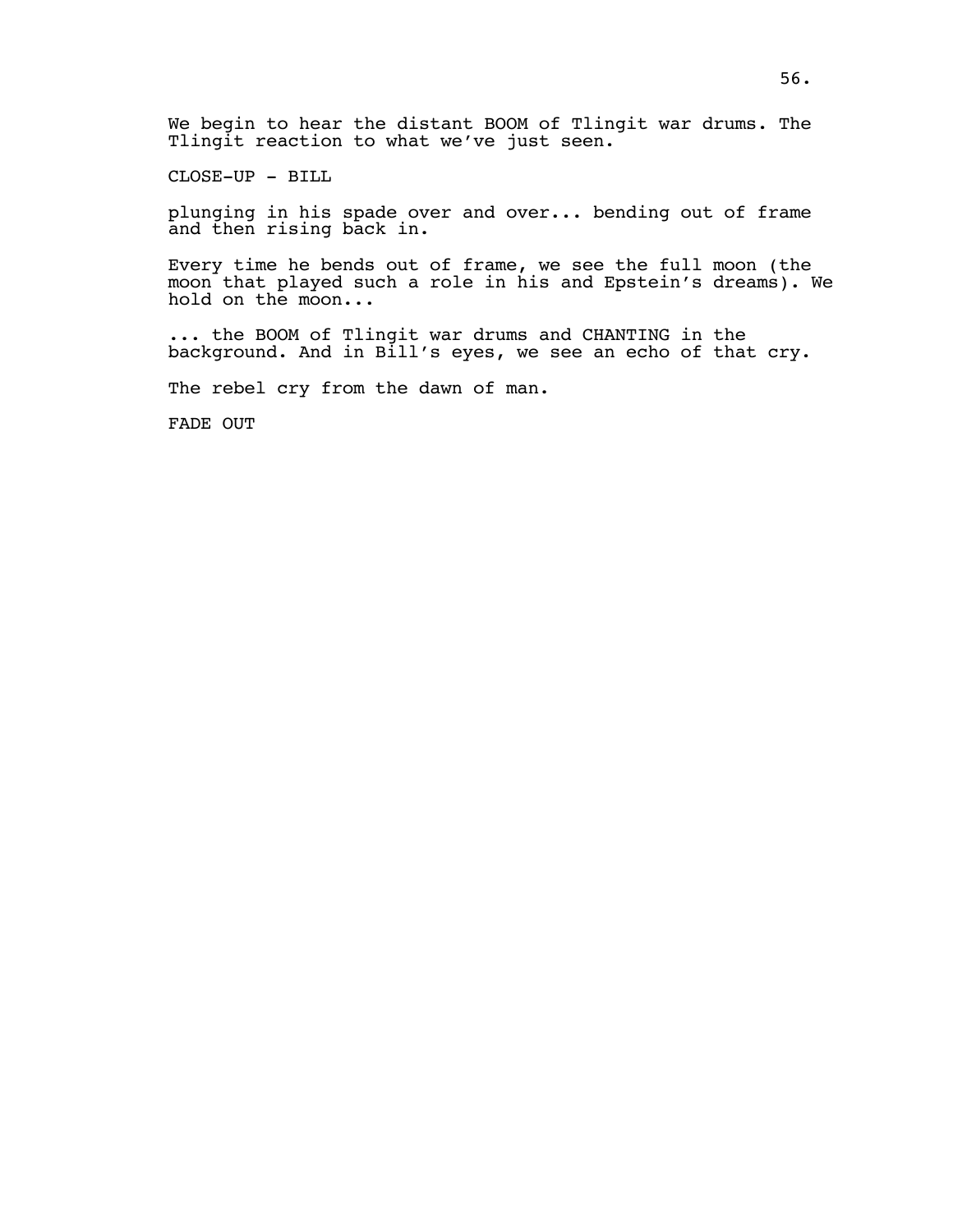We begin to hear the distant BOOM of Tlingit war drums. The Tlingit reaction to what we've just seen.

CLOSE-UP - BILL

plunging in his spade over and over... bending out of frame and then rising back in.

Every time he bends out of frame, we see the full moon (the moon that played such a role in his and Epstein's dreams). We hold on the moon...

... the BOOM of Tlingit war drums and CHANTING in the background. And in Bill's eyes, we see an echo of that cry.

The rebel cry from the dawn of man.

FADE OUT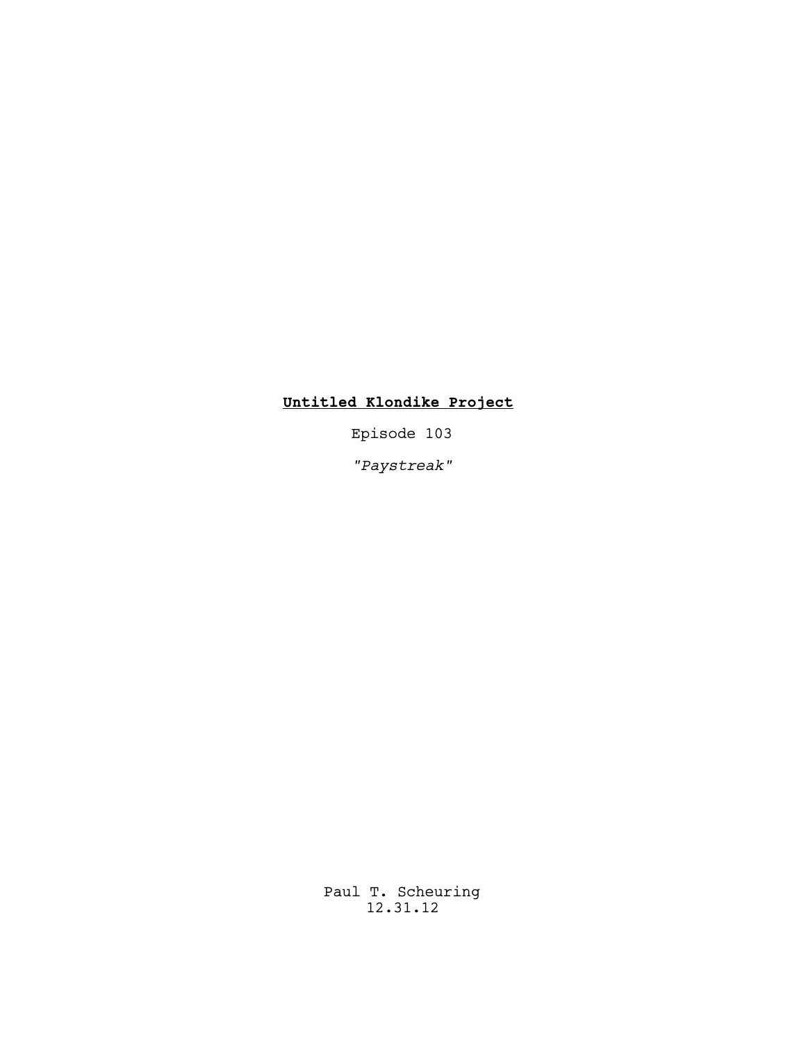**<u>Untitled Klondike Project</u>**

Episode 103

*"Paystreak"*

Paul T. Scheuring
12.31.12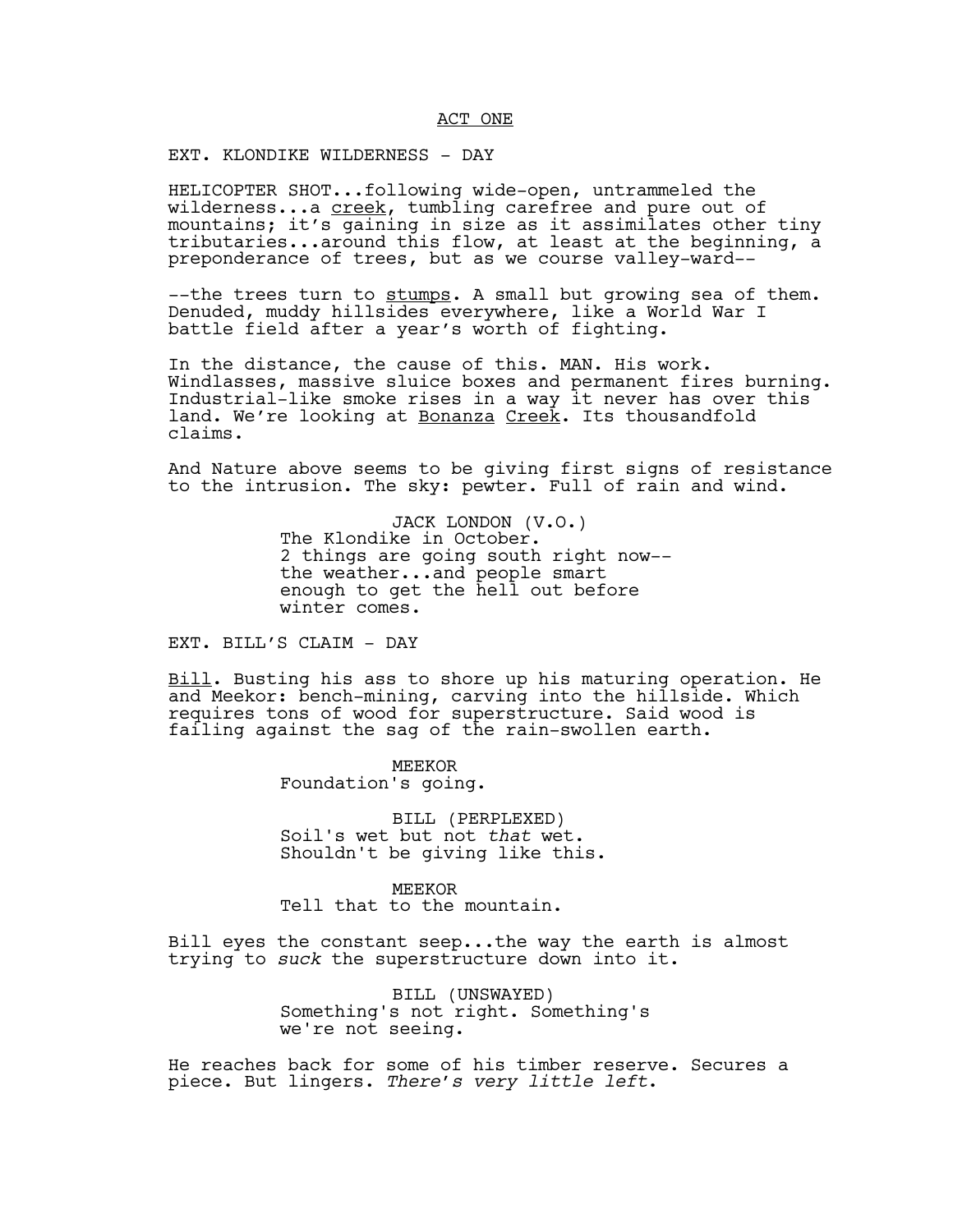ACT ONE

EXT. KLONDIKE WILDERNESS - DAY

HELICOPTER SHOT...following wide-open, untrammeled the wilderness...a <u>creek</u>, tumbling carefree and pure out of mountains; it's gaining in size as it assimilates other tiny tributaries...around this flow, at least at the beginning, a preponderance of trees, but as we course valley-ward--

--the trees turn to <u>stumps</u>. A small but growing sea of them. Denuded, muddy hillsides everywhere, like a World War I battle field after a year's worth of fighting.

In the distance, the cause of this. MAN. His work. Windlasses, massive sluice boxes and permanent fires burning. Industrial-like smoke rises in a way it never has over this land. We're looking at <u>Bonanza</u> <u>Creek</u>. Its thousandfold claims.

And Nature above seems to be giving first signs of resistance to the intrusion. The sky: pewter. Full of rain and wind.

JACK LONDON (V.O.)
The Klondike in October.
2 things are going south right now--
the weather...and people smart
enough to get the hell out before
winter comes.

EXT. BILL'S CLAIM - DAY

<u>Bill</u>. Busting his ass to shore up his maturing operation. He and Meekor: bench-mining, carving into the hillside. Which requires tons of wood for superstructure. Said wood is failing against the sag of the rain-swollen earth.

MEEKOR
Foundation's going.

BILL (PERPLEXED)
Soil's wet but not *that* wet.
Shouldn't be giving like this.

MEEKOR
Tell that to the mountain.

Bill eyes the constant seep...the way the earth is almost trying to *suck* the superstructure down into it.

BILL (UNSWAYED)
Something's not right. Something's
we're not seeing.

He reaches back for some of his timber reserve. Secures a piece. But lingers. *There's very little left*.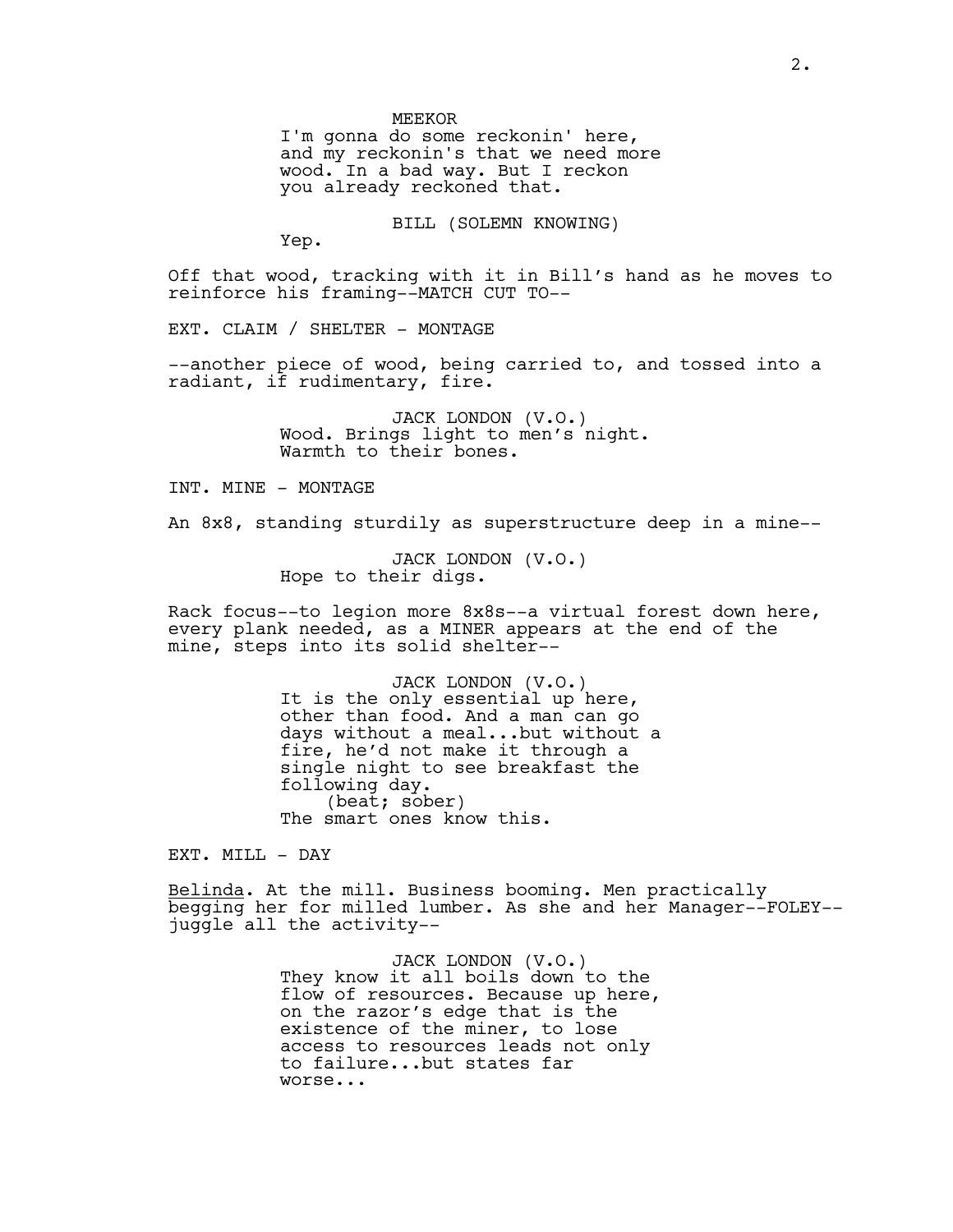MEEKOR
I'm gonna do some reckonin' here, and my reckonin's that we need more wood. In a bad way. But I reckon you already reckoned that.

BILL (SOLEMN KNOWING)
Yep.

Off that wood, tracking with it in Bill's hand as he moves to reinforce his framing--MATCH CUT TO--

EXT. CLAIM / SHELTER - MONTAGE

--another piece of wood, being carried to, and tossed into a radiant, if rudimentary, fire.

JACK LONDON (V.O.)
Wood. Brings light to men's night. Warmth to their bones.

INT. MINE - MONTAGE

An 8x8, standing sturdily as superstructure deep in a mine--

JACK LONDON (V.O.)
Hope to their digs.

Rack focus--to legion more 8x8s--a virtual forest down here, every plank needed, as a MINER appears at the end of the mine, steps into its solid shelter--

JACK LONDON (V.O.)
It is the only essential up here, other than food. And a man can go days without a meal...but without a fire, he'd not make it through a single night to see breakfast the following day.
(beat; sober)
The smart ones know this.

EXT. MILL - DAY

Belinda. At the mill. Business booming. Men practically begging her for milled lumber. As she and her Manager--FOLEY--juggle all the activity--

JACK LONDON (V.O.)
They know it all boils down to the flow of resources. Because up here, on the razor's edge that is the existence of the miner, to lose access to resources leads not only to failure...but states far worse...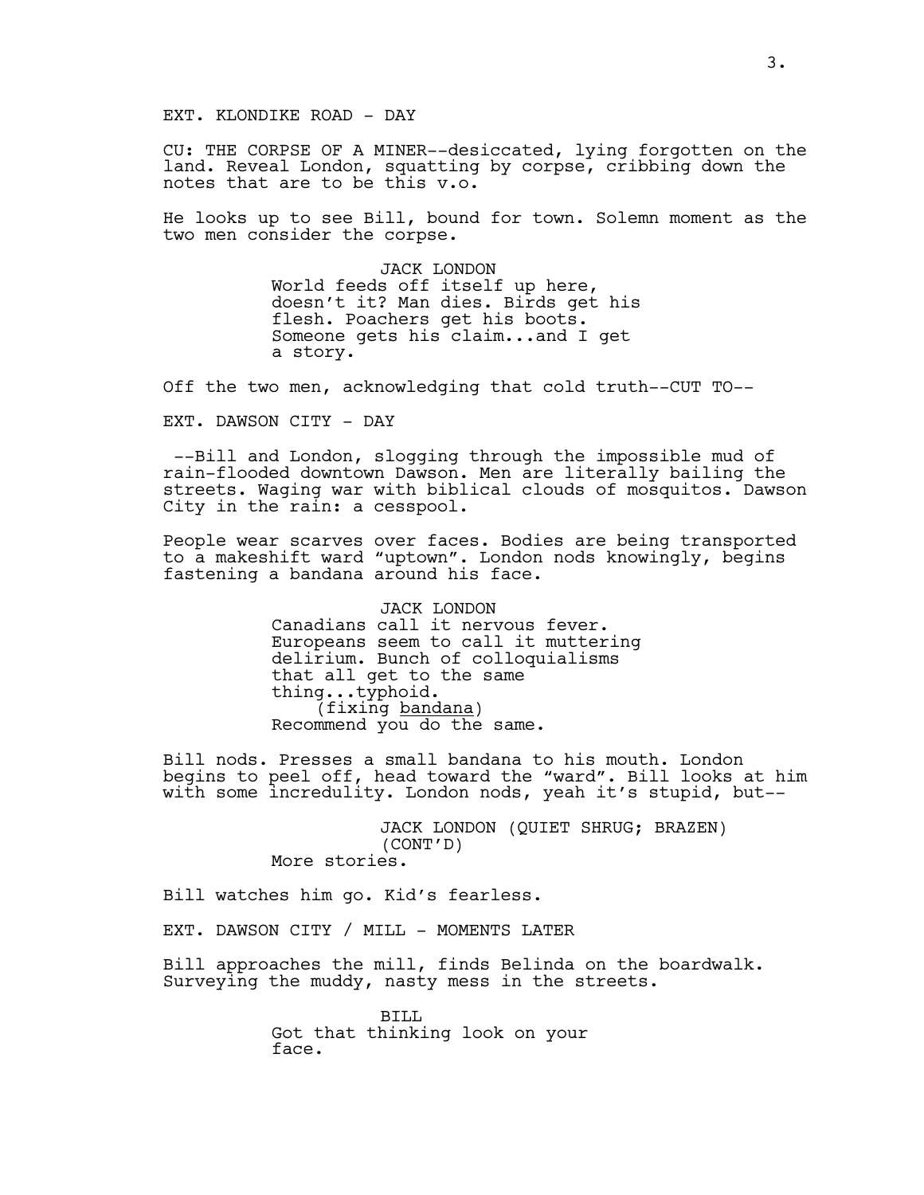EXT. KLONDIKE ROAD - DAY

CU: THE CORPSE OF A MINER--desiccated, lying forgotten on the land. Reveal London, squatting by corpse, cribbing down the notes that are to be this v.o.

He looks up to see Bill, bound for town. Solemn moment as the two men consider the corpse.

JACK LONDON
World feeds off itself up here, doesn't it? Man dies. Birds get his flesh. Poachers get his boots. Someone gets his claim...and I get a story.

Off the two men, acknowledging that cold truth--CUT TO--

EXT. DAWSON CITY - DAY

--Bill and London, slogging through the impossible mud of rain-flooded downtown Dawson. Men are literally bailing the streets. Waging war with biblical clouds of mosquitos. Dawson City in the rain: a cesspool.

People wear scarves over faces. Bodies are being transported to a makeshift ward "uptown". London nods knowingly, begins fastening a bandana around his face.

JACK LONDON
Canadians call it nervous fever. Europeans seem to call it muttering delirium. Bunch of colloquialisms that all get to the same thing...typhoid.
(fixing bandana)
Recommend you do the same.

Bill nods. Presses a small bandana to his mouth. London begins to peel off, head toward the "ward". Bill looks at him with some incredulity. London nods, yeah it's stupid, but--

JACK LONDON (QUIET SHRUG; BRAZEN) (CONT'D)
More stories.

Bill watches him go. Kid's fearless.

EXT. DAWSON CITY / MILL - MOMENTS LATER

Bill approaches the mill, finds Belinda on the boardwalk. Surveying the muddy, nasty mess in the streets.

BILL
Got that thinking look on your face.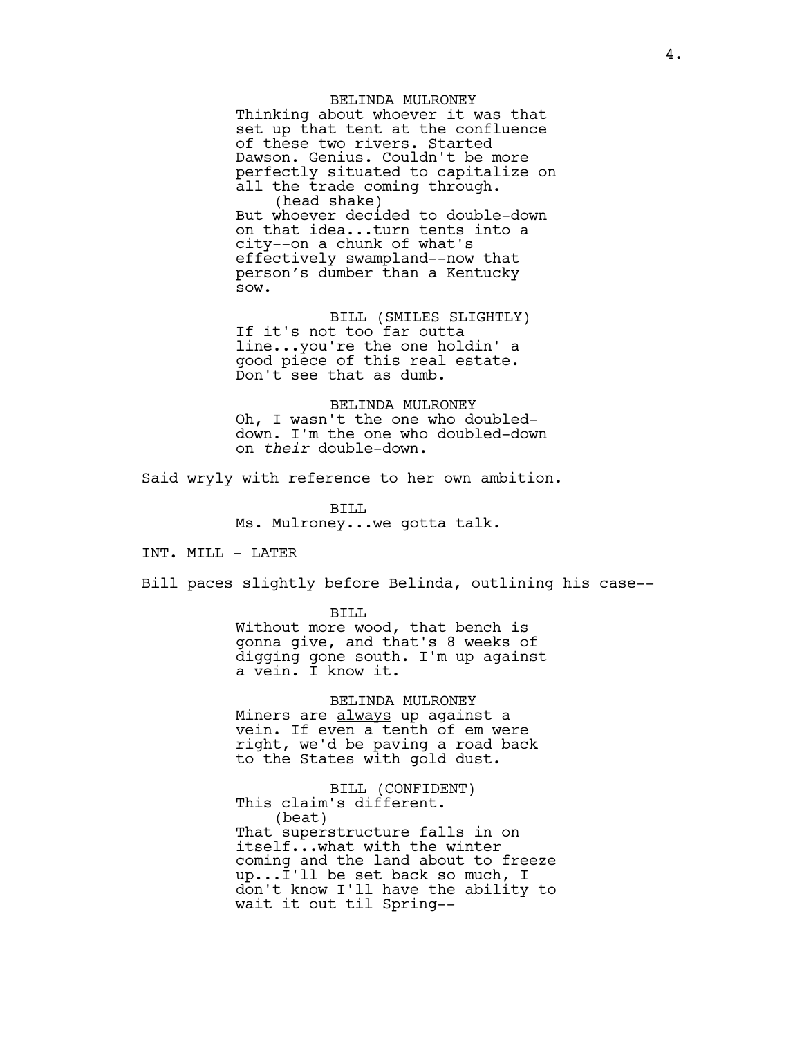BELINDA MULRONEY

Thinking about whoever it was that set up that tent at the confluence of these two rivers. Started Dawson. Genius. Couldn't be more perfectly situated to capitalize on all the trade coming through.

(head shake)

But whoever decided to double-down on that idea...turn tents into a city--on a chunk of what's effectively swampland--now that person’s dumber than a Kentucky sow.

BILL (SMILES SLIGHTLY)

If it's not too far outta line...you're the one holdin' a good piece of this real estate. Don't see that as dumb.

BELINDA MULRONEY

Oh, I wasn't the one who doubled-down. I'm the one who doubled-down on *their* double-down.

Said wryly with reference to her own ambition.

BILL

Ms. Mulroney...we gotta talk.

INT. MILL - LATER

Bill paces slightly before Belinda, outlining his case--

BILL

Without more wood, that bench is gonna give, and that's 8 weeks of digging gone south. I'm up against a vein. I know it.

BELINDA MULRONEY

Miners are <u>always</u> up against a vein. If even a tenth of em were right, we'd be paving a road back to the States with gold dust.

BILL (CONFIDENT)

This claim's different.

(beat)

That superstructure falls in on itself...what with the winter coming and the land about to freeze up...I'll be set back so much, I don't know I'll have the ability to wait it out til Spring--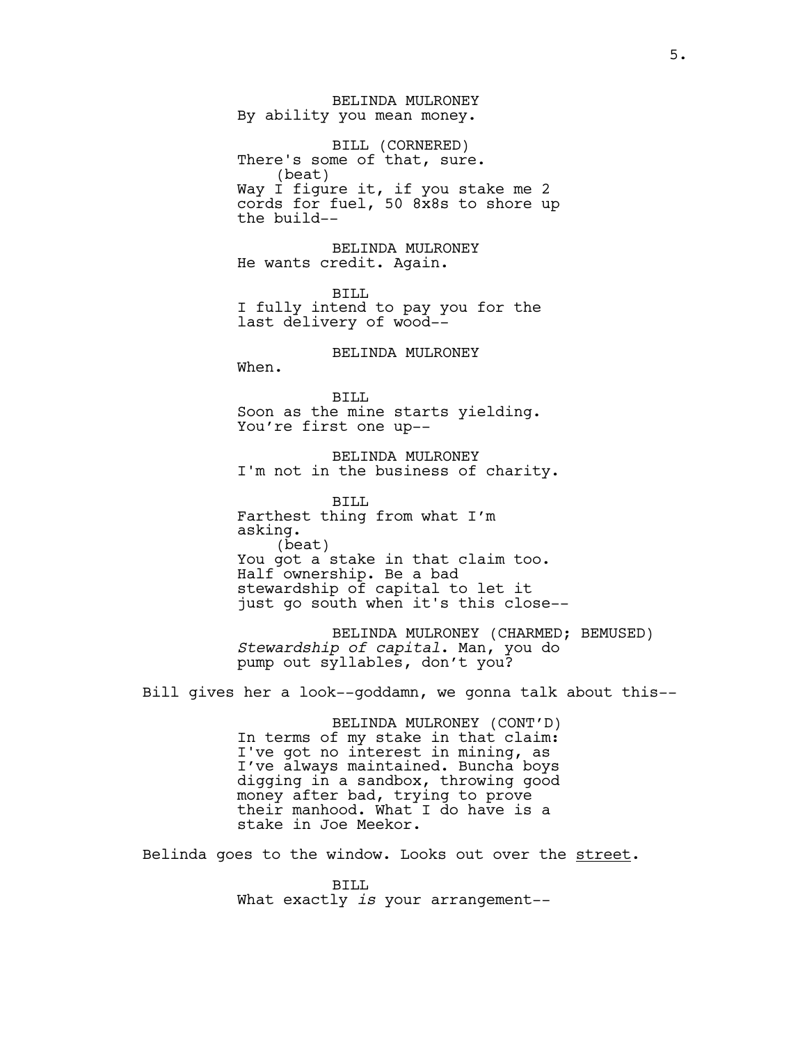BELINDA MULRONEY
By ability you mean money.

BILL (CORNERED)
There's some of that, sure.
(beat)
Way I figure it, if you stake me 2 cords for fuel, 50 8x8s to shore up the build--

BELINDA MULRONEY
He wants credit. Again.

BILL
I fully intend to pay you for the last delivery of wood--

BELINDA MULRONEY
When.

BILL
Soon as the mine starts yielding. You're first one up--

BELINDA MULRONEY
I'm not in the business of charity.

BILL
Farthest thing from what I'm asking.
(beat)
You got a stake in that claim too. Half ownership. Be a bad stewardship of capital to let it just go south when it's this close--

BELINDA MULRONEY (CHARMED; BEMUSED)
*Stewardship of capital*. Man, you do pump out syllables, don't you?

Bill gives her a look--goddamn, we gonna talk about this--

BELINDA MULRONEY (CONT'D)
In terms of my stake in that claim: I've got no interest in mining, as I've always maintained. Buncha boys digging in a sandbox, throwing good money after bad, trying to prove their manhood. What I do have is a stake in Joe Meekor.

Belinda goes to the window. Looks out over the street.

BILL
What exactly *is* your arrangement--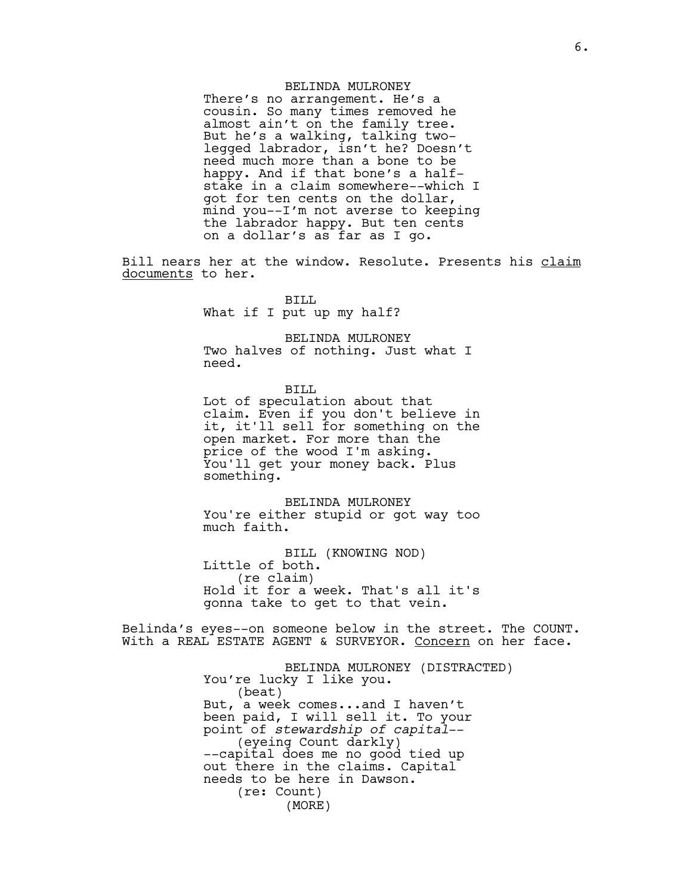BELINDA MULRONEY
There's no arrangement. He's a cousin. So many times removed he almost ain't on the family tree. But he's a walking, talking two-legged labrador, isn't he? Doesn't need much more than a bone to be happy. And if that bone's a half-stake in a claim somewhere--which I got for ten cents on the dollar, mind you--I'm not averse to keeping the labrador happy. But ten cents on a dollar's as far as I go.

Bill nears her at the window. Resolute. Presents his <u>claim documents</u> to her.

BILL
What if I put up my half?

BELINDA MULRONEY
Two halves of nothing. Just what I need.

BILL
Lot of speculation about that claim. Even if you don't believe in it, it'll sell for something on the open market. For more than the price of the wood I'm asking. You'll get your money back. Plus something.

BELINDA MULRONEY
You're either stupid or got way too much faith.

BILL (KNOWING NOD)
Little of both.
(re claim)
Hold it for a week. That's all it's gonna take to get to that vein.

Belinda's eyes--on someone below in the street. The COUNT. With a REAL ESTATE AGENT & SURVEYOR. <u>Concern</u> on her face.

BELINDA MULRONEY (DISTRACTED)
You're lucky I like you.
(beat)
But, a week comes...and I haven't been paid, I will sell it. To your point of *stewardship of capital*--
(eyeing Count darkly)
--capital does me no good tied up out there in the claims. Capital needs to be here in Dawson.
(re: Count)
(MORE)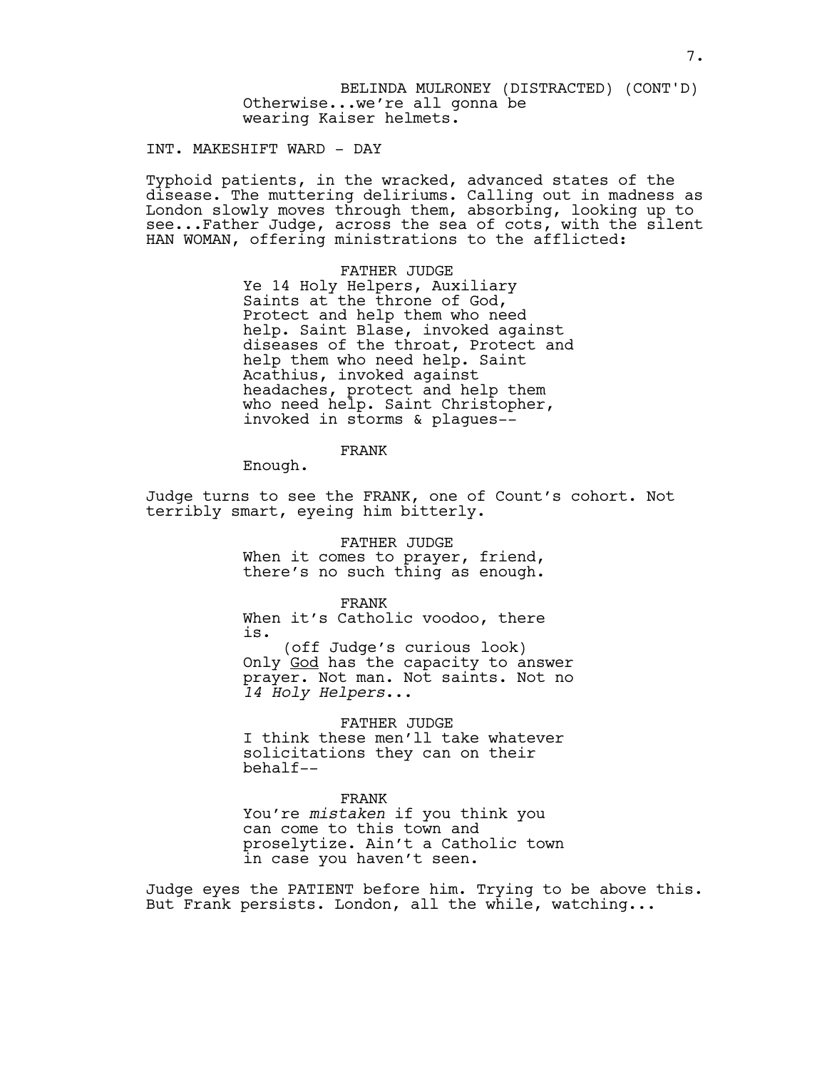BELINDA MULRONEY (DISTRACTED) (CONT'D)
Otherwise...we're all gonna be wearing Kaiser helmets.

INT. MAKESHIFT WARD - DAY

Typhoid patients, in the wracked, advanced states of the disease. The muttering deliriums. Calling out in madness as London slowly moves through them, absorbing, looking up to see...Father Judge, across the sea of cots, with the silent HAN WOMAN, offering ministrations to the afflicted:

FATHER JUDGE
Ye 14 Holy Helpers, Auxiliary Saints at the throne of God, Protect and help them who need help. Saint Blase, invoked against diseases of the throat, Protect and help them who need help. Saint Acathius, invoked against headaches, protect and help them who need help. Saint Christopher, invoked in storms & plagues--

FRANK
Enough.

Judge turns to see the FRANK, one of Count's cohort. Not terribly smart, eyeing him bitterly.

FATHER JUDGE
When it comes to prayer, friend, there's no such thing as enough.

FRANK
When it's Catholic voodoo, there is.
(off Judge's curious look)
Only <u>God</u> has the capacity to answer prayer. Not man. Not saints. Not no *14 Holy Helpers*...

FATHER JUDGE
I think these men'll take whatever solicitations they can on their behalf--

FRANK
You're *mistaken* if you think you can come to this town and proselytize. Ain't a Catholic town in case you haven't seen.

Judge eyes the PATIENT before him. Trying to be above this. But Frank persists. London, all the while, watching...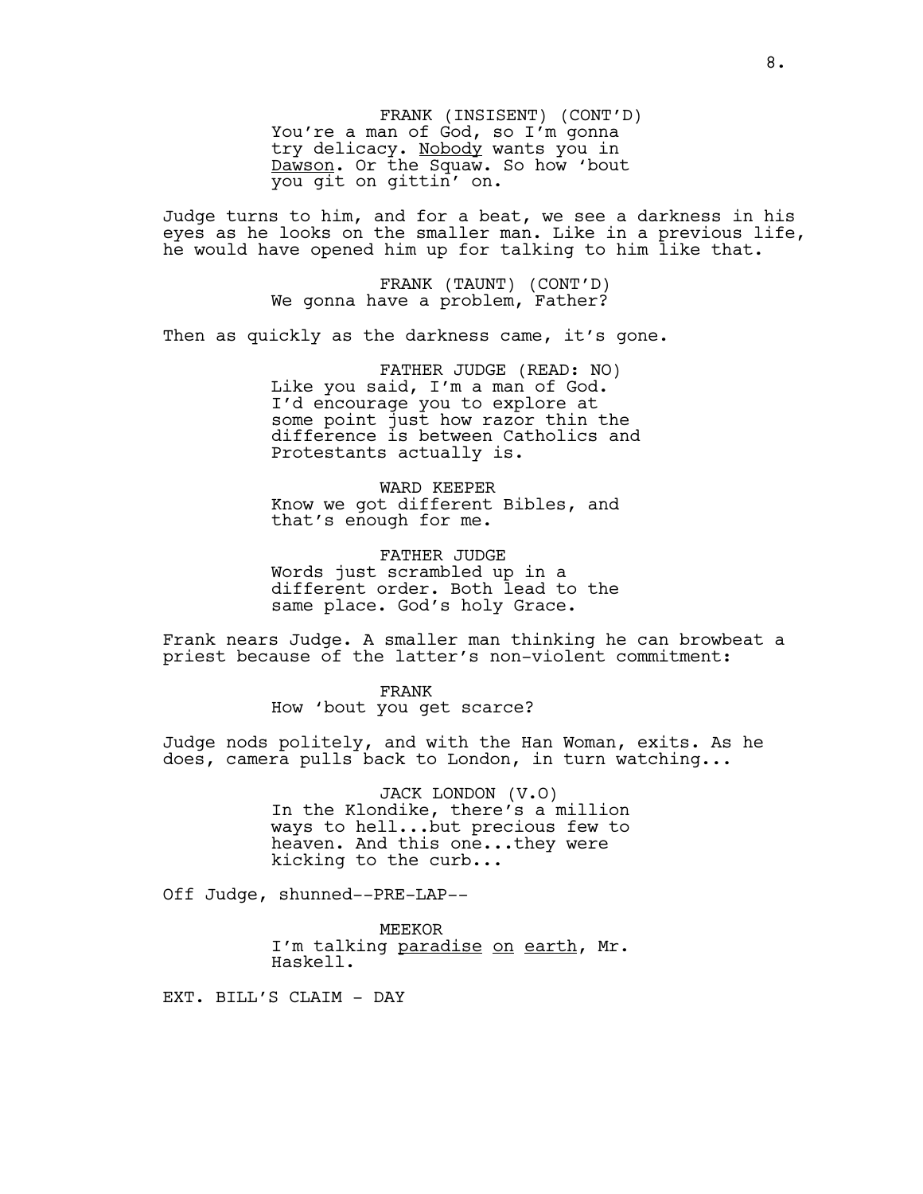FRANK (INSISENT) (CONT'D)
You're a man of God, so I'm gonna try delicacy. Nobody wants you in Dawson. Or the Squaw. So how 'bout you git on gittin' on.

Judge turns to him, and for a beat, we see a darkness in his eyes as he looks on the smaller man. Like in a previous life, he would have opened him up for talking to him like that.

FRANK (TAUNT) (CONT'D)
We gonna have a problem, Father?

Then as quickly as the darkness came, it's gone.

FATHER JUDGE (READ: NO)
Like you said, I'm a man of God. I'd encourage you to explore at some point just how razor thin the difference is between Catholics and Protestants actually is.

WARD KEEPER
Know we got different Bibles, and that's enough for me.

FATHER JUDGE
Words just scrambled up in a different order. Both lead to the same place. God's holy Grace.

Frank nears Judge. A smaller man thinking he can browbeat a priest because of the latter's non-violent commitment:

FRANK
How 'bout you get scarce?

Judge nods politely, and with the Han Woman, exits. As he does, camera pulls back to London, in turn watching...

JACK LONDON (V.O)
In the Klondike, there's a million ways to hell...but precious few to heaven. And this one...they were kicking to the curb...

Off Judge, shunned--PRE-LAP--

MEEKOR
I'm talking paradise on earth, Mr. Haskell.

EXT. BILL'S CLAIM - DAY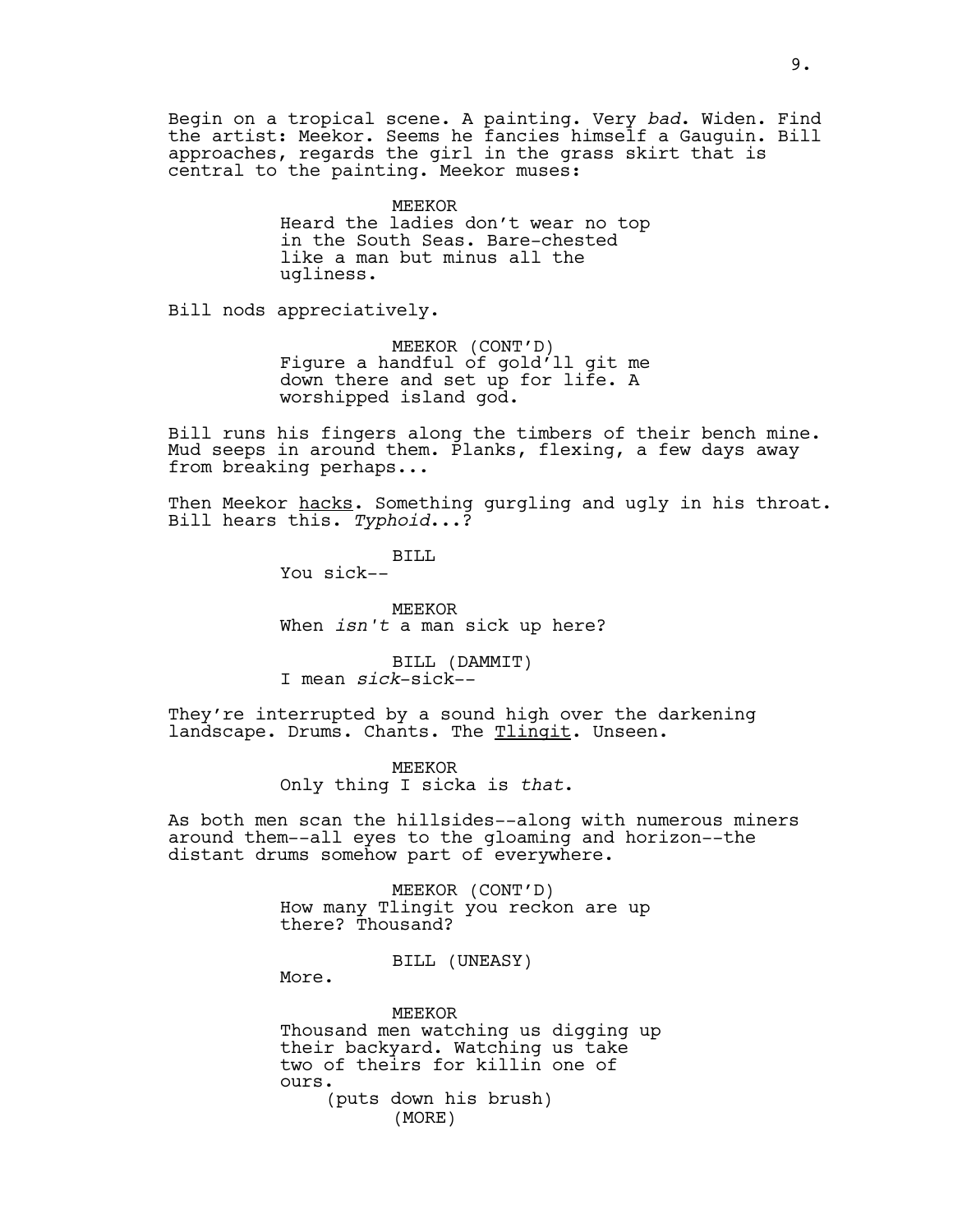Begin on a tropical scene. A painting. Very *bad*. Widen. Find the artist: Meekor. Seems he fancies himself a Gauguin. Bill approaches, regards the girl in the grass skirt that is central to the painting. Meekor muses:

MEEKOR
Heard the ladies don't wear no top in the South Seas. Bare-chested like a man but minus all the ugliness.

Bill nods appreciatively.

MEEKOR (CONT'D)
Figure a handful of gold'll git me down there and set up for life. A worshipped island god.

Bill runs his fingers along the timbers of their bench mine. Mud seeps in around them. Planks, flexing, a few days away from breaking perhaps...

Then Meekor <u>hacks</u>. Something gurgling and ugly in his throat. Bill hears this. *Typhoid*...?

BILL
You sick--

MEEKOR
When *isn't* a man sick up here?

BILL (DAMMIT)
I mean *sick*-sick--

They're interrupted by a sound high over the darkening landscape. Drums. Chants. The <u>Tlingit</u>. Unseen.

MEEKOR
Only thing I sicka is *that*.

As both men scan the hillsides--along with numerous miners around them--all eyes to the gloaming and horizon--the distant drums somehow part of everywhere.

MEEKOR (CONT'D)
How many Tlingit you reckon are up there? Thousand?

BILL (UNEASY)
More.

MEEKOR
Thousand men watching us digging up their backyard. Watching us take two of theirs for killin one of ours.
(puts down his brush)
(MORE)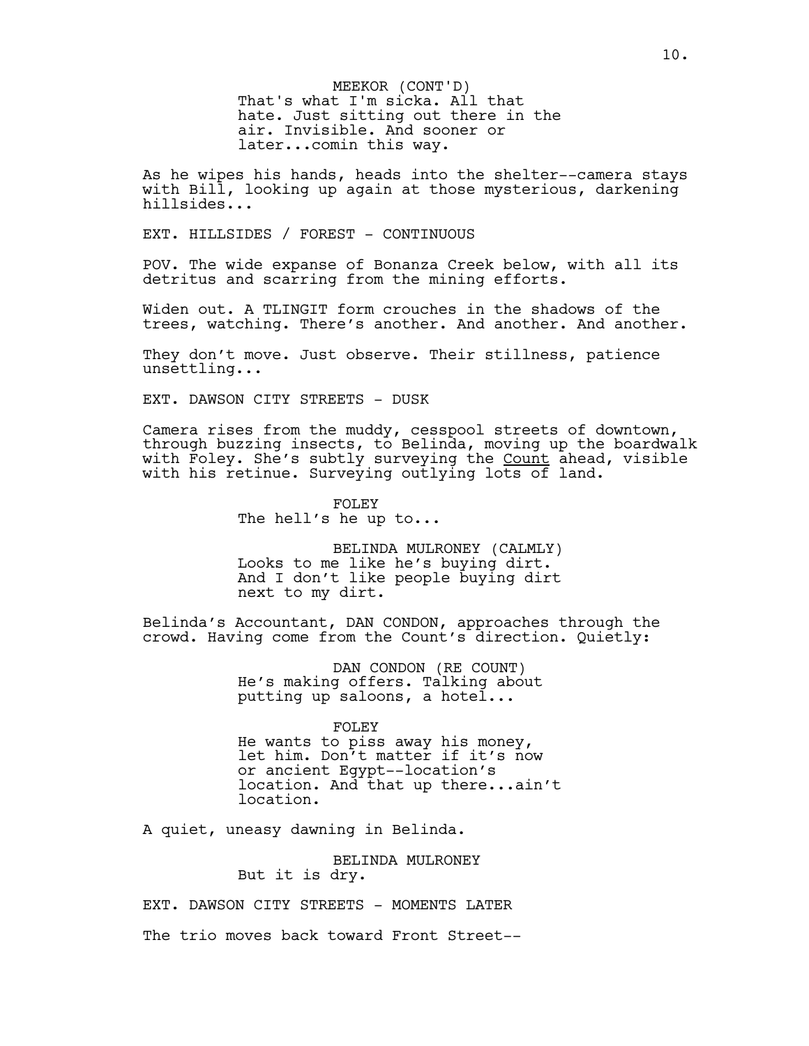MEEKOR (CONT'D)
That's what I'm sicka. All that hate. Just sitting out there in the air. Invisible. And sooner or later...comin this way.

As he wipes his hands, heads into the shelter--camera stays with Bill, looking up again at those mysterious, darkening hillsides...

EXT. HILLSIDES / FOREST - CONTINUOUS

POV. The wide expanse of Bonanza Creek below, with all its detritus and scarring from the mining efforts.

Widen out. A TLINGIT form crouches in the shadows of the trees, watching. There's another. And another. And another.

They don't move. Just observe. Their stillness, patience unsettling...

EXT. DAWSON CITY STREETS - DUSK

Camera rises from the muddy, cesspool streets of downtown, through buzzing insects, to Belinda, moving up the boardwalk with Foley. She's subtly surveying the <u>Count</u> ahead, visible with his retinue. Surveying outlying lots of land.

FOLEY
The hell's he up to...

BELINDA MULRONEY (CALMLY)
Looks to me like he's buying dirt. And I don't like people buying dirt next to my dirt.

Belinda's Accountant, DAN CONDON, approaches through the crowd. Having come from the Count's direction. Quietly:

DAN CONDON (RE COUNT)
He's making offers. Talking about putting up saloons, a hotel...

FOLEY
He wants to piss away his money, let him. Don't matter if it's now or ancient Egypt--location's location. And that up there...ain't location.

A quiet, uneasy dawning in Belinda.

BELINDA MULRONEY
But it is dry.

EXT. DAWSON CITY STREETS - MOMENTS LATER

The trio moves back toward Front Street--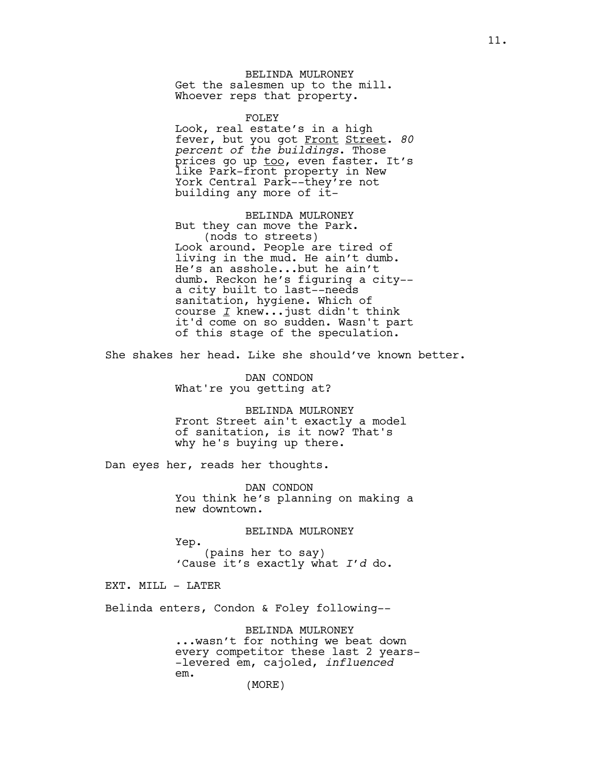BELINDA MULRONEY
Get the salesmen up to the mill. Whoever reps that property.

FOLEY
Look, real estate's in a high fever, but you got Front Street. *80 percent of the buildings*. Those prices go up too, even faster. It's like Park-front property in New York Central Park--they're not building any more of it-

BELINDA MULRONEY
But they can move the Park.
(nods to streets)
Look around. People are tired of living in the mud. He ain't dumb. He's an asshole...but he ain't dumb. Reckon he's figuring a city--a city built to last--needs sanitation, hygiene. Which of course *I* knew...just didn't think it'd come on so sudden. Wasn't part of this stage of the speculation.

She shakes her head. Like she should've known better.

DAN CONDON
What're you getting at?

BELINDA MULRONEY
Front Street ain't exactly a model of sanitation, is it now? That's why he's buying up there.

Dan eyes her, reads her thoughts.

DAN CONDON
You think he's planning on making a new downtown.

BELINDA MULRONEY
Yep.
(pains her to say)
'Cause it's exactly what *I'd* do.

EXT. MILL - LATER

Belinda enters, Condon & Foley following--

BELINDA MULRONEY
...wasn't for nothing we beat down every competitor these last 2 years--levered em, cajoled, *influenced* em.
(MORE)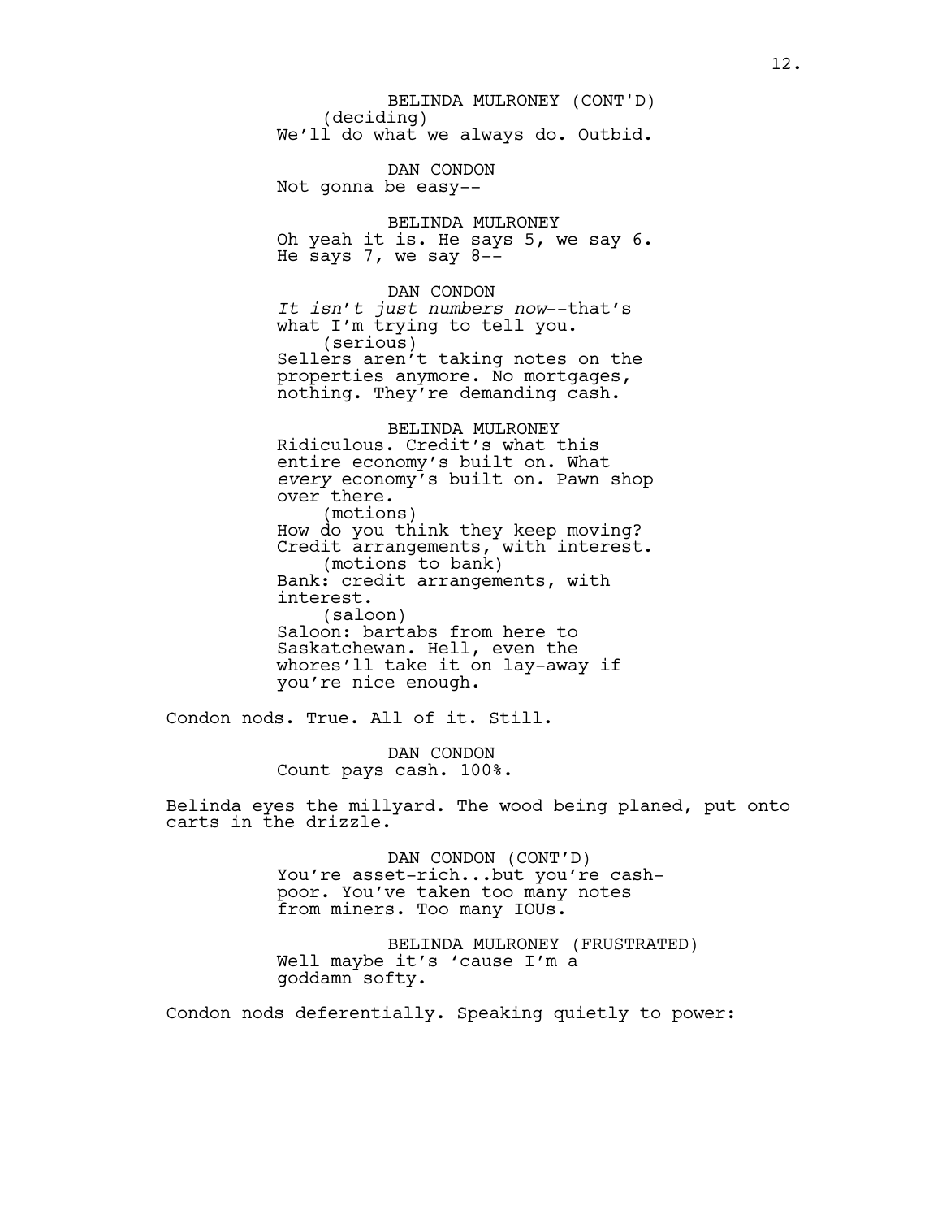BELINDA MULRONEY (CONT'D)
(deciding)
We'll do what we always do. Outbid.

DAN CONDON
Not gonna be easy--

BELINDA MULRONEY
Oh yeah it is. He says 5, we say 6. He says 7, we say 8--

DAN CONDON
*It isn't just numbers now*--that's what I'm trying to tell you.
(serious)
Sellers aren't taking notes on the properties anymore. No mortgages, nothing. They're demanding cash.

BELINDA MULRONEY
Ridiculous. Credit's what this entire economy's built on. What *every* economy's built on. Pawn shop over there.
(motions)
How do you think they keep moving? Credit arrangements, with interest.
(motions to bank)
Bank: credit arrangements, with interest.
(saloon)
Saloon: bartabs from here to Saskatchewan. Hell, even the whores'll take it on lay-away if you're nice enough.

Condon nods. True. All of it. Still.

DAN CONDON
Count pays cash. 100%.

Belinda eyes the millyard. The wood being planed, put onto carts in the drizzle.

DAN CONDON (CONT'D)
You're asset-rich...but you're cash-poor. You've taken too many notes from miners. Too many IOUs.

BELINDA MULRONEY (FRUSTRATED)
Well maybe it's 'cause I'm a goddamn softy.

Condon nods deferentially. Speaking quietly to power: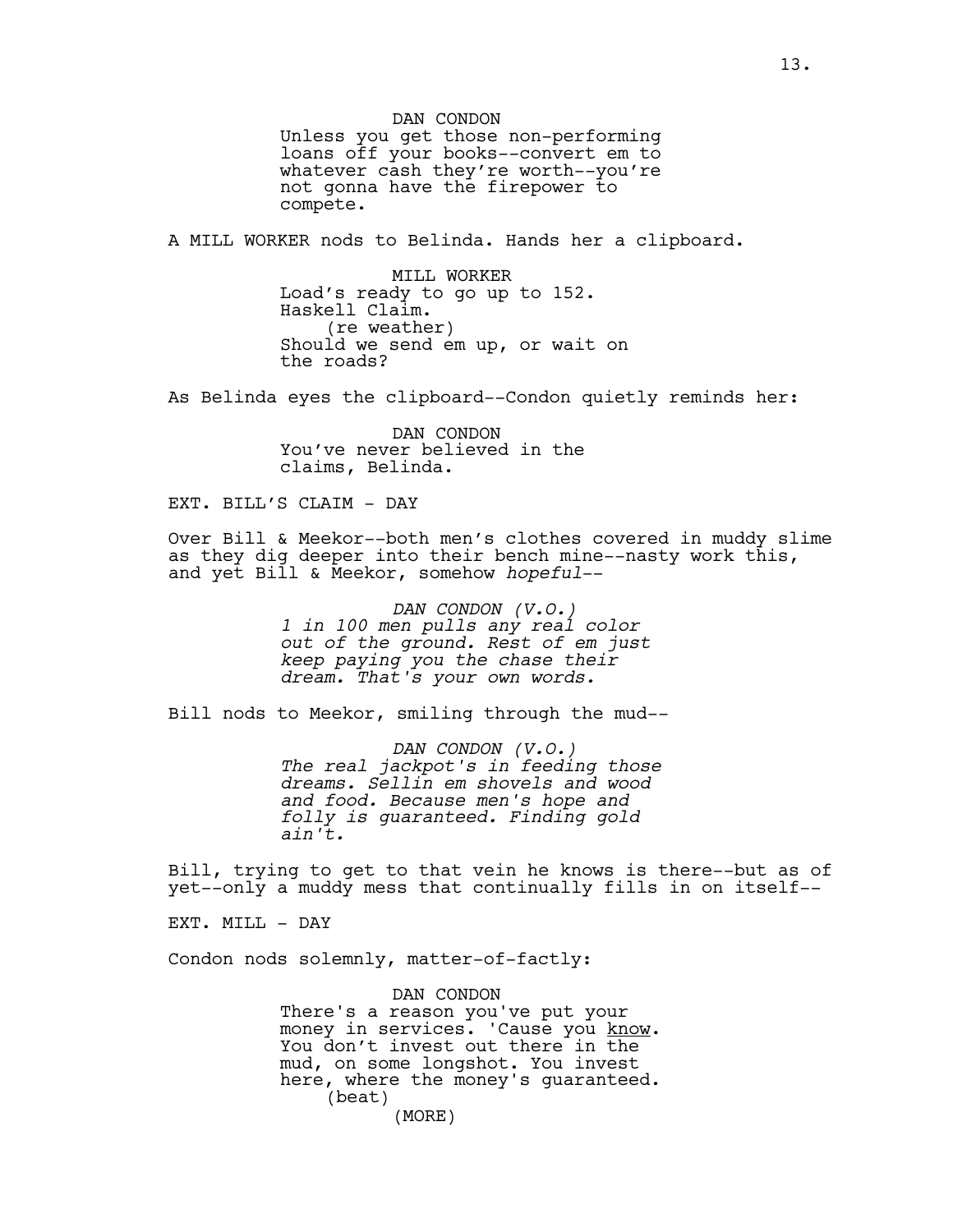DAN CONDON
Unless you get those non-performing loans off your books--convert em to whatever cash they're worth--you're not gonna have the firepower to compete.

A MILL WORKER nods to Belinda. Hands her a clipboard.

MILL WORKER
Load's ready to go up to 152. Haskell Claim.
(re weather)
Should we send em up, or wait on the roads?

As Belinda eyes the clipboard--Condon quietly reminds her:

DAN CONDON
You've never believed in the claims, Belinda.

EXT. BILL'S CLAIM - DAY

Over Bill & Meekor--both men's clothes covered in muddy slime as they dig deeper into their bench mine--nasty work this, and yet Bill & Meekor, somehow *hopeful*--

*DAN CONDON (V.O.)*
*1 in 100 men pulls any real color out of the ground. Rest of em just keep paying you the chase their dream. That's your own words.*

Bill nods to Meekor, smiling through the mud--

*DAN CONDON (V.O.)*
*The real jackpot's in feeding those dreams. Sellin em shovels and wood and food. Because men's hope and folly is guaranteed. Finding gold ain't.*

Bill, trying to get to that vein he knows is there--but as of yet--only a muddy mess that continually fills in on itself--

EXT. MILL - DAY

Condon nods solemnly, matter-of-factly:

DAN CONDON
There's a reason you've put your money in services. 'Cause you <u>know</u>. You don't invest out there in the mud, on some longshot. You invest here, where the money's guaranteed.
(beat)
(MORE)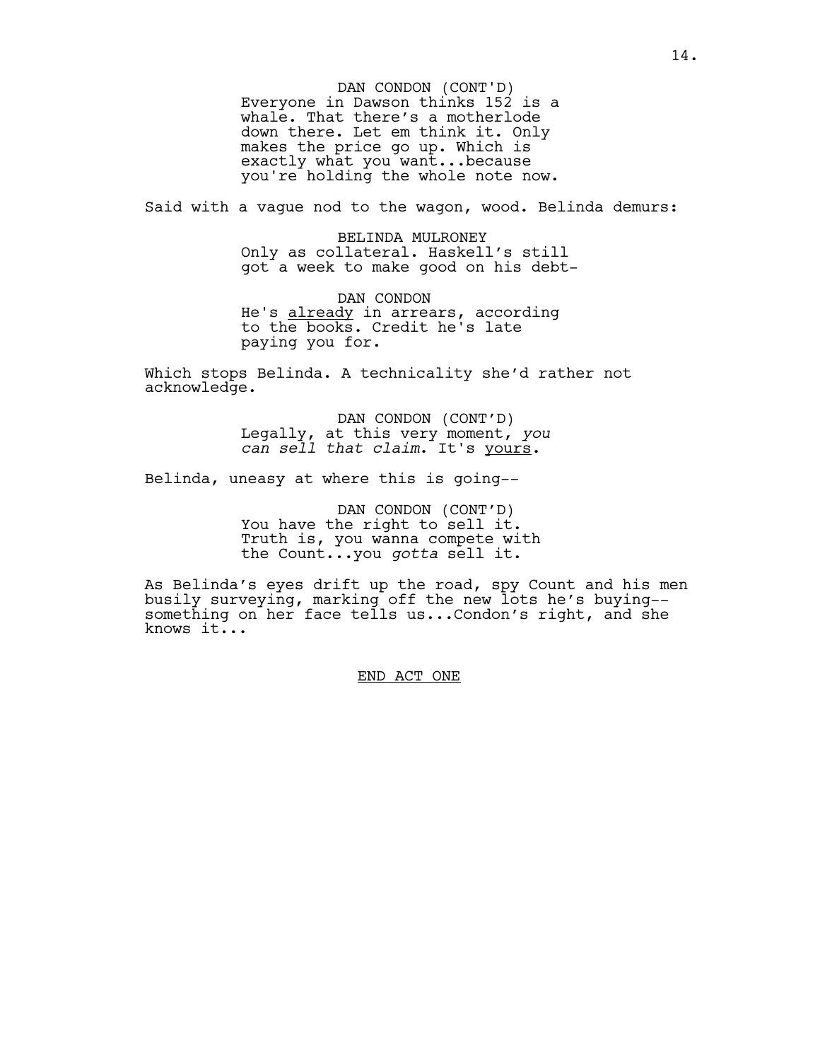DAN CONDON (CONT'D)
Everyone in Dawson thinks 152 is a whale. That there's a motherlode down there. Let em think it. Only makes the price go up. Which is exactly what you want...because you're holding the whole note now.

Said with a vague nod to the wagon, wood. Belinda demurs:

BELINDA MULRONEY
Only as collateral. Haskell's still got a week to make good on his debt-

DAN CONDON
He's already in arrears, according to the books. Credit he's late paying you for.

Which stops Belinda. A technicality she'd rather not acknowledge.

DAN CONDON (CONT'D)
Legally, at this very moment, *you can sell that claim*. It's yours.

Belinda, uneasy at where this is going--

DAN CONDON (CONT'D)
You have the right to sell it. Truth is, you wanna compete with the Count...you *gotta* sell it.

As Belinda's eyes drift up the road, spy Count and his men busily surveying, marking off the new lots he's buying-- something on her face tells us...Condon's right, and she knows it...

END ACT ONE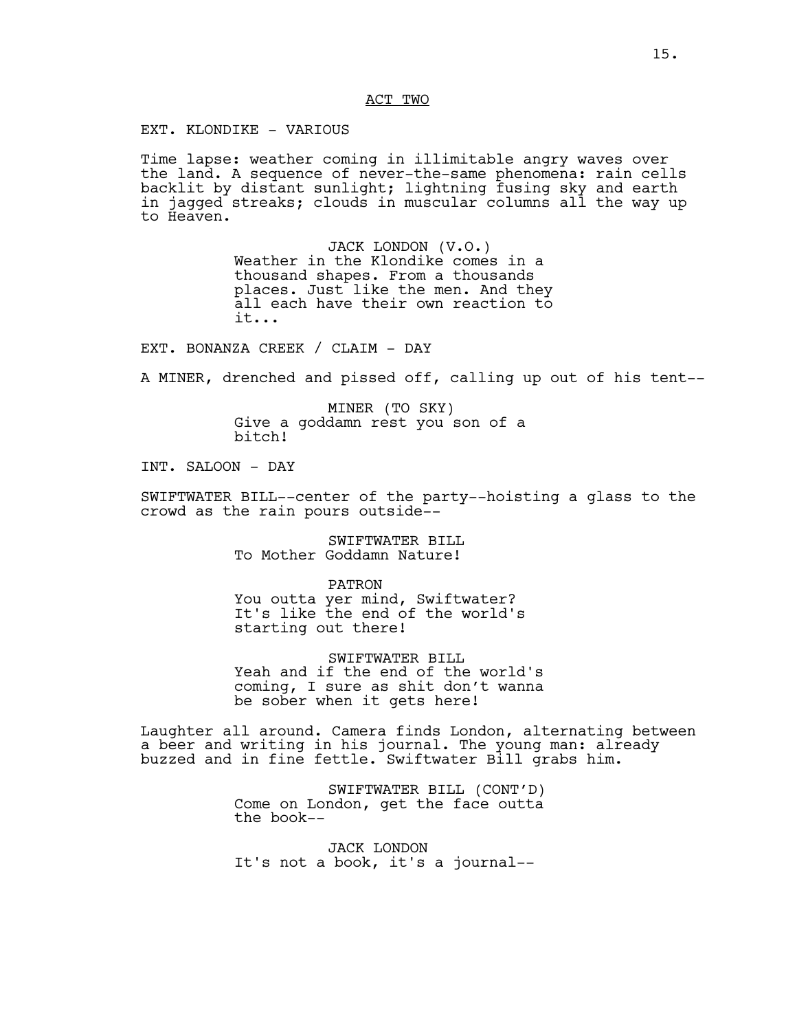ACT TWO

EXT. KLONDIKE - VARIOUS

Time lapse: weather coming in illimitable angry waves over the land. A sequence of never-the-same phenomena: rain cells backlit by distant sunlight; lightning fusing sky and earth in jagged streaks; clouds in muscular columns all the way up to Heaven.

JACK LONDON (V.O.)
Weather in the Klondike comes in a thousand shapes. From a thousands places. Just like the men. And they all each have their own reaction to it...

EXT. BONANZA CREEK / CLAIM - DAY

A MINER, drenched and pissed off, calling up out of his tent--

MINER (TO SKY)
Give a goddamn rest you son of a bitch!

INT. SALOON - DAY

SWIFTWATER BILL--center of the party--hoisting a glass to the crowd as the rain pours outside--

SWIFTWATER BILL
To Mother Goddamn Nature!

PATRON
You outta yer mind, Swiftwater? It's like the end of the world's starting out there!

SWIFTWATER BILL
Yeah and if the end of the world's coming, I sure as shit don't wanna be sober when it gets here!

Laughter all around. Camera finds London, alternating between a beer and writing in his journal. The young man: already buzzed and in fine fettle. Swiftwater Bill grabs him.

SWIFTWATER BILL (CONT'D)
Come on London, get the face outta the book--

JACK LONDON
It's not a book, it's a journal--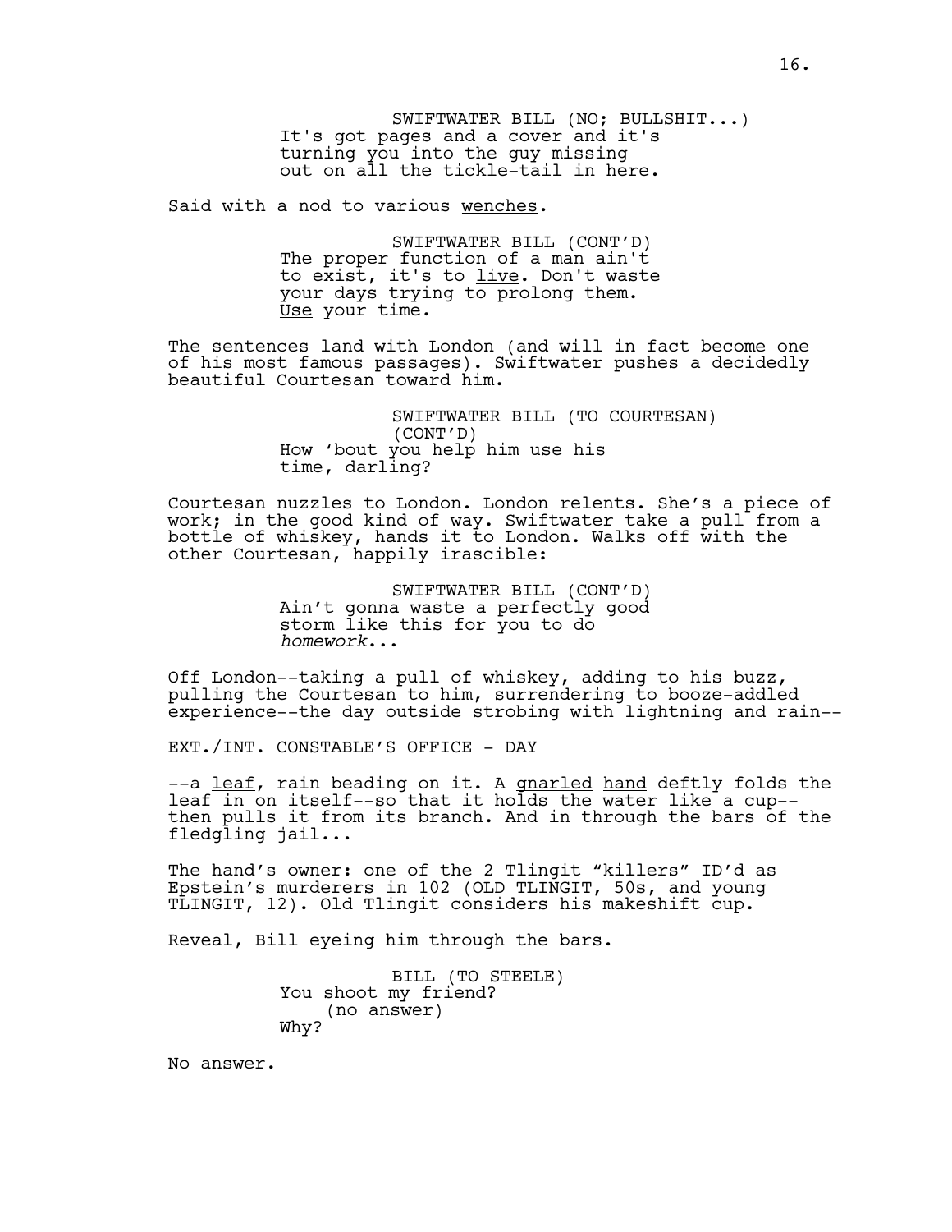SWIFTWATER BILL (NO; BULLSHIT...)
It's got pages and a cover and it's turning you into the guy missing out on all the tickle-tail in here.

Said with a nod to various wenches.

SWIFTWATER BILL (CONT'D)
The proper function of a man ain't to exist, it's to live. Don't waste your days trying to prolong them. Use your time.

The sentences land with London (and will in fact become one of his most famous passages). Swiftwater pushes a decidedly beautiful Courtesan toward him.

SWIFTWATER BILL (TO COURTESAN) (CONT'D)
How 'bout you help him use his time, darling?

Courtesan nuzzles to London. London relents. She's a piece of work; in the good kind of way. Swiftwater take a pull from a bottle of whiskey, hands it to London. Walks off with the other Courtesan, happily irascible:

SWIFTWATER BILL (CONT'D)
Ain't gonna waste a perfectly good storm like this for you to do *homework*...

Off London--taking a pull of whiskey, adding to his buzz, pulling the Courtesan to him, surrendering to booze-addled experience--the day outside strobing with lightning and rain--

EXT./INT. CONSTABLE'S OFFICE - DAY

--a leaf, rain beading on it. A gnarled hand deftly folds the leaf in on itself--so that it holds the water like a cup--then pulls it from its branch. And in through the bars of the fledgling jail...

The hand's owner: one of the 2 Tlingit "killers" ID'd as Epstein's murderers in 102 (OLD TLINGIT, 50s, and young TLINGIT, 12). Old Tlingit considers his makeshift cup.

Reveal, Bill eyeing him through the bars.

BILL (TO STEELE)
You shoot my friend?
(no answer)
Why?

No answer.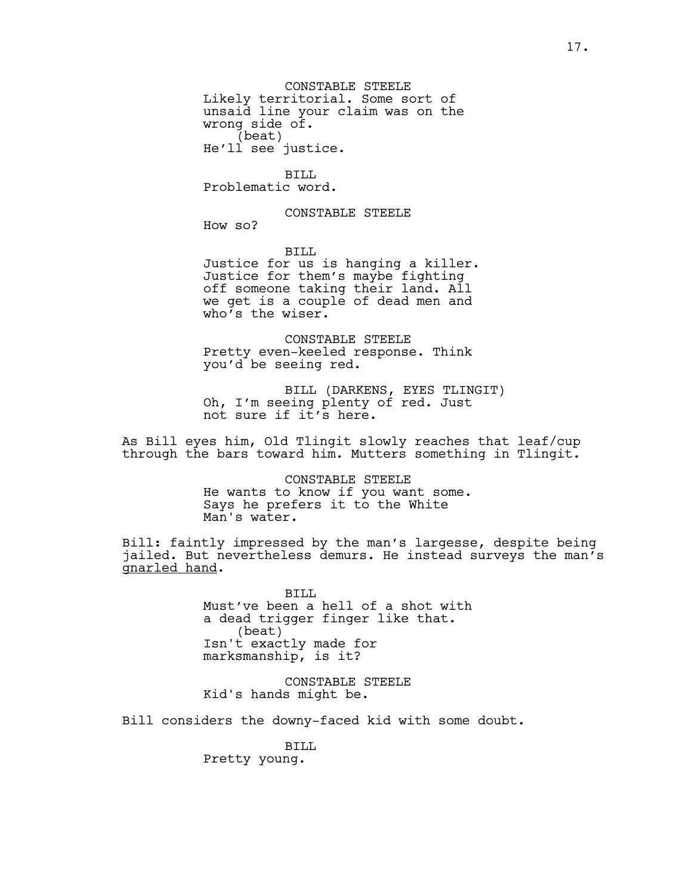CONSTABLE STEELE
Likely territorial. Some sort of unsaid line your claim was on the wrong side of.
(beat)
He'll see justice.

BILL
Problematic word.

CONSTABLE STEELE
How so?

BILL
Justice for us is hanging a killer. Justice for them's maybe fighting off someone taking their land. All we get is a couple of dead men and who's the wiser.

CONSTABLE STEELE
Pretty even-keeled response. Think you'd be seeing red.

BILL (DARKENS, EYES TLINGIT)
Oh, I'm seeing plenty of red. Just not sure if it's here.

As Bill eyes him, Old Tlingit slowly reaches that leaf/cup through the bars toward him. Mutters something in Tlingit.

CONSTABLE STEELE
He wants to know if you want some. Says he prefers it to the White Man's water.

Bill: faintly impressed by the man's largesse, despite being jailed. But nevertheless demurs. He instead surveys the man's <u>gnarled hand</u>.

BILL
Must've been a hell of a shot with a dead trigger finger like that.
(beat)
Isn't exactly made for marksmanship, is it?

CONSTABLE STEELE
Kid's hands might be.

Bill considers the downy-faced kid with some doubt.

BILL
Pretty young.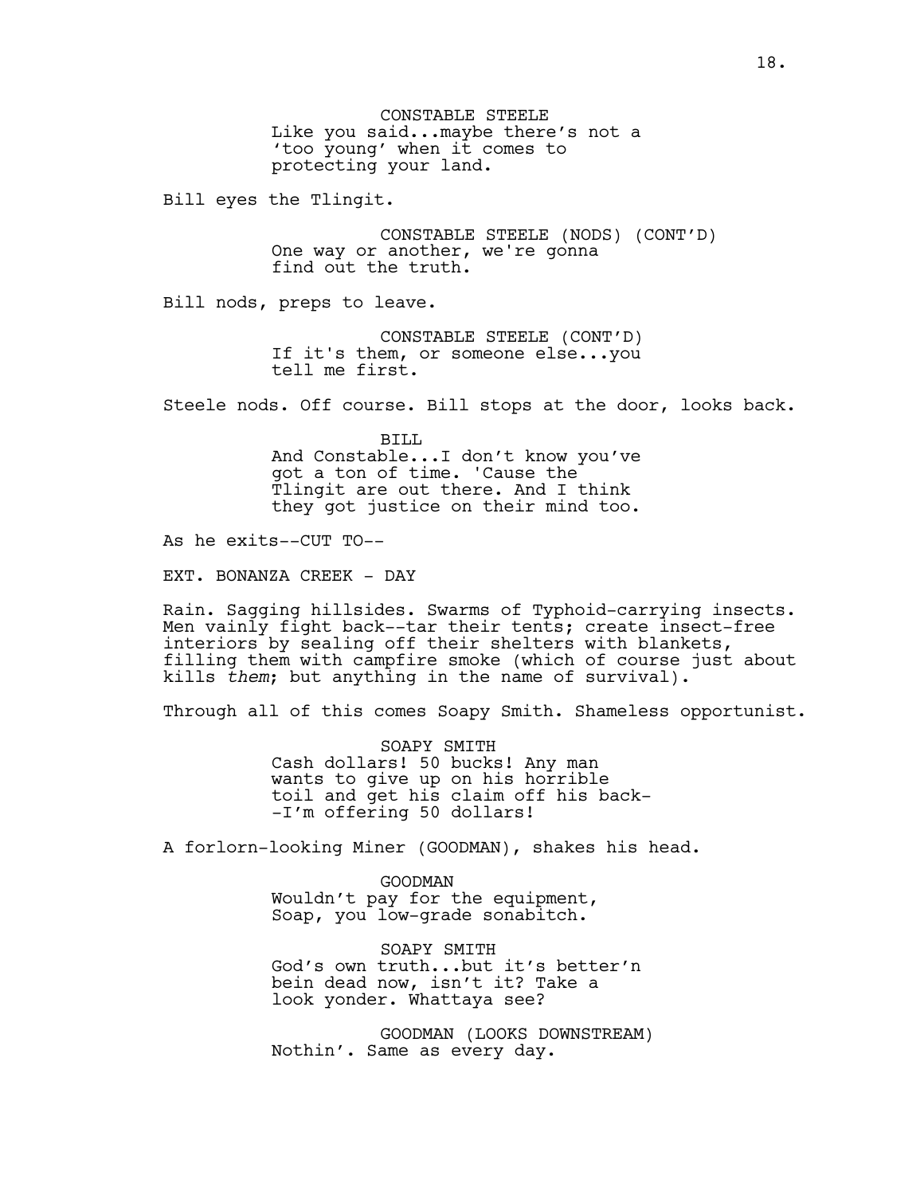CONSTABLE STEELE
Like you said...maybe there's not a 'too young' when it comes to protecting your land.

Bill eyes the Tlingit.

CONSTABLE STEELE (NODS) (CONT'D)
One way or another, we're gonna find out the truth.

Bill nods, preps to leave.

CONSTABLE STEELE (CONT'D)
If it's them, or someone else...you tell me first.

Steele nods. Off course. Bill stops at the door, looks back.

BILL
And Constable...I don't know you've got a ton of time. 'Cause the Tlingit are out there. And I think they got justice on their mind too.

As he exits--CUT TO--

EXT. BONANZA CREEK - DAY

Rain. Sagging hillsides. Swarms of Typhoid-carrying insects. Men vainly fight back--tar their tents; create insect-free interiors by sealing off their shelters with blankets, filling them with campfire smoke (which of course just about kills *them*; but anything in the name of survival).

Through all of this comes Soapy Smith. Shameless opportunist.

SOAPY SMITH
Cash dollars! 50 bucks! Any man wants to give up on his horrible toil and get his claim off his back--I'm offering 50 dollars!

A forlorn-looking Miner (GOODMAN), shakes his head.

GOODMAN
Wouldn't pay for the equipment, Soap, you low-grade sonabitch.

SOAPY SMITH
God's own truth...but it's better'n bein dead now, isn't it? Take a look yonder. Whattaya see?

GOODMAN (LOOKS DOWNSTREAM)
Nothin'. Same as every day.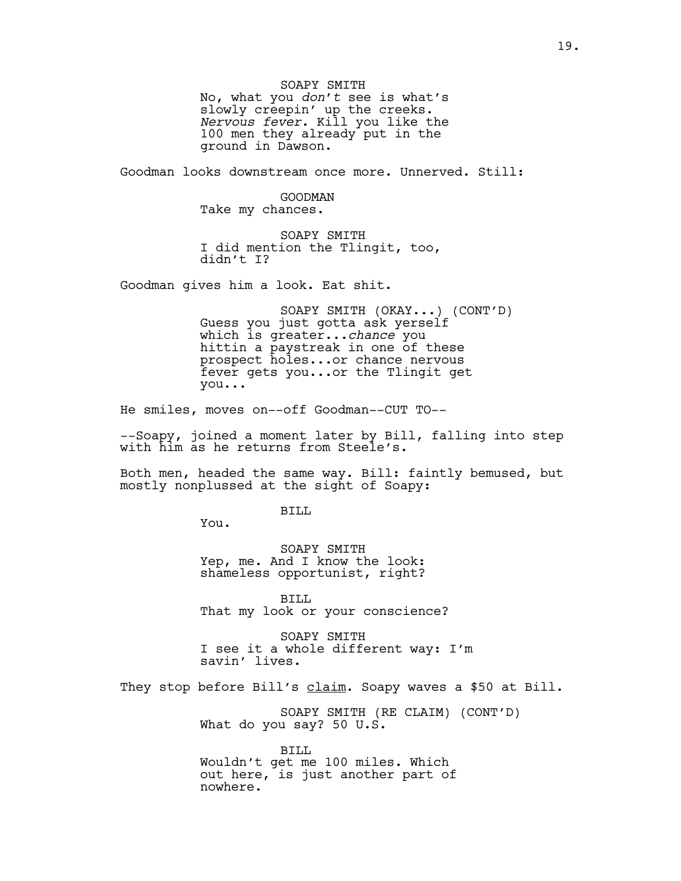SOAPY SMITH

No, what you *don't* see is what's slowly creepin' up the creeks. *Nervous fever*. Kill you like the 100 men they already put in the ground in Dawson.

Goodman looks downstream once more. Unnerved. Still:

GOODMAN

Take my chances.

SOAPY SMITH

I did mention the Tlingit, too, didn't I?

Goodman gives him a look. Eat shit.

SOAPY SMITH (OKAY...) (CONT'D)

Guess you just gotta ask yerself which is greater...*chance* you hittin a paystreak in one of these prospect holes...or chance nervous fever gets you...or the Tlingit get you...

He smiles, moves on--off Goodman--CUT TO--

--Soapy, joined a moment later by Bill, falling into step with him as he returns from Steele's.

Both men, headed the same way. Bill: faintly bemused, but mostly nonplussed at the sight of Soapy:

BILL

You.

SOAPY SMITH

Yep, me. And I know the look: shameless opportunist, right?

BILL

That my look or your conscience?

SOAPY SMITH

I see it a whole different way: I'm savin' lives.

They stop before Bill's claim. Soapy waves a $50 at Bill.

SOAPY SMITH (RE CLAIM) (CONT'D)

What do you say? 50 U.S.

BILL

Wouldn't get me 100 miles. Which out here, is just another part of nowhere.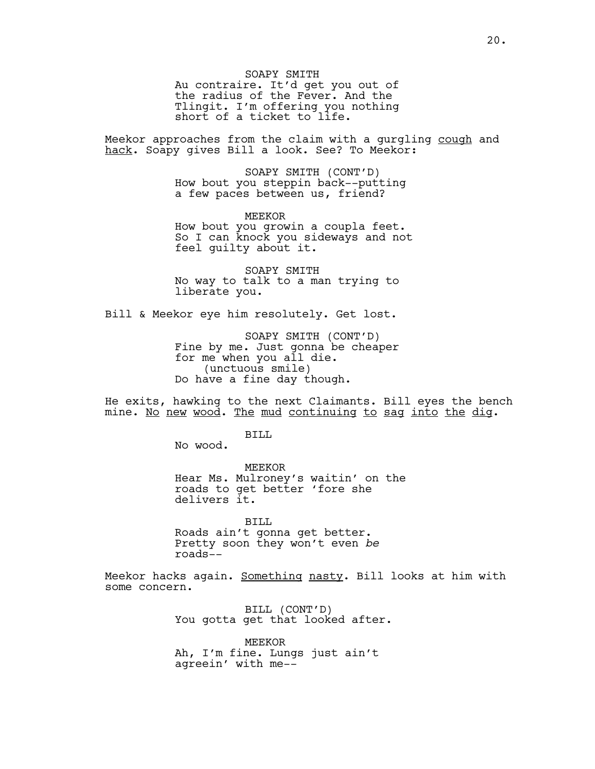SOAPY SMITH
Au contraire. It'd get you out of the radius of the Fever. And the Tlingit. I'm offering you nothing short of a ticket to life.

Meekor approaches from the claim with a gurgling <u>cough</u> and <u>hack</u>. Soapy gives Bill a look. See? To Meekor:

SOAPY SMITH (CONT'D)
How bout you steppin back--putting a few paces between us, friend?

MEEKOR
How bout you growin a coupla feet. So I can knock you sideways and not feel guilty about it.

SOAPY SMITH
No way to talk to a man trying to liberate you.

Bill & Meekor eye him resolutely. Get lost.

SOAPY SMITH (CONT'D)
Fine by me. Just gonna be cheaper for me when you all die.
(unctuous smile)
Do have a fine day though.

He exits, hawking to the next Claimants. Bill eyes the bench mine. <u>No new wood</u>. <u>The mud continuing to sag into the dig</u>.

BILL
No wood.

MEEKOR
Hear Ms. Mulroney's waitin' on the roads to get better 'fore she delivers it.

BILL
Roads ain't gonna get better. Pretty soon they won't even *be* roads--

Meekor hacks again. <u>Something nasty</u>. Bill looks at him with some concern.

BILL (CONT'D)
You gotta get that looked after.

MEEKOR
Ah, I'm fine. Lungs just ain't agreein' with me--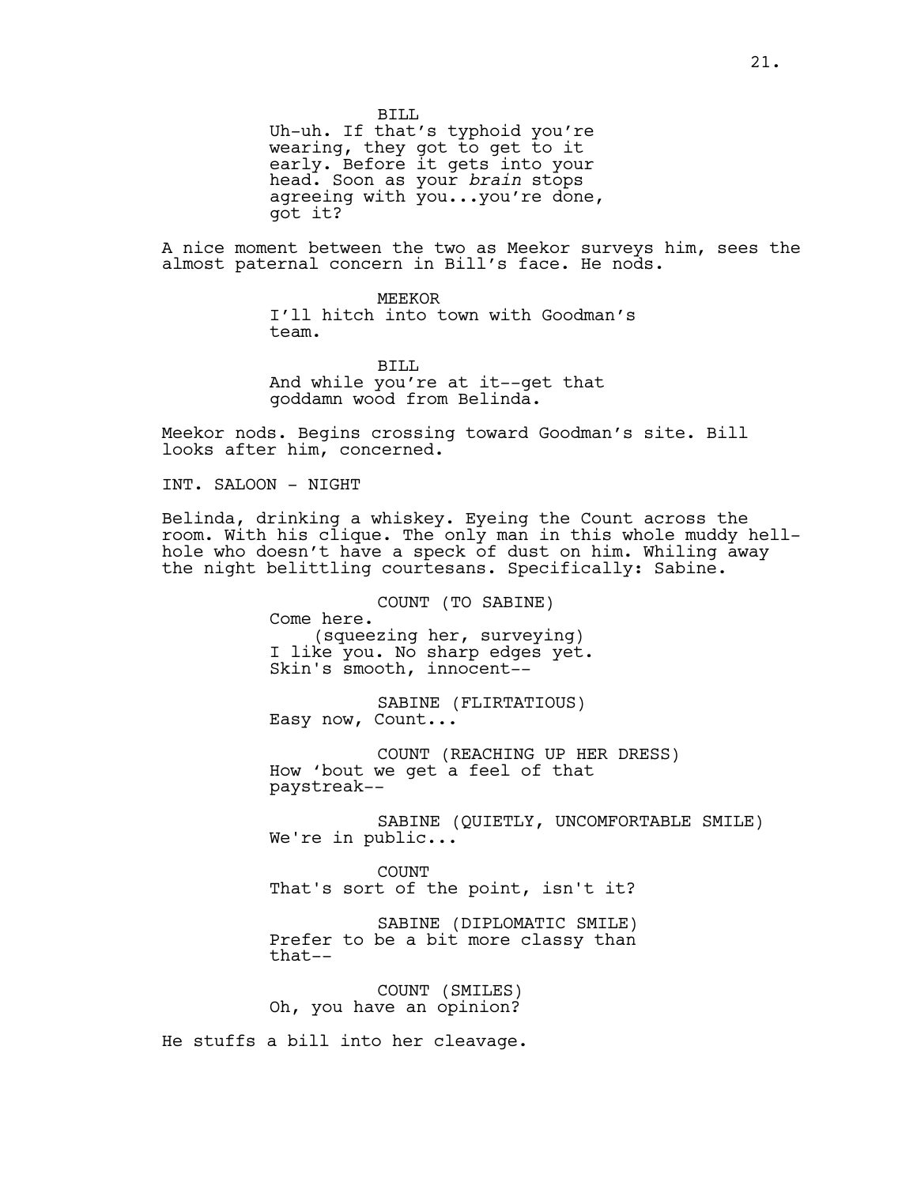BILL
Uh-uh. If that's typhoid you're wearing, they got to get to it early. Before it gets into your head. Soon as your *brain* stops agreeing with you...you're done, got it?

A nice moment between the two as Meekor surveys him, sees the almost paternal concern in Bill's face. He nods.

MEEKOR
I'll hitch into town with Goodman's team.

BILL
And while you're at it--get that goddamn wood from Belinda.

Meekor nods. Begins crossing toward Goodman's site. Bill looks after him, concerned.

INT. SALOON - NIGHT

Belinda, drinking a whiskey. Eyeing the Count across the room. With his clique. The only man in this whole muddy hell-hole who doesn't have a speck of dust on him. Whiling away the night belittling courtesans. Specifically: Sabine.

COUNT (TO SABINE)
Come here.
(squeezing her, surveying)
I like you. No sharp edges yet. Skin's smooth, innocent--

SABINE (FLIRTATIOUS)
Easy now, Count...

COUNT (REACHING UP HER DRESS)
How 'bout we get a feel of that paystreak--

SABINE (QUIETLY, UNCOMFORTABLE SMILE)
We're in public...

COUNT
That's sort of the point, isn't it?

SABINE (DIPLOMATIC SMILE)
Prefer to be a bit more classy than that--

COUNT (SMILES)
Oh, you have an opinion?

He stuffs a bill into her cleavage.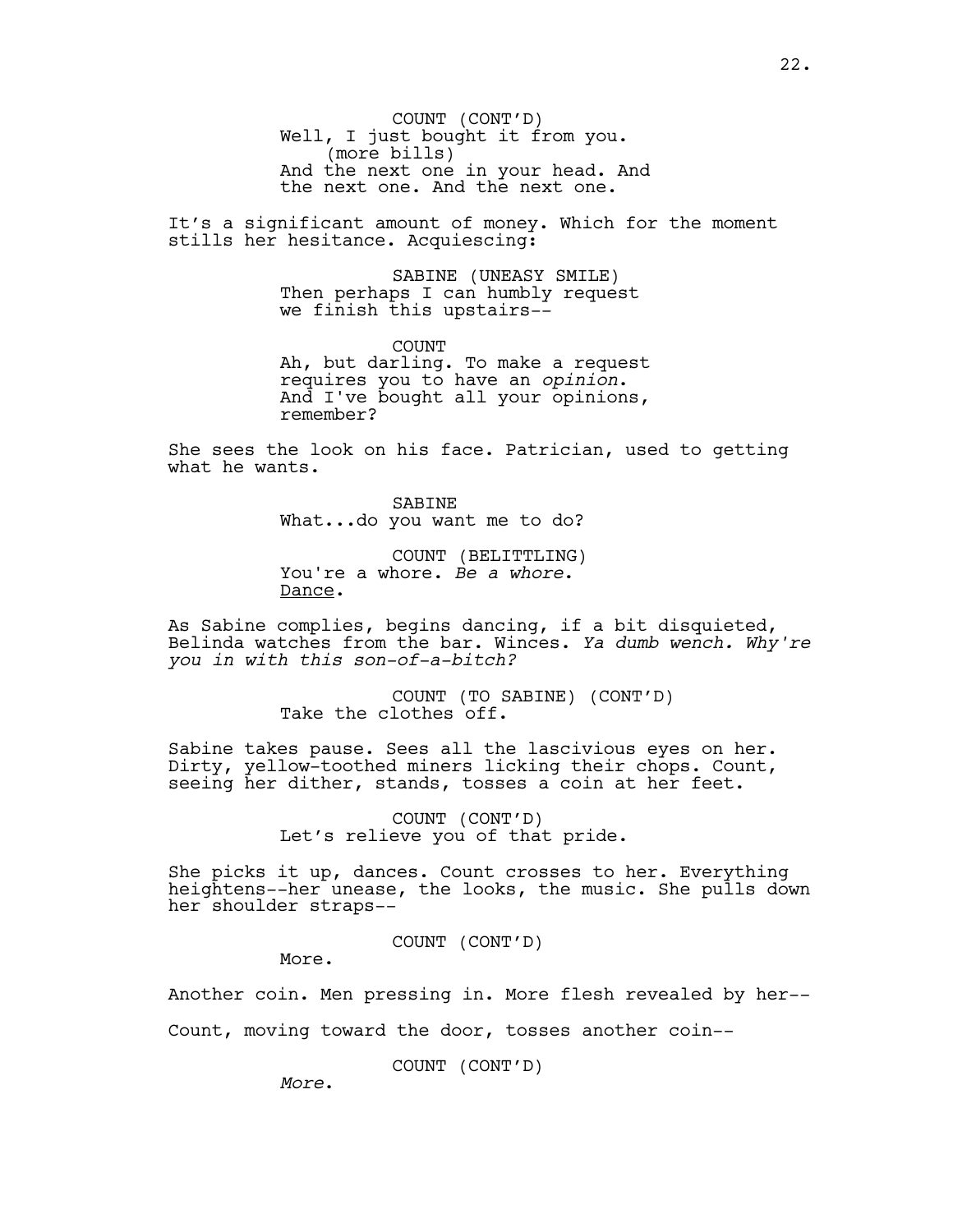COUNT (CONT'D)
Well, I just bought it from you.
(more bills)
And the next one in your head. And the next one. And the next one.

It's a significant amount of money. Which for the moment stills her hesitance. Acquiescing:

SABINE (UNEASY SMILE)
Then perhaps I can humbly request we finish this upstairs--

COUNT
Ah, but darling. To make a request requires you to have an *opinion*. And I've bought all your opinions, remember?

She sees the look on his face. Patrician, used to getting what he wants.

SABINE
What...do you want me to do?

COUNT (BELITTLING)
You're a whore. *Be a whore*. Dance.

As Sabine complies, begins dancing, if a bit disquieted, Belinda watches from the bar. Winces. *Ya dumb wench. Why're you in with this son-of-a-bitch?*

COUNT (TO SABINE) (CONT'D)
Take the clothes off.

Sabine takes pause. Sees all the lascivious eyes on her. Dirty, yellow-toothed miners licking their chops. Count, seeing her dither, stands, tosses a coin at her feet.

COUNT (CONT'D)
Let's relieve you of that pride.

She picks it up, dances. Count crosses to her. Everything heightens--her unease, the looks, the music. She pulls down her shoulder straps--

COUNT (CONT'D)
More.

Another coin. Men pressing in. More flesh revealed by her--

Count, moving toward the door, tosses another coin--

COUNT (CONT'D)
*More*.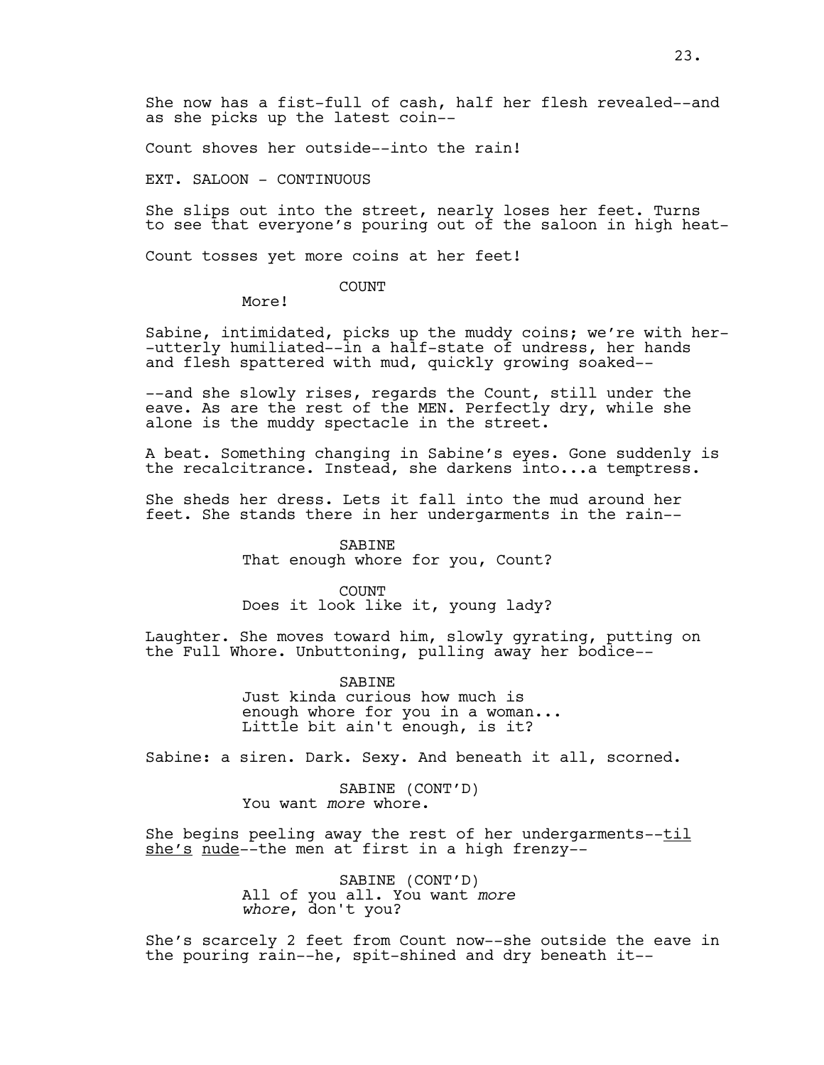She now has a fist-full of cash, half her flesh revealed--and as she picks up the latest coin--

Count shoves her outside--into the rain!

EXT. SALOON - CONTINUOUS

She slips out into the street, nearly loses her feet. Turns to see that everyone's pouring out of the saloon in high heat-

Count tosses yet more coins at her feet!

COUNT
More!

Sabine, intimidated, picks up the muddy coins; we're with her--utterly humiliated--in a half-state of undress, her hands and flesh spattered with mud, quickly growing soaked--

--and she slowly rises, regards the Count, still under the eave. As are the rest of the MEN. Perfectly dry, while she alone is the muddy spectacle in the street.

A beat. Something changing in Sabine's eyes. Gone suddenly is the recalcitrance. Instead, she darkens into...a temptress.

She sheds her dress. Lets it fall into the mud around her feet. She stands there in her undergarments in the rain--

SABINE
That enough whore for you, Count?

COUNT
Does it look like it, young lady?

Laughter. She moves toward him, slowly gyrating, putting on the Full Whore. Unbuttoning, pulling away her bodice--

SABINE
Just kinda curious how much is enough whore for you in a woman... Little bit ain't enough, is it?

Sabine: a siren. Dark. Sexy. And beneath it all, scorned.

SABINE (CONT'D)
You want *more* whore.

She begins peeling away the rest of her undergarments--<u>til she's nude</u>--the men at first in a high frenzy--

SABINE (CONT'D)
All of you all. You want *more whore*, don't you?

She's scarcely 2 feet from Count now--she outside the eave in the pouring rain--he, spit-shined and dry beneath it--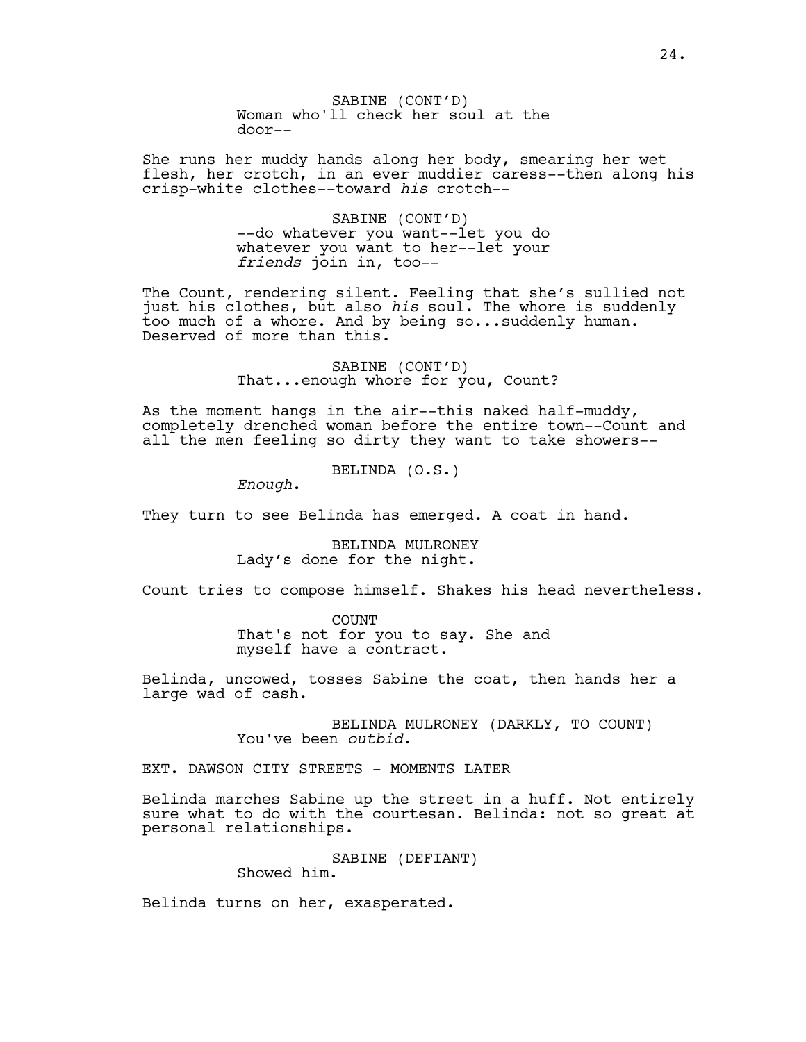SABINE (CONT'D)
Woman who'll check her soul at the door--

She runs her muddy hands along her body, smearing her wet flesh, her crotch, in an ever muddier caress--then along his crisp-white clothes--toward *his* crotch--

SABINE (CONT'D)
--do whatever you want--let you do whatever you want to her--let your *friends* join in, too--

The Count, rendering silent. Feeling that she's sullied not just his clothes, but also *his* soul. The whore is suddenly too much of a whore. And by being so...suddenly human. Deserved of more than this.

SABINE (CONT'D)
That...enough whore for you, Count?

As the moment hangs in the air--this naked half-muddy, completely drenched woman before the entire town--Count and all the men feeling so dirty they want to take showers--

BELINDA (O.S.)
*Enough*.

They turn to see Belinda has emerged. A coat in hand.

BELINDA MULRONEY
Lady's done for the night.

Count tries to compose himself. Shakes his head nevertheless.

COUNT
That's not for you to say. She and myself have a contract.

Belinda, uncowed, tosses Sabine the coat, then hands her a large wad of cash.

BELINDA MULRONEY (DARKLY, TO COUNT)
You've been *outbid*.

EXT. DAWSON CITY STREETS - MOMENTS LATER

Belinda marches Sabine up the street in a huff. Not entirely sure what to do with the courtesan. Belinda: not so great at personal relationships.

SABINE (DEFIANT)
Showed him.

Belinda turns on her, exasperated.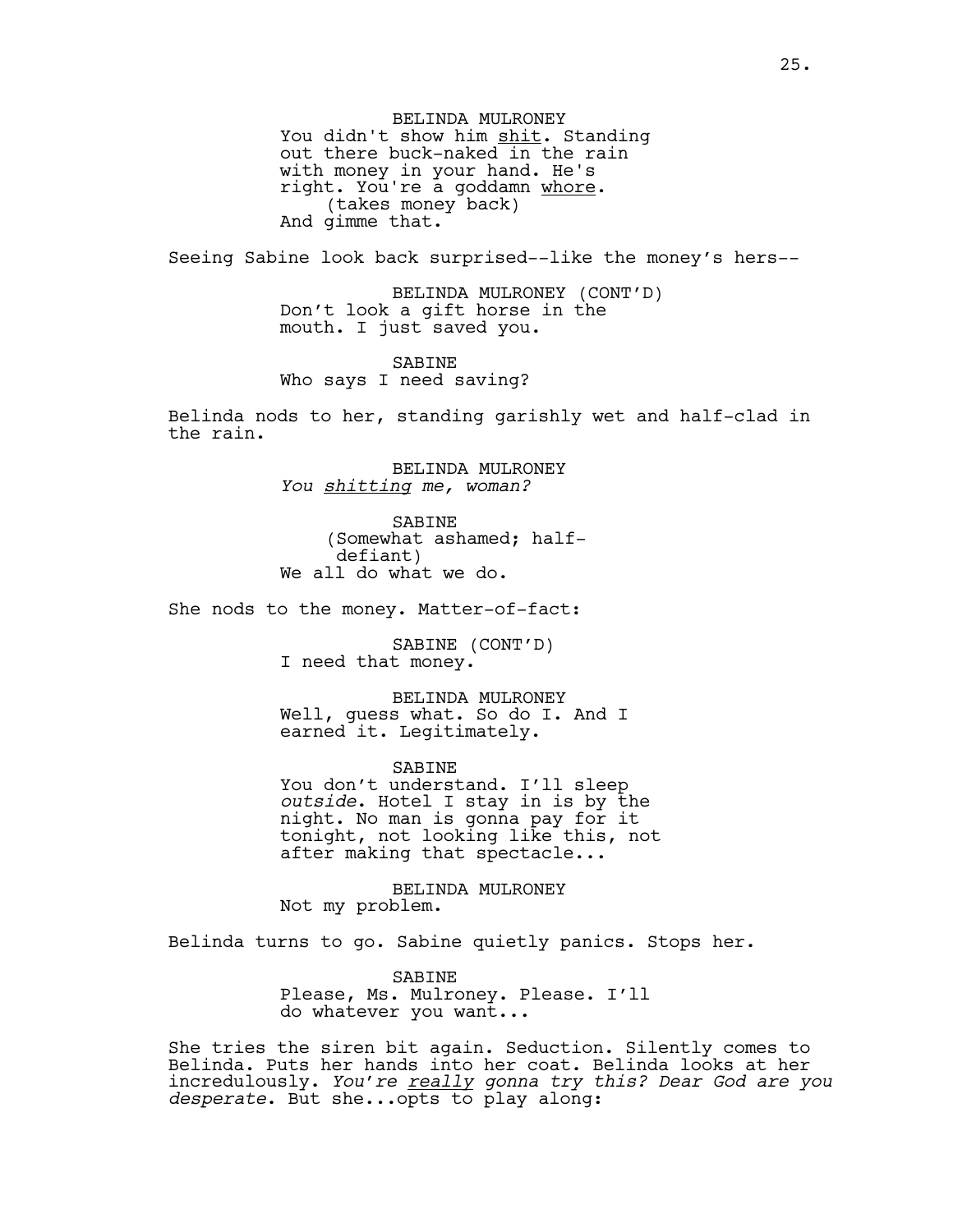BELINDA MULRONEY
You didn't show him _shit_. Standing out there buck-naked in the rain with money in your hand. He's right. You're a goddamn _whore_.
(takes money back)
And gimme that.

Seeing Sabine look back surprised--like the money's hers--

BELINDA MULRONEY (CONT'D)
Don't look a gift horse in the mouth. I just saved you.

SABINE
Who says I need saving?

Belinda nods to her, standing garishly wet and half-clad in the rain.

BELINDA MULRONEY
*You shitting me, woman?*

SABINE
(Somewhat ashamed; half-defiant)
We all do what we do.

She nods to the money. Matter-of-fact:

SABINE (CONT'D)
I need that money.

BELINDA MULRONEY
Well, guess what. So do I. And I earned it. Legitimately.

SABINE
You don't understand. I'll sleep *outside*. Hotel I stay in is by the night. No man is gonna pay for it tonight, not looking like this, not after making that spectacle...

BELINDA MULRONEY
Not my problem.

Belinda turns to go. Sabine quietly panics. Stops her.

SABINE
Please, Ms. Mulroney. Please. I'll do whatever you want...

She tries the siren bit again. Seduction. Silently comes to Belinda. Puts her hands into her coat. Belinda looks at her incredulously. *You're really gonna try this? Dear God are you desperate*. But she...opts to play along: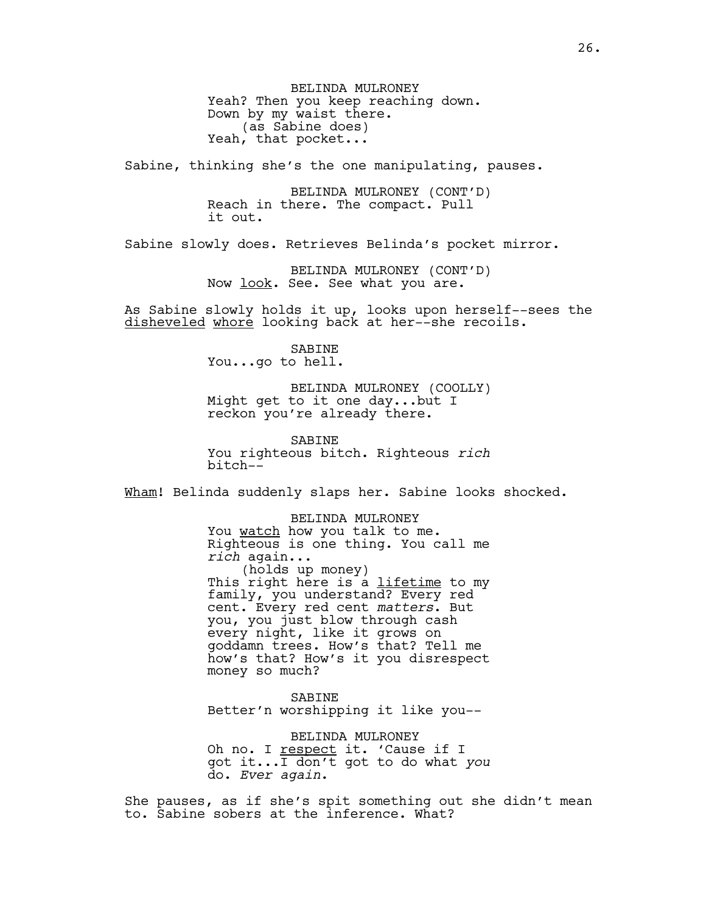BELINDA MULRONEY
Yeah? Then you keep reaching down. Down by my waist there.
(as Sabine does)
Yeah, that pocket...

Sabine, thinking she's the one manipulating, pauses.

BELINDA MULRONEY (CONT'D)
Reach in there. The compact. Pull it out.

Sabine slowly does. Retrieves Belinda's pocket mirror.

BELINDA MULRONEY (CONT'D)
Now <u>look</u>. See. See what you are.

As Sabine slowly holds it up, looks upon herself--sees the <u>disheveled</u> <u>whore</u> looking back at her--she recoils.

SABINE
You...go to hell.

BELINDA MULRONEY (COOLLY)
Might get to it one day...but I reckon you're already there.

SABINE
You righteous bitch. Righteous *rich* bitch--

<u>Wham</u>! Belinda suddenly slaps her. Sabine looks shocked.

BELINDA MULRONEY
You <u>watch</u> how you talk to me. Righteous is one thing. You call me *rich* again...
(holds up money)
This right here is a <u>lifetime</u> to my family, you understand? Every red cent. Every red cent *matters*. But you, you just blow through cash every night, like it grows on goddamn trees. How's that? Tell me how's that? How's it you disrespect money so much?

SABINE
Better'n worshipping it like you--

BELINDA MULRONEY
Oh no. I <u>respect</u> it. 'Cause if I got it...I don't got to do what *you* do. *Ever again*.

She pauses, as if she's spit something out she didn't mean to. Sabine sobers at the inference. What?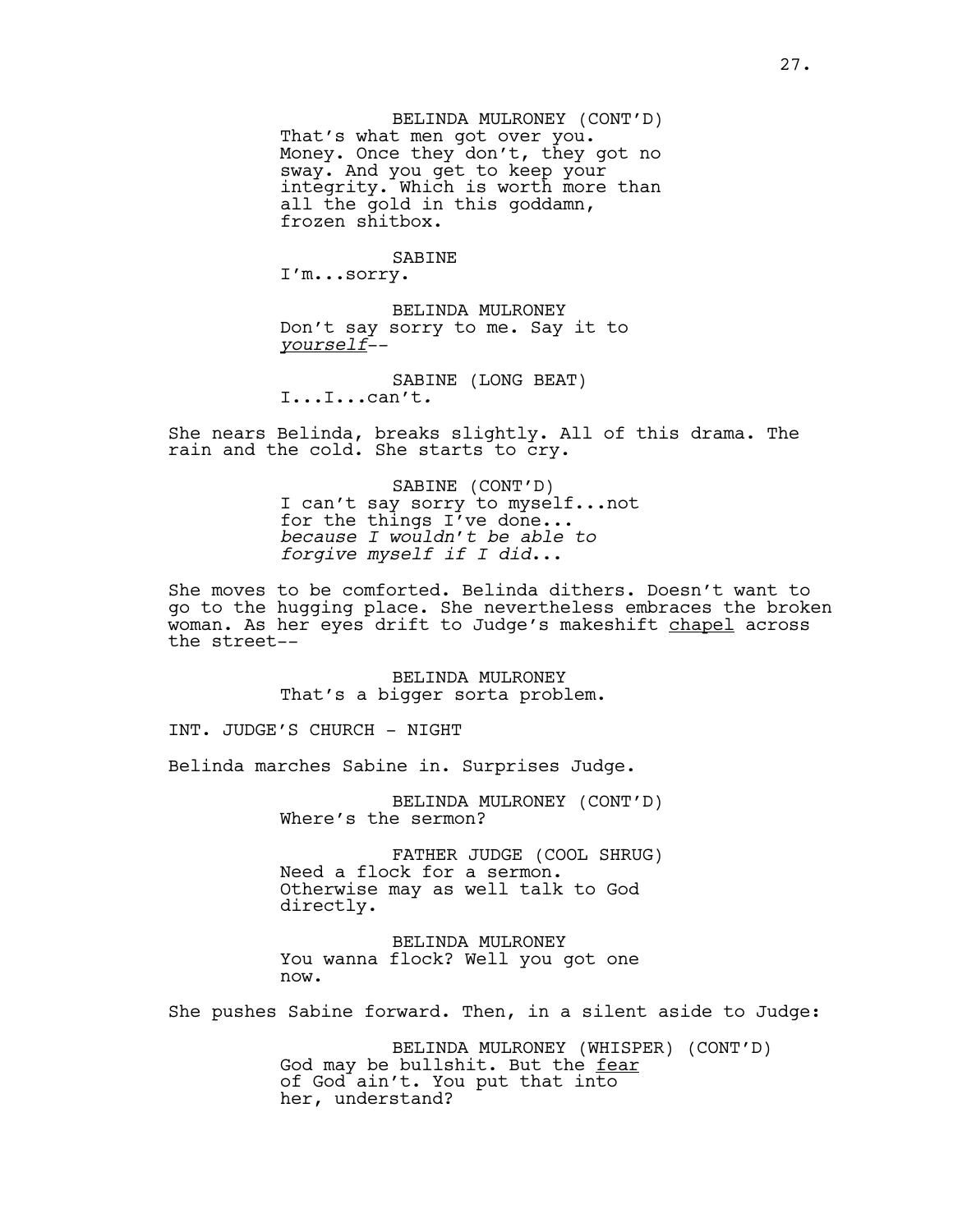BELINDA MULRONEY (CONT'D)
That's what men got over you. Money. Once they don't, they got no sway. And you get to keep your integrity. Which is worth more than all the gold in this goddamn, frozen shitbox.

SABINE
I'm...sorry.

BELINDA MULRONEY
Don't say sorry to me. Say it to *yourself*--

SABINE (LONG BEAT)
I...I...can't.

She nears Belinda, breaks slightly. All of this drama. The rain and the cold. She starts to cry.

SABINE (CONT'D)
I can't say sorry to myself...not for the things I've done... *because I wouldn't be able to forgive myself if I did...*

She moves to be comforted. Belinda dithers. Doesn't want to go to the hugging place. She nevertheless embraces the broken woman. As her eyes drift to Judge's makeshift chapel across the street--

BELINDA MULRONEY
That's a bigger sorta problem.

INT. JUDGE'S CHURCH - NIGHT

Belinda marches Sabine in. Surprises Judge.

BELINDA MULRONEY (CONT'D)
Where's the sermon?

FATHER JUDGE (COOL SHRUG)
Need a flock for a sermon. Otherwise may as well talk to God directly.

BELINDA MULRONEY
You wanna flock? Well you got one now.

She pushes Sabine forward. Then, in a silent aside to Judge:

BELINDA MULRONEY (WHISPER) (CONT'D)
God may be bullshit. But the fear of God ain't. You put that into her, understand?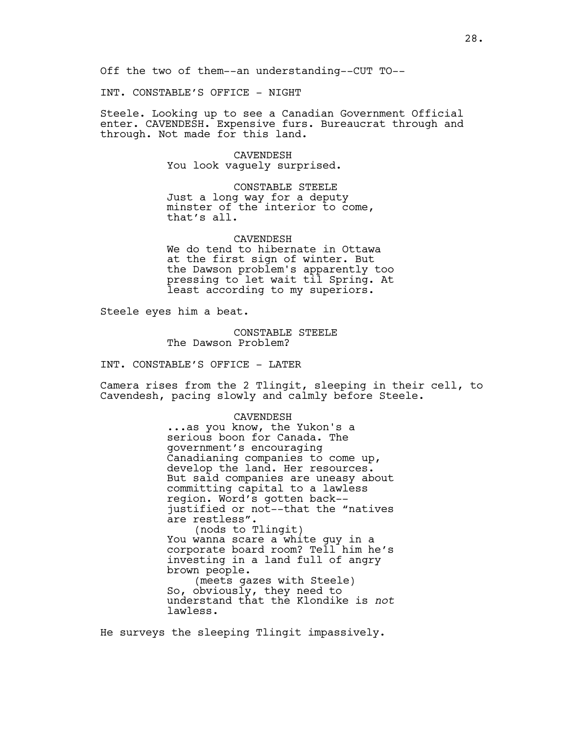Off the two of them--an understanding--CUT TO--

INT. CONSTABLE'S OFFICE - NIGHT

Steele. Looking up to see a Canadian Government Official enter. CAVENDESH. Expensive furs. Bureaucrat through and through. Not made for this land.

CAVENDESH
You look vaguely surprised.

CONSTABLE STEELE
Just a long way for a deputy minster of the interior to come, that's all.

CAVENDESH
We do tend to hibernate in Ottawa at the first sign of winter. But the Dawson problem's apparently too pressing to let wait til Spring. At least according to my superiors.

Steele eyes him a beat.

CONSTABLE STEELE
The Dawson Problem?

INT. CONSTABLE'S OFFICE - LATER

Camera rises from the 2 Tlingit, sleeping in their cell, to Cavendesh, pacing slowly and calmly before Steele.

CAVENDESH
...as you know, the Yukon's a serious boon for Canada. The government's encouraging Canadianing companies to come up, develop the land. Her resources. But said companies are uneasy about committing capital to a lawless region. Word's gotten back--justified or not--that the "natives are restless".
(nods to Tlingit)
You wanna scare a white guy in a corporate board room? Tell him he's investing in a land full of angry brown people.
(meets gazes with Steele)
So, obviously, they need to understand that the Klondike is *not* lawless.

He surveys the sleeping Tlingit impassively.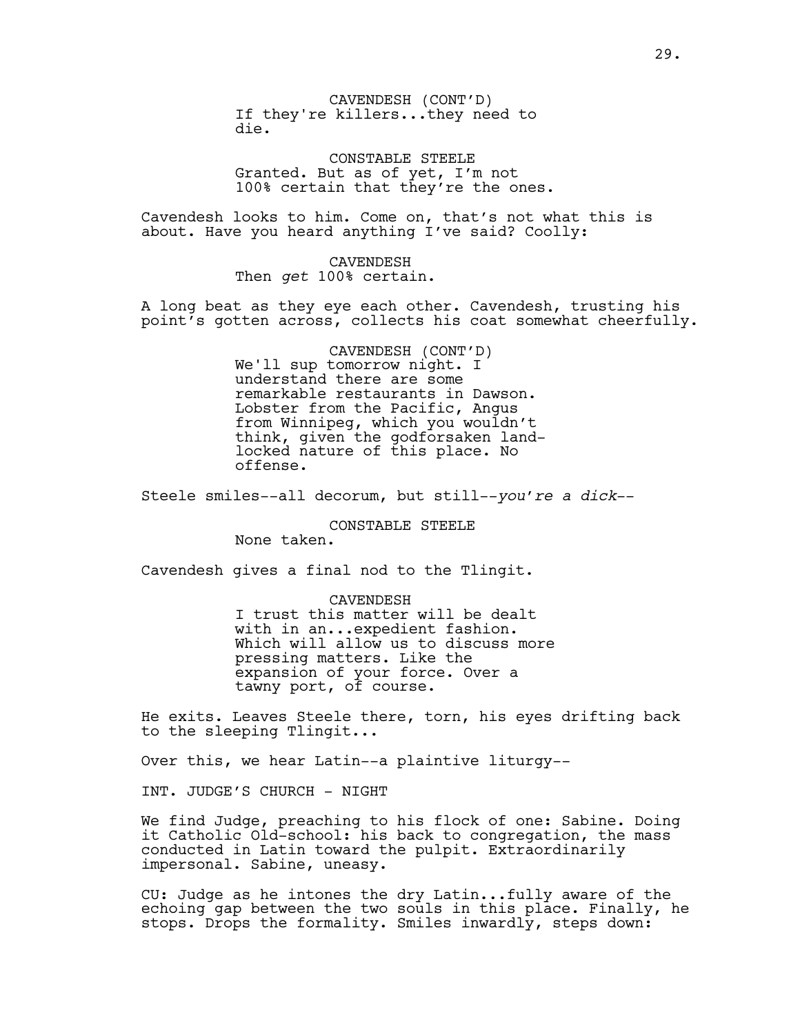CAVENDESH (CONT'D)
If they're killers...they need to die.

CONSTABLE STEELE
Granted. But as of yet, I'm not 100% certain that they're the ones.

Cavendesh looks to him. Come on, that's not what this is about. Have you heard anything I've said? Coolly:

CAVENDESH
Then *get* 100% certain.

A long beat as they eye each other. Cavendesh, trusting his point's gotten across, collects his coat somewhat cheerfully.

CAVENDESH (CONT'D)
We'll sup tomorrow night. I understand there are some remarkable restaurants in Dawson. Lobster from the Pacific, Angus from Winnipeg, which you wouldn't think, given the godforsaken land-locked nature of this place. No offense.

Steele smiles--all decorum, but still--*you're a dick*--

CONSTABLE STEELE
None taken.

Cavendesh gives a final nod to the Tlingit.

CAVENDESH
I trust this matter will be dealt with in an...expedient fashion. Which will allow us to discuss more pressing matters. Like the expansion of your force. Over a tawny port, of course.

He exits. Leaves Steele there, torn, his eyes drifting back to the sleeping Tlingit...

Over this, we hear Latin--a plaintive liturgy--

INT. JUDGE'S CHURCH - NIGHT

We find Judge, preaching to his flock of one: Sabine. Doing it Catholic Old-school: his back to congregation, the mass conducted in Latin toward the pulpit. Extraordinarily impersonal. Sabine, uneasy.

CU: Judge as he intones the dry Latin...fully aware of the echoing gap between the two souls in this place. Finally, he stops. Drops the formality. Smiles inwardly, steps down: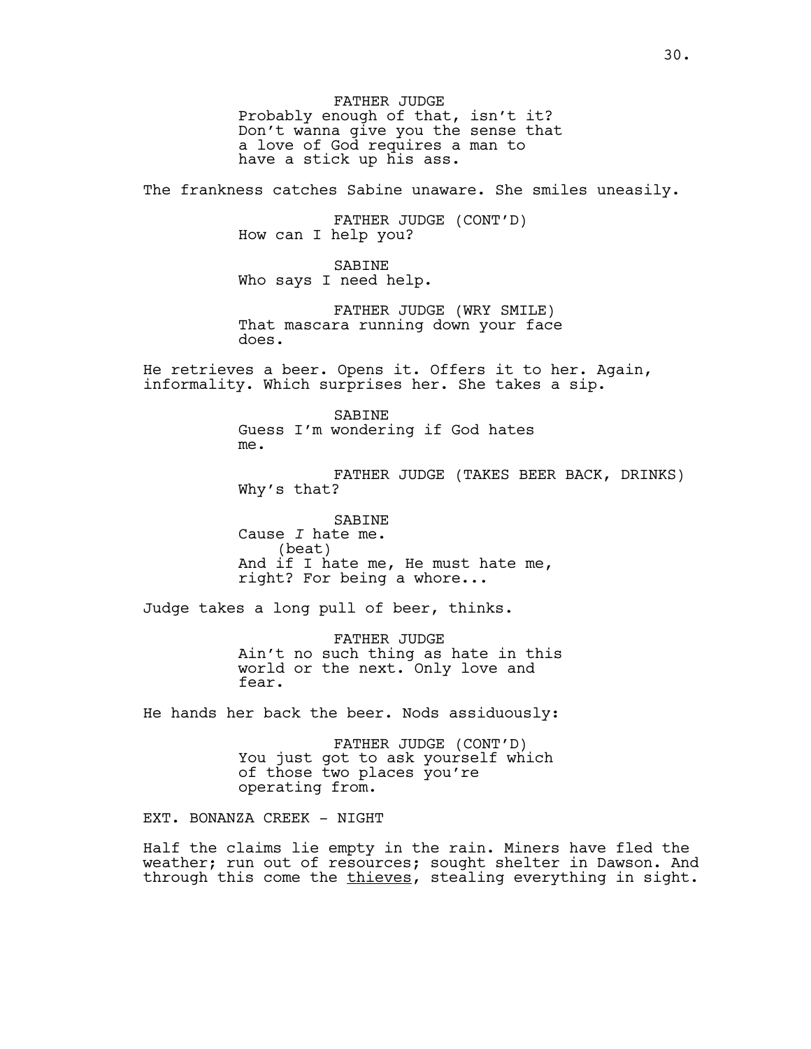FATHER JUDGE
Probably enough of that, isn't it? Don't wanna give you the sense that a love of God requires a man to have a stick up his ass.

The frankness catches Sabine unaware. She smiles uneasily.

FATHER JUDGE (CONT'D)
How can I help you?

SABINE
Who says I need help.

FATHER JUDGE (WRY SMILE)
That mascara running down your face does.

He retrieves a beer. Opens it. Offers it to her. Again, informality. Which surprises her. She takes a sip.

SABINE
Guess I'm wondering if God hates me.

FATHER JUDGE (TAKES BEER BACK, DRINKS)
Why's that?

SABINE
Cause *I* hate me.
(beat)
And if I hate me, He must hate me, right? For being a whore...

Judge takes a long pull of beer, thinks.

FATHER JUDGE
Ain't no such thing as hate in this world or the next. Only love and fear.

He hands her back the beer. Nods assiduously:

FATHER JUDGE (CONT'D)
You just got to ask yourself which of those two places you're operating from.

EXT. BONANZA CREEK - NIGHT

Half the claims lie empty in the rain. Miners have fled the weather; run out of resources; sought shelter in Dawson. And through this come the <u>thieves</u>, stealing everything in sight.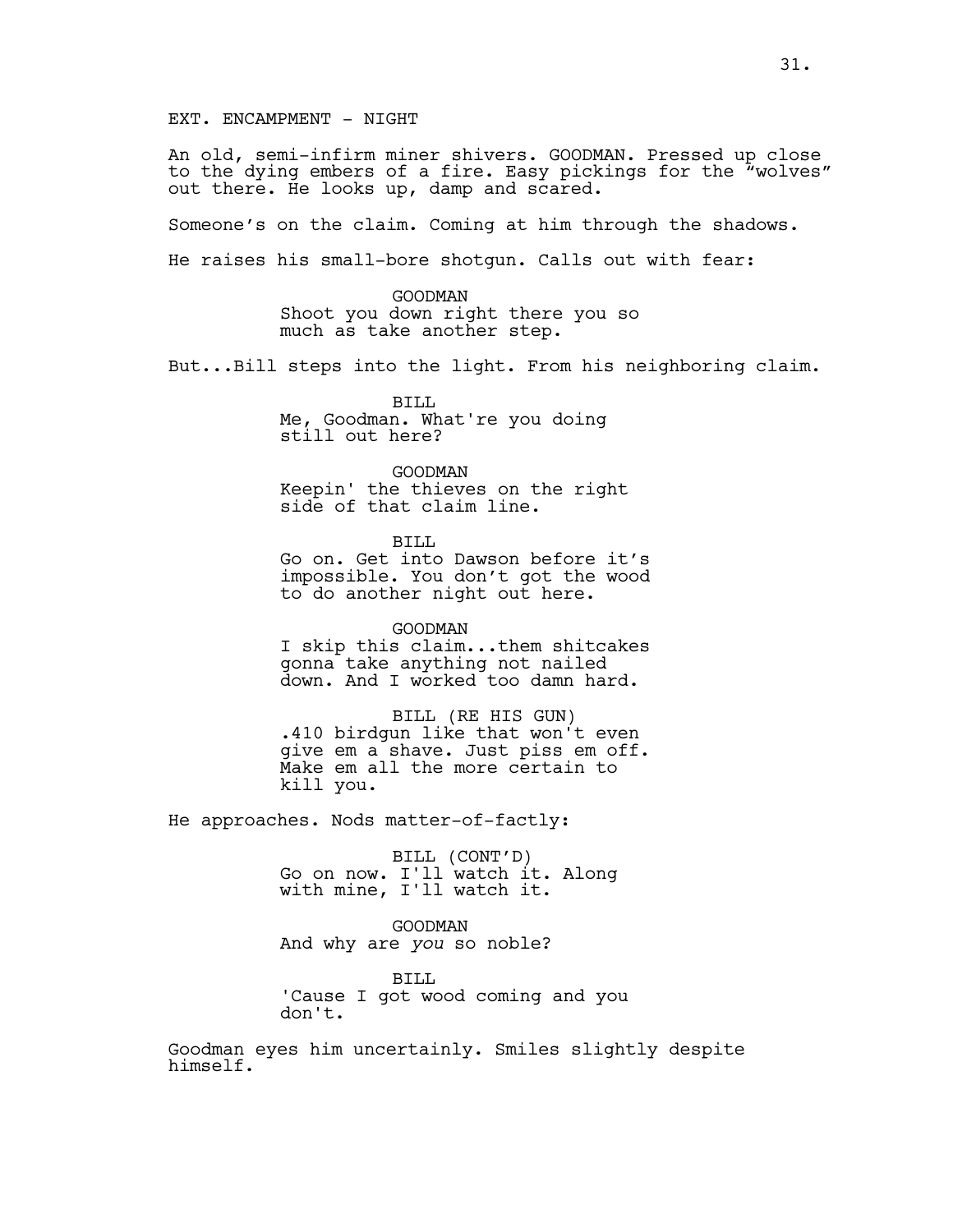EXT. ENCAMPMENT - NIGHT

An old, semi-infirm miner shivers. GOODMAN. Pressed up close to the dying embers of a fire. Easy pickings for the "wolves" out there. He looks up, damp and scared.

Someone's on the claim. Coming at him through the shadows.

He raises his small-bore shotgun. Calls out with fear:

GOODMAN
Shoot you down right there you so much as take another step.

But...Bill steps into the light. From his neighboring claim.

BILL
Me, Goodman. What're you doing still out here?

GOODMAN
Keepin' the thieves on the right side of that claim line.

BILL
Go on. Get into Dawson before it's impossible. You don't got the wood to do another night out here.

GOODMAN
I skip this claim...them shitcakes gonna take anything not nailed down. And I worked too damn hard.

BILL (RE HIS GUN)
.410 birdgun like that won't even give em a shave. Just piss em off. Make em all the more certain to kill you.

He approaches. Nods matter-of-factly:

BILL (CONT'D)
Go on now. I'll watch it. Along with mine, I'll watch it.

GOODMAN
And why are *you* so noble?

BILL
'Cause I got wood coming and you don't.

Goodman eyes him uncertainly. Smiles slightly despite himself.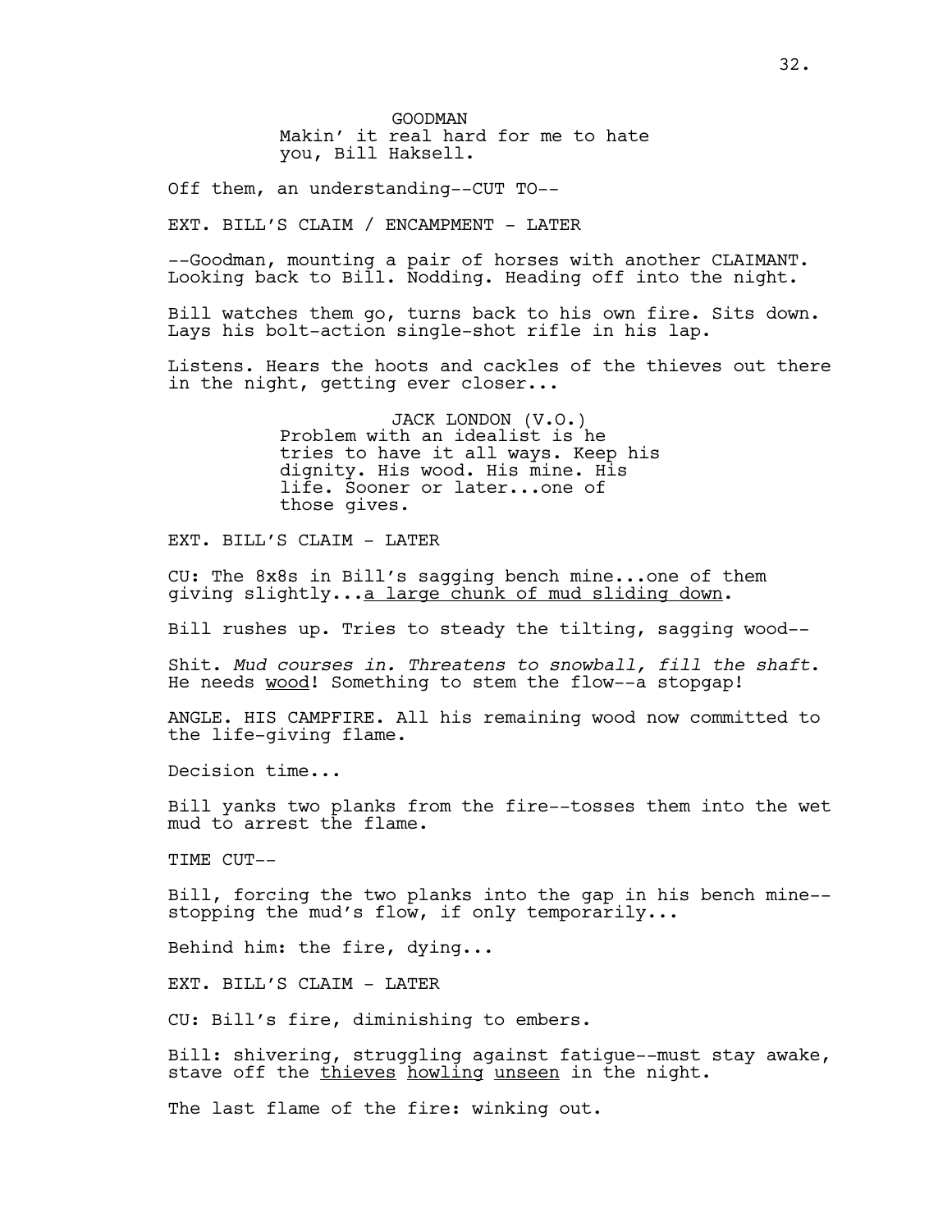GOODMAN
Makin' it real hard for me to hate you, Bill Haksell.

Off them, an understanding--CUT TO--

EXT. BILL'S CLAIM / ENCAMPMENT - LATER

--Goodman, mounting a pair of horses with another CLAIMANT. Looking back to Bill. Nodding. Heading off into the night.

Bill watches them go, turns back to his own fire. Sits down. Lays his bolt-action single-shot rifle in his lap.

Listens. Hears the hoots and cackles of the thieves out there in the night, getting ever closer...

JACK LONDON (V.O.)
Problem with an idealist is he tries to have it all ways. Keep his dignity. His wood. His mine. His life. Sooner or later...one of those gives.

EXT. BILL'S CLAIM - LATER

CU: The 8x8s in Bill's sagging bench mine...one of them giving slightly...<u>a large chunk of mud sliding down</u>.

Bill rushes up. Tries to steady the tilting, sagging wood--

Shit. *Mud courses in. Threatens to snowball, fill the shaft.* He needs <u>wood</u>! Something to stem the flow--a stopgap!

ANGLE. HIS CAMPFIRE. All his remaining wood now committed to the life-giving flame.

Decision time...

Bill yanks two planks from the fire--tosses them into the wet mud to arrest the flame.

TIME CUT--

Bill, forcing the two planks into the gap in his bench mine--stopping the mud's flow, if only temporarily...

Behind him: the fire, dying...

EXT. BILL'S CLAIM - LATER

CU: Bill's fire, diminishing to embers.

Bill: shivering, struggling against fatigue--must stay awake, stave off the <u>thieves</u> <u>howling</u> <u>unseen</u> in the night.

The last flame of the fire: winking out.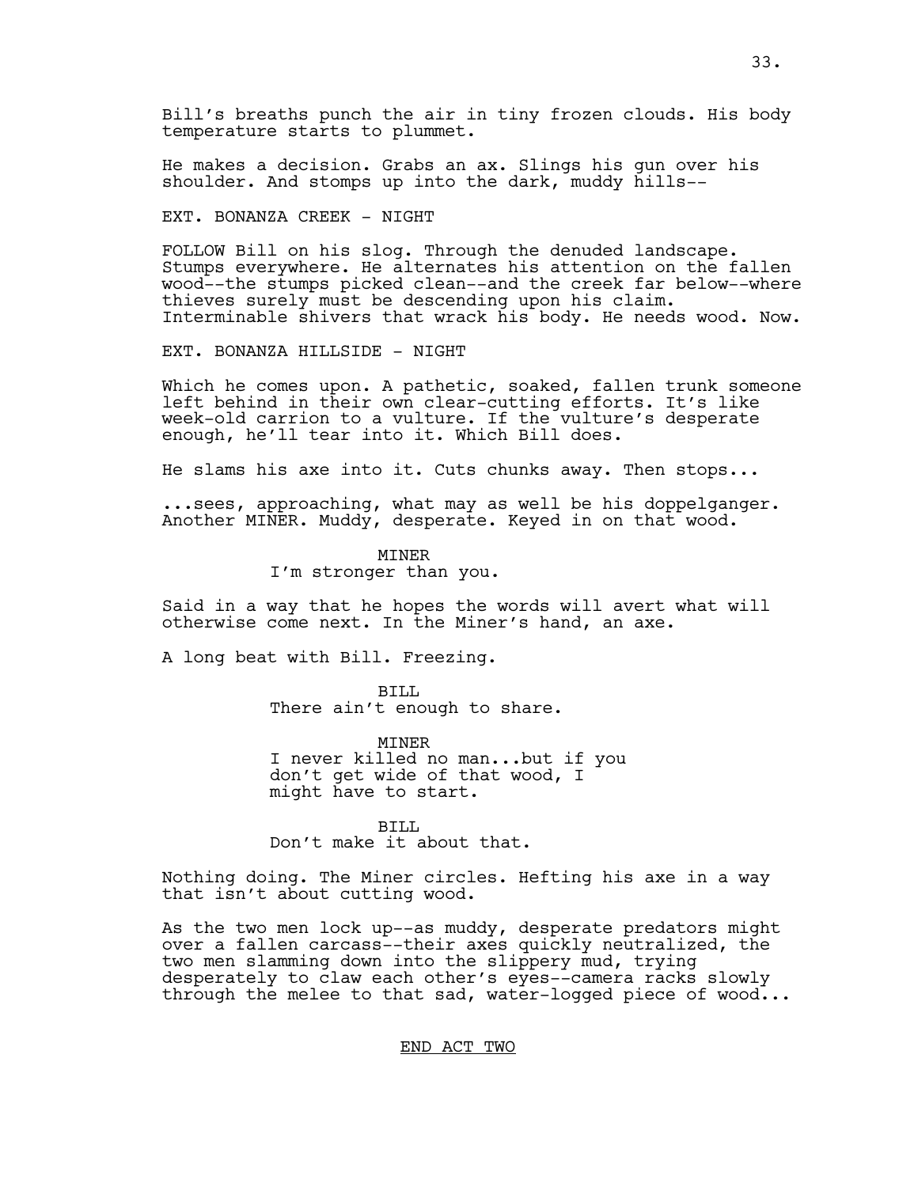Bill's breaths punch the air in tiny frozen clouds. His body temperature starts to plummet.

He makes a decision. Grabs an ax. Slings his gun over his shoulder. And stomps up into the dark, muddy hills--

EXT. BONANZA CREEK - NIGHT

FOLLOW Bill on his slog. Through the denuded landscape. Stumps everywhere. He alternates his attention on the fallen wood--the stumps picked clean--and the creek far below--where thieves surely must be descending upon his claim. Interminable shivers that wrack his body. He needs wood. Now.

EXT. BONANZA HILLSIDE - NIGHT

Which he comes upon. A pathetic, soaked, fallen trunk someone left behind in their own clear-cutting efforts. It's like week-old carrion to a vulture. If the vulture's desperate enough, he'll tear into it. Which Bill does.

He slams his axe into it. Cuts chunks away. Then stops...

...sees, approaching, what may as well be his doppelganger. Another MINER. Muddy, desperate. Keyed in on that wood.

MINER
I'm stronger than you.

Said in a way that he hopes the words will avert what will otherwise come next. In the Miner's hand, an axe.

A long beat with Bill. Freezing.

BILL
There ain't enough to share.

MINER
I never killed no man...but if you don't get wide of that wood, I might have to start.

BILL
Don't make it about that.

Nothing doing. The Miner circles. Hefting his axe in a way that isn't about cutting wood.

As the two men lock up--as muddy, desperate predators might over a fallen carcass--their axes quickly neutralized, the two men slamming down into the slippery mud, trying desperately to claw each other's eyes--camera racks slowly through the melee to that sad, water-logged piece of wood...

END ACT TWO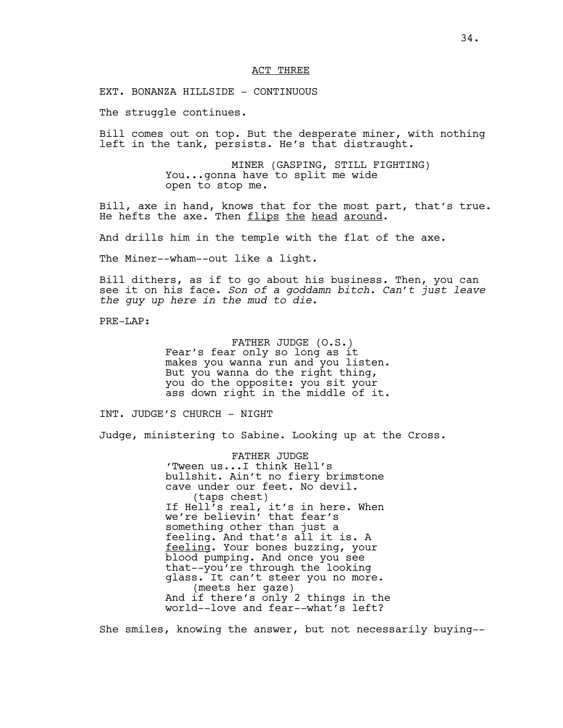<u>ACT THREE</u>

EXT. BONANZA HILLSIDE - CONTINUOUS

The struggle continues.

Bill comes out on top. But the desperate miner, with nothing left in the tank, persists. He's that distraught.

MINER (GASPING, STILL FIGHTING)
You...gonna have to split me wide open to stop me.

Bill, axe in hand, knows that for the most part, that's true. He hefts the axe. Then <u>flips the head around</u>.

And drills him in the temple with the flat of the axe.

The Miner--wham--out like a light.

Bill dithers, as if to go about his business. Then, you can see it on his face. *Son of a goddamn bitch. Can't just leave the guy up here in the mud to die*.

PRE-LAP:

FATHER JUDGE (O.S.)
Fear's fear only so long as it makes you wanna run and you listen. But you wanna do the right thing, you do the opposite: you sit your ass down right in the middle of it.

INT. JUDGE'S CHURCH - NIGHT

Judge, ministering to Sabine. Looking up at the Cross.

FATHER JUDGE
'Tween us...I think Hell's bullshit. Ain't no fiery brimstone cave under our feet. No devil.
(taps chest)
If Hell's real, it's in here. When we're believin' that fear's something other than just a feeling. And that's all it is. A <u>feeling</u>. Your bones buzzing, your blood pumping. And once you see that--you're through the looking glass. It can't steer you no more.
(meets her gaze)
And if there's only 2 things in the world--love and fear--what's left?

She smiles, knowing the answer, but not necessarily buying--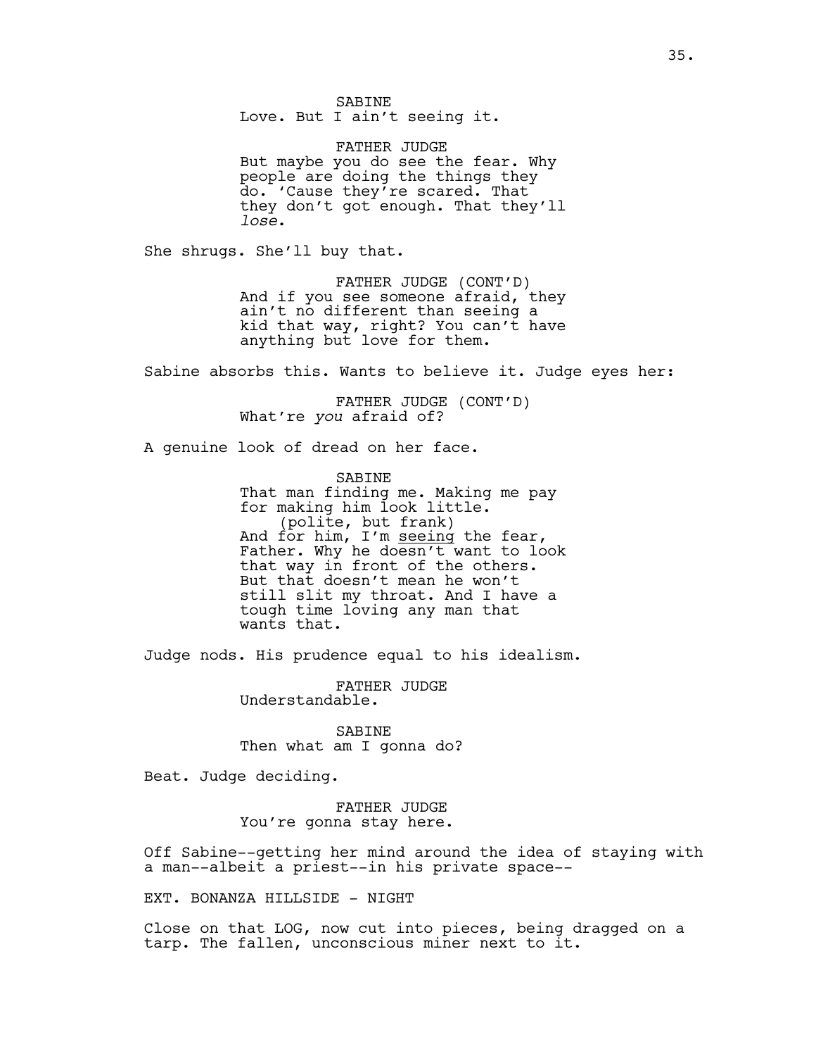SABINE
Love. But I ain't seeing it.

FATHER JUDGE
But maybe you do see the fear. Why people are doing the things they do. 'Cause they're scared. That they don't got enough. That they'll *lose*.

She shrugs. She'll buy that.

FATHER JUDGE (CONT'D)
And if you see someone afraid, they ain't no different than seeing a kid that way, right? You can't have anything but love for them.

Sabine absorbs this. Wants to believe it. Judge eyes her:

FATHER JUDGE (CONT'D)
What're *you* afraid of?

A genuine look of dread on her face.

SABINE
That man finding me. Making me pay for making him look little.
(polite, but frank)
And for him, I'm seeing the fear, Father. Why he doesn't want to look that way in front of the others. But that doesn't mean he won't still slit my throat. And I have a tough time loving any man that wants that.

Judge nods. His prudence equal to his idealism.

FATHER JUDGE
Understandable.

SABINE
Then what am I gonna do?

Beat. Judge deciding.

FATHER JUDGE
You're gonna stay here.

Off Sabine--getting her mind around the idea of staying with a man--albeit a priest--in his private space--

EXT. BONANZA HILLSIDE - NIGHT

Close on that LOG, now cut into pieces, being dragged on a tarp. The fallen, unconscious miner next to it.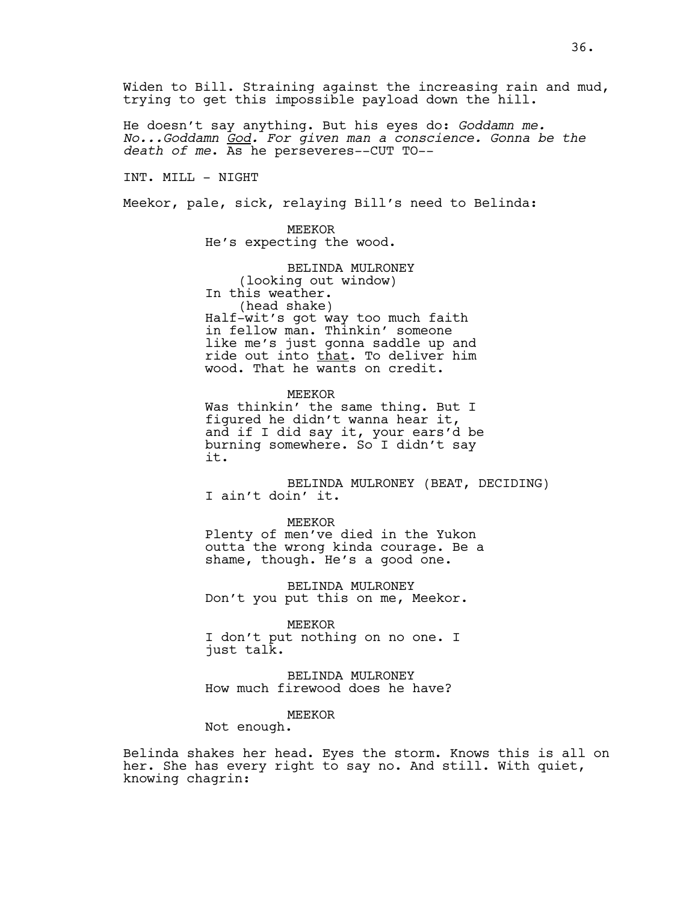Widen to Bill. Straining against the increasing rain and mud, trying to get this impossible payload down the hill.

He doesn't say anything. But his eyes do: *Goddamn me. No...Goddamn God. For given man a conscience. Gonna be the death of me*. As he perseveres--CUT TO--

INT. MILL - NIGHT

Meekor, pale, sick, relaying Bill's need to Belinda:

MEEKOR
He's expecting the wood.

BELINDA MULRONEY
(looking out window)
In this weather.
(head shake)
Half-wit's got way too much faith in fellow man. Thinkin' someone like me's just gonna saddle up and ride out into that. To deliver him wood. That he wants on credit.

MEEKOR
Was thinkin' the same thing. But I figured he didn't wanna hear it, and if I did say it, your ears'd be burning somewhere. So I didn't say it.

BELINDA MULRONEY (BEAT, DECIDING)
I ain't doin' it.

MEEKOR
Plenty of men've died in the Yukon outta the wrong kinda courage. Be a shame, though. He's a good one.

BELINDA MULRONEY
Don't you put this on me, Meekor.

MEEKOR
I don't put nothing on no one. I just talk.

BELINDA MULRONEY
How much firewood does he have?

MEEKOR
Not enough.

Belinda shakes her head. Eyes the storm. Knows this is all on her. She has every right to say no. And still. With quiet, knowing chagrin: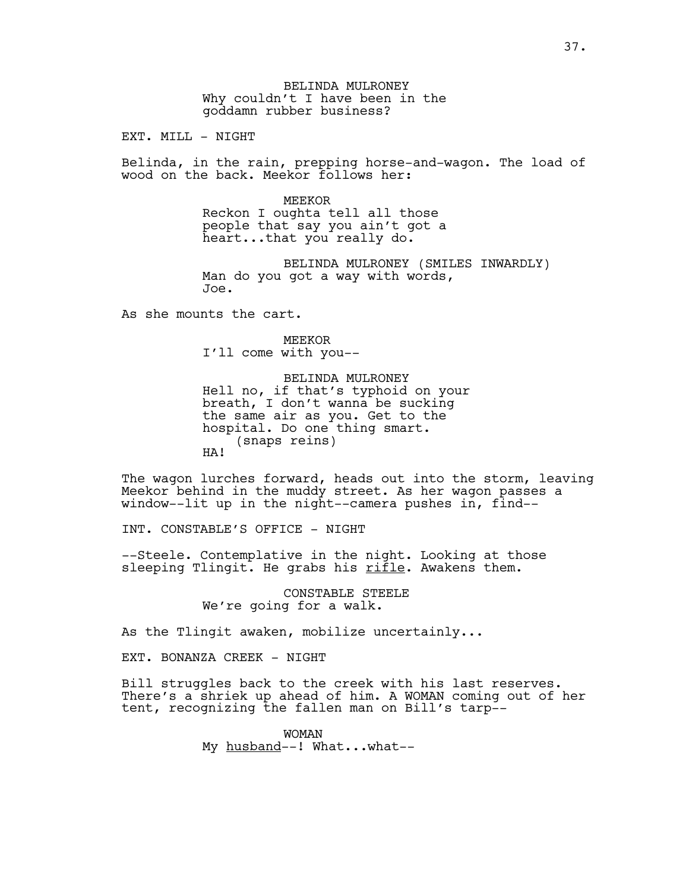BELINDA MULRONEY
Why couldn't I have been in the goddamn rubber business?

EXT. MILL - NIGHT

Belinda, in the rain, prepping horse-and-wagon. The load of wood on the back. Meekor follows her:

MEEKOR
Reckon I oughta tell all those people that say you ain't got a heart...that you really do.

BELINDA MULRONEY (SMILES INWARDLY)
Man do you got a way with words, Joe.

As she mounts the cart.

MEEKOR
I'll come with you--

BELINDA MULRONEY
Hell no, if that's typhoid on your breath, I don't wanna be sucking the same air as you. Get to the hospital. Do one thing smart.
(snaps reins)
HA!

The wagon lurches forward, heads out into the storm, leaving Meekor behind in the muddy street. As her wagon passes a window--lit up in the night--camera pushes in, find--

INT. CONSTABLE'S OFFICE - NIGHT

--Steele. Contemplative in the night. Looking at those sleeping Tlingit. He grabs his rifle. Awakens them.

CONSTABLE STEELE
We're going for a walk.

As the Tlingit awaken, mobilize uncertainly...

EXT. BONANZA CREEK - NIGHT

Bill struggles back to the creek with his last reserves. There's a shriek up ahead of him. A WOMAN coming out of her tent, recognizing the fallen man on Bill's tarp--

WOMAN
My husband--! What...what--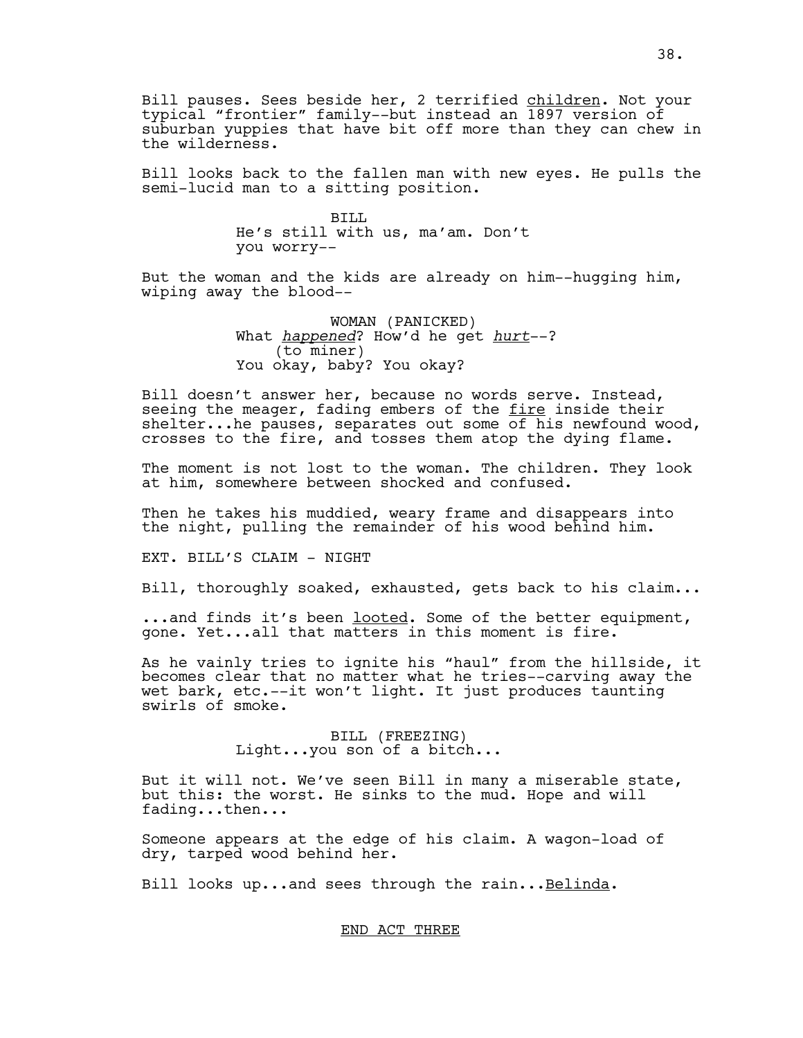Bill pauses. Sees beside her, 2 terrified children. Not your typical "frontier" family--but instead an 1897 version of suburban yuppies that have bit off more than they can chew in the wilderness.

Bill looks back to the fallen man with new eyes. He pulls the semi-lucid man to a sitting position.

BILL
He's still with us, ma'am. Don't you worry--

But the woman and the kids are already on him--hugging him, wiping away the blood--

WOMAN (PANICKED)
What *happened*? How'd he get *hurt*--?
(to miner)
You okay, baby? You okay?

Bill doesn't answer her, because no words serve. Instead, seeing the meager, fading embers of the fire inside their shelter...he pauses, separates out some of his newfound wood, crosses to the fire, and tosses them atop the dying flame.

The moment is not lost to the woman. The children. They look at him, somewhere between shocked and confused.

Then he takes his muddied, weary frame and disappears into the night, pulling the remainder of his wood behind him.

EXT. BILL'S CLAIM - NIGHT

Bill, thoroughly soaked, exhausted, gets back to his claim...

...and finds it's been looted. Some of the better equipment, gone. Yet...all that matters in this moment is fire.

As he vainly tries to ignite his "haul" from the hillside, it becomes clear that no matter what he tries--carving away the wet bark, etc.--it won't light. It just produces taunting swirls of smoke.

BILL (FREEZING)
Light...you son of a bitch...

But it will not. We've seen Bill in many a miserable state, but this: the worst. He sinks to the mud. Hope and will fading...then...

Someone appears at the edge of his claim. A wagon-load of dry, tarped wood behind her.

Bill looks up...and sees through the rain...Belinda.

END ACT THREE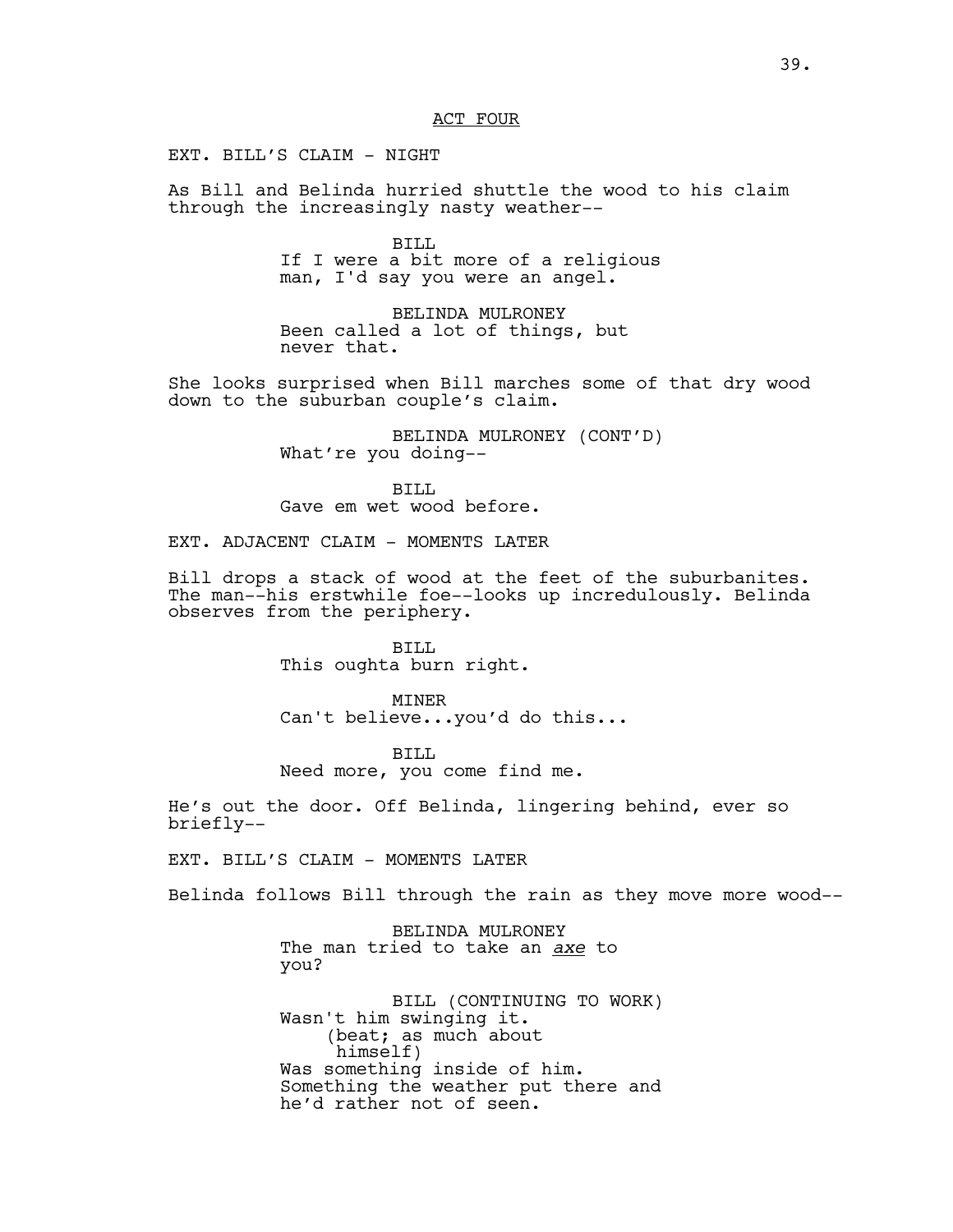ACT FOUR

EXT. BILL'S CLAIM - NIGHT

As Bill and Belinda hurried shuttle the wood to his claim through the increasingly nasty weather--

BILL
If I were a bit more of a religious man, I'd say you were an angel.

BELINDA MULRONEY
Been called a lot of things, but never that.

She looks surprised when Bill marches some of that dry wood down to the suburban couple's claim.

BELINDA MULRONEY (CONT'D)
What're you doing--

BILL
Gave em wet wood before.

EXT. ADJACENT CLAIM - MOMENTS LATER

Bill drops a stack of wood at the feet of the suburbanites. The man--his erstwhile foe--looks up incredulously. Belinda observes from the periphery.

BILL
This oughta burn right.

MINER
Can't believe...you'd do this...

BILL
Need more, you come find me.

He's out the door. Off Belinda, lingering behind, ever so briefly--

EXT. BILL'S CLAIM - MOMENTS LATER

Belinda follows Bill through the rain as they move more wood--

BELINDA MULRONEY
The man tried to take an *axe* to you?

BILL (CONTINUING TO WORK)
Wasn't him swinging it.
(beat; as much about himself)
Was something inside of him.
Something the weather put there and he'd rather not of seen.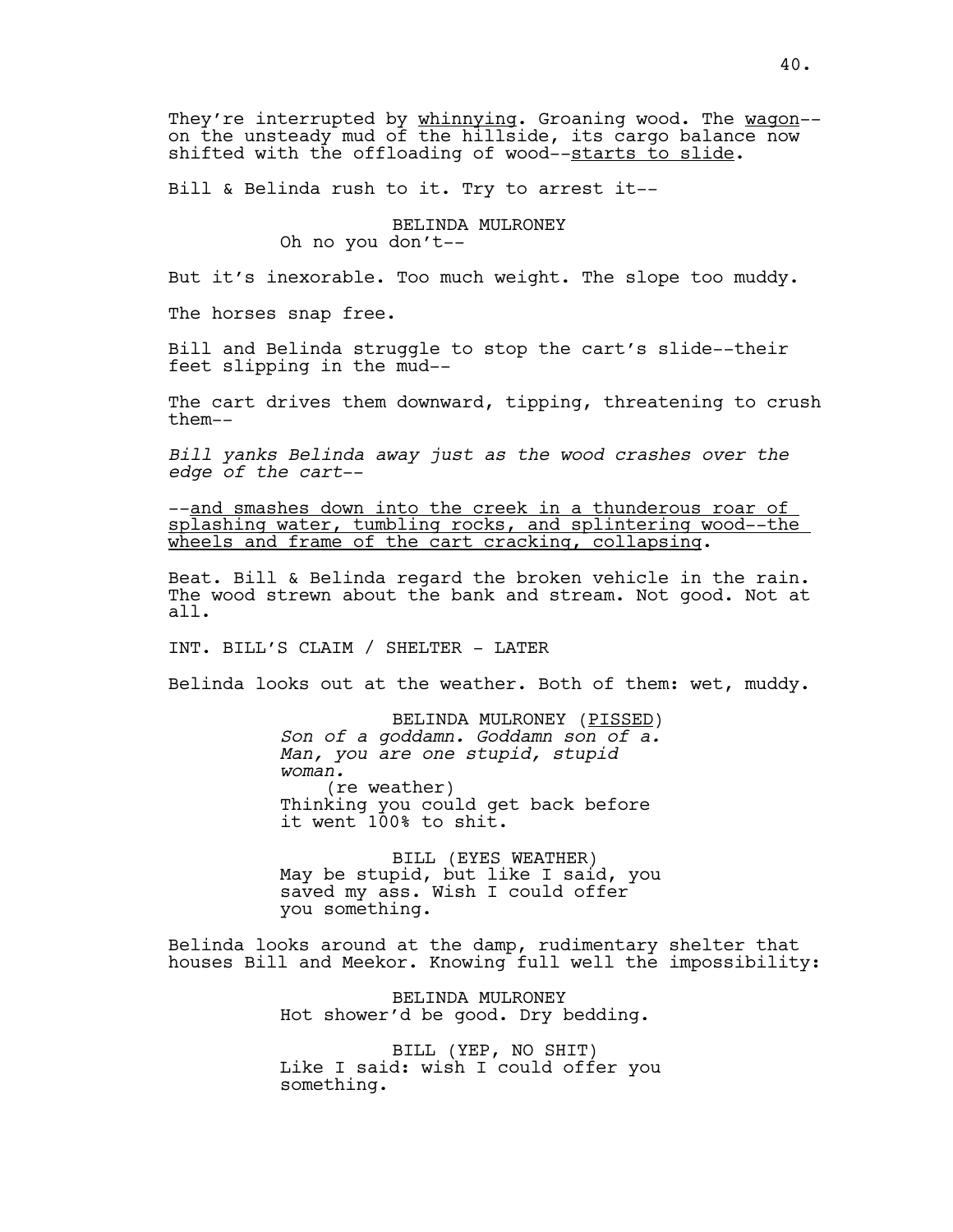They're interrupted by <u>whinnying</u>. Groaning wood. The <u>wagon</u>--on the unsteady mud of the hillside, its cargo balance now shifted with the offloading of wood--<u>starts to slide</u>.

Bill & Belinda rush to it. Try to arrest it--

BELINDA MULRONEY
Oh no you don't--

But it's inexorable. Too much weight. The slope too muddy.

The horses snap free.

Bill and Belinda struggle to stop the cart's slide--their feet slipping in the mud--

The cart drives them downward, tipping, threatening to crush them--

*Bill yanks Belinda away just as the wood crashes over the edge of the cart--*

--<u>and smashes down into the creek in a thunderous roar of splashing water, tumbling rocks, and splintering wood--the wheels and frame of the cart cracking, collapsing</u>.

Beat. Bill & Belinda regard the broken vehicle in the rain. The wood strewn about the bank and stream. Not good. Not at all.

INT. BILL'S CLAIM / SHELTER - LATER

Belinda looks out at the weather. Both of them: wet, muddy.

BELINDA MULRONEY (<u>PISSED</u>)
*Son of a goddamn. Goddamn son of a. Man, you are one stupid, stupid woman.*
(re weather)
Thinking you could get back before it went 100% to shit.

BILL (EYES WEATHER)
May be stupid, but like I said, you saved my ass. Wish I could offer you something.

Belinda looks around at the damp, rudimentary shelter that houses Bill and Meekor. Knowing full well the impossibility:

BELINDA MULRONEY
Hot shower'd be good. Dry bedding.

BILL (YEP, NO SHIT)
Like I said: wish I could offer you something.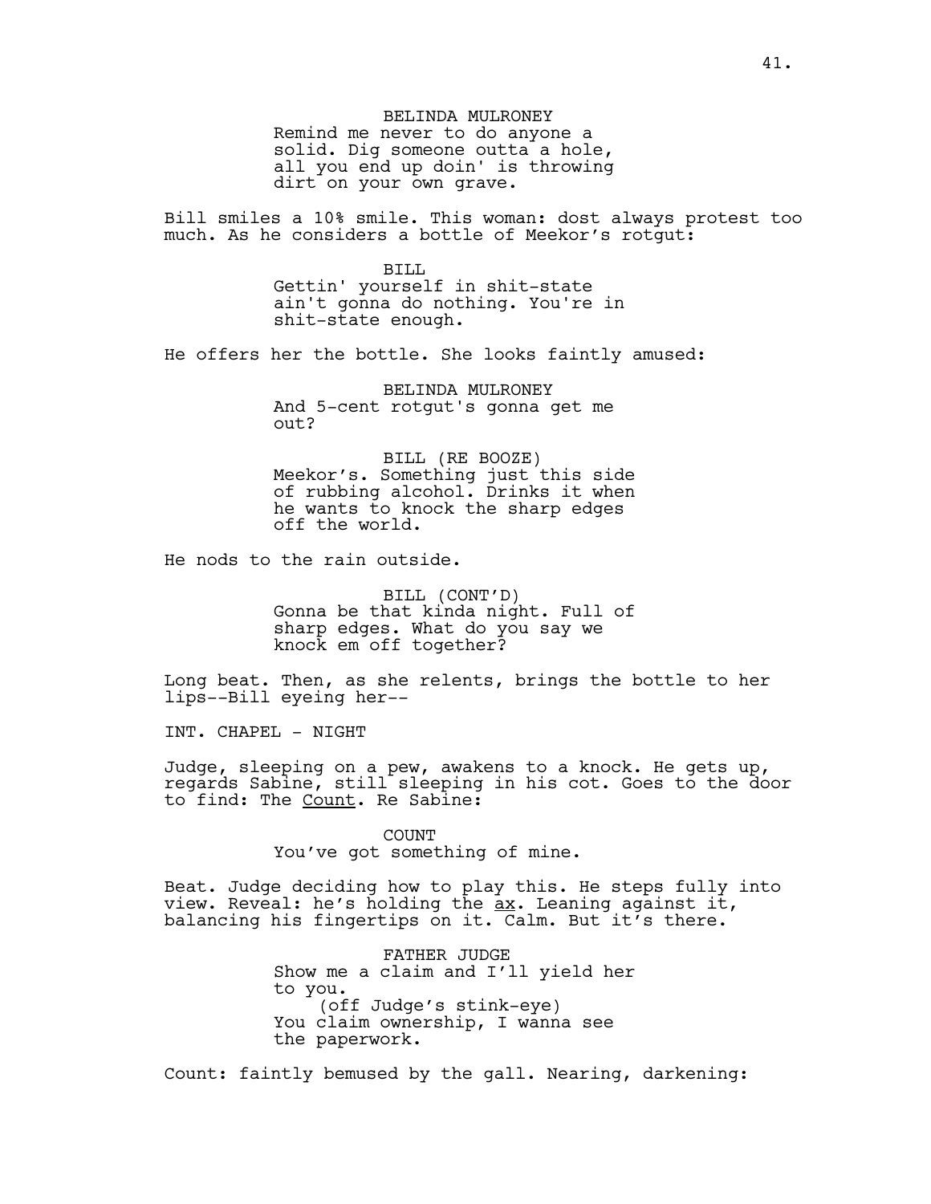BELINDA MULRONEY
Remind me never to do anyone a solid. Dig someone outta a hole, all you end up doin' is throwing dirt on your own grave.

Bill smiles a 10% smile. This woman: dost always protest too much. As he considers a bottle of Meekor's rotgut:

BILL
Gettin' yourself in shit-state ain't gonna do nothing. You're in shit-state enough.

He offers her the bottle. She looks faintly amused:

BELINDA MULRONEY
And 5-cent rotgut's gonna get me out?

BILL (RE BOOZE)
Meekor's. Something just this side of rubbing alcohol. Drinks it when he wants to knock the sharp edges off the world.

He nods to the rain outside.

BILL (CONT'D)
Gonna be that kinda night. Full of sharp edges. What do you say we knock em off together?

Long beat. Then, as she relents, brings the bottle to her lips--Bill eyeing her--

INT. CHAPEL - NIGHT

Judge, sleeping on a pew, awakens to a knock. He gets up, regards Sabine, still sleeping in his cot. Goes to the door to find: The Count. Re Sabine:

COUNT
You've got something of mine.

Beat. Judge deciding how to play this. He steps fully into view. Reveal: he's holding the ax. Leaning against it, balancing his fingertips on it. Calm. But it's there.

FATHER JUDGE
Show me a claim and I'll yield her to you.
(off Judge's stink-eye)
You claim ownership, I wanna see the paperwork.

Count: faintly bemused by the gall. Nearing, darkening: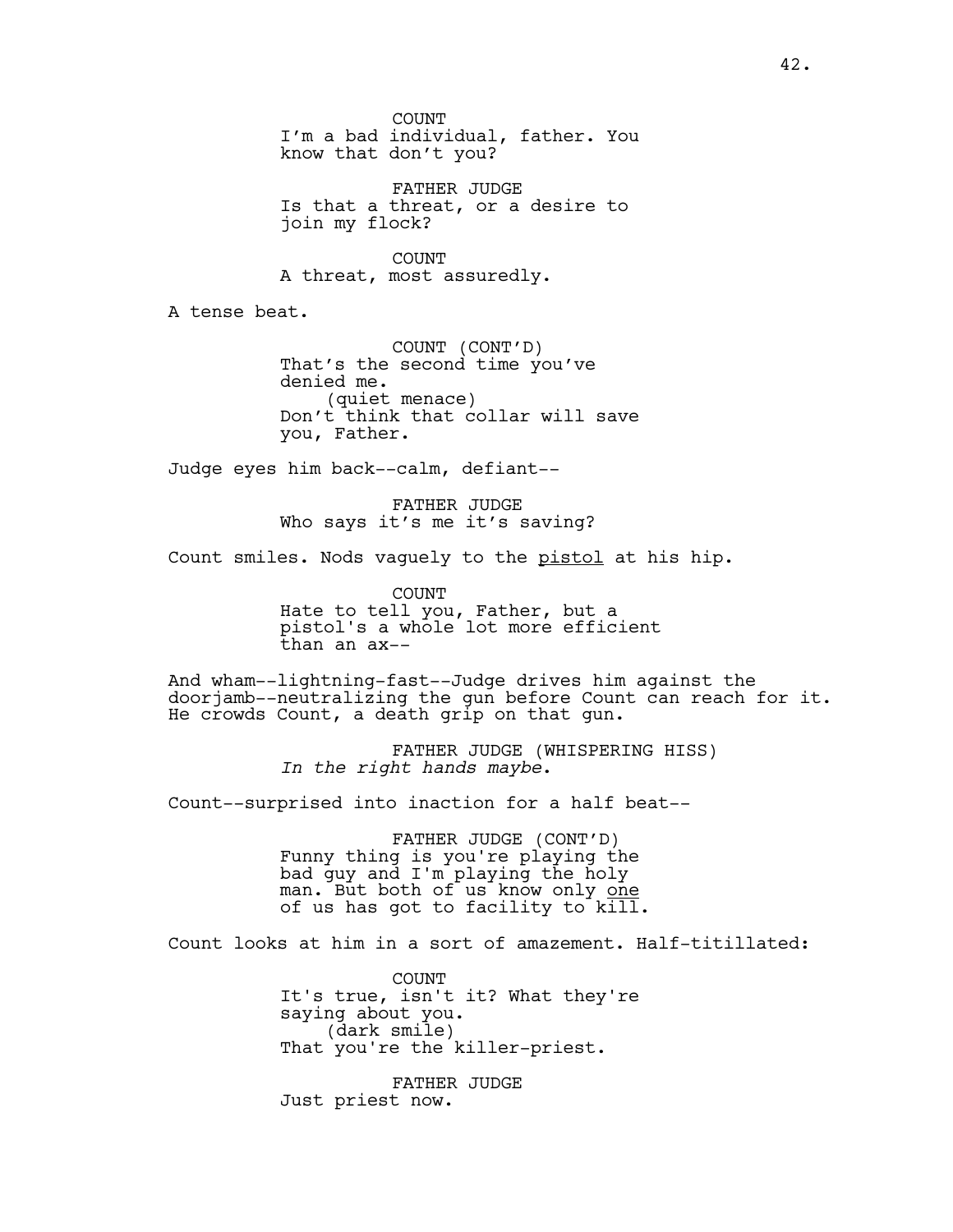COUNT
I'm a bad individual, father. You know that don't you?

FATHER JUDGE
Is that a threat, or a desire to join my flock?

COUNT
A threat, most assuredly.

A tense beat.

COUNT (CONT'D)
That's the second time you've denied me.
(quiet menace)
Don't think that collar will save you, Father.

Judge eyes him back--calm, defiant--

FATHER JUDGE
Who says it's me it's saving?

Count smiles. Nods vaguely to the <u>pistol</u> at his hip.

COUNT
Hate to tell you, Father, but a pistol's a whole lot more efficient than an ax--

And wham--lightning-fast--Judge drives him against the doorjamb--neutralizing the gun before Count can reach for it. He crowds Count, a death grip on that gun.

FATHER JUDGE (WHISPERING HISS)
*In the right hands maybe*.

Count--surprised into inaction for a half beat--

FATHER JUDGE (CONT'D)
Funny thing is you're playing the bad guy and I'm playing the holy man. But both of us know only <u>one</u> of us has got to facility to kill.

Count looks at him in a sort of amazement. Half-titillated:

COUNT
It's true, isn't it? What they're saying about you.
(dark smile)
That you're the killer-priest.

FATHER JUDGE
Just priest now.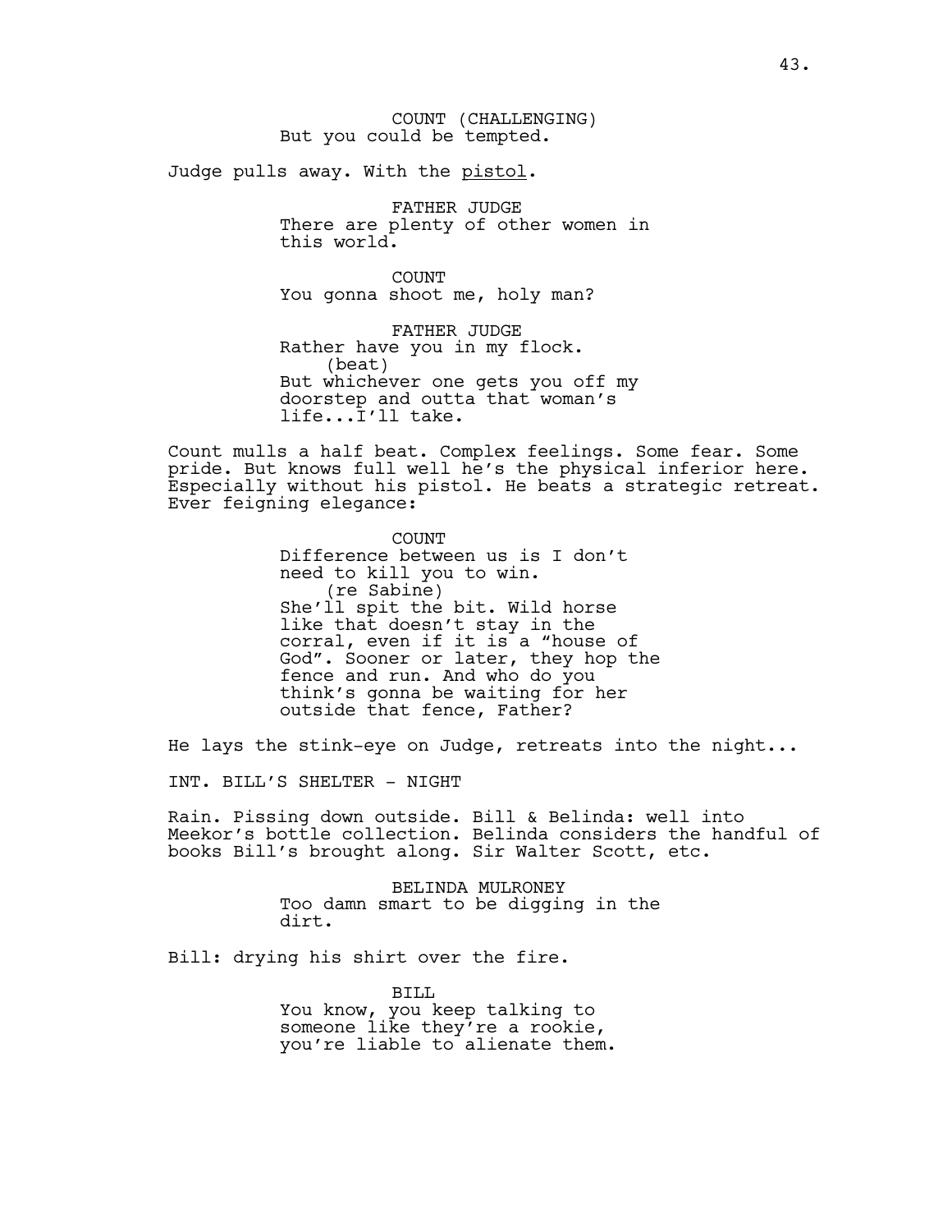COUNT (CHALLENGING)
But you could be tempted.

Judge pulls away. With the pistol.

FATHER JUDGE
There are plenty of other women in this world.

COUNT
You gonna shoot me, holy man?

FATHER JUDGE
Rather have you in my flock.
(beat)
But whichever one gets you off my doorstep and outta that woman's life...I'll take.

Count mulls a half beat. Complex feelings. Some fear. Some pride. But knows full well he's the physical inferior here. Especially without his pistol. He beats a strategic retreat. Ever feigning elegance:

COUNT
Difference between us is I don't need to kill you to win.
(re Sabine)
She'll spit the bit. Wild horse like that doesn't stay in the corral, even if it is a "house of God". Sooner or later, they hop the fence and run. And who do you think's gonna be waiting for her outside that fence, Father?

He lays the stink-eye on Judge, retreats into the night...

INT. BILL'S SHELTER - NIGHT

Rain. Pissing down outside. Bill & Belinda: well into Meekor's bottle collection. Belinda considers the handful of books Bill's brought along. Sir Walter Scott, etc.

BELINDA MULRONEY
Too damn smart to be digging in the dirt.

Bill: drying his shirt over the fire.

BILL
You know, you keep talking to someone like they're a rookie, you're liable to alienate them.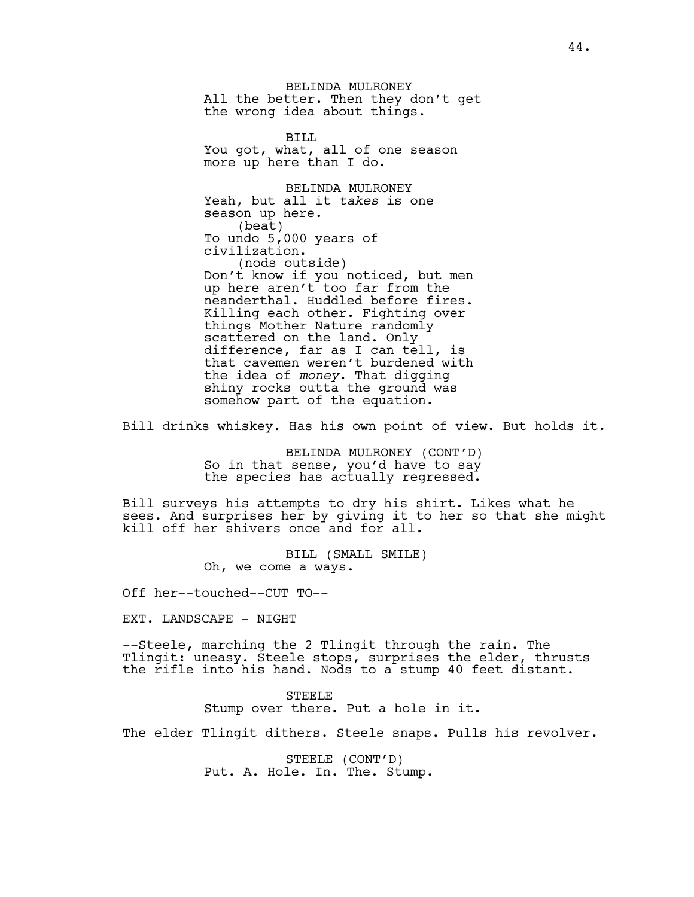BELINDA MULRONEY
All the better. Then they don't get the wrong idea about things.

BILL
You got, what, all of one season more up here than I do.

BELINDA MULRONEY
Yeah, but all it *takes* is one season up here.
(beat)
To undo 5,000 years of civilization.
(nods outside)
Don't know if you noticed, but men up here aren't too far from the neanderthal. Huddled before fires. Killing each other. Fighting over things Mother Nature randomly scattered on the land. Only difference, far as I can tell, is that cavemen weren't burdened with the idea of *money*. That digging shiny rocks outta the ground was somehow part of the equation.

Bill drinks whiskey. Has his own point of view. But holds it.

BELINDA MULRONEY (CONT'D)
So in that sense, you'd have to say the species has actually regressed.

Bill surveys his attempts to dry his shirt. Likes what he sees. And surprises her by giving it to her so that she might kill off her shivers once and for all.

BILL (SMALL SMILE)
Oh, we come a ways.

Off her--touched--CUT TO--

EXT. LANDSCAPE - NIGHT

--Steele, marching the 2 Tlingit through the rain. The Tlingit: uneasy. Steele stops, surprises the elder, thrusts the rifle into his hand. Nods to a stump 40 feet distant.

STEELE
Stump over there. Put a hole in it.

The elder Tlingit dithers. Steele snaps. Pulls his revolver.

STEELE (CONT'D)
Put. A. Hole. In. The. Stump.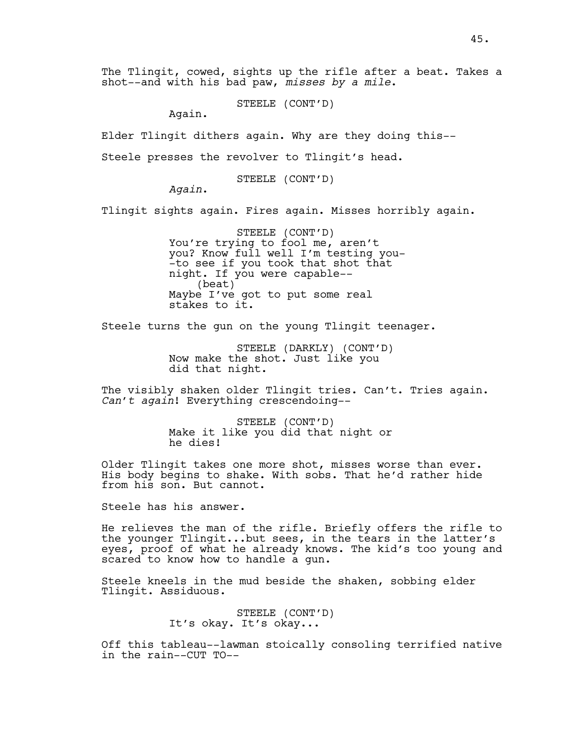The Tlingit, cowed, sights up the rifle after a beat. Takes a shot--and with his bad paw, *misses by a mile*.

STEELE (CONT'D)
Again.

Elder Tlingit dithers again. Why are they doing this--

Steele presses the revolver to Tlingit's head.

STEELE (CONT'D)
*Again*.

Tlingit sights again. Fires again. Misses horribly again.

STEELE (CONT'D)
You're trying to fool me, aren't you? Know full well I'm testing you--to see if you took that shot that night. If you were capable--
(beat)
Maybe I've got to put some real stakes to it.

Steele turns the gun on the young Tlingit teenager.

STEELE (DARKLY) (CONT'D)
Now make the shot. Just like you did that night.

The visibly shaken older Tlingit tries. Can't. Tries again. *Can't again*! Everything crescendoing--

STEELE (CONT'D)
Make it like you did that night or he dies!

Older Tlingit takes one more shot, misses worse than ever. His body begins to shake. With sobs. That he'd rather hide from his son. But cannot.

Steele has his answer.

He relieves the man of the rifle. Briefly offers the rifle to the younger Tlingit...but sees, in the tears in the latter's eyes, proof of what he already knows. The kid's too young and scared to know how to handle a gun.

Steele kneels in the mud beside the shaken, sobbing elder Tlingit. Assiduous.

STEELE (CONT'D)
It's okay. It's okay...

Off this tableau--lawman stoically consoling terrified native in the rain--CUT TO--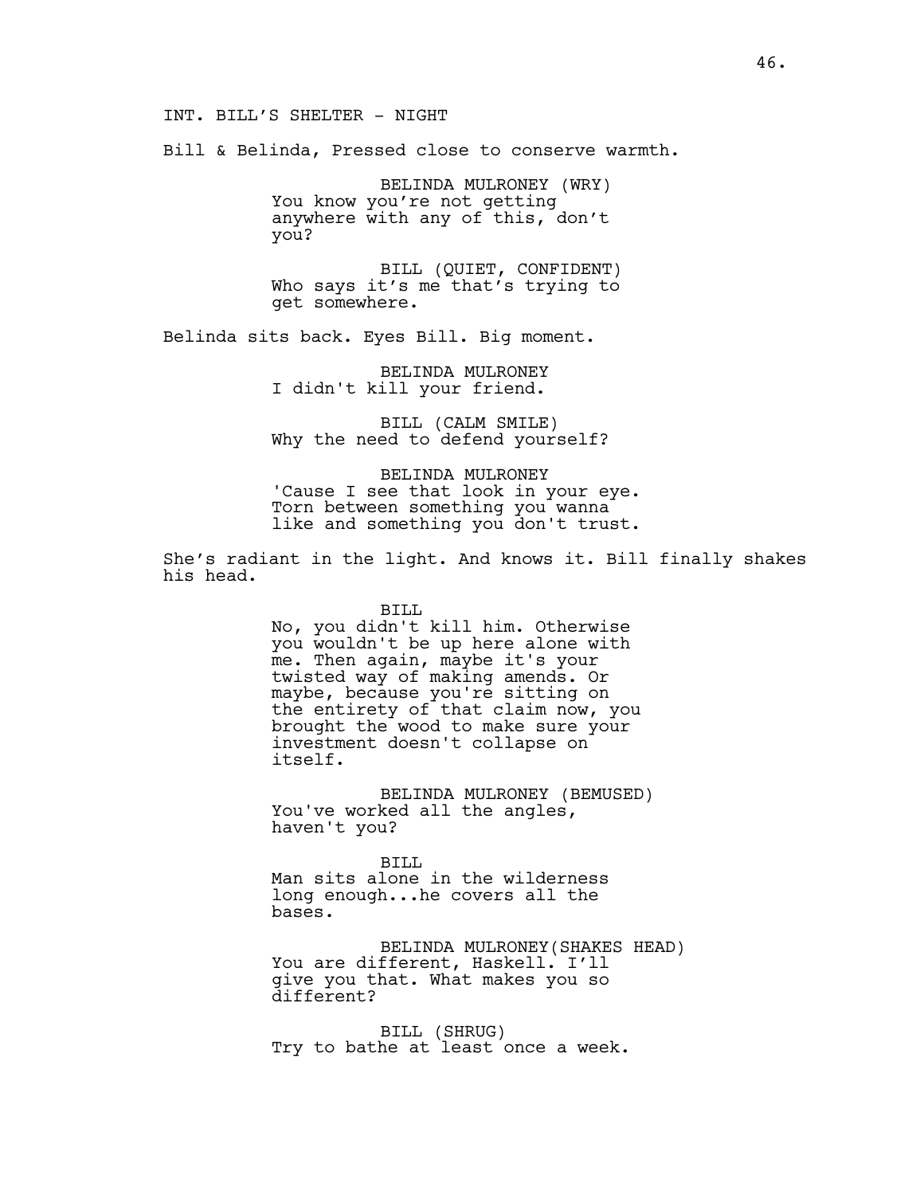INT. BILL'S SHELTER - NIGHT

Bill & Belinda, Pressed close to conserve warmth.

BELINDA MULRONEY (WRY)
You know you're not getting anywhere with any of this, don't you?

BILL (QUIET, CONFIDENT)
Who says it's me that's trying to get somewhere.

Belinda sits back. Eyes Bill. Big moment.

BELINDA MULRONEY
I didn't kill your friend.

BILL (CALM SMILE)
Why the need to defend yourself?

BELINDA MULRONEY
'Cause I see that look in your eye. Torn between something you wanna like and something you don't trust.

She's radiant in the light. And knows it. Bill finally shakes his head.

BILL
No, you didn't kill him. Otherwise you wouldn't be up here alone with me. Then again, maybe it's your twisted way of making amends. Or maybe, because you're sitting on the entirety of that claim now, you brought the wood to make sure your investment doesn't collapse on itself.

BELINDA MULRONEY (BEMUSED)
You've worked all the angles, haven't you?

BILL
Man sits alone in the wilderness long enough...he covers all the bases.

BELINDA MULRONEY(SHAKES HEAD)
You are different, Haskell. I'll give you that. What makes you so different?

BILL (SHRUG)
Try to bathe at least once a week.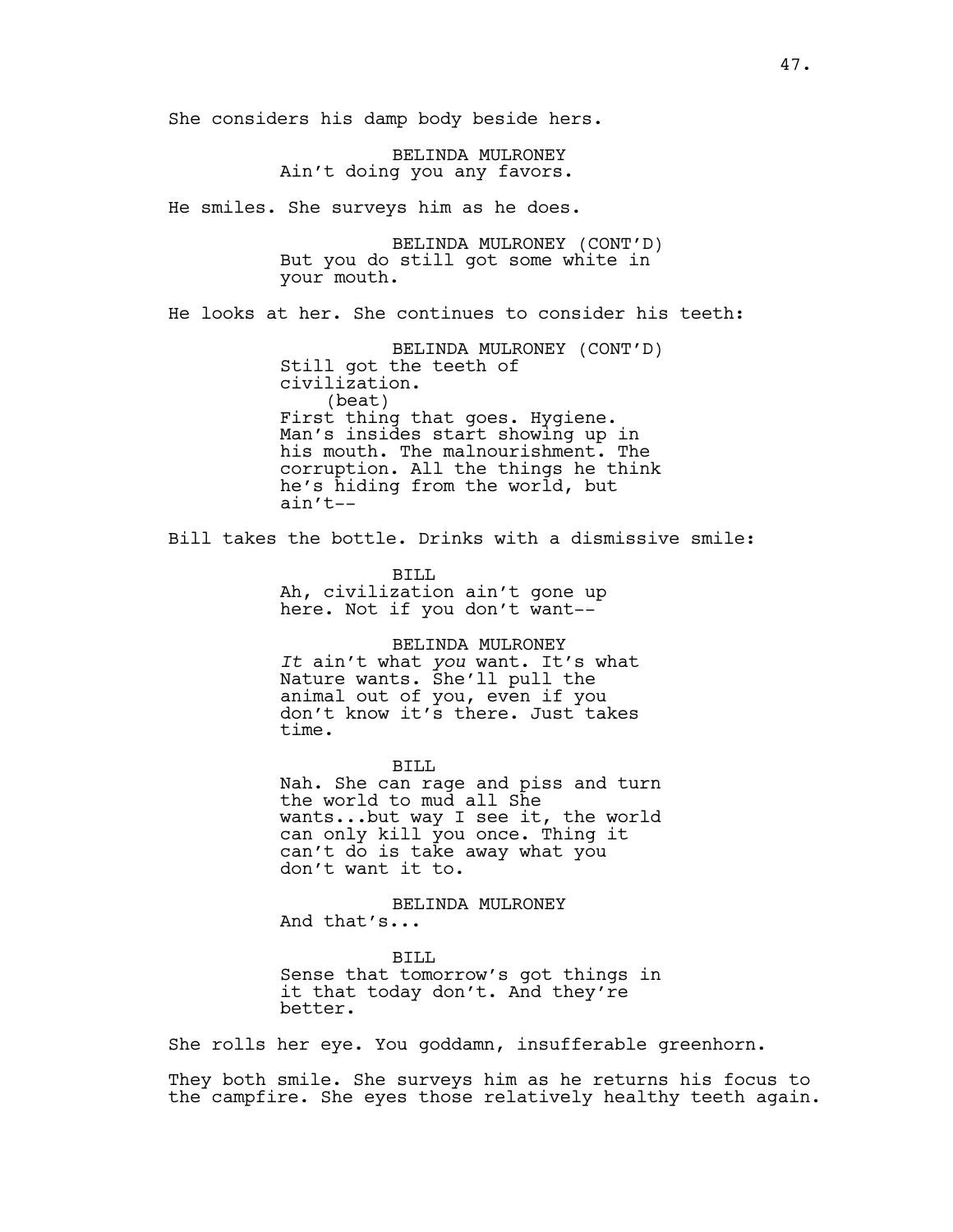She considers his damp body beside hers.

BELINDA MULRONEY
Ain't doing you any favors.

He smiles. She surveys him as he does.

BELINDA MULRONEY (CONT'D)
But you do still got some white in your mouth.

He looks at her. She continues to consider his teeth:

BELINDA MULRONEY (CONT'D)
Still got the teeth of civilization.
(beat)
First thing that goes. Hygiene. Man's insides start showing up in his mouth. The malnourishment. The corruption. All the things he think he's hiding from the world, but ain't--

Bill takes the bottle. Drinks with a dismissive smile:

BILL
Ah, civilization ain't gone up here. Not if you don't want--

BELINDA MULRONEY
*It* ain't what *you* want. It's what Nature wants. She'll pull the animal out of you, even if you don't know it's there. Just takes time.

BILL
Nah. She can rage and piss and turn the world to mud all She wants...but way I see it, the world can only kill you once. Thing it can't do is take away what you don't want it to.

BELINDA MULRONEY
And that's...

BILL
Sense that tomorrow's got things in it that today don't. And they're better.

She rolls her eye. You goddamn, insufferable greenhorn.

They both smile. She surveys him as he returns his focus to the campfire. She eyes those relatively healthy teeth again.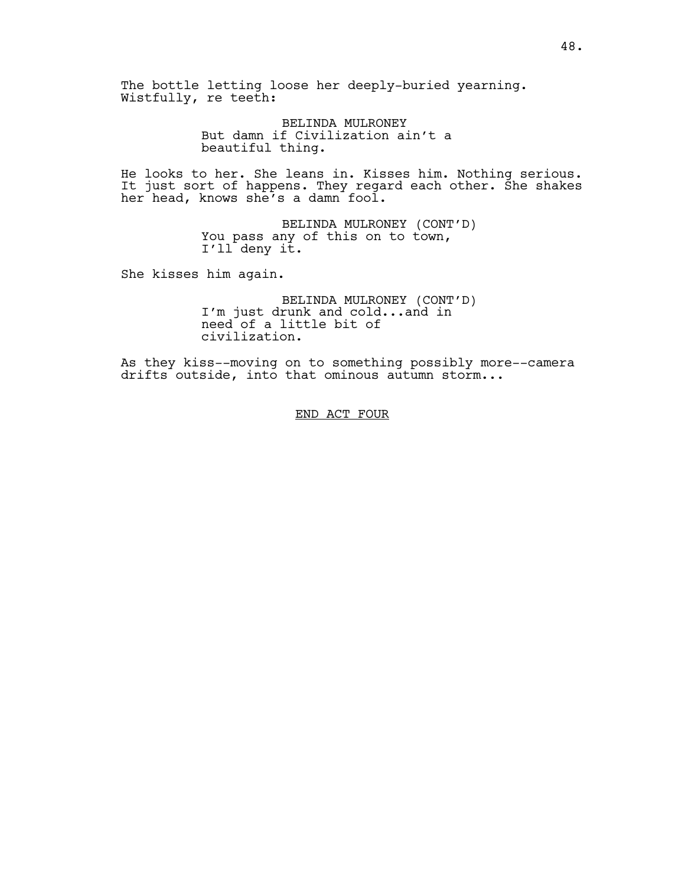The bottle letting loose her deeply-buried yearning. Wistfully, re teeth:

BELINDA MULRONEY
But damn if Civilization ain't a beautiful thing.

He looks to her. She leans in. Kisses him. Nothing serious. It just sort of happens. They regard each other. She shakes her head, knows she's a damn fool.

BELINDA MULRONEY (CONT'D)
You pass any of this on to town, I'll deny it.

She kisses him again.

BELINDA MULRONEY (CONT'D)
I'm just drunk and cold...and in need of a little bit of civilization.

As they kiss--moving on to something possibly more--camera drifts outside, into that ominous autumn storm...

END ACT FOUR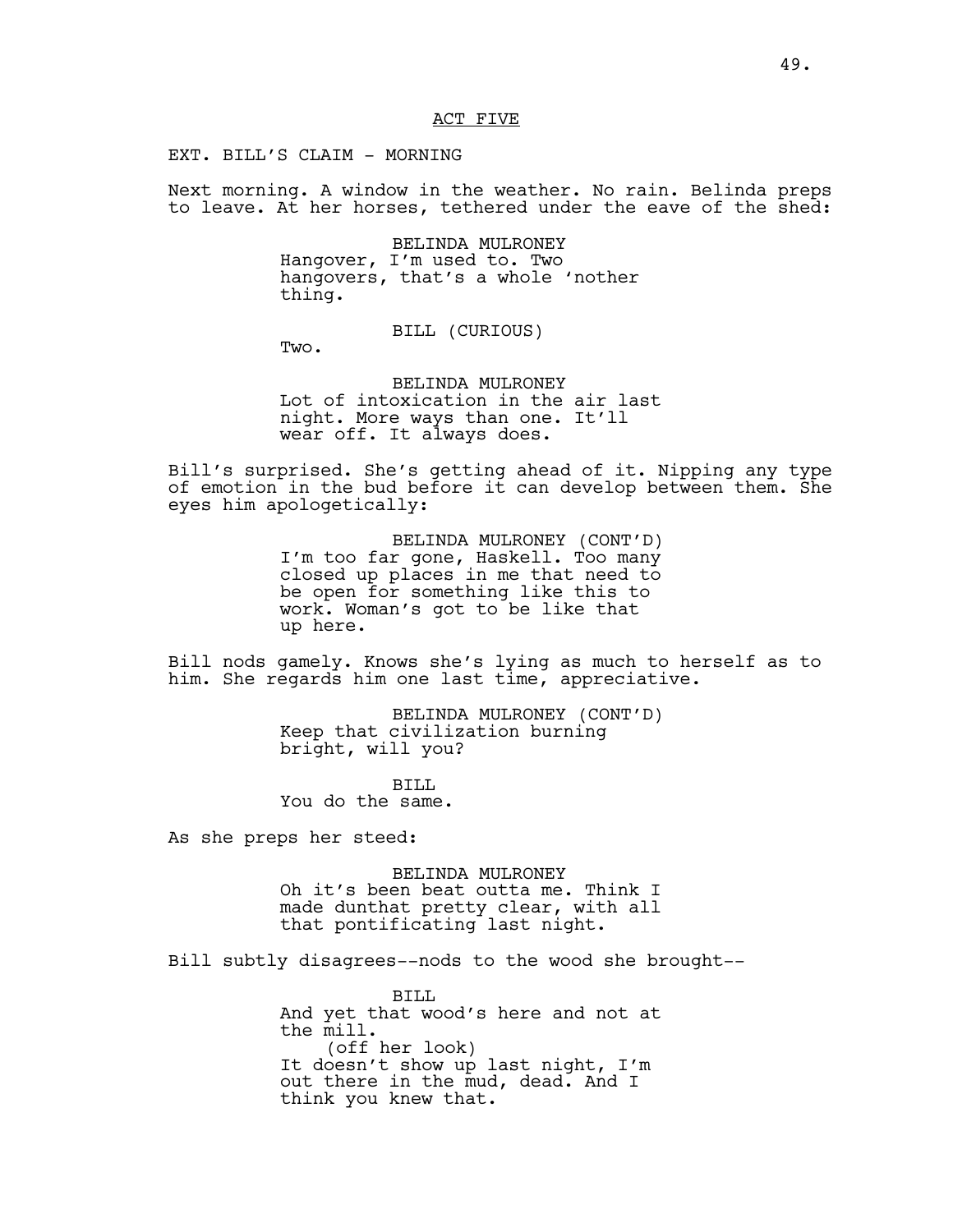ACT FIVE

EXT. BILL'S CLAIM - MORNING

Next morning. A window in the weather. No rain. Belinda preps to leave. At her horses, tethered under the eave of the shed:

BELINDA MULRONEY
Hangover, I'm used to. Two hangovers, that's a whole 'nother thing.

BILL (CURIOUS)
Two.

BELINDA MULRONEY
Lot of intoxication in the air last night. More ways than one. It'll wear off. It always does.

Bill's surprised. She's getting ahead of it. Nipping any type of emotion in the bud before it can develop between them. She eyes him apologetically:

BELINDA MULRONEY (CONT'D)
I'm too far gone, Haskell. Too many closed up places in me that need to be open for something like this to work. Woman's got to be like that up here.

Bill nods gamely. Knows she's lying as much to herself as to him. She regards him one last time, appreciative.

BELINDA MULRONEY (CONT'D)
Keep that civilization burning bright, will you?

BILL
You do the same.

As she preps her steed:

BELINDA MULRONEY
Oh it's been beat outta me. Think I made dunthat pretty clear, with all that pontificating last night.

Bill subtly disagrees--nods to the wood she brought--

BILL
And yet that wood's here and not at the mill.
(off her look)
It doesn't show up last night, I'm out there in the mud, dead. And I think you knew that.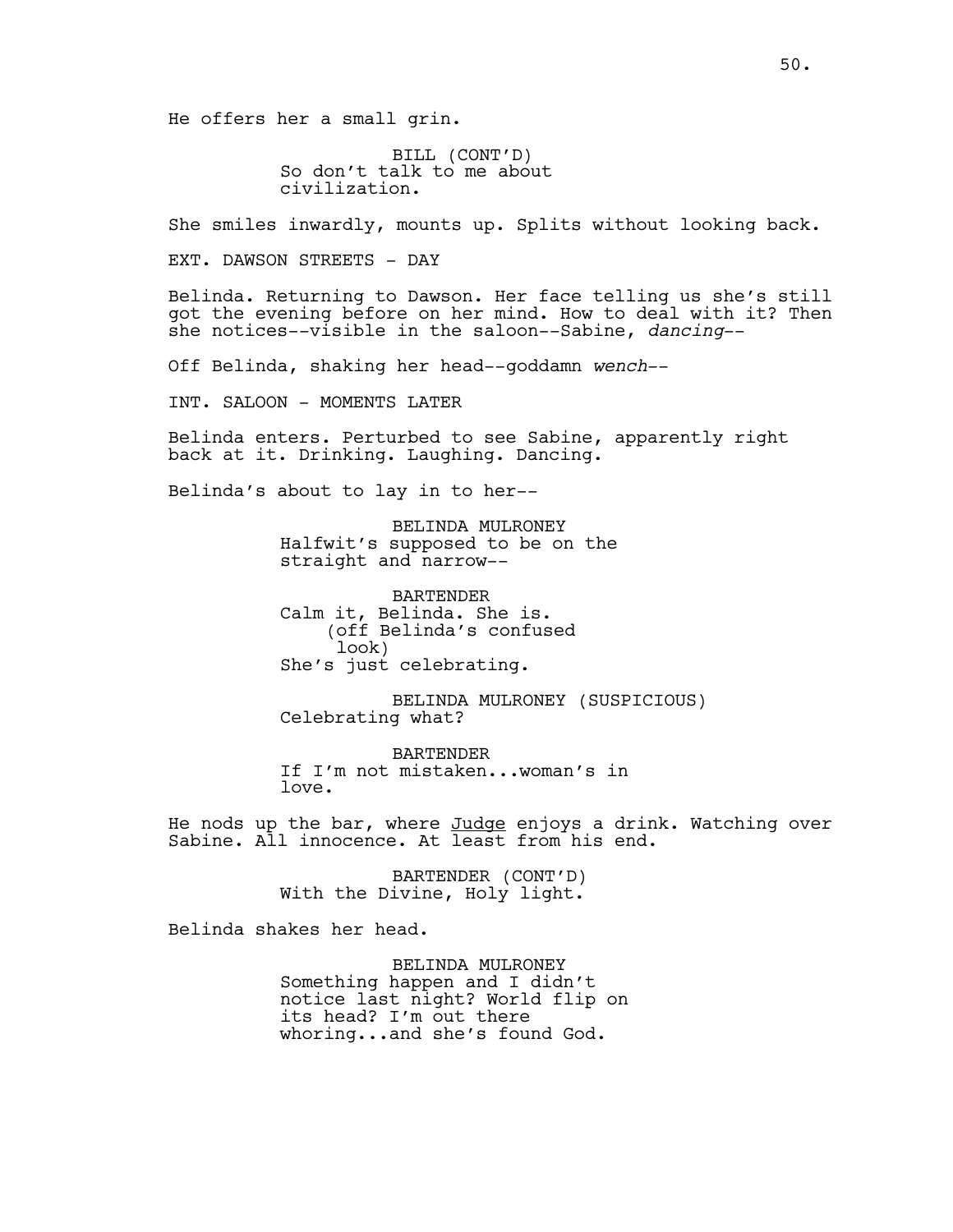He offers her a small grin.

BILL (CONT'D)
So don't talk to me about civilization.

She smiles inwardly, mounts up. Splits without looking back.

EXT. DAWSON STREETS - DAY

Belinda. Returning to Dawson. Her face telling us she's still got the evening before on her mind. How to deal with it? Then she notices--visible in the saloon--Sabine, *dancing*--

Off Belinda, shaking her head--goddamn *wench*--

INT. SALOON - MOMENTS LATER

Belinda enters. Perturbed to see Sabine, apparently right back at it. Drinking. Laughing. Dancing.

Belinda's about to lay in to her--

BELINDA MULRONEY
Halfwit's supposed to be on the straight and narrow--

BARTENDER
Calm it, Belinda. She is.
(off Belinda's confused look)
She's just celebrating.

BELINDA MULRONEY (SUSPICIOUS)
Celebrating what?

BARTENDER
If I'm not mistaken...woman's in love.

He nods up the bar, where Judge enjoys a drink. Watching over Sabine. All innocence. At least from his end.

BARTENDER (CONT'D)
With the Divine, Holy light.

Belinda shakes her head.

BELINDA MULRONEY
Something happen and I didn't notice last night? World flip on its head? I'm out there whoring...and she's found God.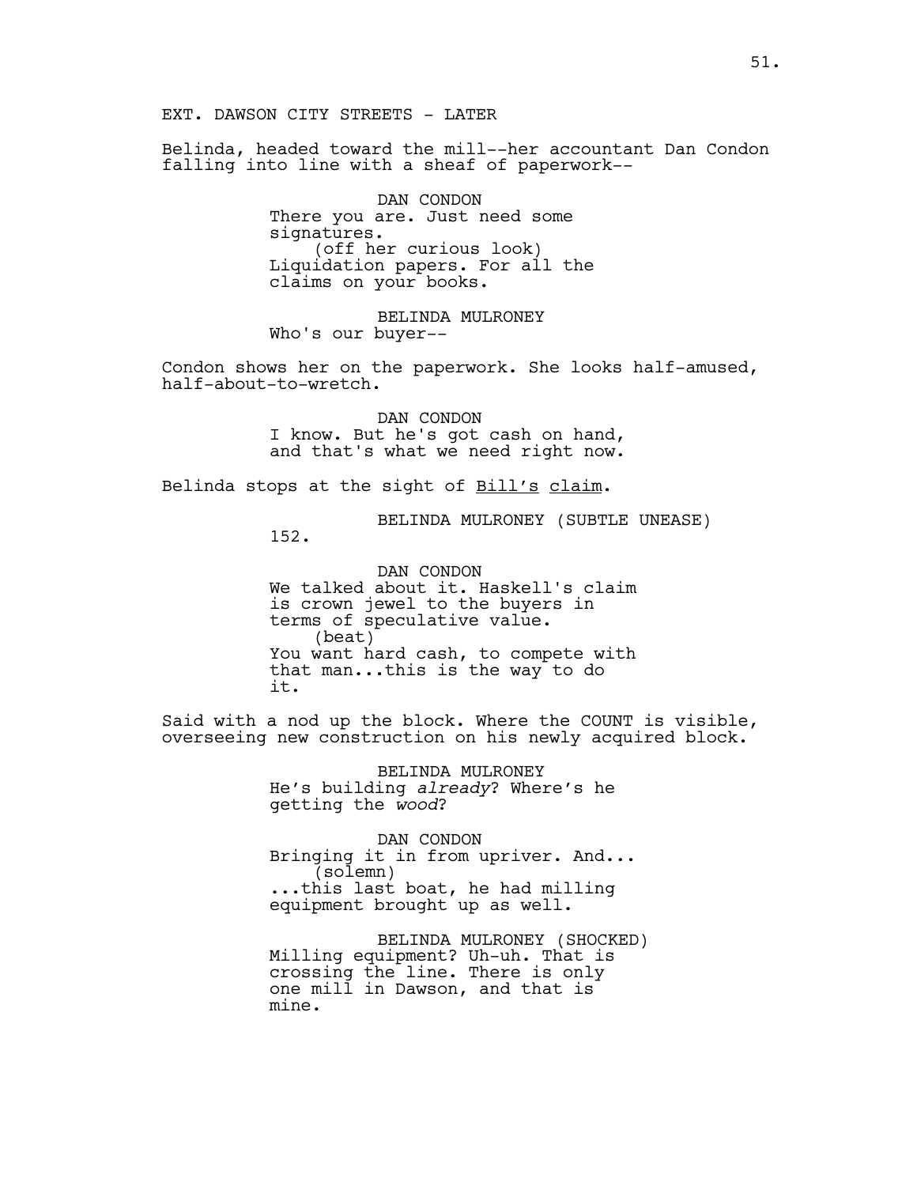EXT. DAWSON CITY STREETS - LATER

Belinda, headed toward the mill--her accountant Dan Condon falling into line with a sheaf of paperwork--

DAN CONDON
There you are. Just need some signatures.
(off her curious look)
Liquidation papers. For all the claims on your books.

BELINDA MULRONEY
Who's our buyer--

Condon shows her on the paperwork. She looks half-amused, half-about-to-wretch.

DAN CONDON
I know. But he's got cash on hand, and that's what we need right now.

Belinda stops at the sight of <u>Bill's</u> <u>claim</u>.

BELINDA MULRONEY (SUBTLE UNEASE)
152.

DAN CONDON
We talked about it. Haskell's claim is crown jewel to the buyers in terms of speculative value.
(beat)
You want hard cash, to compete with that man...this is the way to do it.

Said with a nod up the block. Where the COUNT is visible, overseeing new construction on his newly acquired block.

BELINDA MULRONEY
He's building *already*? Where's he getting the *wood*?

DAN CONDON
Bringing it in from upriver. And...
(solemn)
...this last boat, he had milling equipment brought up as well.

BELINDA MULRONEY (SHOCKED)
Milling equipment? Uh-uh. That is crossing the line. There is only one mill in Dawson, and that is mine.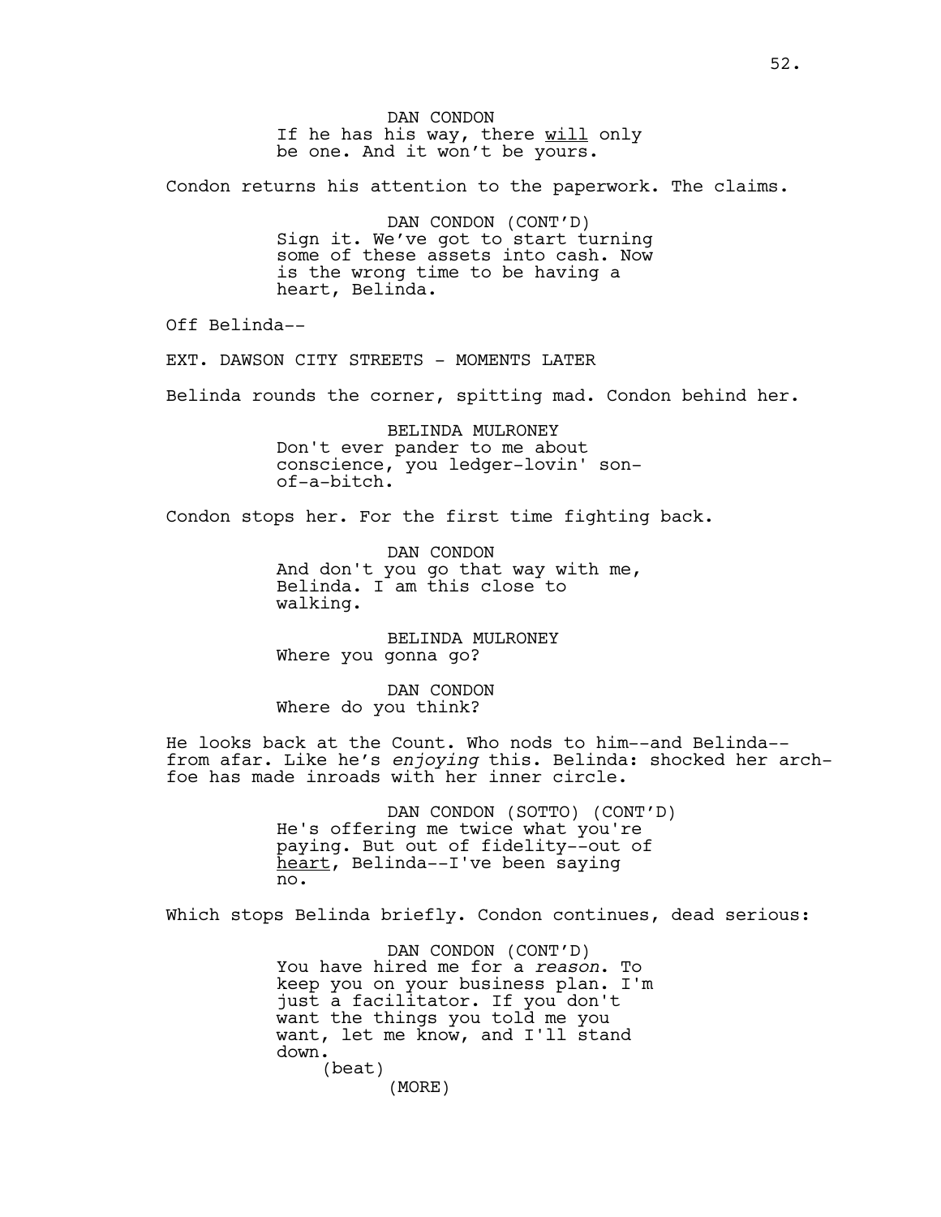DAN CONDON
If he has his way, there <u>will</u> only be one. And it won't be yours.

Condon returns his attention to the paperwork. The claims.

DAN CONDON (CONT'D)
Sign it. We've got to start turning some of these assets into cash. Now is the wrong time to be having a heart, Belinda.

Off Belinda--

EXT. DAWSON CITY STREETS - MOMENTS LATER

Belinda rounds the corner, spitting mad. Condon behind her.

BELINDA MULRONEY
Don't ever pander to me about conscience, you ledger-lovin' son-of-a-bitch.

Condon stops her. For the first time fighting back.

DAN CONDON
And don't you go that way with me, Belinda. I am this close to walking.

BELINDA MULRONEY
Where you gonna go?

DAN CONDON
Where do you think?

He looks back at the Count. Who nods to him--and Belinda--from afar. Like he's *enjoying* this. Belinda: shocked her arch-foe has made inroads with her inner circle.

DAN CONDON (SOTTO) (CONT'D)
He's offering me twice what you're paying. But out of fidelity--out of <u>heart</u>, Belinda--I've been saying no.

Which stops Belinda briefly. Condon continues, dead serious:

DAN CONDON (CONT'D)
You have hired me for a *reason*. To keep you on your business plan. I'm just a facilitator. If you don't want the things you told me you want, let me know, and I'll stand down.
(beat)
(MORE)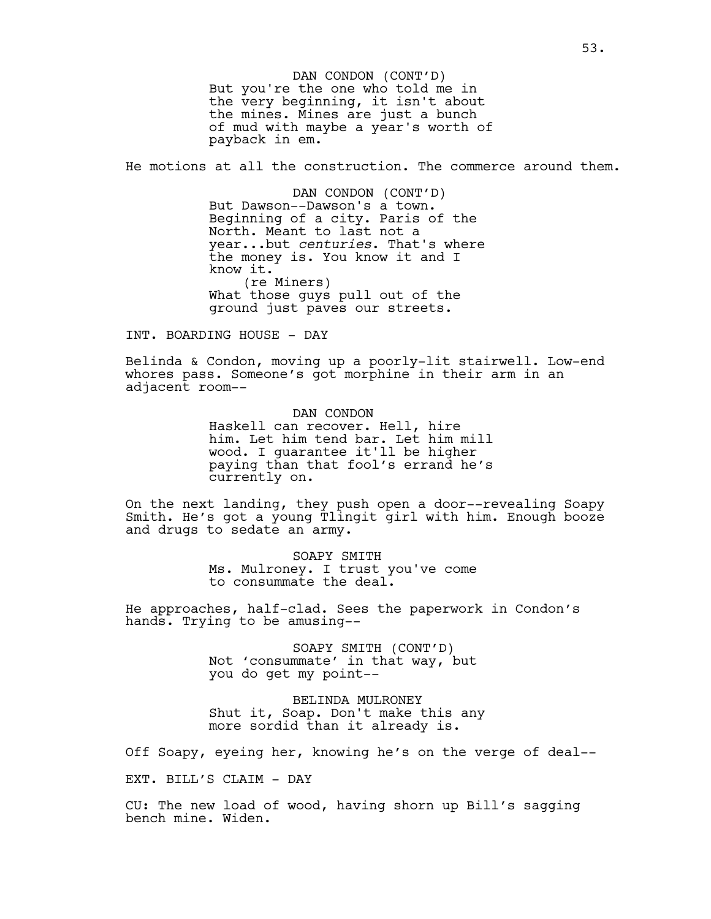DAN CONDON (CONT'D)
But you're the one who told me in the very beginning, it isn't about the mines. Mines are just a bunch of mud with maybe a year's worth of payback in em.

He motions at all the construction. The commerce around them.

DAN CONDON (CONT'D)
But Dawson--Dawson's a town. Beginning of a city. Paris of the North. Meant to last not a year...but *centuries*. That's where the money is. You know it and I know it.
(re Miners)
What those guys pull out of the ground just paves our streets.

INT. BOARDING HOUSE - DAY

Belinda & Condon, moving up a poorly-lit stairwell. Low-end whores pass. Someone's got morphine in their arm in an adjacent room--

DAN CONDON
Haskell can recover. Hell, hire him. Let him tend bar. Let him mill wood. I guarantee it'll be higher paying than that fool's errand he's currently on.

On the next landing, they push open a door--revealing Soapy Smith. He's got a young Tlingit girl with him. Enough booze and drugs to sedate an army.

SOAPY SMITH
Ms. Mulroney. I trust you've come to consummate the deal.

He approaches, half-clad. Sees the paperwork in Condon's hands. Trying to be amusing--

SOAPY SMITH (CONT'D)
Not 'consummate' in that way, but you do get my point--

BELINDA MULRONEY
Shut it, Soap. Don't make this any more sordid than it already is.

Off Soapy, eyeing her, knowing he's on the verge of deal--

EXT. BILL'S CLAIM - DAY

CU: The new load of wood, having shorn up Bill's sagging bench mine. Widen.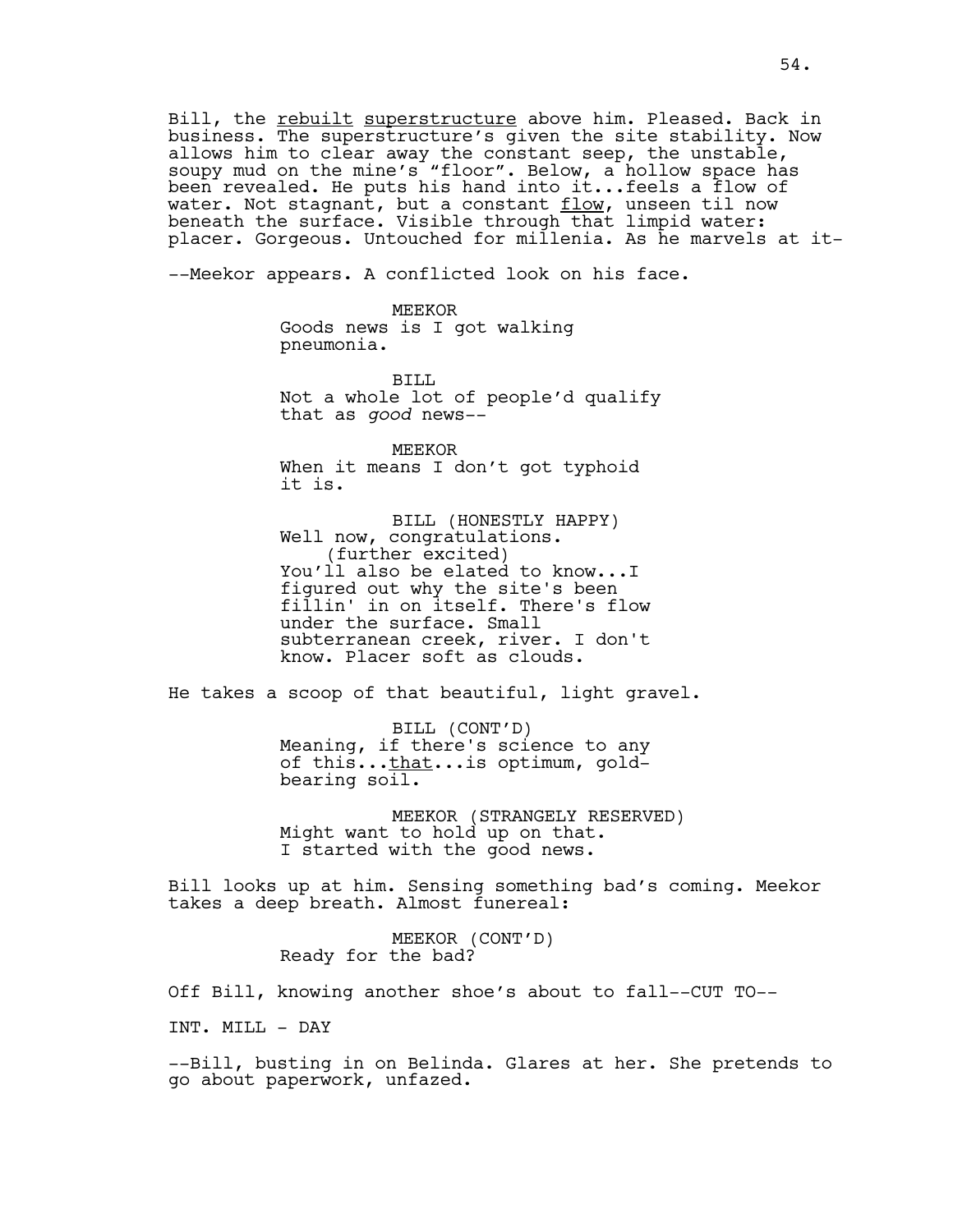Bill, the <u>rebuilt</u> <u>superstructure</u> above him. Pleased. Back in business. The superstructure's given the site stability. Now allows him to clear away the constant seep, the unstable, soupy mud on the mine's "floor". Below, a hollow space has been revealed. He puts his hand into it...feels a flow of water. Not stagnant, but a constant <u>flow</u>, unseen til now beneath the surface. Visible through that limpid water: placer. Gorgeous. Untouched for millenia. As he marvels at it-

--Meekor appears. A conflicted look on his face.

MEEKOR
Goods news is I got walking pneumonia.

BILL
Not a whole lot of people'd qualify that as *good* news--

MEEKOR
When it means I don't got typhoid it is.

BILL (HONESTLY HAPPY)
Well now, congratulations.
(further excited)
You'll also be elated to know...I figured out why the site's been fillin' in on itself. There's flow under the surface. Small subterranean creek, river. I don't know. Placer soft as clouds.

He takes a scoop of that beautiful, light gravel.

BILL (CONT'D)
Meaning, if there's science to any of this...<u>that</u>...is optimum, gold-bearing soil.

MEEKOR (STRANGELY RESERVED)
Might want to hold up on that. I started with the good news.

Bill looks up at him. Sensing something bad's coming. Meekor takes a deep breath. Almost funereal:

MEEKOR (CONT'D)
Ready for the bad?

Off Bill, knowing another shoe's about to fall--CUT TO--

INT. MILL - DAY

--Bill, busting in on Belinda. Glares at her. She pretends to go about paperwork, unfazed.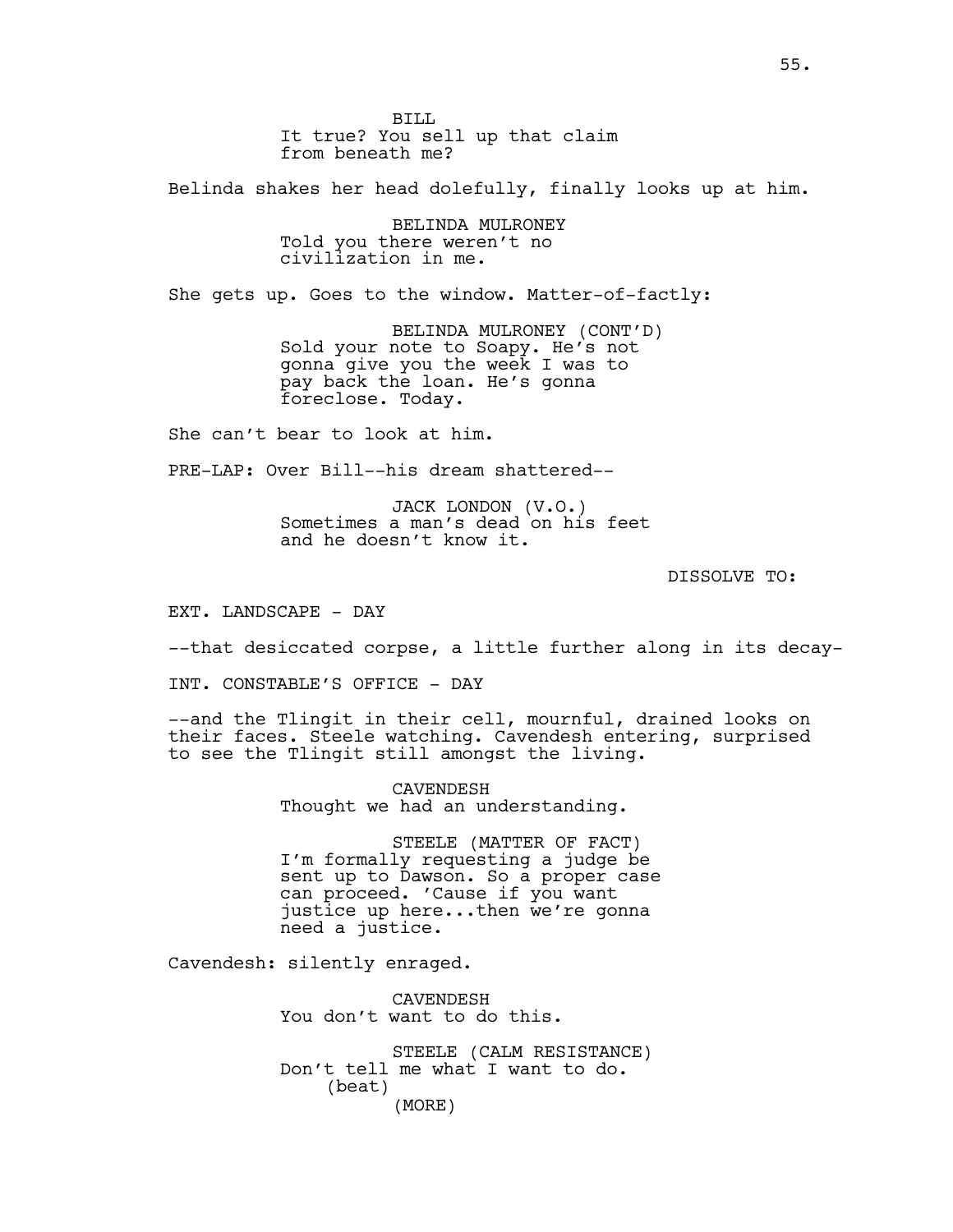BILL
It true? You sell up that claim from beneath me?

Belinda shakes her head dolefully, finally looks up at him.

BELINDA MULRONEY
Told you there weren't no civilization in me.

She gets up. Goes to the window. Matter-of-factly:

BELINDA MULRONEY (CONT'D)
Sold your note to Soapy. He's not gonna give you the week I was to pay back the loan. He's gonna foreclose. Today.

She can't bear to look at him.

PRE-LAP: Over Bill--his dream shattered--

JACK LONDON (V.O.)
Sometimes a man's dead on his feet and he doesn't know it.

DISSOLVE TO:

EXT. LANDSCAPE - DAY

--that desiccated corpse, a little further along in its decay-

INT. CONSTABLE'S OFFICE - DAY

--and the Tlingit in their cell, mournful, drained looks on their faces. Steele watching. Cavendesh entering, surprised to see the Tlingit still amongst the living.

CAVENDESH
Thought we had an understanding.

STEELE (MATTER OF FACT)
I'm formally requesting a judge be sent up to Dawson. So a proper case can proceed. 'Cause if you want justice up here...then we're gonna need a justice.

Cavendesh: silently enraged.

CAVENDESH
You don't want to do this.

STEELE (CALM RESISTANCE)
Don't tell me what I want to do.
(beat)
(MORE)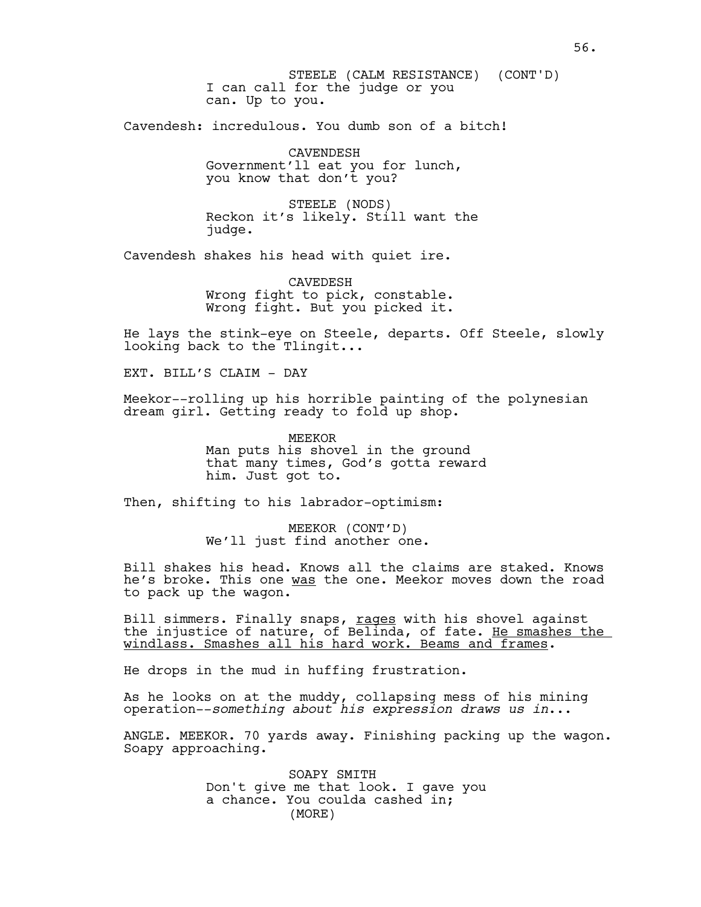STEELE (CALM RESISTANCE) (CONT'D)
I can call for the judge or you can. Up to you.

Cavendesh: incredulous. You dumb son of a bitch!

CAVENDESH
Government'll eat you for lunch, you know that don't you?

STEELE (NODS)
Reckon it's likely. Still want the judge.

Cavendesh shakes his head with quiet ire.

CAVEDESH
Wrong fight to pick, constable. Wrong fight. But you picked it.

He lays the stink-eye on Steele, departs. Off Steele, slowly looking back to the Tlingit...

EXT. BILL'S CLAIM - DAY

Meekor--rolling up his horrible painting of the polynesian dream girl. Getting ready to fold up shop.

MEEKOR
Man puts his shovel in the ground that many times, God's gotta reward him. Just got to.

Then, shifting to his labrador-optimism:

MEEKOR (CONT'D)
We'll just find another one.

Bill shakes his head. Knows all the claims are staked. Knows he's broke. This one <u>was</u> the one. Meekor moves down the road to pack up the wagon.

Bill simmers. Finally snaps, <u>rages</u> with his shovel against the injustice of nature, of Belinda, of fate. <u>He smashes the windlass. Smashes all his hard work. Beams and frames</u>.

He drops in the mud in huffing frustration.

As he looks on at the muddy, collapsing mess of his mining operation--*something about his expression draws us in*...

ANGLE. MEEKOR. 70 yards away. Finishing packing up the wagon. Soapy approaching.

SOAPY SMITH
Don't give me that look. I gave you a chance. You coulda cashed in;
(MORE)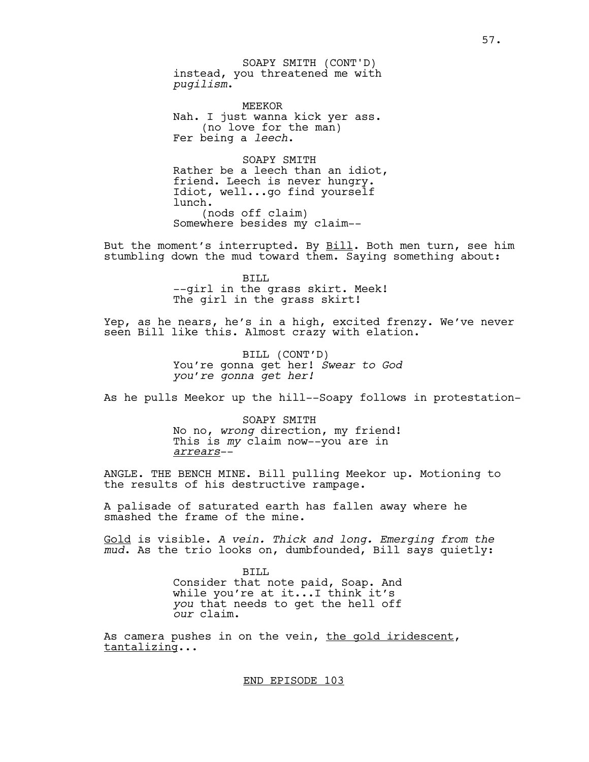SOAPY SMITH (CONT'D)
instead, you threatened me with *pugilism*.

MEEKOR
Nah. I just wanna kick yer ass.
(no love for the man)
Fer being a *leech*.

SOAPY SMITH
Rather be a leech than an idiot, friend. Leech is never hungry. Idiot, well...go find yourself lunch.
(nods off claim)
Somewhere besides my claim--

But the moment's interrupted. By <u>Bill</u>. Both men turn, see him stumbling down the mud toward them. Saying something about:

BILL
--girl in the grass skirt. Meek! The girl in the grass skirt!

Yep, as he nears, he's in a high, excited frenzy. We've never seen Bill like this. Almost crazy with elation.

BILL (CONT'D)
You're gonna get her! *Swear to God you're gonna get her!*

As he pulls Meekor up the hill--Soapy follows in protestation-

SOAPY SMITH
No no, *wrong* direction, my friend! This is *my* claim now--you are in <u>*arrears*</u>--

ANGLE. THE BENCH MINE. Bill pulling Meekor up. Motioning to the results of his destructive rampage.

A palisade of saturated earth has fallen away where he smashed the frame of the mine.

<u>Gold</u> is visible. *A vein. Thick and long. Emerging from the mud*. As the trio looks on, dumbfounded, Bill says quietly:

BILL
Consider that note paid, Soap. And while you're at it...I think it's *you* that needs to get the hell off *our* claim.

As camera pushes in on the vein, <u>the gold iridescent</u>, <u>tantalizing</u>...

<u>END EPISODE 103</u>